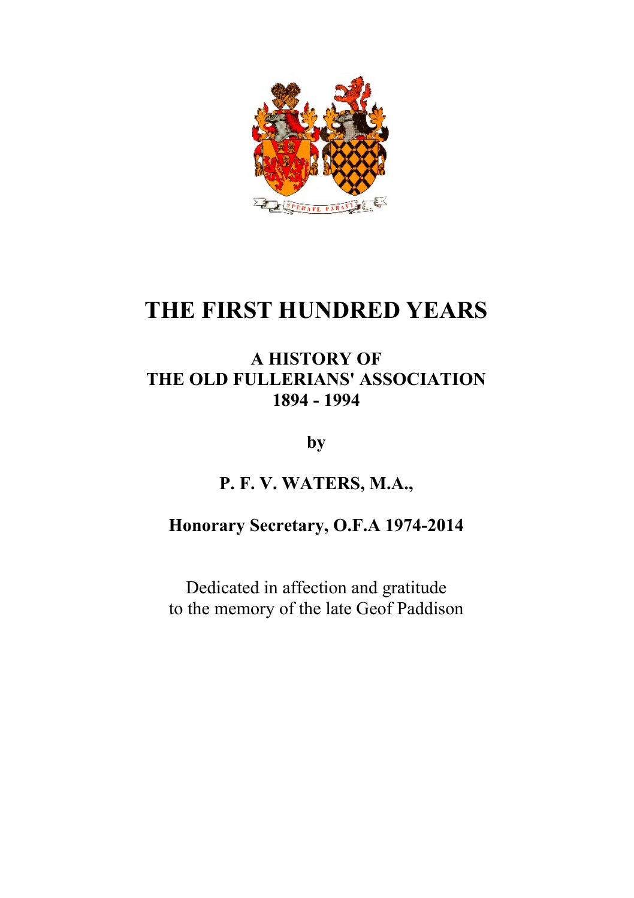# THE FIRST HUNDRED YEARS

## A HISTORY OF THE OLD FULLERIANS' ASSOCIATION 1894 - 1994

**by**

**P. F. V. WATERS, M.A.,**

**Honorary Secretary, O.F.A 1974-2014**

Dedicated in affection and gratitude
to the memory of the late Geof Paddison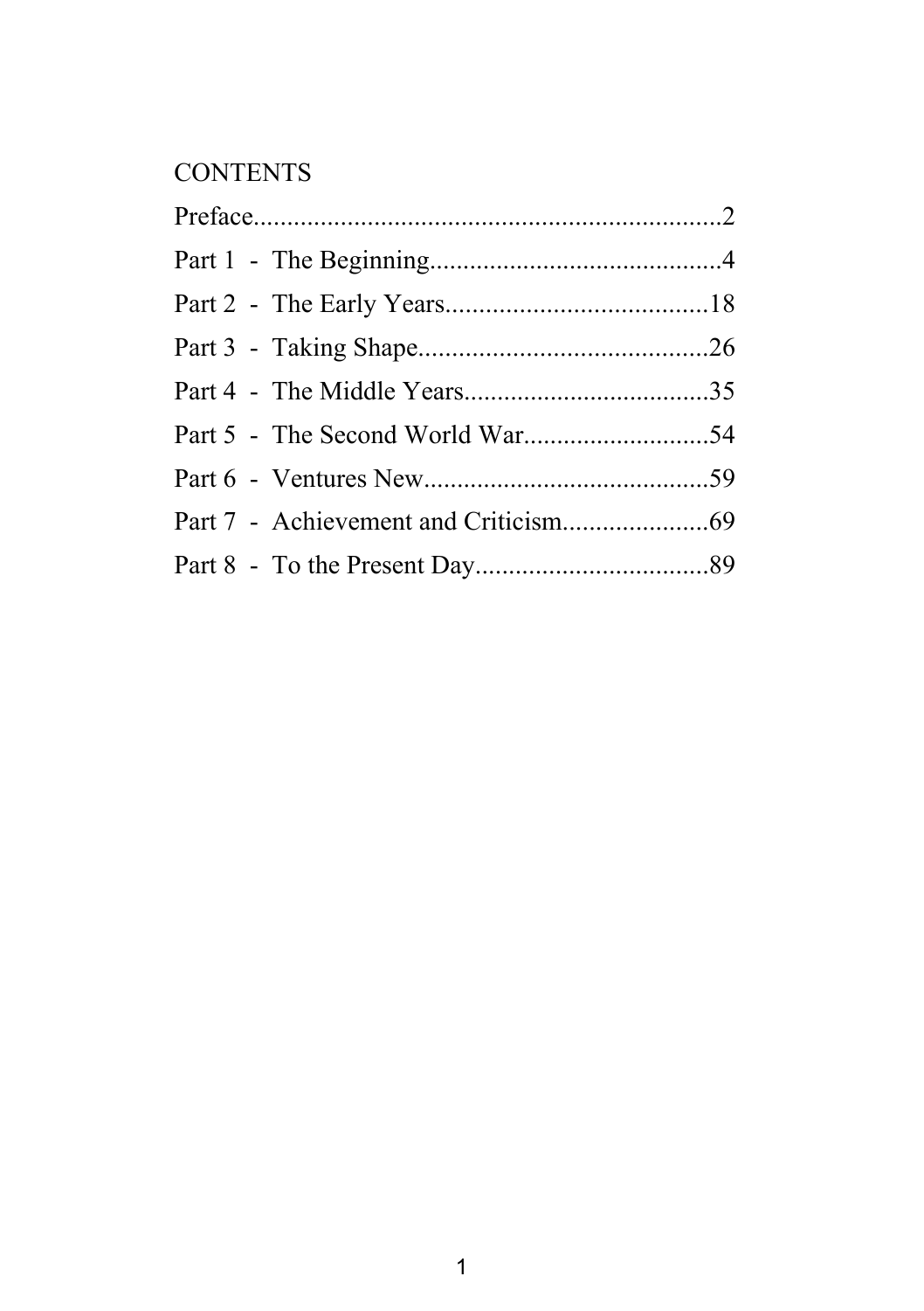# CONTENTS

Preface........................................................................2

Part 1 - The Beginning............................................4

Part 2 - The Early Years.......................................18

Part 3 - Taking Shape............................................26

Part 4 - The Middle Years.....................................35

Part 5 - The Second World War............................54

Part 6 - Ventures New............................................59

Part 7 - Achievement and Criticism......................69

Part 8 - To the Present Day...................................89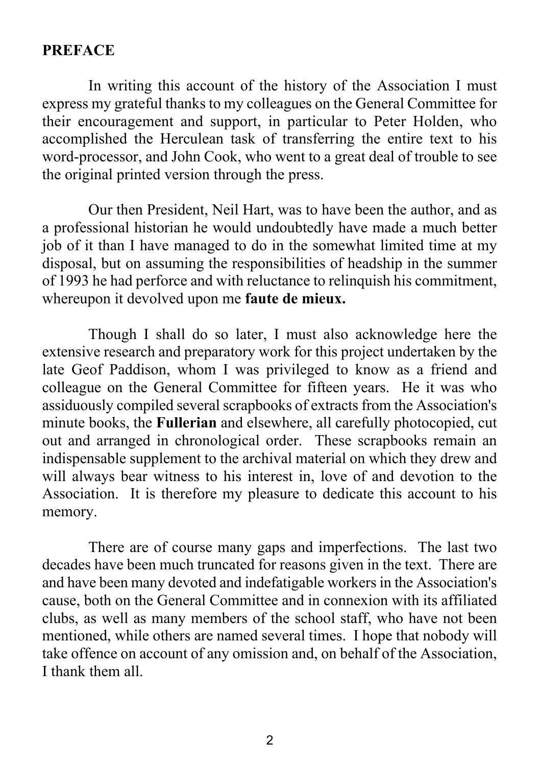## PREFACE

In writing this account of the history of the Association I must express my grateful thanks to my colleagues on the General Committee for their encouragement and support, in particular to Peter Holden, who accomplished the Herculean task of transferring the entire text to his word-processor, and John Cook, who went to a great deal of trouble to see the original printed version through the press.

Our then President, Neil Hart, was to have been the author, and as a professional historian he would undoubtedly have made a much better job of it than I have managed to do in the somewhat limited time at my disposal, but on assuming the responsibilities of headship in the summer of 1993 he had perforce and with reluctance to relinquish his commitment, whereupon it devolved upon me **faute de mieux.**

Though I shall do so later, I must also acknowledge here the extensive research and preparatory work for this project undertaken by the late Geof Paddison, whom I was privileged to know as a friend and colleague on the General Committee for fifteen years. He it was who assiduously compiled several scrapbooks of extracts from the Association's minute books, the **Fullerian** and elsewhere, all carefully photocopied, cut out and arranged in chronological order. These scrapbooks remain an indispensable supplement to the archival material on which they drew and will always bear witness to his interest in, love of and devotion to the Association. It is therefore my pleasure to dedicate this account to his memory.

There are of course many gaps and imperfections. The last two decades have been much truncated for reasons given in the text. There are and have been many devoted and indefatigable workers in the Association's cause, both on the General Committee and in connexion with its affiliated clubs, as well as many members of the school staff, who have not been mentioned, while others are named several times. I hope that nobody will take offence on account of any omission and, on behalf of the Association, I thank them all.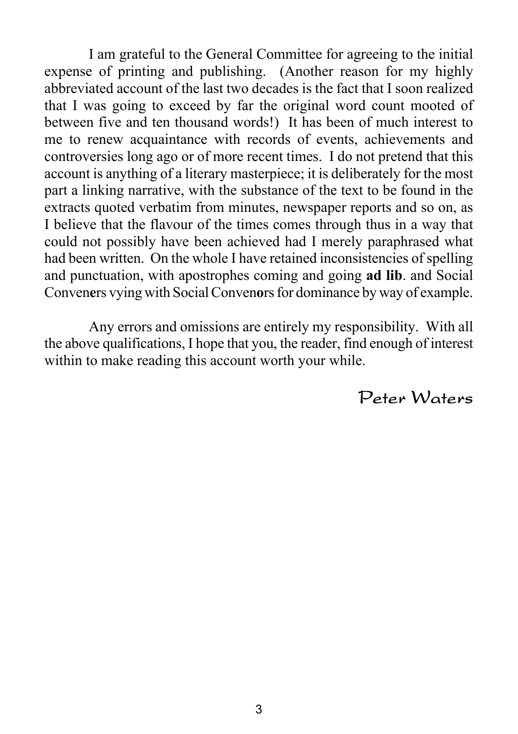I am grateful to the General Committee for agreeing to the initial expense of printing and publishing. (Another reason for my highly abbreviated account of the last two decades is the fact that I soon realized that I was going to exceed by far the original word count mooted of between five and ten thousand words!) It has been of much interest to me to renew acquaintance with records of events, achievements and controversies long ago or of more recent times. I do not pretend that this account is anything of a literary masterpiece; it is deliberately for the most part a linking narrative, with the substance of the text to be found in the extracts quoted verbatim from minutes, newspaper reports and so on, as I believe that the flavour of the times comes through thus in a way that could not possibly have been achieved had I merely paraphrased what had been written. On the whole I have retained inconsistencies of spelling and punctuation, with apostrophes coming and going **ad lib**. and Social Conven**e**rs vying with Social Conven**o**rs for dominance by way of example.

Any errors and omissions are entirely my responsibility. With all the above qualifications, I hope that you, the reader, find enough of interest within to make reading this account worth your while.

Peter Waters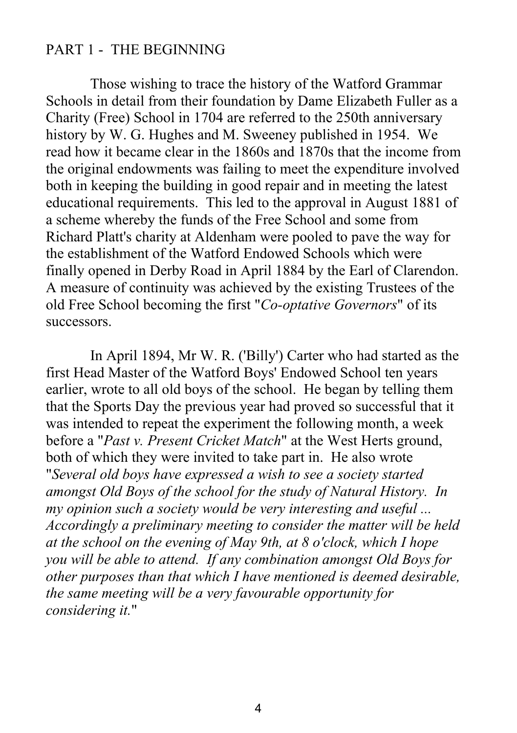## PART 1 - THE BEGINNING

Those wishing to trace the history of the Watford Grammar Schools in detail from their foundation by Dame Elizabeth Fuller as a Charity (Free) School in 1704 are referred to the 250th anniversary history by W. G. Hughes and M. Sweeney published in 1954. We read how it became clear in the 1860s and 1870s that the income from the original endowments was failing to meet the expenditure involved both in keeping the building in good repair and in meeting the latest educational requirements. This led to the approval in August 1881 of a scheme whereby the funds of the Free School and some from Richard Platt's charity at Aldenham were pooled to pave the way for the establishment of the Watford Endowed Schools which were finally opened in Derby Road in April 1884 by the Earl of Clarendon. A measure of continuity was achieved by the existing Trustees of the old Free School becoming the first "*Co-optative Governors*" of its successors.

In April 1894, Mr W. R. ('Billy') Carter who had started as the first Head Master of the Watford Boys' Endowed School ten years earlier, wrote to all old boys of the school. He began by telling them that the Sports Day the previous year had proved so successful that it was intended to repeat the experiment the following month, a week before a "*Past v. Present Cricket Match*" at the West Herts ground, both of which they were invited to take part in. He also wrote "*Several old boys have expressed a wish to see a society started amongst Old Boys of the school for the study of Natural History. In my opinion such a society would be very interesting and useful ... Accordingly a preliminary meeting to consider the matter will be held at the school on the evening of May 9th, at 8 o'clock, which I hope you will be able to attend. If any combination amongst Old Boys for other purposes than that which I have mentioned is deemed desirable, the same meeting will be a very favourable opportunity for considering it.*"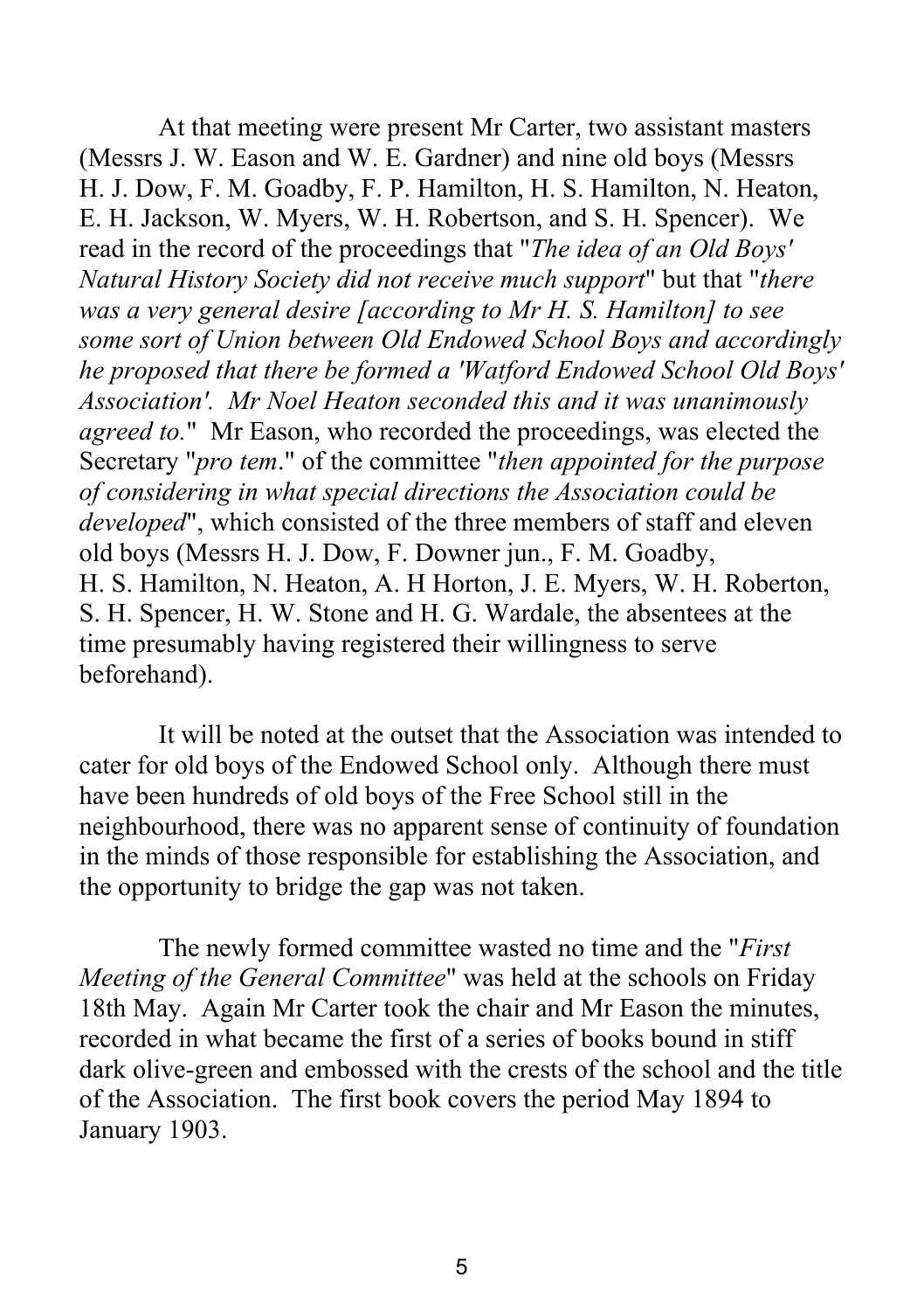At that meeting were present Mr Carter, two assistant masters (Messrs J. W. Eason and W. E. Gardner) and nine old boys (Messrs H. J. Dow, F. M. Goadby, F. P. Hamilton, H. S. Hamilton, N. Heaton, E. H. Jackson, W. Myers, W. H. Robertson, and S. H. Spencer). We read in the record of the proceedings that "*The idea of an Old Boys' Natural History Society did not receive much support*" but that "*there was a very general desire [according to Mr H. S. Hamilton] to see some sort of Union between Old Endowed School Boys and accordingly he proposed that there be formed a 'Watford Endowed School Old Boys' Association'. Mr Noel Heaton seconded this and it was unanimously agreed to.*" Mr Eason, who recorded the proceedings, was elected the Secretary "*pro tem*." of the committee "*then appointed for the purpose of considering in what special directions the Association could be developed*", which consisted of the three members of staff and eleven old boys (Messrs H. J. Dow, F. Downer jun., F. M. Goadby, H. S. Hamilton, N. Heaton, A. H Horton, J. E. Myers, W. H. Roberton, S. H. Spencer, H. W. Stone and H. G. Wardale, the absentees at the time presumably having registered their willingness to serve beforehand).

It will be noted at the outset that the Association was intended to cater for old boys of the Endowed School only. Although there must have been hundreds of old boys of the Free School still in the neighbourhood, there was no apparent sense of continuity of foundation in the minds of those responsible for establishing the Association, and the opportunity to bridge the gap was not taken.

The newly formed committee wasted no time and the "*First Meeting of the General Committee*" was held at the schools on Friday 18th May. Again Mr Carter took the chair and Mr Eason the minutes, recorded in what became the first of a series of books bound in stiff dark olive-green and embossed with the crests of the school and the title of the Association. The first book covers the period May 1894 to January 1903.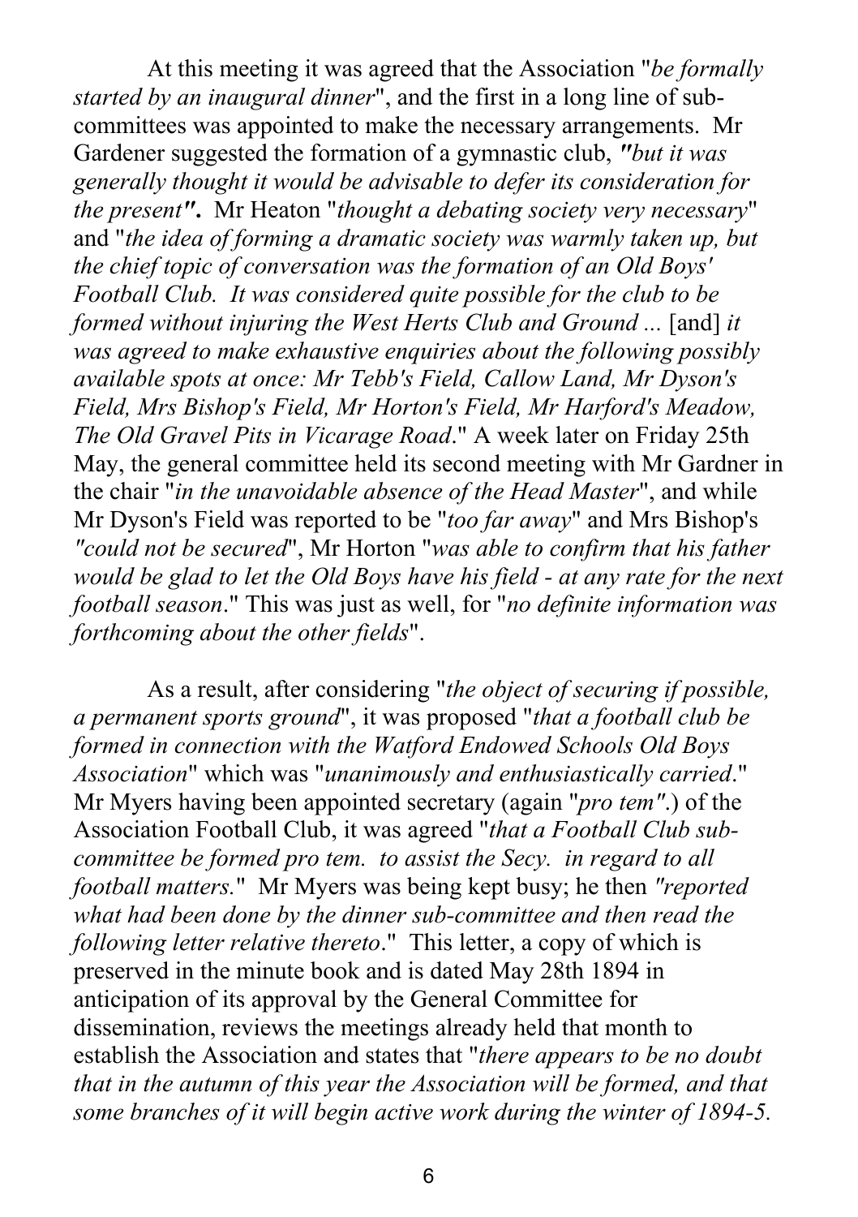At this meeting it was agreed that the Association "*be formally started by an inaugural dinner*", and the first in a long line of sub-committees was appointed to make the necessary arrangements. Mr Gardener suggested the formation of a gymnastic club, *"but it was generally thought it would be advisable to defer its consideration for the present".* Mr Heaton "*thought a debating society very necessary*" and "*the idea of forming a dramatic society was warmly taken up, but the chief topic of conversation was the formation of an Old Boys' Football Club. It was considered quite possible for the club to be formed without injuring the West Herts Club and Ground ...* [and] *it was agreed to make exhaustive enquiries about the following possibly available spots at once: Mr Tebb's Field, Callow Land, Mr Dyson's Field, Mrs Bishop's Field, Mr Horton's Field, Mr Harford's Meadow, The Old Gravel Pits in Vicarage Road*." A week later on Friday 25th May, the general committee held its second meeting with Mr Gardner in the chair "*in the unavoidable absence of the Head Master*", and while Mr Dyson's Field was reported to be "*too far away*" and Mrs Bishop's *"could not be secured*", Mr Horton "*was able to confirm that his father would be glad to let the Old Boys have his field - at any rate for the next football season*." This was just as well, for "*no definite information was forthcoming about the other fields*".

As a result, after considering "*the object of securing if possible, a permanent sports ground*", it was proposed "*that a football club be formed in connection with the Watford Endowed Schools Old Boys Association*" which was "*unanimously and enthusiastically carried*." Mr Myers having been appointed secretary (again "*pro tem"*.) of the Association Football Club, it was agreed "*that a Football Club sub-committee be formed pro tem. to assist the Secy. in regard to all football matters.*" Mr Myers was being kept busy; he then *"reported what had been done by the dinner sub-committee and then read the following letter relative thereto*." This letter, a copy of which is preserved in the minute book and is dated May 28th 1894 in anticipation of its approval by the General Committee for dissemination, reviews the meetings already held that month to establish the Association and states that "*there appears to be no doubt that in the autumn of this year the Association will be formed, and that some branches of it will begin active work during the winter of 1894-5.*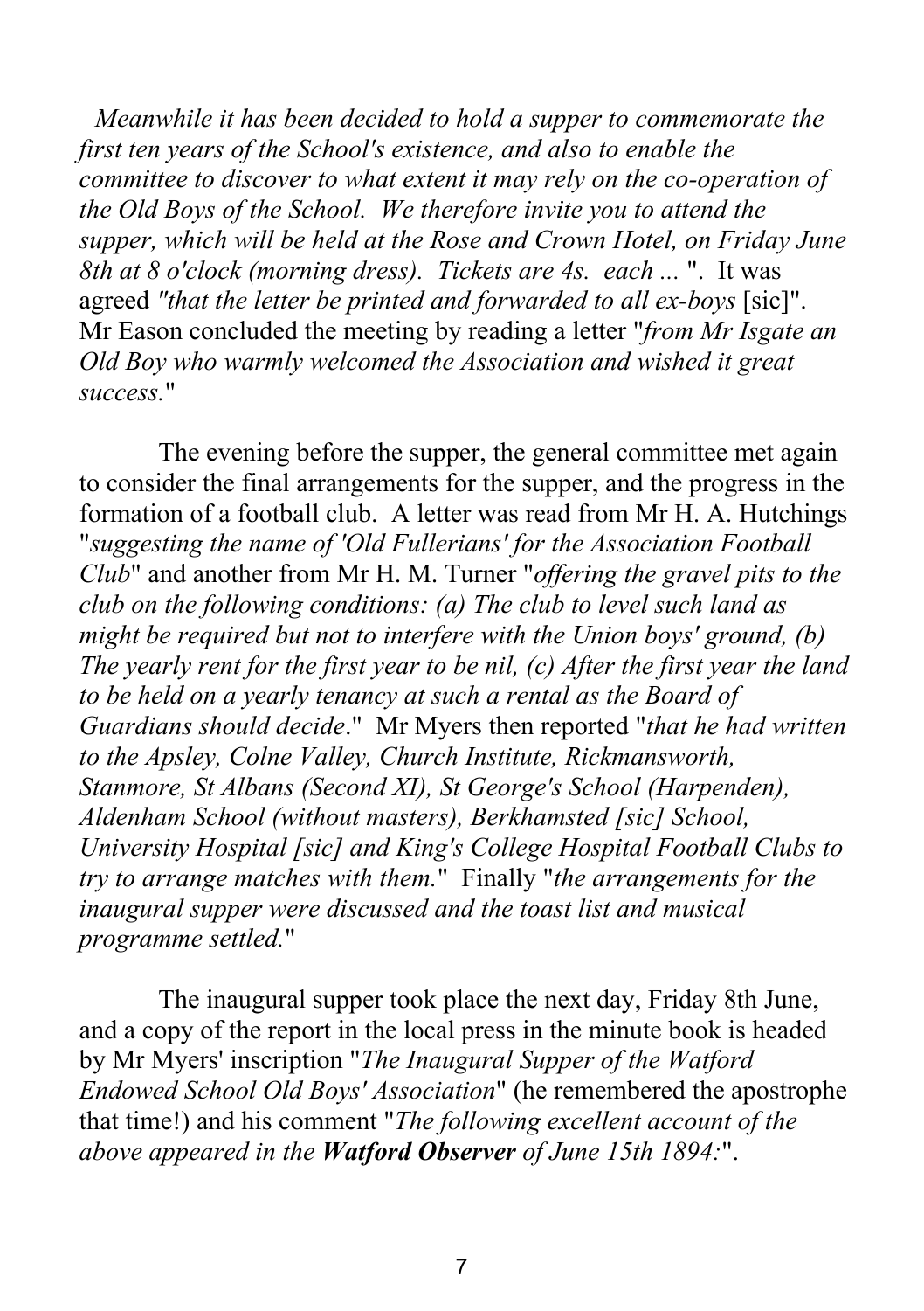*Meanwhile it has been decided to hold a supper to commemorate the first ten years of the School's existence, and also to enable the committee to discover to what extent it may rely on the co-operation of the Old Boys of the School. We therefore invite you to attend the supper, which will be held at the Rose and Crown Hotel, on Friday June 8th at 8 o'clock (morning dress). Tickets are 4s. each ...* ". It was agreed *"that the letter be printed and forwarded to all ex-boys* [sic]". Mr Eason concluded the meeting by reading a letter "*from Mr Isgate an Old Boy who warmly welcomed the Association and wished it great success.*"

The evening before the supper, the general committee met again to consider the final arrangements for the supper, and the progress in the formation of a football club. A letter was read from Mr H. A. Hutchings "*suggesting the name of 'Old Fullerians' for the Association Football Club*" and another from Mr H. M. Turner "*offering the gravel pits to the club on the following conditions: (a) The club to level such land as might be required but not to interfere with the Union boys' ground, (b) The yearly rent for the first year to be nil, (c) After the first year the land to be held on a yearly tenancy at such a rental as the Board of Guardians should decide*." Mr Myers then reported "*that he had written to the Apsley, Colne Valley, Church Institute, Rickmansworth, Stanmore, St Albans (Second XI), St George's School (Harpenden), Aldenham School (without masters), Berkhamsted [sic] School, University Hospital [sic] and King's College Hospital Football Clubs to try to arrange matches with them.*" Finally "*the arrangements for the inaugural supper were discussed and the toast list and musical programme settled.*"

The inaugural supper took place the next day, Friday 8th June, and a copy of the report in the local press in the minute book is headed by Mr Myers' inscription "*The Inaugural Supper of the Watford Endowed School Old Boys' Association*" (he remembered the apostrophe that time!) and his comment "*The following excellent account of the above appeared in the **Watford Observer** of June 15th 1894:*".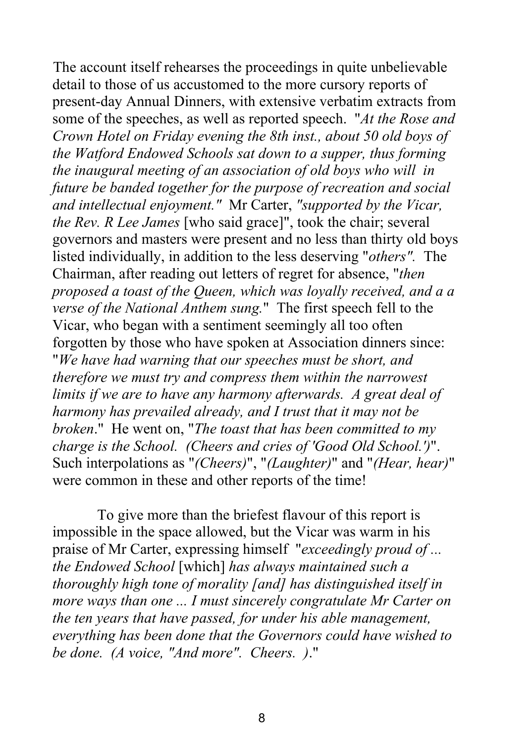The account itself rehearses the proceedings in quite unbelievable detail to those of us accustomed to the more cursory reports of present-day Annual Dinners, with extensive verbatim extracts from some of the speeches, as well as reported speech. "*At the Rose and Crown Hotel on Friday evening the 8th inst., about 50 old boys of the Watford Endowed Schools sat down to a supper, thus forming the inaugural meeting of an association of old boys who will in future be banded together for the purpose of recreation and social and intellectual enjoyment."* Mr Carter, *"supported by the Vicar, the Rev. R Lee James* [who said grace]", took the chair; several governors and masters were present and no less than thirty old boys listed individually, in addition to the less deserving "*others".* The Chairman, after reading out letters of regret for absence, "*then proposed a toast of the Queen, which was loyally received, and a a verse of the National Anthem sung.*" The first speech fell to the Vicar, who began with a sentiment seemingly all too often forgotten by those who have spoken at Association dinners since: "*We have had warning that our speeches must be short, and therefore we must try and compress them within the narrowest limits if we are to have any harmony afterwards. A great deal of harmony has prevailed already, and I trust that it may not be broken*." He went on, "*The toast that has been committed to my charge is the School. (Cheers and cries of 'Good Old School.')*". Such interpolations as "*(Cheers)*", "*(Laughter)*" and "*(Hear, hear)*" were common in these and other reports of the time!

To give more than the briefest flavour of this report is impossible in the space allowed, but the Vicar was warm in his praise of Mr Carter, expressing himself "*exceedingly proud of ... the Endowed School* [which] *has always maintained such a thoroughly high tone of morality [and] has distinguished itself in more ways than one ... I must sincerely congratulate Mr Carter on the ten years that have passed, for under his able management, everything has been done that the Governors could have wished to be done. (A voice, "And more". Cheers. )*."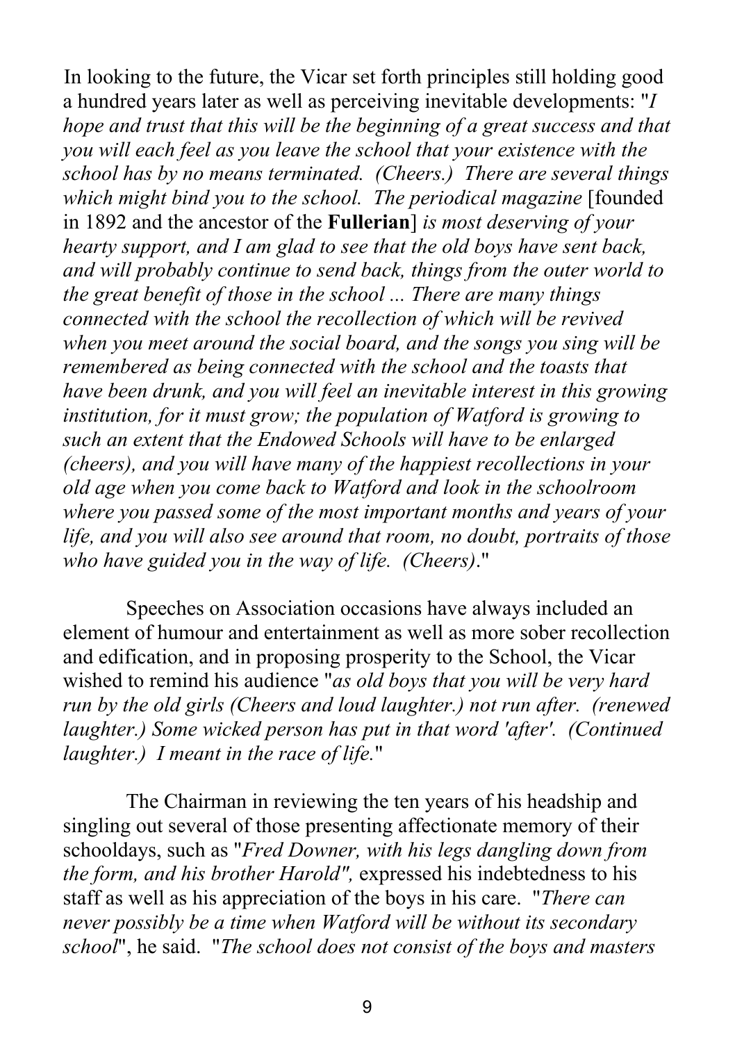In looking to the future, the Vicar set forth principles still holding good a hundred years later as well as perceiving inevitable developments: "*I hope and trust that this will be the beginning of a great success and that you will each feel as you leave the school that your existence with the school has by no means terminated. (Cheers.) There are several things which might bind you to the school. The periodical magazine* [founded in 1892 and the ancestor of the **Fullerian**] *is most deserving of your hearty support, and I am glad to see that the old boys have sent back, and will probably continue to send back, things from the outer world to the great benefit of those in the school ... There are many things connected with the school the recollection of which will be revived when you meet around the social board, and the songs you sing will be remembered as being connected with the school and the toasts that have been drunk, and you will feel an inevitable interest in this growing institution, for it must grow; the population of Watford is growing to such an extent that the Endowed Schools will have to be enlarged (cheers), and you will have many of the happiest recollections in your old age when you come back to Watford and look in the schoolroom where you passed some of the most important months and years of your life, and you will also see around that room, no doubt, portraits of those who have guided you in the way of life. (Cheers)*."

Speeches on Association occasions have always included an element of humour and entertainment as well as more sober recollection and edification, and in proposing prosperity to the School, the Vicar wished to remind his audience "*as old boys that you will be very hard run by the old girls (Cheers and loud laughter.) not run after. (renewed laughter.) Some wicked person has put in that word 'after'. (Continued laughter.) I meant in the race of life.*"

The Chairman in reviewing the ten years of his headship and singling out several of those presenting affectionate memory of their schooldays, such as "*Fred Downer, with his legs dangling down from the form, and his brother Harold",* expressed his indebtedness to his staff as well as his appreciation of the boys in his care. "*There can never possibly be a time when Watford will be without its secondary school*", he said. "*The school does not consist of the boys and masters*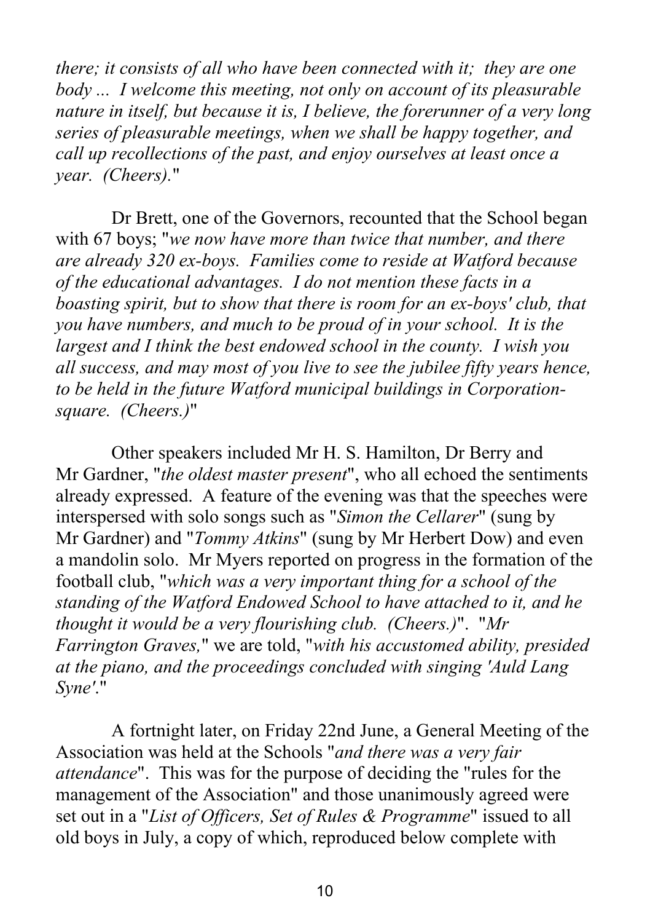*there; it consists of all who have been connected with it; they are one body ... I welcome this meeting, not only on account of its pleasurable nature in itself, but because it is, I believe, the forerunner of a very long series of pleasurable meetings, when we shall be happy together, and call up recollections of the past, and enjoy ourselves at least once a year. (Cheers).*"

Dr Brett, one of the Governors, recounted that the School began with 67 boys; "*we now have more than twice that number, and there are already 320 ex-boys. Families come to reside at Watford because of the educational advantages. I do not mention these facts in a boasting spirit, but to show that there is room for an ex-boys' club, that you have numbers, and much to be proud of in your school. It is the largest and I think the best endowed school in the county. I wish you all success, and may most of you live to see the jubilee fifty years hence, to be held in the future Watford municipal buildings in Corporation-square. (Cheers.)*"

Other speakers included Mr H. S. Hamilton, Dr Berry and Mr Gardner, "*the oldest master present*", who all echoed the sentiments already expressed. A feature of the evening was that the speeches were interspersed with solo songs such as "*Simon the Cellarer*" (sung by Mr Gardner) and "*Tommy Atkins*" (sung by Mr Herbert Dow) and even a mandolin solo. Mr Myers reported on progress in the formation of the football club, "*which was a very important thing for a school of the standing of the Watford Endowed School to have attached to it, and he thought it would be a very flourishing club. (Cheers.)*". "*Mr Farrington Graves,*" we are told, "*with his accustomed ability, presided at the piano, and the proceedings concluded with singing 'Auld Lang Syne'.*"

A fortnight later, on Friday 22nd June, a General Meeting of the Association was held at the Schools "*and there was a very fair attendance*". This was for the purpose of deciding the "rules for the management of the Association" and those unanimously agreed were set out in a "*List of Officers, Set of Rules & Programme*" issued to all old boys in July, a copy of which, reproduced below complete with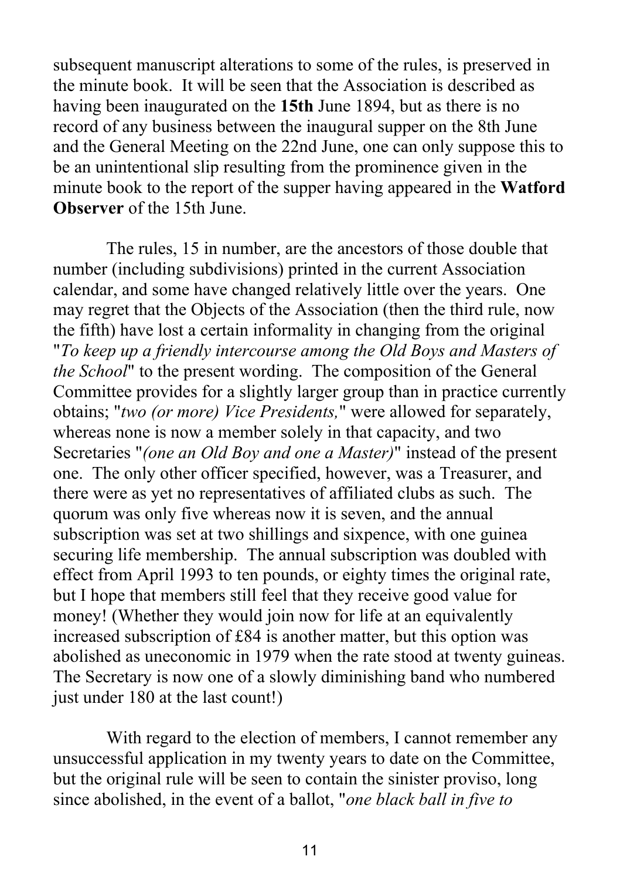subsequent manuscript alterations to some of the rules, is preserved in the minute book. It will be seen that the Association is described as having been inaugurated on the **15th** June 1894, but as there is no record of any business between the inaugural supper on the 8th June and the General Meeting on the 22nd June, one can only suppose this to be an unintentional slip resulting from the prominence given in the minute book to the report of the supper having appeared in the **Watford Observer** of the 15th June.

The rules, 15 in number, are the ancestors of those double that number (including subdivisions) printed in the current Association calendar, and some have changed relatively little over the years. One may regret that the Objects of the Association (then the third rule, now the fifth) have lost a certain informality in changing from the original "*To keep up a friendly intercourse among the Old Boys and Masters of the School*" to the present wording. The composition of the General Committee provides for a slightly larger group than in practice currently obtains; "*two (or more) Vice Presidents,*" were allowed for separately, whereas none is now a member solely in that capacity, and two Secretaries "*(one an Old Boy and one a Master)*" instead of the present one. The only other officer specified, however, was a Treasurer, and there were as yet no representatives of affiliated clubs as such. The quorum was only five whereas now it is seven, and the annual subscription was set at two shillings and sixpence, with one guinea securing life membership. The annual subscription was doubled with effect from April 1993 to ten pounds, or eighty times the original rate, but I hope that members still feel that they receive good value for money! (Whether they would join now for life at an equivalently increased subscription of £84 is another matter, but this option was abolished as uneconomic in 1979 when the rate stood at twenty guineas. The Secretary is now one of a slowly diminishing band who numbered just under 180 at the last count!)

With regard to the election of members, I cannot remember any unsuccessful application in my twenty years to date on the Committee, but the original rule will be seen to contain the sinister proviso, long since abolished, in the event of a ballot, "*one black ball in five to*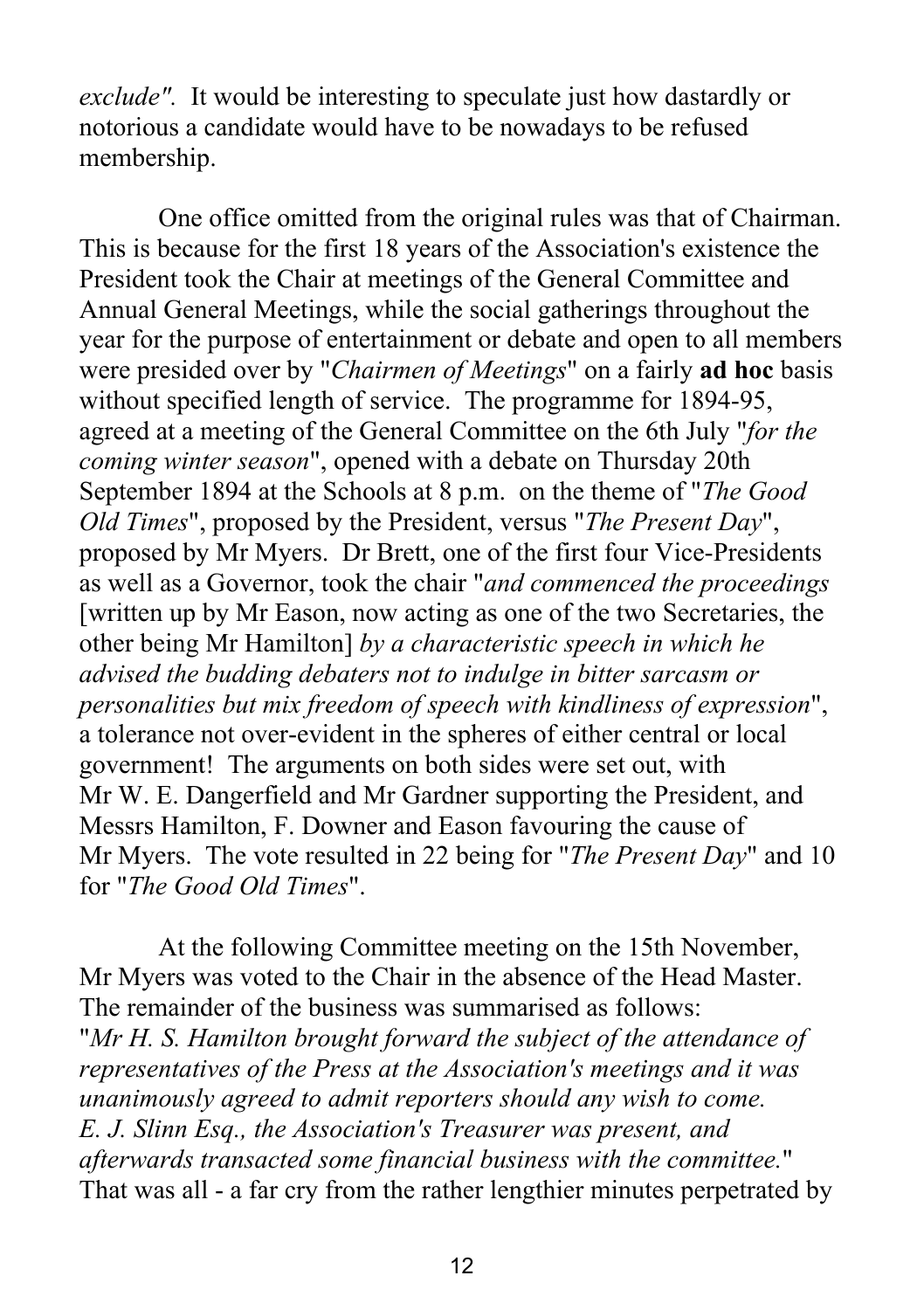*exclude".* It would be interesting to speculate just how dastardly or notorious a candidate would have to be nowadays to be refused membership.

One office omitted from the original rules was that of Chairman. This is because for the first 18 years of the Association's existence the President took the Chair at meetings of the General Committee and Annual General Meetings, while the social gatherings throughout the year for the purpose of entertainment or debate and open to all members were presided over by "*Chairmen of Meetings*" on a fairly **ad hoc** basis without specified length of service. The programme for 1894-95, agreed at a meeting of the General Committee on the 6th July "*for the coming winter season*", opened with a debate on Thursday 20th September 1894 at the Schools at 8 p.m. on the theme of "*The Good Old Times*", proposed by the President, versus "*The Present Day*", proposed by Mr Myers. Dr Brett, one of the first four Vice-Presidents as well as a Governor, took the chair "*and commenced the proceedings* [written up by Mr Eason, now acting as one of the two Secretaries, the other being Mr Hamilton] *by a characteristic speech in which he advised the budding debaters not to indulge in bitter sarcasm or personalities but mix freedom of speech with kindliness of expression*", a tolerance not over-evident in the spheres of either central or local government! The arguments on both sides were set out, with Mr W. E. Dangerfield and Mr Gardner supporting the President, and Messrs Hamilton, F. Downer and Eason favouring the cause of Mr Myers. The vote resulted in 22 being for "*The Present Day*" and 10 for "*The Good Old Times*".

At the following Committee meeting on the 15th November, Mr Myers was voted to the Chair in the absence of the Head Master. The remainder of the business was summarised as follows: "*Mr H. S. Hamilton brought forward the subject of the attendance of representatives of the Press at the Association's meetings and it was unanimously agreed to admit reporters should any wish to come. E. J. Slinn Esq., the Association's Treasurer was present, and afterwards transacted some financial business with the committee.*" That was all - a far cry from the rather lengthier minutes perpetrated by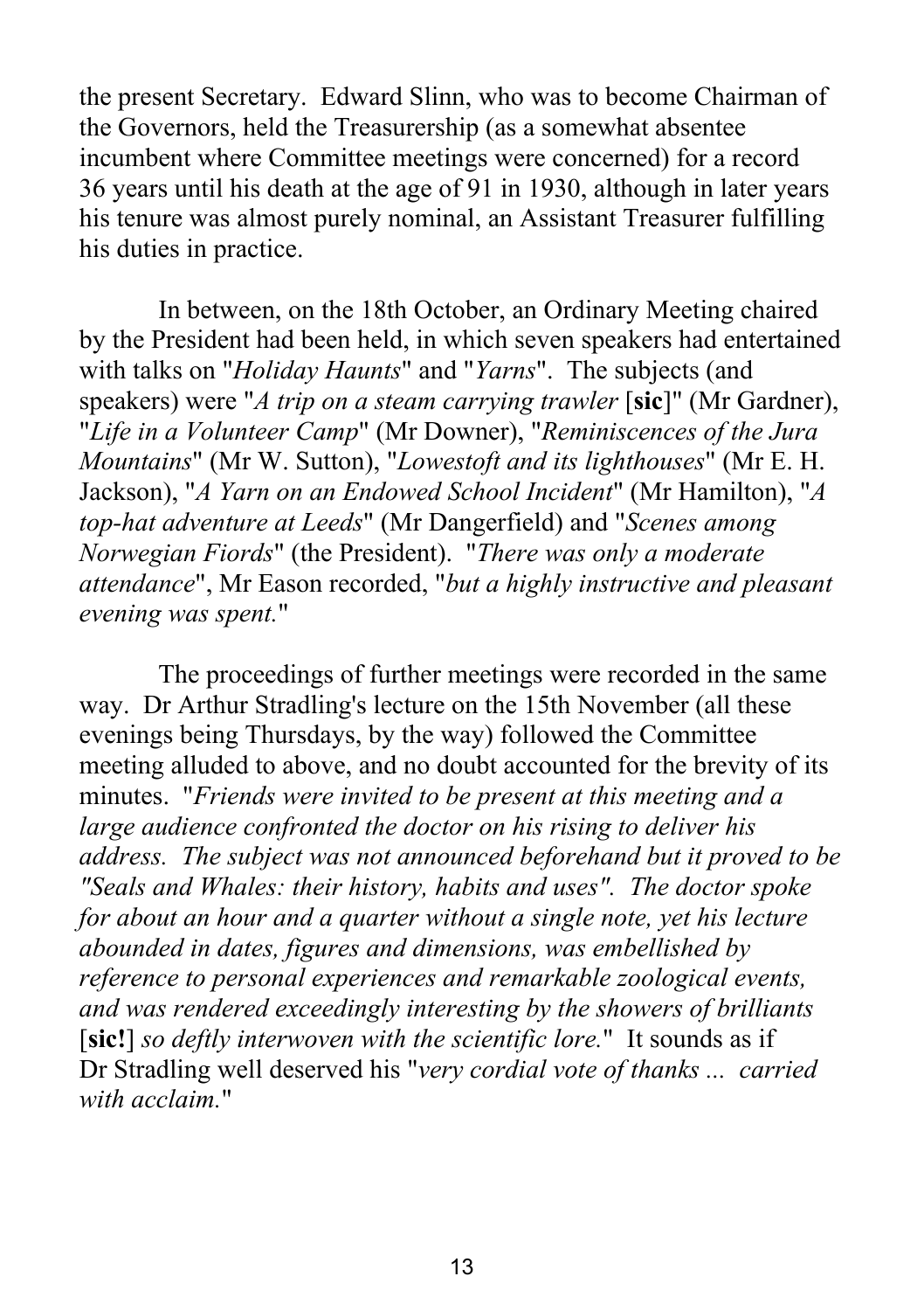the present Secretary. Edward Slinn, who was to become Chairman of the Governors, held the Treasurership (as a somewhat absentee incumbent where Committee meetings were concerned) for a record 36 years until his death at the age of 91 in 1930, although in later years his tenure was almost purely nominal, an Assistant Treasurer fulfilling his duties in practice.

In between, on the 18th October, an Ordinary Meeting chaired by the President had been held, in which seven speakers had entertained with talks on "*Holiday Haunts*" and "*Yarns*". The subjects (and speakers) were "*A trip on a steam carrying trawler* [**sic**]" (Mr Gardner), "*Life in a Volunteer Camp*" (Mr Downer), "*Reminiscences of the Jura Mountains*" (Mr W. Sutton), "*Lowestoft and its lighthouses*" (Mr E. H. Jackson), "*A Yarn on an Endowed School Incident*" (Mr Hamilton), "*A top-hat adventure at Leeds*" (Mr Dangerfield) and "*Scenes among Norwegian Fiords*" (the President). "*There was only a moderate attendance*", Mr Eason recorded, "*but a highly instructive and pleasant evening was spent.*"

The proceedings of further meetings were recorded in the same way. Dr Arthur Stradling's lecture on the 15th November (all these evenings being Thursdays, by the way) followed the Committee meeting alluded to above, and no doubt accounted for the brevity of its minutes. "*Friends were invited to be present at this meeting and a large audience confronted the doctor on his rising to deliver his address. The subject was not announced beforehand but it proved to be "Seals and Whales: their history, habits and uses". The doctor spoke for about an hour and a quarter without a single note, yet his lecture abounded in dates, figures and dimensions, was embellished by reference to personal experiences and remarkable zoological events, and was rendered exceedingly interesting by the showers of brilliants* [**sic!**] *so deftly interwoven with the scientific lore.*" It sounds as if Dr Stradling well deserved his "*very cordial vote of thanks ... carried with acclaim.*"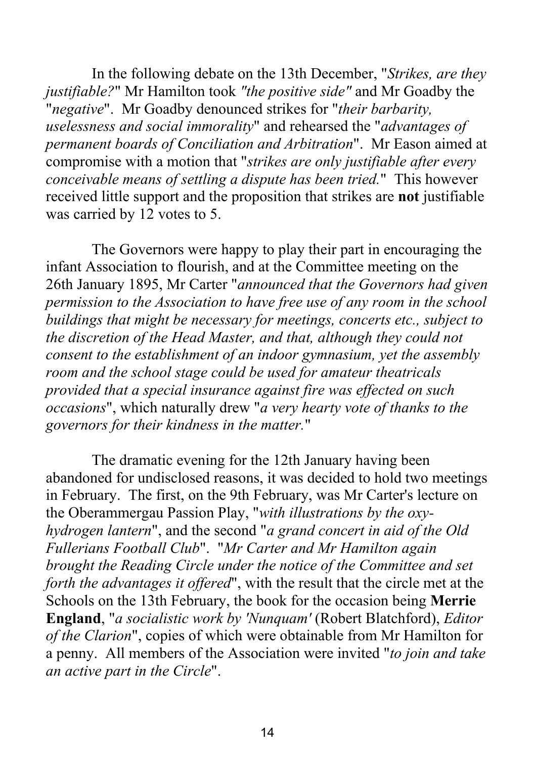In the following debate on the 13th December, "*Strikes, are they justifiable?*" Mr Hamilton took *"the positive side"* and Mr Goadby the "*negative*". Mr Goadby denounced strikes for "*their barbarity, uselessness and social immorality*" and rehearsed the "*advantages of permanent boards of Conciliation and Arbitration*". Mr Eason aimed at compromise with a motion that "*strikes are only justifiable after every conceivable means of settling a dispute has been tried.*" This however received little support and the proposition that strikes are **not** justifiable was carried by 12 votes to 5.

The Governors were happy to play their part in encouraging the infant Association to flourish, and at the Committee meeting on the 26th January 1895, Mr Carter "*announced that the Governors had given permission to the Association to have free use of any room in the school buildings that might be necessary for meetings, concerts etc., subject to the discretion of the Head Master, and that, although they could not consent to the establishment of an indoor gymnasium, yet the assembly room and the school stage could be used for amateur theatricals provided that a special insurance against fire was effected on such occasions*", which naturally drew "*a very hearty vote of thanks to the governors for their kindness in the matter.*"

The dramatic evening for the 12th January having been abandoned for undisclosed reasons, it was decided to hold two meetings in February. The first, on the 9th February, was Mr Carter's lecture on the Oberammergau Passion Play, "*with illustrations by the oxy-hydrogen lantern*", and the second "*a grand concert in aid of the Old Fullerians Football Club*". "*Mr Carter and Mr Hamilton again brought the Reading Circle under the notice of the Committee and set forth the advantages it offered*", with the result that the circle met at the Schools on the 13th February, the book for the occasion being **Merrie England**, "*a socialistic work by 'Nunquam'* (Robert Blatchford), *Editor of the Clarion*", copies of which were obtainable from Mr Hamilton for a penny. All members of the Association were invited "*to join and take an active part in the Circle*".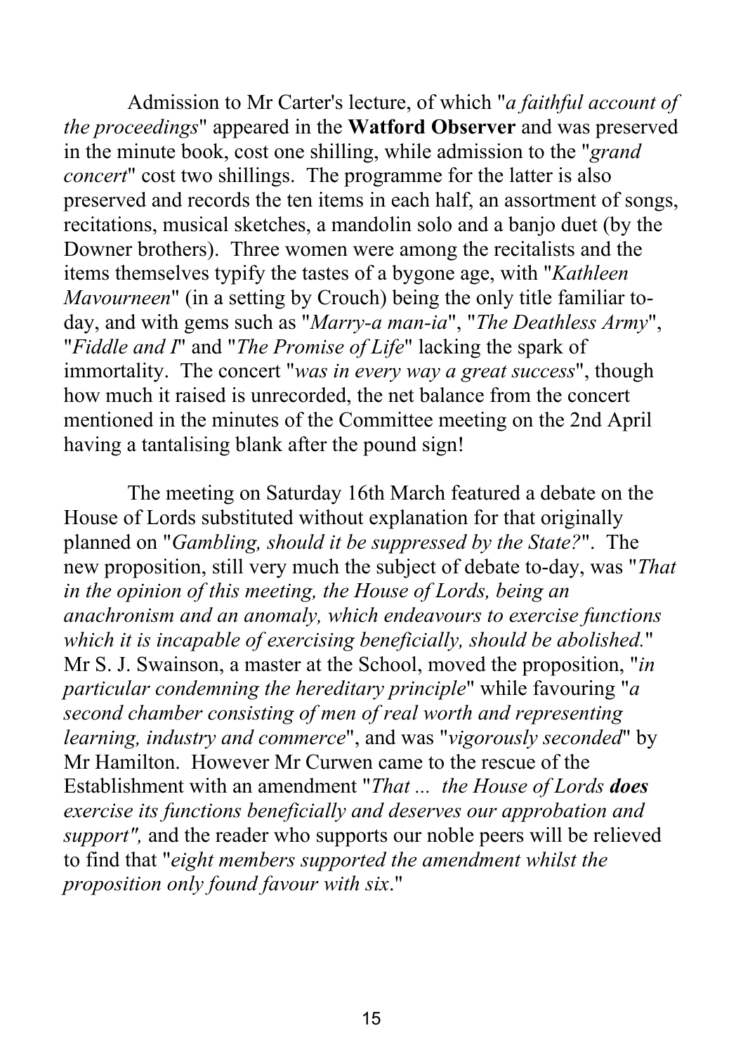Admission to Mr Carter's lecture, of which "*a faithful account of the proceedings*" appeared in the **Watford Observer** and was preserved in the minute book, cost one shilling, while admission to the "*grand concert*" cost two shillings. The programme for the latter is also preserved and records the ten items in each half, an assortment of songs, recitations, musical sketches, a mandolin solo and a banjo duet (by the Downer brothers). Three women were among the recitalists and the items themselves typify the tastes of a bygone age, with "*Kathleen Mavourneen*" (in a setting by Crouch) being the only title familiar to-day, and with gems such as "*Marry-a man-ia*", "*The Deathless Army*", "*Fiddle and I*" and "*The Promise of Life*" lacking the spark of immortality. The concert "*was in every way a great success*", though how much it raised is unrecorded, the net balance from the concert mentioned in the minutes of the Committee meeting on the 2nd April having a tantalising blank after the pound sign!

The meeting on Saturday 16th March featured a debate on the House of Lords substituted without explanation for that originally planned on "*Gambling, should it be suppressed by the State?*". The new proposition, still very much the subject of debate to-day, was "*That in the opinion of this meeting, the House of Lords, being an anachronism and an anomaly, which endeavours to exercise functions which it is incapable of exercising beneficially, should be abolished.*" Mr S. J. Swainson, a master at the School, moved the proposition, "*in particular condemning the hereditary principle*" while favouring "*a second chamber consisting of men of real worth and representing learning, industry and commerce*", and was "*vigorously seconded*" by Mr Hamilton. However Mr Curwen came to the rescue of the Establishment with an amendment "*That ... the House of Lords **does** exercise its functions beneficially and deserves our approbation and support",* and the reader who supports our noble peers will be relieved to find that "*eight members supported the amendment whilst the proposition only found favour with six*."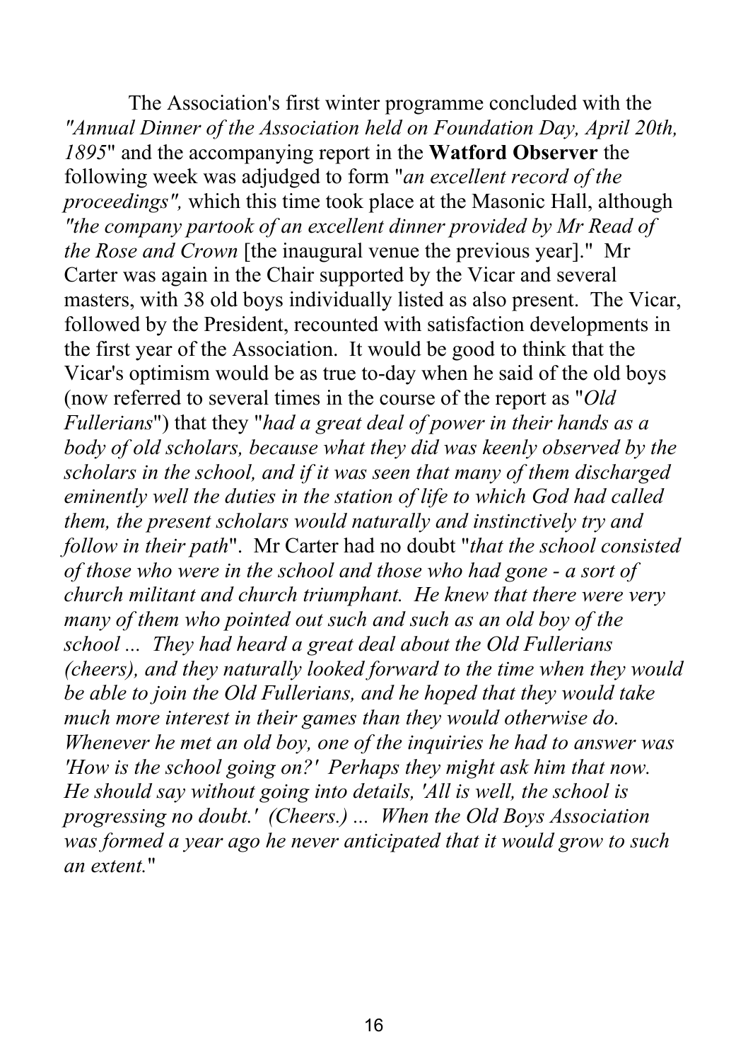The Association's first winter programme concluded with the *"Annual Dinner of the Association held on Foundation Day, April 20th, 1895*" and the accompanying report in the **Watford Observer** the following week was adjudged to form "*an excellent record of the proceedings",* which this time took place at the Masonic Hall, although *"the company partook of an excellent dinner provided by Mr Read of the Rose and Crown* [the inaugural venue the previous year]." Mr Carter was again in the Chair supported by the Vicar and several masters, with 38 old boys individually listed as also present. The Vicar, followed by the President, recounted with satisfaction developments in the first year of the Association. It would be good to think that the Vicar's optimism would be as true to-day when he said of the old boys (now referred to several times in the course of the report as "*Old Fullerians*") that they "*had a great deal of power in their hands as a body of old scholars, because what they did was keenly observed by the scholars in the school, and if it was seen that many of them discharged eminently well the duties in the station of life to which God had called them, the present scholars would naturally and instinctively try and follow in their path*". Mr Carter had no doubt "*that the school consisted of those who were in the school and those who had gone - a sort of church militant and church triumphant. He knew that there were very many of them who pointed out such and such as an old boy of the school ... They had heard a great deal about the Old Fullerians (cheers), and they naturally looked forward to the time when they would be able to join the Old Fullerians, and he hoped that they would take much more interest in their games than they would otherwise do. Whenever he met an old boy, one of the inquiries he had to answer was 'How is the school going on?' Perhaps they might ask him that now. He should say without going into details, 'All is well, the school is progressing no doubt.' (Cheers.) ... When the Old Boys Association was formed a year ago he never anticipated that it would grow to such an extent.*"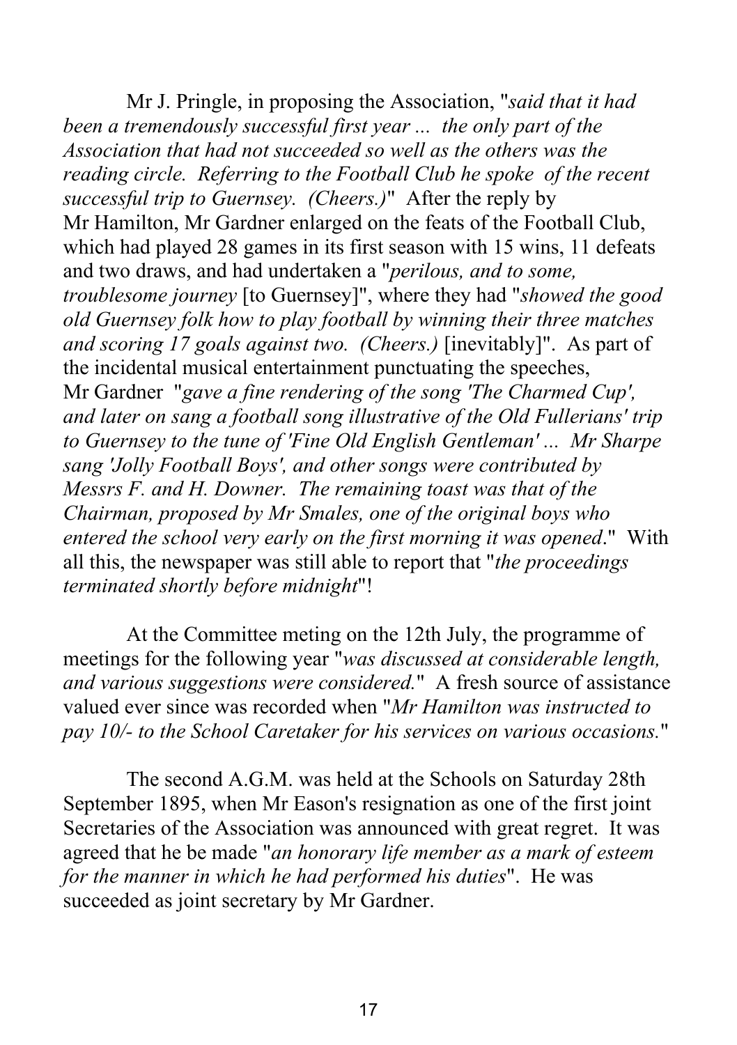Mr J. Pringle, in proposing the Association, "*said that it had been a tremendously successful first year ... the only part of the Association that had not succeeded so well as the others was the reading circle. Referring to the Football Club he spoke of the recent successful trip to Guernsey. (Cheers.)*" After the reply by Mr Hamilton, Mr Gardner enlarged on the feats of the Football Club, which had played 28 games in its first season with 15 wins, 11 defeats and two draws, and had undertaken a "*perilous, and to some, troublesome journey* [to Guernsey]", where they had "*showed the good old Guernsey folk how to play football by winning their three matches and scoring 17 goals against two. (Cheers.)* [inevitably]". As part of the incidental musical entertainment punctuating the speeches, Mr Gardner "*gave a fine rendering of the song 'The Charmed Cup', and later on sang a football song illustrative of the Old Fullerians' trip to Guernsey to the tune of 'Fine Old English Gentleman' ... Mr Sharpe sang 'Jolly Football Boys', and other songs were contributed by Messrs F. and H. Downer. The remaining toast was that of the Chairman, proposed by Mr Smales, one of the original boys who entered the school very early on the first morning it was opened*." With all this, the newspaper was still able to report that "*the proceedings terminated shortly before midnight*"!

At the Committee meting on the 12th July, the programme of meetings for the following year "*was discussed at considerable length, and various suggestions were considered.*" A fresh source of assistance valued ever since was recorded when "*Mr Hamilton was instructed to pay 10/- to the School Caretaker for his services on various occasions.*"

The second A.G.M. was held at the Schools on Saturday 28th September 1895, when Mr Eason's resignation as one of the first joint Secretaries of the Association was announced with great regret. It was agreed that he be made "*an honorary life member as a mark of esteem for the manner in which he had performed his duties*". He was succeeded as joint secretary by Mr Gardner.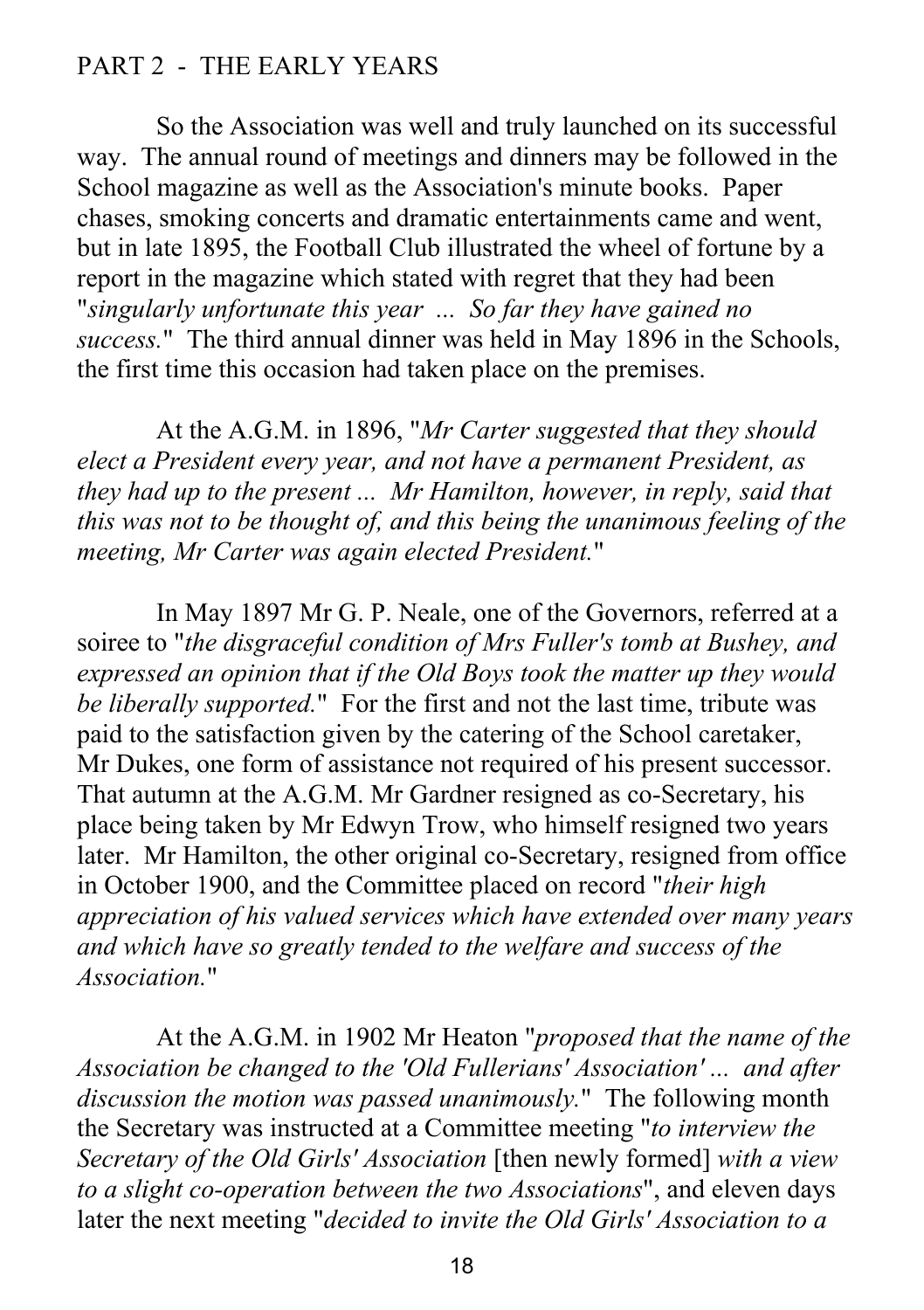## PART 2 - THE EARLY YEARS

So the Association was well and truly launched on its successful way. The annual round of meetings and dinners may be followed in the School magazine as well as the Association's minute books. Paper chases, smoking concerts and dramatic entertainments came and went, but in late 1895, the Football Club illustrated the wheel of fortune by a report in the magazine which stated with regret that they had been "*singularly unfortunate this year ... So far they have gained no success.*" The third annual dinner was held in May 1896 in the Schools, the first time this occasion had taken place on the premises.

At the A.G.M. in 1896, "*Mr Carter suggested that they should elect a President every year, and not have a permanent President, as they had up to the present ... Mr Hamilton, however, in reply, said that this was not to be thought of, and this being the unanimous feeling of the meeting, Mr Carter was again elected President.*"

In May 1897 Mr G. P. Neale, one of the Governors, referred at a soiree to "*the disgraceful condition of Mrs Fuller's tomb at Bushey, and expressed an opinion that if the Old Boys took the matter up they would be liberally supported.*" For the first and not the last time, tribute was paid to the satisfaction given by the catering of the School caretaker, Mr Dukes, one form of assistance not required of his present successor. That autumn at the A.G.M. Mr Gardner resigned as co-Secretary, his place being taken by Mr Edwyn Trow, who himself resigned two years later. Mr Hamilton, the other original co-Secretary, resigned from office in October 1900, and the Committee placed on record "*their high appreciation of his valued services which have extended over many years and which have so greatly tended to the welfare and success of the Association.*"

At the A.G.M. in 1902 Mr Heaton "*proposed that the name of the Association be changed to the 'Old Fullerians' Association' ... and after discussion the motion was passed unanimously.*" The following month the Secretary was instructed at a Committee meeting "*to interview the Secretary of the Old Girls' Association* [then newly formed] *with a view to a slight co-operation between the two Associations*", and eleven days later the next meeting "*decided to invite the Old Girls' Association to a*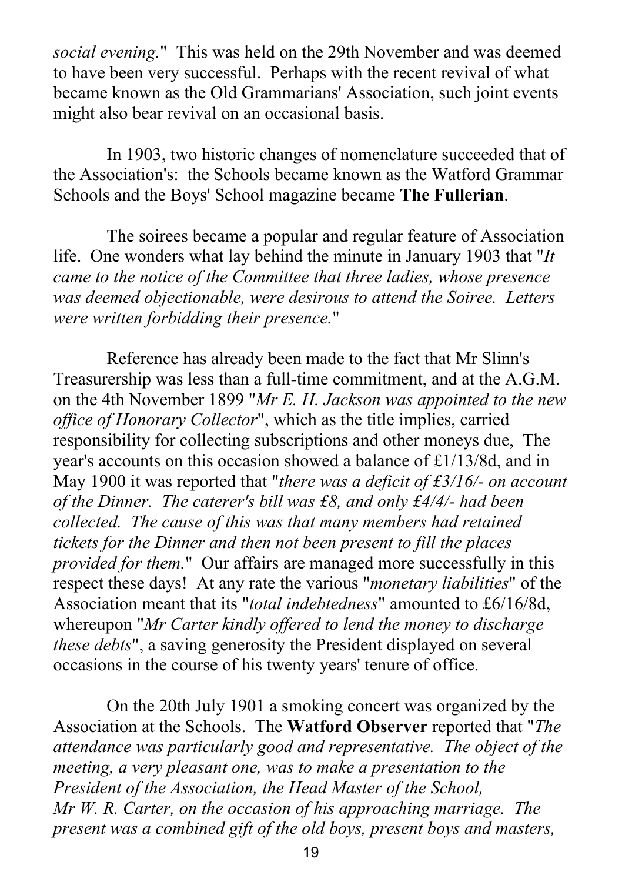*social evening*." This was held on the 29th November and was deemed to have been very successful. Perhaps with the recent revival of what became known as the Old Grammarians' Association, such joint events might also bear revival on an occasional basis.

In 1903, two historic changes of nomenclature succeeded that of the Association's: the Schools became known as the Watford Grammar Schools and the Boys' School magazine became **The Fullerian**.

The soirees became a popular and regular feature of Association life. One wonders what lay behind the minute in January 1903 that "*It came to the notice of the Committee that three ladies, whose presence was deemed objectionable, were desirous to attend the Soiree. Letters were written forbidding their presence.*"

Reference has already been made to the fact that Mr Slinn's Treasurership was less than a full-time commitment, and at the A.G.M. on the 4th November 1899 "*Mr E. H. Jackson was appointed to the new office of Honorary Collector*", which as the title implies, carried responsibility for collecting subscriptions and other moneys due, The year's accounts on this occasion showed a balance of £1/13/8d, and in May 1900 it was reported that "*there was a deficit of £3/16/- on account of the Dinner. The caterer's bill was £8, and only £4/4/- had been collected. The cause of this was that many members had retained tickets for the Dinner and then not been present to fill the places provided for them.*" Our affairs are managed more successfully in this respect these days! At any rate the various "*monetary liabilities*" of the Association meant that its "*total indebtedness*" amounted to £6/16/8d, whereupon "*Mr Carter kindly offered to lend the money to discharge these debts*", a saving generosity the President displayed on several occasions in the course of his twenty years' tenure of office.

On the 20th July 1901 a smoking concert was organized by the Association at the Schools. The **Watford Observer** reported that "*The attendance was particularly good and representative. The object of the meeting, a very pleasant one, was to make a presentation to the President of the Association, the Head Master of the School, Mr W. R. Carter, on the occasion of his approaching marriage. The present was a combined gift of the old boys, present boys and masters,*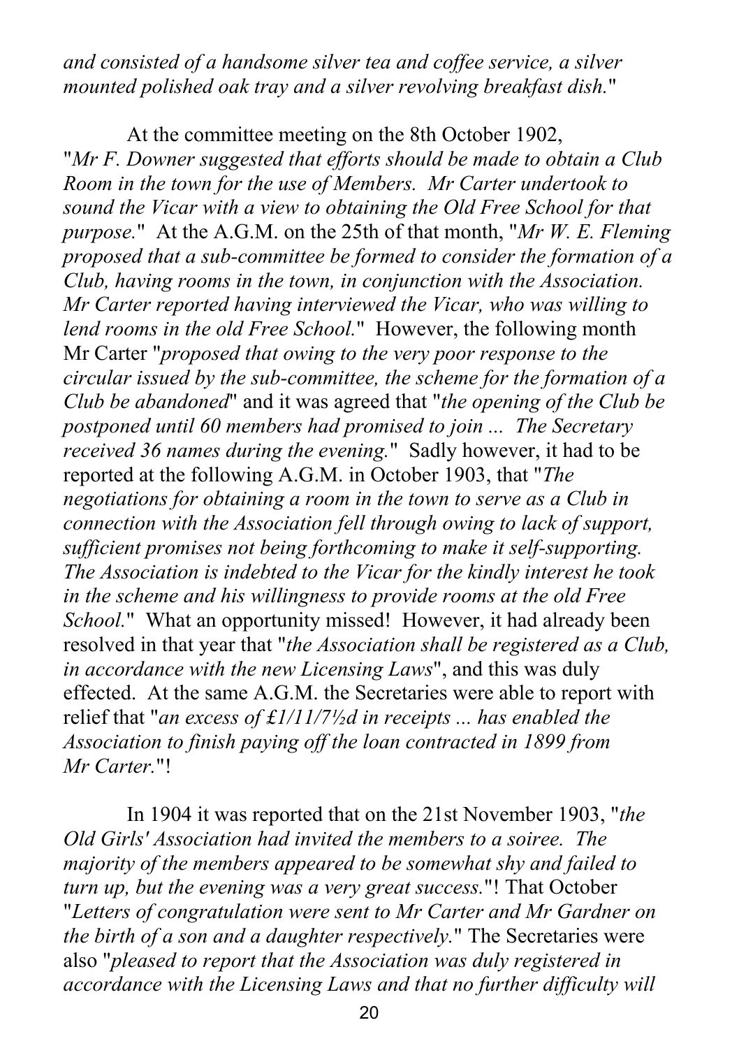*and consisted of a handsome silver tea and coffee service, a silver mounted polished oak tray and a silver revolving breakfast dish.*"

At the committee meeting on the 8th October 1902, "*Mr F. Downer suggested that efforts should be made to obtain a Club Room in the town for the use of Members. Mr Carter undertook to sound the Vicar with a view to obtaining the Old Free School for that purpose.*" At the A.G.M. on the 25th of that month, "*Mr W. E. Fleming proposed that a sub-committee be formed to consider the formation of a Club, having rooms in the town, in conjunction with the Association. Mr Carter reported having interviewed the Vicar, who was willing to lend rooms in the old Free School.*" However, the following month Mr Carter "*proposed that owing to the very poor response to the circular issued by the sub-committee, the scheme for the formation of a Club be abandoned*" and it was agreed that "*the opening of the Club be postponed until 60 members had promised to join ... The Secretary received 36 names during the evening.*" Sadly however, it had to be reported at the following A.G.M. in October 1903, that "*The negotiations for obtaining a room in the town to serve as a Club in connection with the Association fell through owing to lack of support, sufficient promises not being forthcoming to make it self-supporting. The Association is indebted to the Vicar for the kindly interest he took in the scheme and his willingness to provide rooms at the old Free School.*" What an opportunity missed! However, it had already been resolved in that year that "*the Association shall be registered as a Club, in accordance with the new Licensing Laws*", and this was duly effected. At the same A.G.M. the Secretaries were able to report with relief that "*an excess of £1/11/7½d in receipts ... has enabled the Association to finish paying off the loan contracted in 1899 from Mr Carter.*"!

In 1904 it was reported that on the 21st November 1903, "*the Old Girls' Association had invited the members to a soiree. The majority of the members appeared to be somewhat shy and failed to turn up, but the evening was a very great success.*"! That October "*Letters of congratulation were sent to Mr Carter and Mr Gardner on the birth of a son and a daughter respectively.*" The Secretaries were also "*pleased to report that the Association was duly registered in accordance with the Licensing Laws and that no further difficulty will*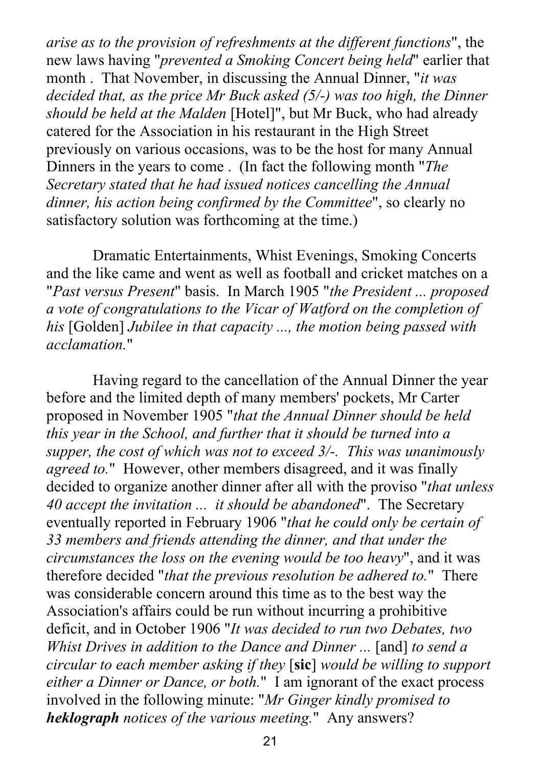*arise as to the provision of refreshments at the different functions*", the new laws having "*prevented a Smoking Concert being held*" earlier that month . That November, in discussing the Annual Dinner, "*it was decided that, as the price Mr Buck asked (5/-) was too high, the Dinner should be held at the Malden* [Hotel]", but Mr Buck, who had already catered for the Association in his restaurant in the High Street previously on various occasions, was to be the host for many Annual Dinners in the years to come . (In fact the following month "*The Secretary stated that he had issued notices cancelling the Annual dinner, his action being confirmed by the Committee*", so clearly no satisfactory solution was forthcoming at the time.)

Dramatic Entertainments, Whist Evenings, Smoking Concerts and the like came and went as well as football and cricket matches on a "*Past versus Present*" basis. In March 1905 "*the President ... proposed a vote of congratulations to the Vicar of Watford on the completion of his* [Golden] *Jubilee in that capacity ..., the motion being passed with acclamation.*"

Having regard to the cancellation of the Annual Dinner the year before and the limited depth of many members' pockets, Mr Carter proposed in November 1905 "*that the Annual Dinner should be held this year in the School, and further that it should be turned into a supper, the cost of which was not to exceed 3/-. This was unanimously agreed to.*" However, other members disagreed, and it was finally decided to organize another dinner after all with the proviso "*that unless 40 accept the invitation ... it should be abandoned*". The Secretary eventually reported in February 1906 "*that he could only be certain of 33 members and friends attending the dinner, and that under the circumstances the loss on the evening would be too heavy*", and it was therefore decided "*that the previous resolution be adhered to.*" There was considerable concern around this time as to the best way the Association's affairs could be run without incurring a prohibitive deficit, and in October 1906 "*It was decided to run two Debates, two Whist Drives in addition to the Dance and Dinner ...* [and] *to send a circular to each member asking if they* [**sic**] *would be willing to support either a Dinner or Dance, or both.*" I am ignorant of the exact process involved in the following minute: "*Mr Ginger kindly promised to **heklograph** notices of the various meeting.*" Any answers?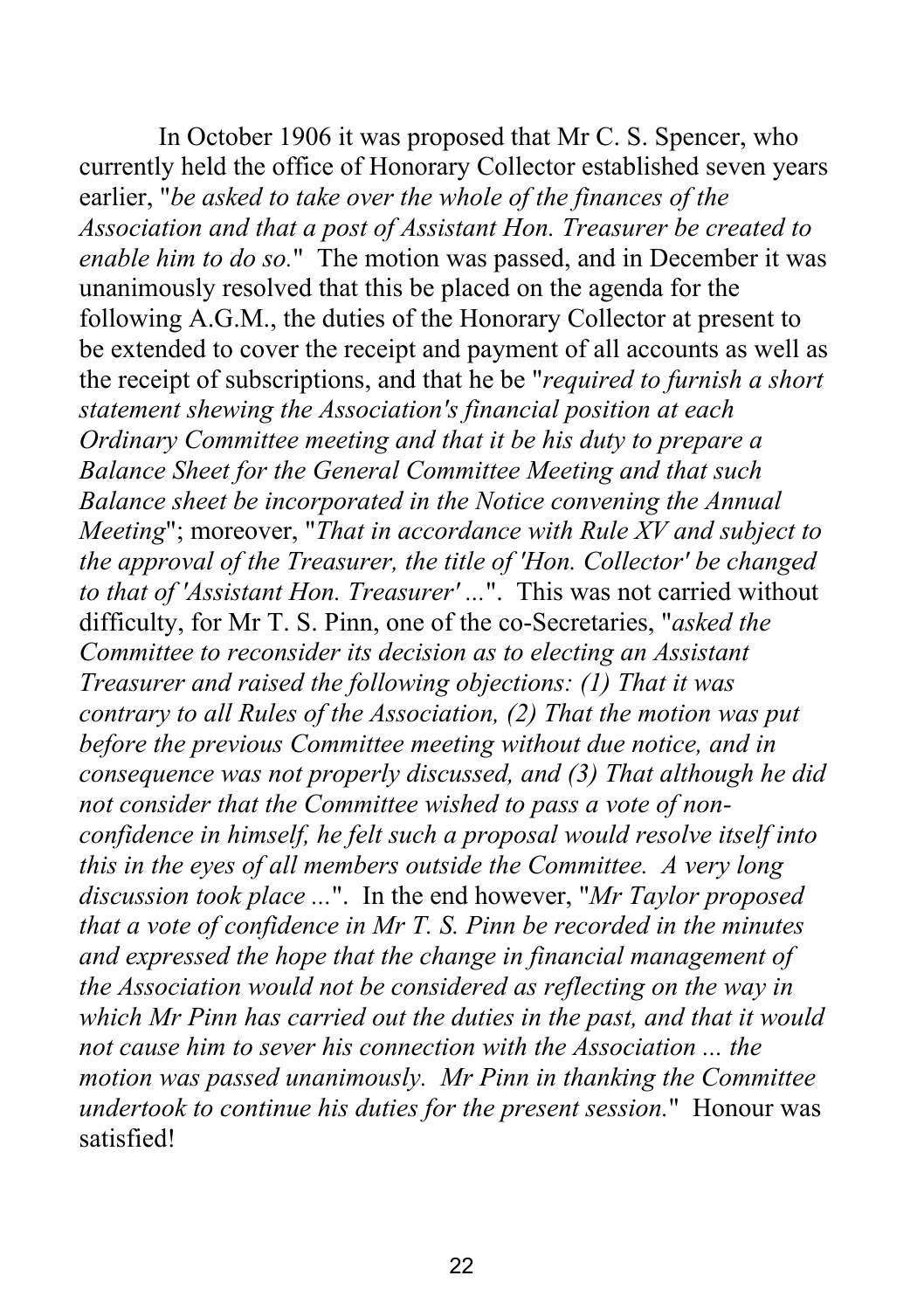In October 1906 it was proposed that Mr C. S. Spencer, who currently held the office of Honorary Collector established seven years earlier, "*be asked to take over the whole of the finances of the Association and that a post of Assistant Hon. Treasurer be created to enable him to do so.*" The motion was passed, and in December it was unanimously resolved that this be placed on the agenda for the following A.G.M., the duties of the Honorary Collector at present to be extended to cover the receipt and payment of all accounts as well as the receipt of subscriptions, and that he be "*required to furnish a short statement shewing the Association's financial position at each Ordinary Committee meeting and that it be his duty to prepare a Balance Sheet for the General Committee Meeting and that such Balance sheet be incorporated in the Notice convening the Annual Meeting*"; moreover, "*That in accordance with Rule XV and subject to the approval of the Treasurer, the title of 'Hon. Collector' be changed to that of 'Assistant Hon. Treasurer' ...*". This was not carried without difficulty, for Mr T. S. Pinn, one of the co-Secretaries, "*asked the Committee to reconsider its decision as to electing an Assistant Treasurer and raised the following objections: (1) That it was contrary to all Rules of the Association, (2) That the motion was put before the previous Committee meeting without due notice, and in consequence was not properly discussed, and (3) That although he did not consider that the Committee wished to pass a vote of non-confidence in himself, he felt such a proposal would resolve itself into this in the eyes of all members outside the Committee. A very long discussion took place ...*". In the end however, "*Mr Taylor proposed that a vote of confidence in Mr T. S. Pinn be recorded in the minutes and expressed the hope that the change in financial management of the Association would not be considered as reflecting on the way in which Mr Pinn has carried out the duties in the past, and that it would not cause him to sever his connection with the Association ... the motion was passed unanimously. Mr Pinn in thanking the Committee undertook to continue his duties for the present session.*" Honour was satisfied!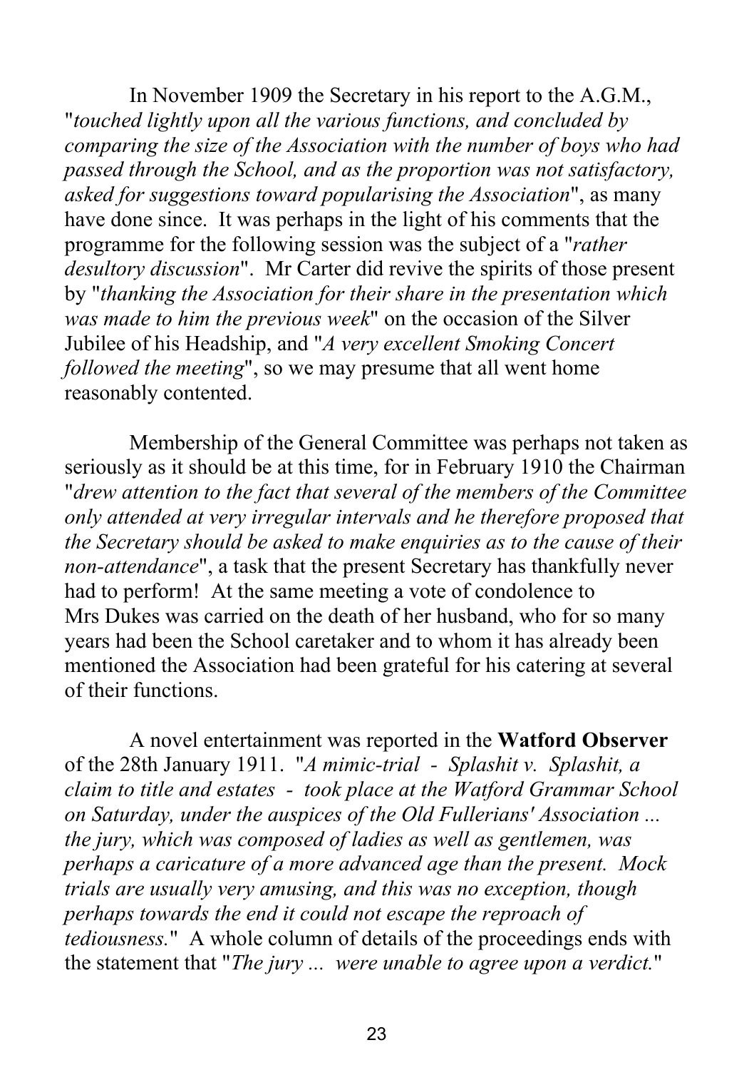In November 1909 the Secretary in his report to the A.G.M., "*touched lightly upon all the various functions, and concluded by comparing the size of the Association with the number of boys who had passed through the School, and as the proportion was not satisfactory, asked for suggestions toward popularising the Association*", as many have done since. It was perhaps in the light of his comments that the programme for the following session was the subject of a "*rather desultory discussion*". Mr Carter did revive the spirits of those present by "*thanking the Association for their share in the presentation which was made to him the previous week*" on the occasion of the Silver Jubilee of his Headship, and "*A very excellent Smoking Concert followed the meeting*", so we may presume that all went home reasonably contented.

Membership of the General Committee was perhaps not taken as seriously as it should be at this time, for in February 1910 the Chairman "*drew attention to the fact that several of the members of the Committee only attended at very irregular intervals and he therefore proposed that the Secretary should be asked to make enquiries as to the cause of their non-attendance*", a task that the present Secretary has thankfully never had to perform! At the same meeting a vote of condolence to Mrs Dukes was carried on the death of her husband, who for so many years had been the School caretaker and to whom it has already been mentioned the Association had been grateful for his catering at several of their functions.

A novel entertainment was reported in the **Watford Observer** of the 28th January 1911. "*A mimic-trial - Splashit v. Splashit, a claim to title and estates - took place at the Watford Grammar School on Saturday, under the auspices of the Old Fullerians' Association ... the jury, which was composed of ladies as well as gentlemen, was perhaps a caricature of a more advanced age than the present. Mock trials are usually very amusing, and this was no exception, though perhaps towards the end it could not escape the reproach of tediousness.*" A whole column of details of the proceedings ends with the statement that "*The jury ... were unable to agree upon a verdict.*"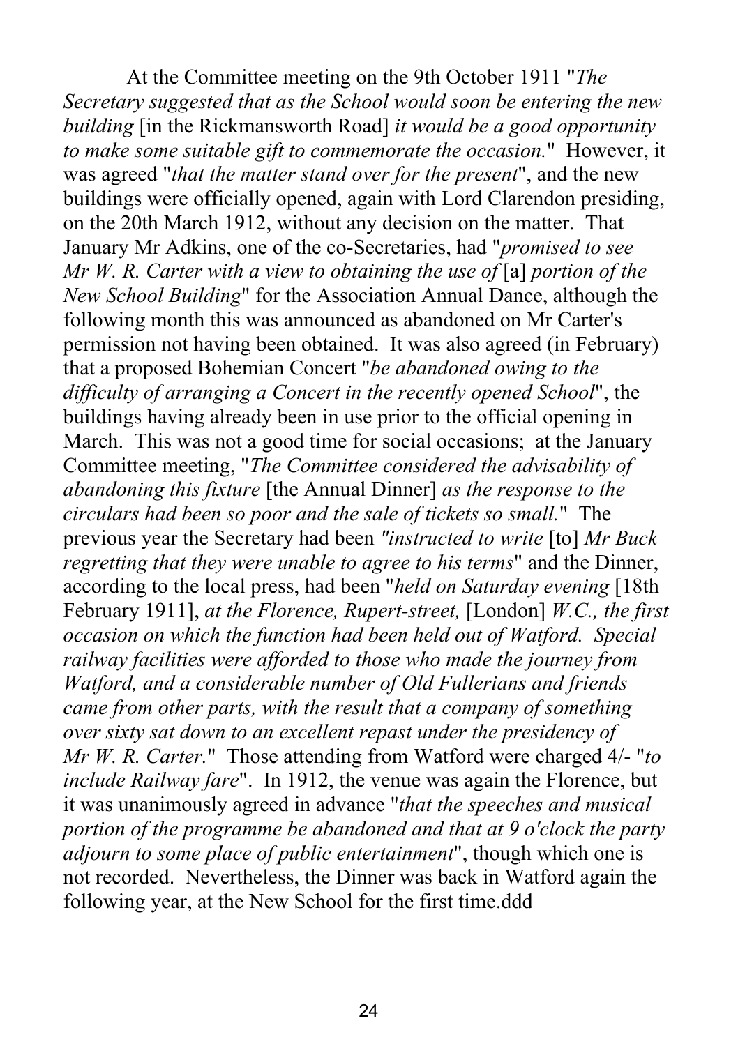At the Committee meeting on the 9th October 1911 "*The Secretary suggested that as the School would soon be entering the new building* [in the Rickmansworth Road] *it would be a good opportunity to make some suitable gift to commemorate the occasion.*" However, it was agreed "*that the matter stand over for the present*", and the new buildings were officially opened, again with Lord Clarendon presiding, on the 20th March 1912, without any decision on the matter. That January Mr Adkins, one of the co-Secretaries, had "*promised to see Mr W. R. Carter with a view to obtaining the use of* [a] *portion of the New School Building*" for the Association Annual Dance, although the following month this was announced as abandoned on Mr Carter's permission not having been obtained. It was also agreed (in February) that a proposed Bohemian Concert "*be abandoned owing to the difficulty of arranging a Concert in the recently opened School*", the buildings having already been in use prior to the official opening in March. This was not a good time for social occasions; at the January Committee meeting, "*The Committee considered the advisability of abandoning this fixture* [the Annual Dinner] *as the response to the circulars had been so poor and the sale of tickets so small.*" The previous year the Secretary had been *"instructed to write* [to] *Mr Buck regretting that they were unable to agree to his terms*" and the Dinner, according to the local press, had been "*held on Saturday evening* [18th February 1911], *at the Florence, Rupert-street,* [London] *W.C., the first occasion on which the function had been held out of Watford. Special railway facilities were afforded to those who made the journey from Watford, and a considerable number of Old Fullerians and friends came from other parts, with the result that a company of something over sixty sat down to an excellent repast under the presidency of Mr W. R. Carter.*" Those attending from Watford were charged 4/- "*to include Railway fare*". In 1912, the venue was again the Florence, but it was unanimously agreed in advance "*that the speeches and musical portion of the programme be abandoned and that at 9 o'clock the party adjourn to some place of public entertainment*", though which one is not recorded. Nevertheless, the Dinner was back in Watford again the following year, at the New School for the first time.ddd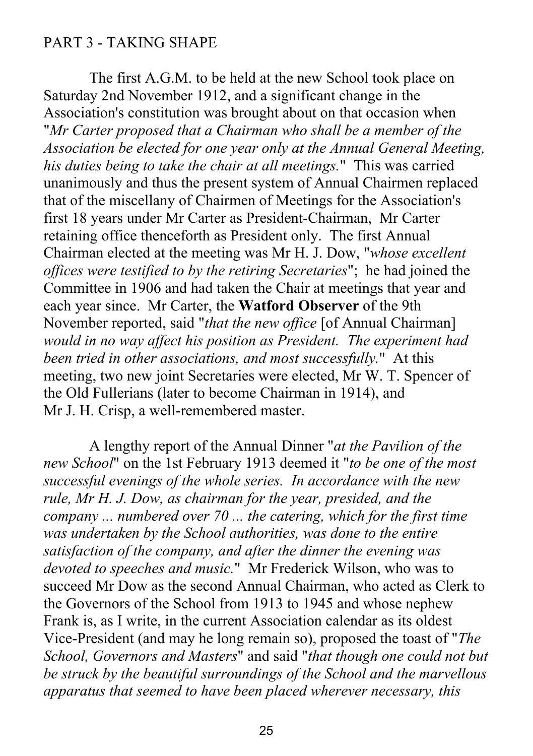PART 3 - TAKING SHAPE

The first A.G.M. to be held at the new School took place on Saturday 2nd November 1912, and a significant change in the Association's constitution was brought about on that occasion when "*Mr Carter proposed that a Chairman who shall be a member of the Association be elected for one year only at the Annual General Meeting, his duties being to take the chair at all meetings.*" This was carried unanimously and thus the present system of Annual Chairmen replaced that of the miscellany of Chairmen of Meetings for the Association's first 18 years under Mr Carter as President-Chairman, Mr Carter retaining office thenceforth as President only. The first Annual Chairman elected at the meeting was Mr H. J. Dow, "*whose excellent offices were testified to by the retiring Secretaries*"; he had joined the Committee in 1906 and had taken the Chair at meetings that year and each year since. Mr Carter, the **Watford Observer** of the 9th November reported, said "*that the new office* [of Annual Chairman] *would in no way affect his position as President. The experiment had been tried in other associations, and most successfully.*" At this meeting, two new joint Secretaries were elected, Mr W. T. Spencer of the Old Fullerians (later to become Chairman in 1914), and Mr J. H. Crisp, a well-remembered master.

A lengthy report of the Annual Dinner "*at the Pavilion of the new School*" on the 1st February 1913 deemed it "*to be one of the most successful evenings of the whole series. In accordance with the new rule, Mr H. J. Dow, as chairman for the year, presided, and the company ... numbered over 70 ... the catering, which for the first time was undertaken by the School authorities, was done to the entire satisfaction of the company, and after the dinner the evening was devoted to speeches and music.*" Mr Frederick Wilson, who was to succeed Mr Dow as the second Annual Chairman, who acted as Clerk to the Governors of the School from 1913 to 1945 and whose nephew Frank is, as I write, in the current Association calendar as its oldest Vice-President (and may he long remain so), proposed the toast of "*The School, Governors and Masters*" and said "*that though one could not but be struck by the beautiful surroundings of the School and the marvellous apparatus that seemed to have been placed wherever necessary, this*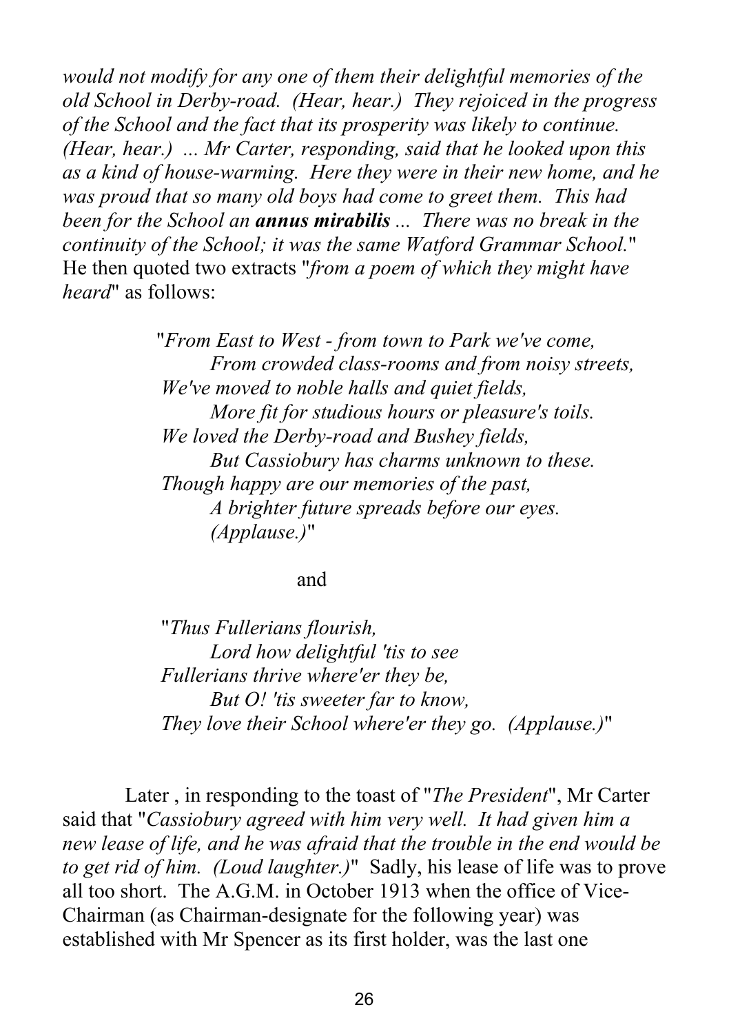*would not modify for any one of them their delightful memories of the old School in Derby-road. (Hear, hear.) They rejoiced in the progress of the School and the fact that its prosperity was likely to continue. (Hear, hear.) ... Mr Carter, responding, said that he looked upon this as a kind of house-warming. Here they were in their new home, and he was proud that so many old boys had come to greet them. This had been for the School an* ***annus mirabilis*** *... There was no break in the continuity of the School; it was the same Watford Grammar School.*" He then quoted two extracts "*from a poem of which they might have heard*" as follows:

> "*From East to West - from town to Park we've come,*
> *From crowded class-rooms and from noisy streets,*
> *We've moved to noble halls and quiet fields,*
> *More fit for studious hours or pleasure's toils.*
> *We loved the Derby-road and Bushey fields,*
> *But Cassiobury has charms unknown to these.*
> *Though happy are our memories of the past,*
> *A brighter future spreads before our eyes.*
> *(Applause.)*"

and

> "*Thus Fullerians flourish,*
> *Lord how delightful 'tis to see*
> *Fullerians thrive where'er they be,*
> *But O! 'tis sweeter far to know,*
> *They love their School where'er they go. (Applause.)*"

Later , in responding to the toast of "*The President*", Mr Carter said that "*Cassiobury agreed with him very well. It had given him a new lease of life, and he was afraid that the trouble in the end would be to get rid of him. (Loud laughter.)*" Sadly, his lease of life was to prove all too short. The A.G.M. in October 1913 when the office of Vice-Chairman (as Chairman-designate for the following year) was established with Mr Spencer as its first holder, was the last one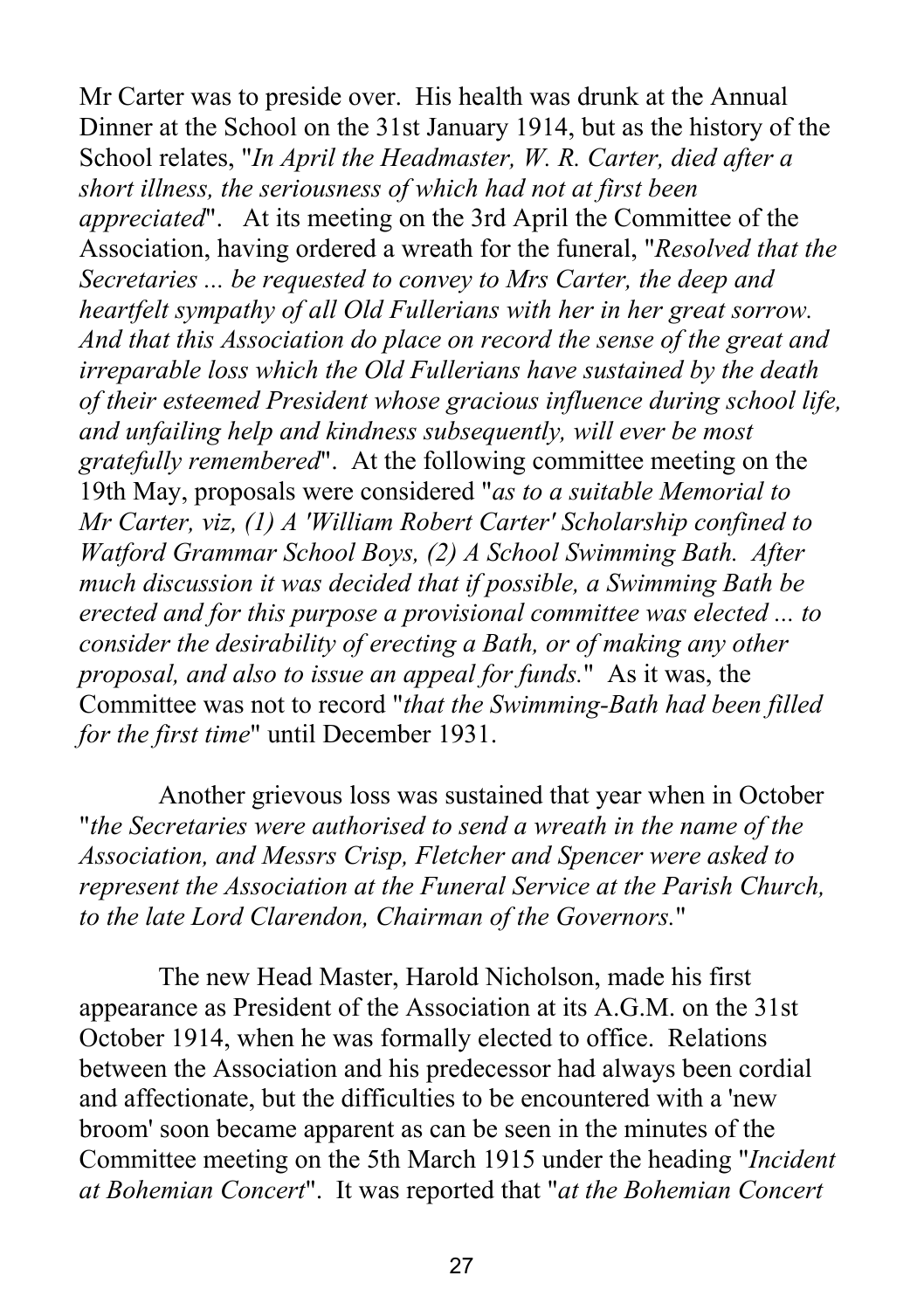Mr Carter was to preside over. His health was drunk at the Annual Dinner at the School on the 31st January 1914, but as the history of the School relates, "*In April the Headmaster, W. R. Carter, died after a short illness, the seriousness of which had not at first been appreciated*". At its meeting on the 3rd April the Committee of the Association, having ordered a wreath for the funeral, "*Resolved that the Secretaries ... be requested to convey to Mrs Carter, the deep and heartfelt sympathy of all Old Fullerians with her in her great sorrow. And that this Association do place on record the sense of the great and irreparable loss which the Old Fullerians have sustained by the death of their esteemed President whose gracious influence during school life, and unfailing help and kindness subsequently, will ever be most gratefully remembered*". At the following committee meeting on the 19th May, proposals were considered "*as to a suitable Memorial to Mr Carter, viz, (1) A 'William Robert Carter' Scholarship confined to Watford Grammar School Boys, (2) A School Swimming Bath. After much discussion it was decided that if possible, a Swimming Bath be erected and for this purpose a provisional committee was elected ... to consider the desirability of erecting a Bath, or of making any other proposal, and also to issue an appeal for funds.*" As it was, the Committee was not to record "*that the Swimming-Bath had been filled for the first time*" until December 1931.

Another grievous loss was sustained that year when in October "*the Secretaries were authorised to send a wreath in the name of the Association, and Messrs Crisp, Fletcher and Spencer were asked to represent the Association at the Funeral Service at the Parish Church, to the late Lord Clarendon, Chairman of the Governors.*"

The new Head Master, Harold Nicholson, made his first appearance as President of the Association at its A.G.M. on the 31st October 1914, when he was formally elected to office. Relations between the Association and his predecessor had always been cordial and affectionate, but the difficulties to be encountered with a 'new broom' soon became apparent as can be seen in the minutes of the Committee meeting on the 5th March 1915 under the heading "*Incident at Bohemian Concert*". It was reported that "*at the Bohemian Concert*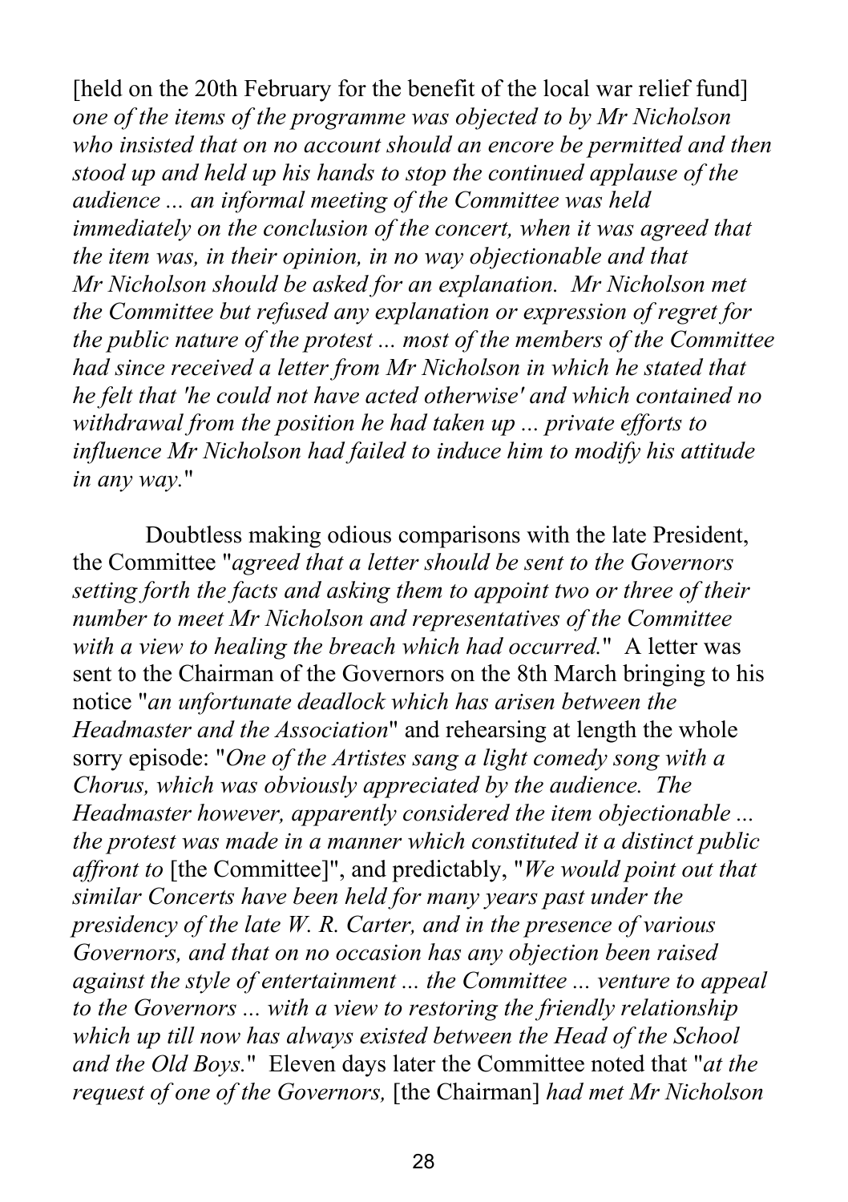[held on the 20th February for the benefit of the local war relief fund] *one of the items of the programme was objected to by Mr Nicholson who insisted that on no account should an encore be permitted and then stood up and held up his hands to stop the continued applause of the audience ... an informal meeting of the Committee was held immediately on the conclusion of the concert, when it was agreed that the item was, in their opinion, in no way objectionable and that Mr Nicholson should be asked for an explanation. Mr Nicholson met the Committee but refused any explanation or expression of regret for the public nature of the protest ... most of the members of the Committee had since received a letter from Mr Nicholson in which he stated that he felt that 'he could not have acted otherwise' and which contained no withdrawal from the position he had taken up ... private efforts to influence Mr Nicholson had failed to induce him to modify his attitude in any way.*"

Doubtless making odious comparisons with the late President, the Committee "*agreed that a letter should be sent to the Governors setting forth the facts and asking them to appoint two or three of their number to meet Mr Nicholson and representatives of the Committee with a view to healing the breach which had occurred.*" A letter was sent to the Chairman of the Governors on the 8th March bringing to his notice "*an unfortunate deadlock which has arisen between the Headmaster and the Association*" and rehearsing at length the whole sorry episode: "*One of the Artistes sang a light comedy song with a Chorus, which was obviously appreciated by the audience. The Headmaster however, apparently considered the item objectionable ... the protest was made in a manner which constituted it a distinct public affront to* [the Committee]", and predictably, "*We would point out that similar Concerts have been held for many years past under the presidency of the late W. R. Carter, and in the presence of various Governors, and that on no occasion has any objection been raised against the style of entertainment ... the Committee ... venture to appeal to the Governors ... with a view to restoring the friendly relationship which up till now has always existed between the Head of the School and the Old Boys.*" Eleven days later the Committee noted that "*at the request of one of the Governors,* [the Chairman] *had met Mr Nicholson*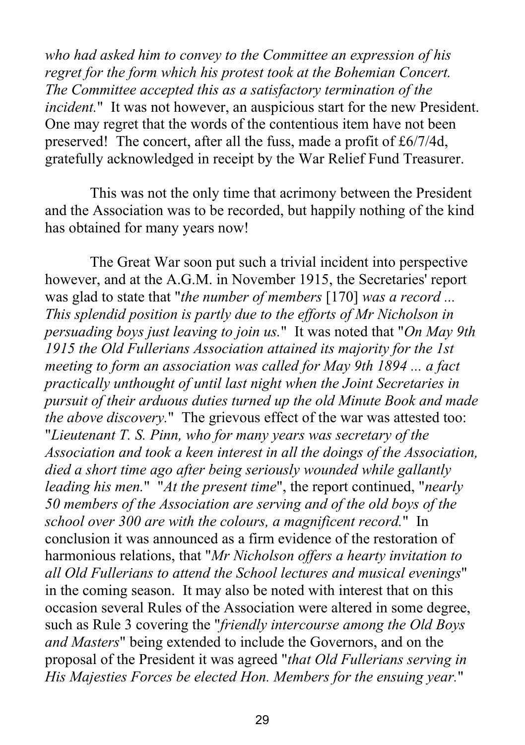*who had asked him to convey to the Committee an expression of his regret for the form which his protest took at the Bohemian Concert. The Committee accepted this as a satisfactory termination of the incident.*" It was not however, an auspicious start for the new President. One may regret that the words of the contentious item have not been preserved! The concert, after all the fuss, made a profit of £6/7/4d, gratefully acknowledged in receipt by the War Relief Fund Treasurer.

This was not the only time that acrimony between the President and the Association was to be recorded, but happily nothing of the kind has obtained for many years now!

The Great War soon put such a trivial incident into perspective however, and at the A.G.M. in November 1915, the Secretaries' report was glad to state that "*the number of members* [170] *was a record ... This splendid position is partly due to the efforts of Mr Nicholson in persuading boys just leaving to join us.*" It was noted that "*On May 9th 1915 the Old Fullerians Association attained its majority for the 1st meeting to form an association was called for May 9th 1894 ... a fact practically unthought of until last night when the Joint Secretaries in pursuit of their arduous duties turned up the old Minute Book and made the above discovery.*" The grievous effect of the war was attested too: "*Lieutenant T. S. Pinn, who for many years was secretary of the Association and took a keen interest in all the doings of the Association, died a short time ago after being seriously wounded while gallantly leading his men.*" "*At the present time*", the report continued, "*nearly 50 members of the Association are serving and of the old boys of the school over 300 are with the colours, a magnificent record.*" In conclusion it was announced as a firm evidence of the restoration of harmonious relations, that "*Mr Nicholson offers a hearty invitation to all Old Fullerians to attend the School lectures and musical evenings*" in the coming season. It may also be noted with interest that on this occasion several Rules of the Association were altered in some degree, such as Rule 3 covering the "*friendly intercourse among the Old Boys and Masters*" being extended to include the Governors, and on the proposal of the President it was agreed "*that Old Fullerians serving in His Majesties Forces be elected Hon. Members for the ensuing year.*"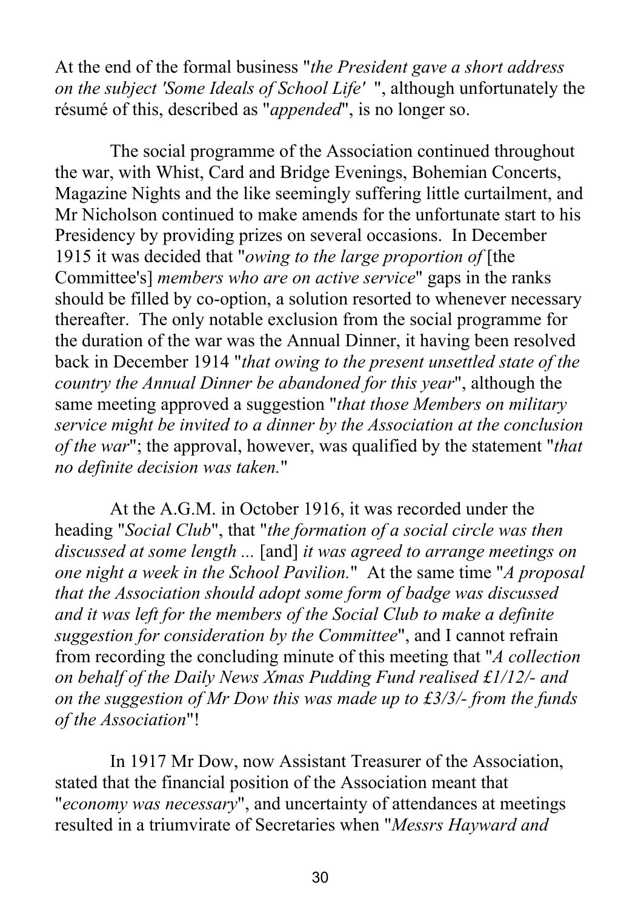At the end of the formal business "*the President gave a short address on the subject 'Some Ideals of School Life'* ", although unfortunately the résumé of this, described as "*appended*", is no longer so.

The social programme of the Association continued throughout the war, with Whist, Card and Bridge Evenings, Bohemian Concerts, Magazine Nights and the like seemingly suffering little curtailment, and Mr Nicholson continued to make amends for the unfortunate start to his Presidency by providing prizes on several occasions. In December 1915 it was decided that "*owing to the large proportion of* [the Committee's] *members who are on active service*" gaps in the ranks should be filled by co-option, a solution resorted to whenever necessary thereafter. The only notable exclusion from the social programme for the duration of the war was the Annual Dinner, it having been resolved back in December 1914 "*that owing to the present unsettled state of the country the Annual Dinner be abandoned for this year*", although the same meeting approved a suggestion "*that those Members on military service might be invited to a dinner by the Association at the conclusion of the war*"; the approval, however, was qualified by the statement "*that no definite decision was taken.*"

At the A.G.M. in October 1916, it was recorded under the heading "*Social Club*", that "*the formation of a social circle was then discussed at some length ...* [and] *it was agreed to arrange meetings on one night a week in the School Pavilion.*" At the same time "*A proposal that the Association should adopt some form of badge was discussed and it was left for the members of the Social Club to make a definite suggestion for consideration by the Committee*", and I cannot refrain from recording the concluding minute of this meeting that "*A collection on behalf of the Daily News Xmas Pudding Fund realised £1/12/- and on the suggestion of Mr Dow this was made up to £3/3/- from the funds of the Association*"!

In 1917 Mr Dow, now Assistant Treasurer of the Association, stated that the financial position of the Association meant that "*economy was necessary*", and uncertainty of attendances at meetings resulted in a triumvirate of Secretaries when "*Messrs Hayward and*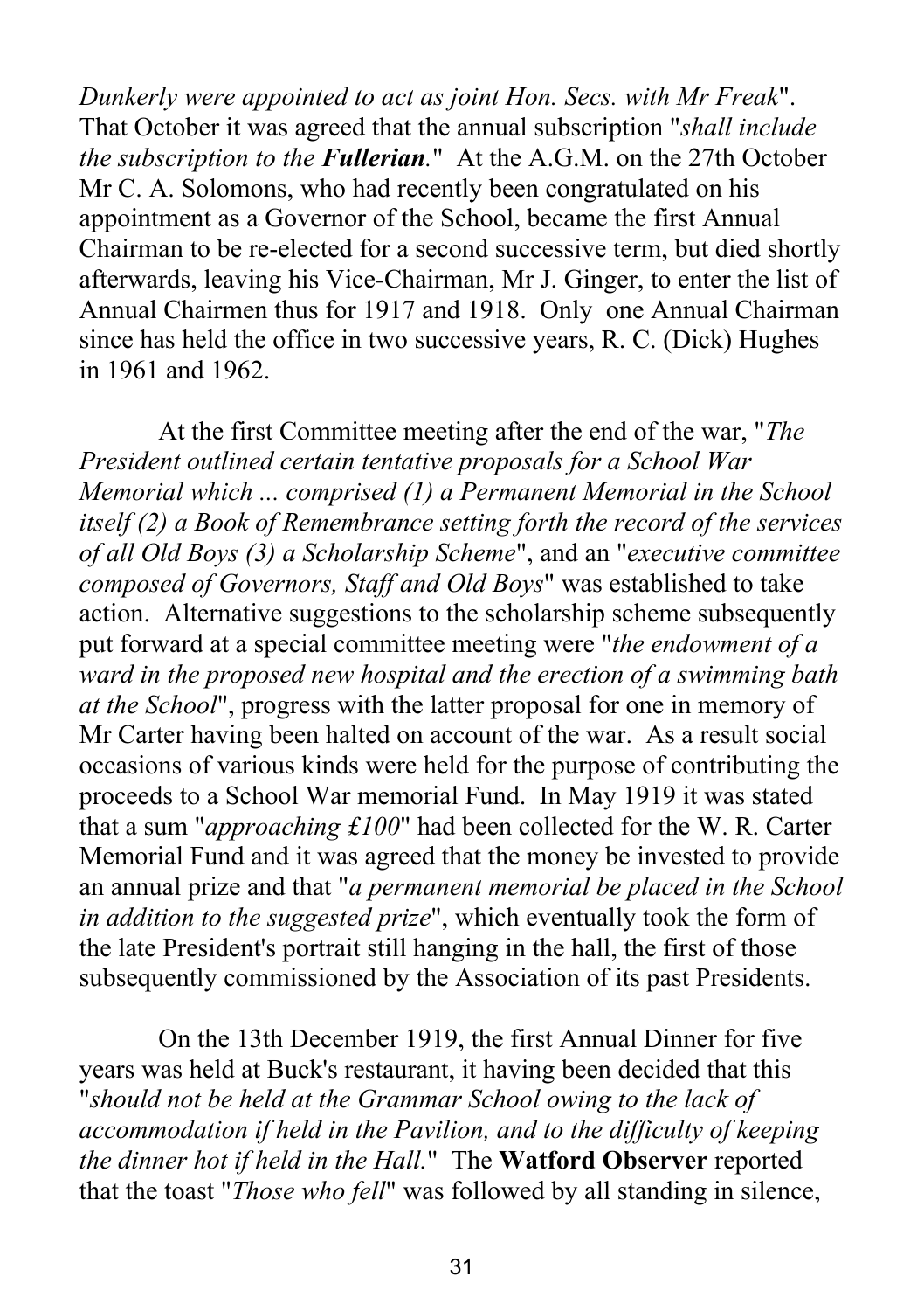*Dunkerly were appointed to act as joint Hon. Secs. with Mr Freak*". That October it was agreed that the annual subscription "*shall include the subscription to the **Fullerian**.*" At the A.G.M. on the 27th October Mr C. A. Solomons, who had recently been congratulated on his appointment as a Governor of the School, became the first Annual Chairman to be re-elected for a second successive term, but died shortly afterwards, leaving his Vice-Chairman, Mr J. Ginger, to enter the list of Annual Chairmen thus for 1917 and 1918. Only one Annual Chairman since has held the office in two successive years, R. C. (Dick) Hughes in 1961 and 1962.

At the first Committee meeting after the end of the war, "*The President outlined certain tentative proposals for a School War Memorial which ... comprised (1) a Permanent Memorial in the School itself (2) a Book of Remembrance setting forth the record of the services of all Old Boys (3) a Scholarship Scheme*", and an "*executive committee composed of Governors, Staff and Old Boys*" was established to take action. Alternative suggestions to the scholarship scheme subsequently put forward at a special committee meeting were "*the endowment of a ward in the proposed new hospital and the erection of a swimming bath at the School*", progress with the latter proposal for one in memory of Mr Carter having been halted on account of the war. As a result social occasions of various kinds were held for the purpose of contributing the proceeds to a School War memorial Fund. In May 1919 it was stated that a sum "*approaching £100*" had been collected for the W. R. Carter Memorial Fund and it was agreed that the money be invested to provide an annual prize and that "*a permanent memorial be placed in the School in addition to the suggested prize*", which eventually took the form of the late President's portrait still hanging in the hall, the first of those subsequently commissioned by the Association of its past Presidents.

On the 13th December 1919, the first Annual Dinner for five years was held at Buck's restaurant, it having been decided that this "*should not be held at the Grammar School owing to the lack of accommodation if held in the Pavilion, and to the difficulty of keeping the dinner hot if held in the Hall.*" The **Watford Observer** reported that the toast "*Those who fell*" was followed by all standing in silence,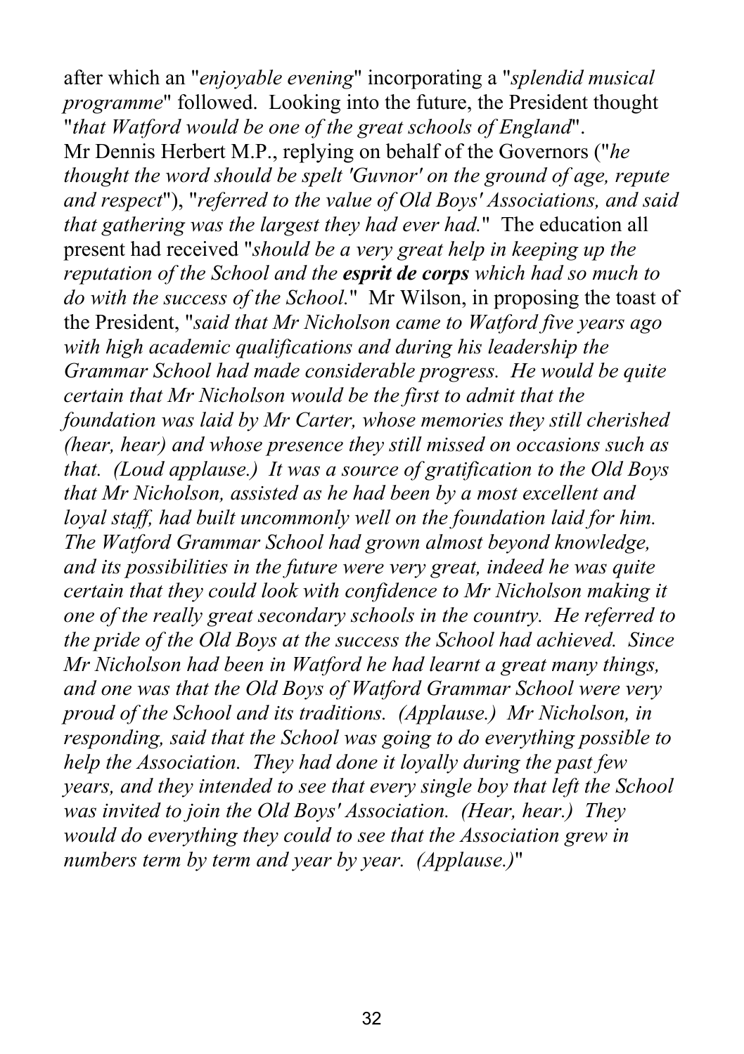after which an "*enjoyable evening*" incorporating a "*splendid musical programme*" followed. Looking into the future, the President thought "*that Watford would be one of the great schools of England*". Mr Dennis Herbert M.P., replying on behalf of the Governors ("*he thought the word should be spelt 'Guvnor' on the ground of age, repute and respect*"), "*referred to the value of Old Boys' Associations, and said that gathering was the largest they had ever had.*" The education all present had received "*should be a very great help in keeping up the reputation of the School and the **esprit de corps** which had so much to do with the success of the School.*" Mr Wilson, in proposing the toast of the President, "*said that Mr Nicholson came to Watford five years ago with high academic qualifications and during his leadership the Grammar School had made considerable progress. He would be quite certain that Mr Nicholson would be the first to admit that the foundation was laid by Mr Carter, whose memories they still cherished (hear, hear) and whose presence they still missed on occasions such as that. (Loud applause.) It was a source of gratification to the Old Boys that Mr Nicholson, assisted as he had been by a most excellent and loyal staff, had built uncommonly well on the foundation laid for him. The Watford Grammar School had grown almost beyond knowledge, and its possibilities in the future were very great, indeed he was quite certain that they could look with confidence to Mr Nicholson making it one of the really great secondary schools in the country. He referred to the pride of the Old Boys at the success the School had achieved. Since Mr Nicholson had been in Watford he had learnt a great many things, and one was that the Old Boys of Watford Grammar School were very proud of the School and its traditions. (Applause.) Mr Nicholson, in responding, said that the School was going to do everything possible to help the Association. They had done it loyally during the past few years, and they intended to see that every single boy that left the School was invited to join the Old Boys' Association. (Hear, hear.) They would do everything they could to see that the Association grew in numbers term by term and year by year. (Applause.)*"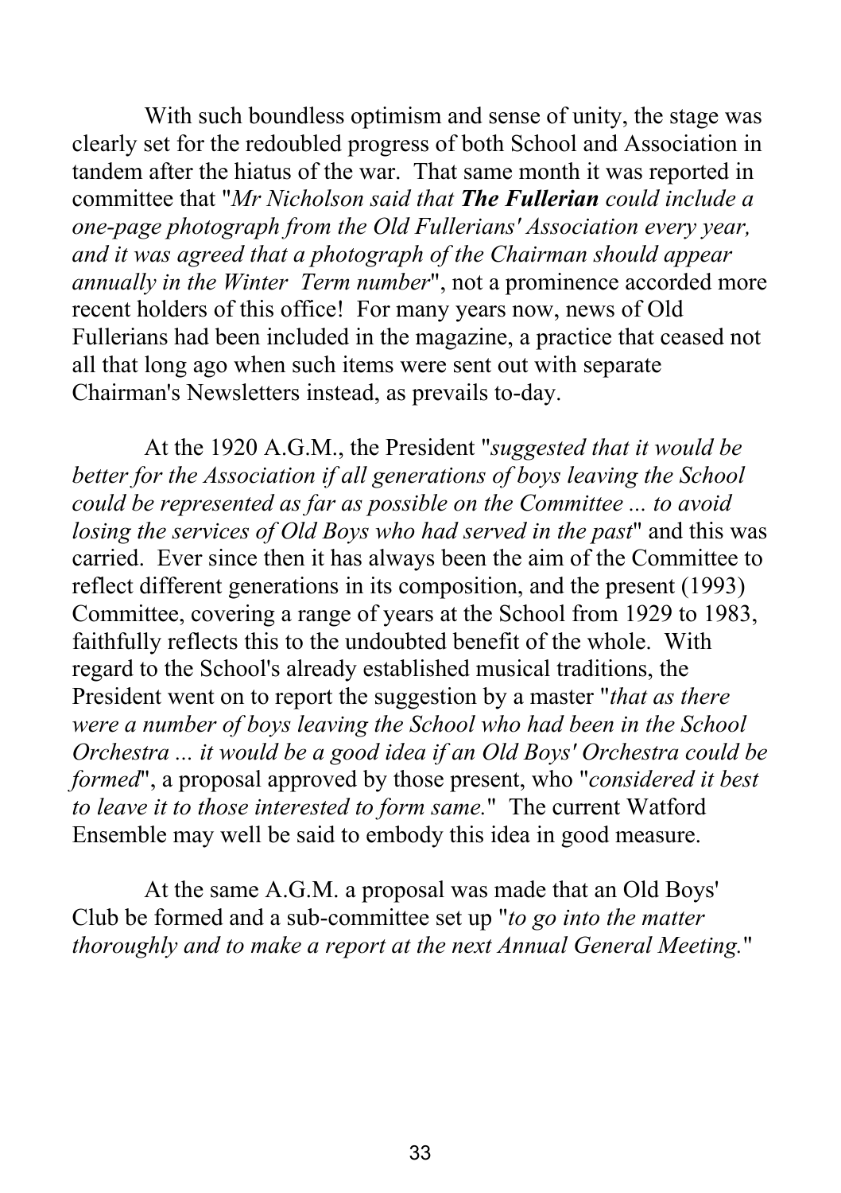With such boundless optimism and sense of unity, the stage was clearly set for the redoubled progress of both School and Association in tandem after the hiatus of the war. That same month it was reported in committee that "*Mr Nicholson said that* ***The Fullerian*** *could include a one-page photograph from the Old Fullerians' Association every year, and it was agreed that a photograph of the Chairman should appear annually in the Winter Term number*", not a prominence accorded more recent holders of this office! For many years now, news of Old Fullerians had been included in the magazine, a practice that ceased not all that long ago when such items were sent out with separate Chairman's Newsletters instead, as prevails to-day.

At the 1920 A.G.M., the President "*suggested that it would be better for the Association if all generations of boys leaving the School could be represented as far as possible on the Committee ... to avoid losing the services of Old Boys who had served in the past*" and this was carried. Ever since then it has always been the aim of the Committee to reflect different generations in its composition, and the present (1993) Committee, covering a range of years at the School from 1929 to 1983, faithfully reflects this to the undoubted benefit of the whole. With regard to the School's already established musical traditions, the President went on to report the suggestion by a master "*that as there were a number of boys leaving the School who had been in the School Orchestra ... it would be a good idea if an Old Boys' Orchestra could be formed*", a proposal approved by those present, who "*considered it best to leave it to those interested to form same.*" The current Watford Ensemble may well be said to embody this idea in good measure.

At the same A.G.M. a proposal was made that an Old Boys' Club be formed and a sub-committee set up "*to go into the matter thoroughly and to make a report at the next Annual General Meeting.*"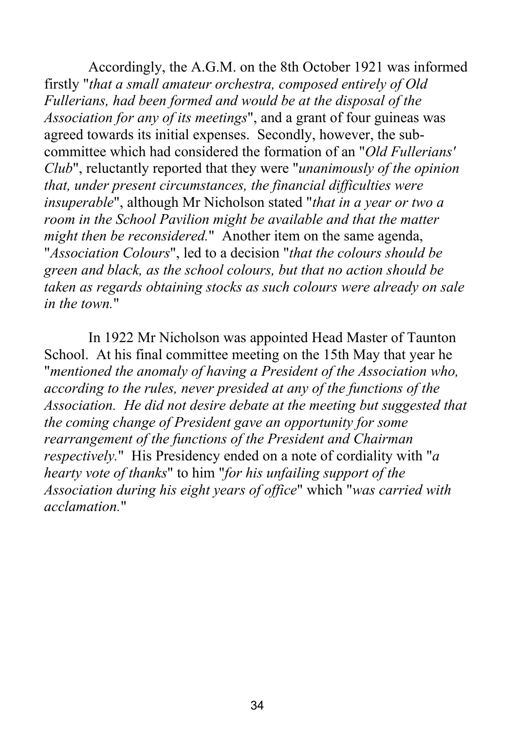Accordingly, the A.G.M. on the 8th October 1921 was informed firstly "*that a small amateur orchestra, composed entirely of Old Fullerians, had been formed and would be at the disposal of the Association for any of its meetings*", and a grant of four guineas was agreed towards its initial expenses. Secondly, however, the sub-committee which had considered the formation of an "*Old Fullerians' Club*", reluctantly reported that they were "*unanimously of the opinion that, under present circumstances, the financial difficulties were insuperable*", although Mr Nicholson stated "*that in a year or two a room in the School Pavilion might be available and that the matter might then be reconsidered.*" Another item on the same agenda, "*Association Colours*", led to a decision "*that the colours should be green and black, as the school colours, but that no action should be taken as regards obtaining stocks as such colours were already on sale in the town.*"

In 1922 Mr Nicholson was appointed Head Master of Taunton School. At his final committee meeting on the 15th May that year he "*mentioned the anomaly of having a President of the Association who, according to the rules, never presided at any of the functions of the Association. He did not desire debate at the meeting but suggested that the coming change of President gave an opportunity for some rearrangement of the functions of the President and Chairman respectively.*" His Presidency ended on a note of cordiality with "*a hearty vote of thanks*" to him "*for his unfailing support of the Association during his eight years of office*" which "*was carried with acclamation.*"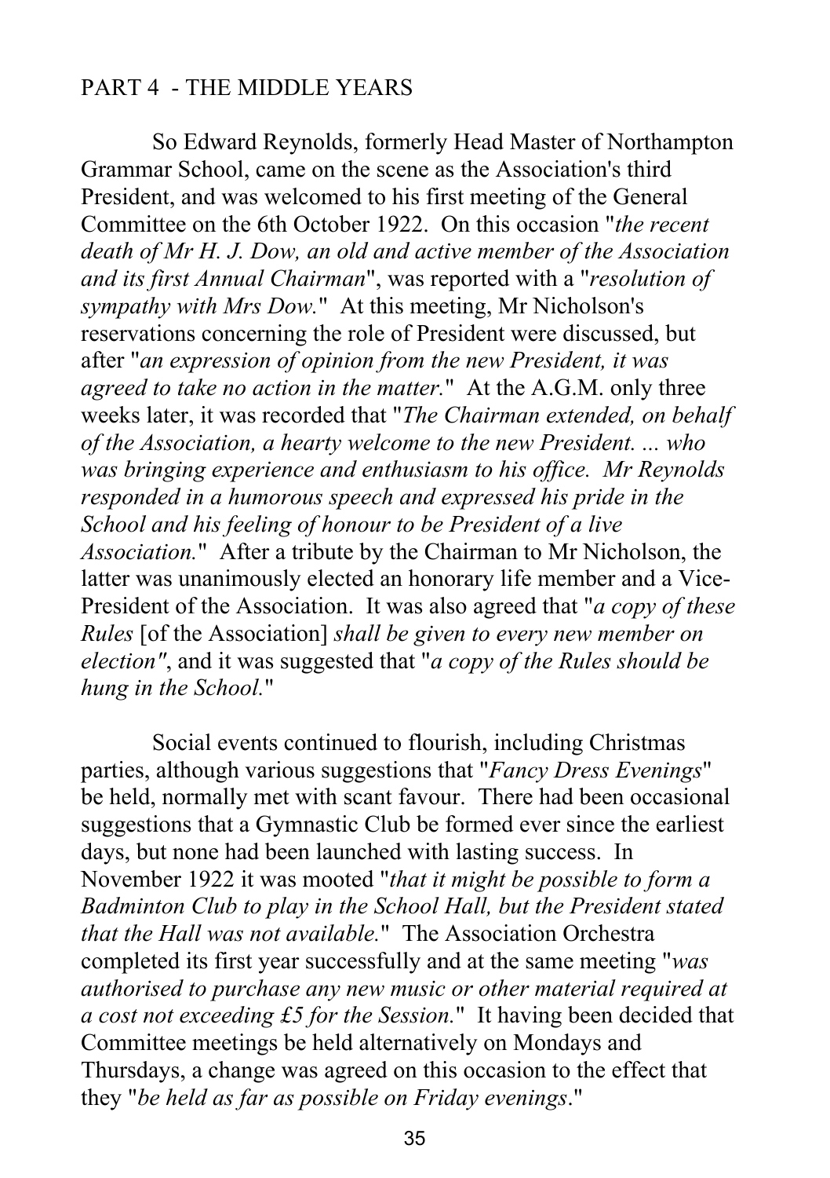## PART 4 - THE MIDDLE YEARS

So Edward Reynolds, formerly Head Master of Northampton Grammar School, came on the scene as the Association's third President, and was welcomed to his first meeting of the General Committee on the 6th October 1922. On this occasion "*the recent death of Mr H. J. Dow, an old and active member of the Association and its first Annual Chairman*", was reported with a "*resolution of sympathy with Mrs Dow.*" At this meeting, Mr Nicholson's reservations concerning the role of President were discussed, but after "*an expression of opinion from the new President, it was agreed to take no action in the matter.*" At the A.G.M. only three weeks later, it was recorded that "*The Chairman extended, on behalf of the Association, a hearty welcome to the new President. ... who was bringing experience and enthusiasm to his office. Mr Reynolds responded in a humorous speech and expressed his pride in the School and his feeling of honour to be President of a live Association.*" After a tribute by the Chairman to Mr Nicholson, the latter was unanimously elected an honorary life member and a Vice-President of the Association. It was also agreed that "*a copy of these Rules* [of the Association] *shall be given to every new member on election"*, and it was suggested that "*a copy of the Rules should be hung in the School.*"

Social events continued to flourish, including Christmas parties, although various suggestions that "*Fancy Dress Evenings*" be held, normally met with scant favour. There had been occasional suggestions that a Gymnastic Club be formed ever since the earliest days, but none had been launched with lasting success. In November 1922 it was mooted "*that it might be possible to form a Badminton Club to play in the School Hall, but the President stated that the Hall was not available.*" The Association Orchestra completed its first year successfully and at the same meeting "*was authorised to purchase any new music or other material required at a cost not exceeding £5 for the Session.*" It having been decided that Committee meetings be held alternatively on Mondays and Thursdays, a change was agreed on this occasion to the effect that they "*be held as far as possible on Friday evenings*."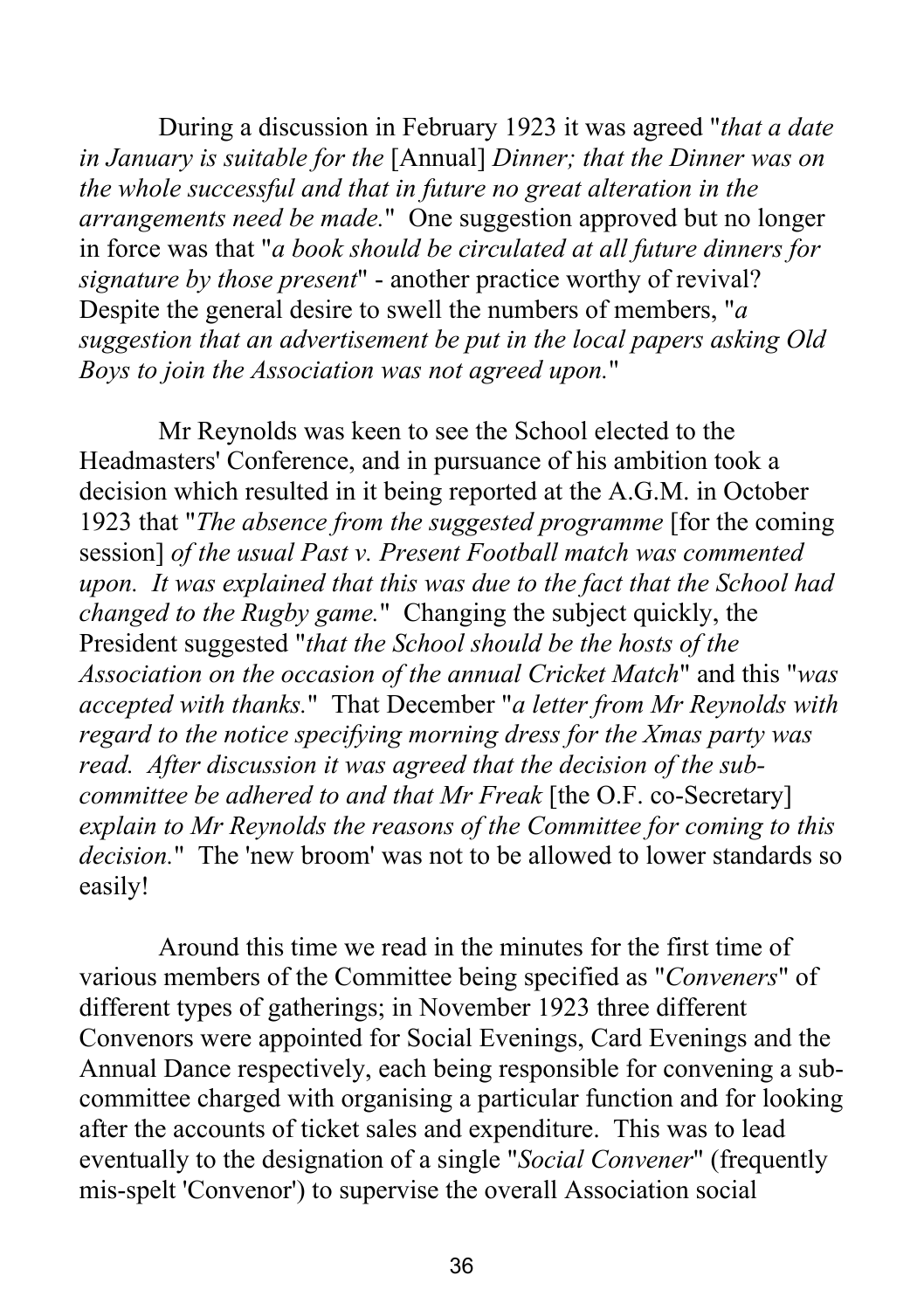During a discussion in February 1923 it was agreed "*that a date in January is suitable for the* [Annual] *Dinner; that the Dinner was on the whole successful and that in future no great alteration in the arrangements need be made.*" One suggestion approved but no longer in force was that "*a book should be circulated at all future dinners for signature by those present*" - another practice worthy of revival? Despite the general desire to swell the numbers of members, "*a suggestion that an advertisement be put in the local papers asking Old Boys to join the Association was not agreed upon.*"

Mr Reynolds was keen to see the School elected to the Headmasters' Conference, and in pursuance of his ambition took a decision which resulted in it being reported at the A.G.M. in October 1923 that "*The absence from the suggested programme* [for the coming session] *of the usual Past v. Present Football match was commented upon. It was explained that this was due to the fact that the School had changed to the Rugby game.*" Changing the subject quickly, the President suggested "*that the School should be the hosts of the Association on the occasion of the annual Cricket Match*" and this "*was accepted with thanks.*" That December "*a letter from Mr Reynolds with regard to the notice specifying morning dress for the Xmas party was read. After discussion it was agreed that the decision of the sub-committee be adhered to and that Mr Freak* [the O.F. co-Secretary] *explain to Mr Reynolds the reasons of the Committee for coming to this decision.*" The 'new broom' was not to be allowed to lower standards so easily!

Around this time we read in the minutes for the first time of various members of the Committee being specified as "*Conveners*" of different types of gatherings; in November 1923 three different Convenors were appointed for Social Evenings, Card Evenings and the Annual Dance respectively, each being responsible for convening a sub-committee charged with organising a particular function and for looking after the accounts of ticket sales and expenditure. This was to lead eventually to the designation of a single "*Social Convener*" (frequently mis-spelt 'Convenor') to supervise the overall Association social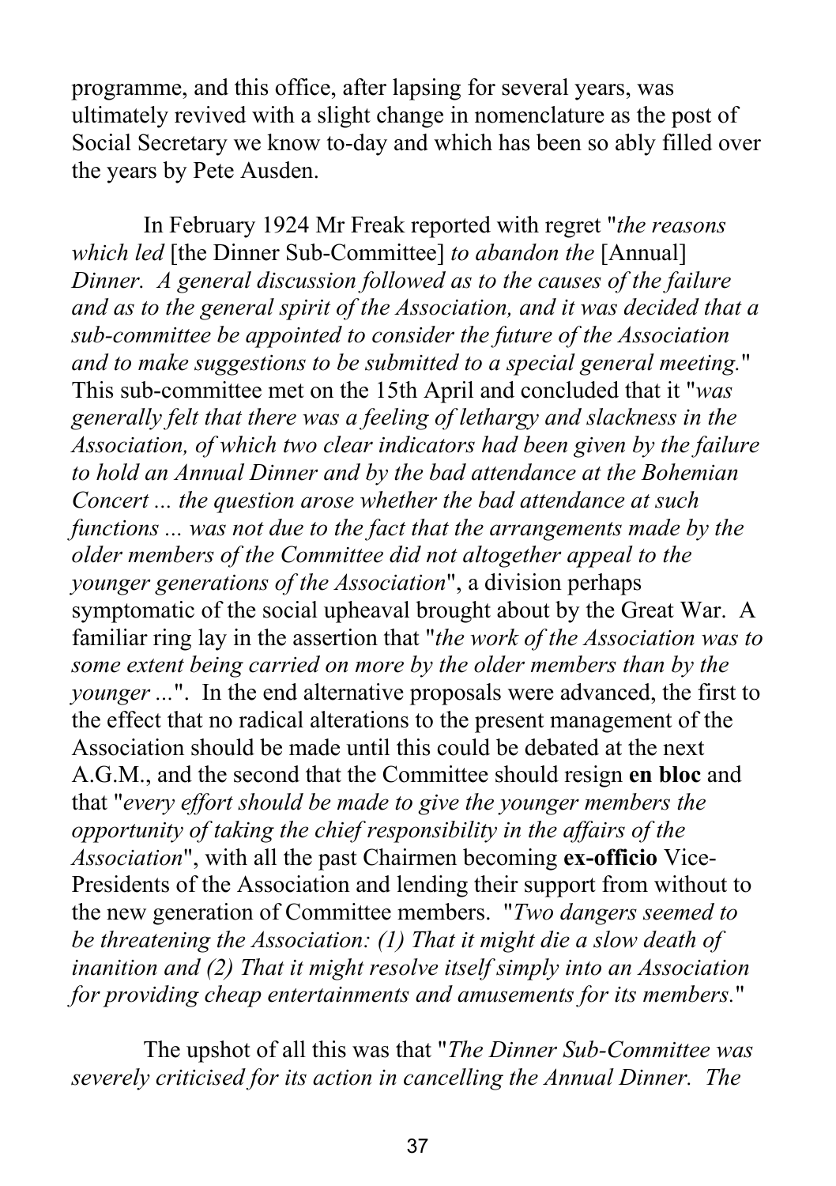programme, and this office, after lapsing for several years, was ultimately revived with a slight change in nomenclature as the post of Social Secretary we know to-day and which has been so ably filled over the years by Pete Ausden.

In February 1924 Mr Freak reported with regret "*the reasons which led* [the Dinner Sub-Committee] *to abandon the* [Annual] *Dinner. A general discussion followed as to the causes of the failure and as to the general spirit of the Association, and it was decided that a sub-committee be appointed to consider the future of the Association and to make suggestions to be submitted to a special general meeting.*" This sub-committee met on the 15th April and concluded that it "*was generally felt that there was a feeling of lethargy and slackness in the Association, of which two clear indicators had been given by the failure to hold an Annual Dinner and by the bad attendance at the Bohemian Concert ... the question arose whether the bad attendance at such functions ... was not due to the fact that the arrangements made by the older members of the Committee did not altogether appeal to the younger generations of the Association*", a division perhaps symptomatic of the social upheaval brought about by the Great War. A familiar ring lay in the assertion that "*the work of the Association was to some extent being carried on more by the older members than by the younger ...*". In the end alternative proposals were advanced, the first to the effect that no radical alterations to the present management of the Association should be made until this could be debated at the next A.G.M., and the second that the Committee should resign **en bloc** and that "*every effort should be made to give the younger members the opportunity of taking the chief responsibility in the affairs of the Association*", with all the past Chairmen becoming **ex-officio** Vice-Presidents of the Association and lending their support from without to the new generation of Committee members. "*Two dangers seemed to be threatening the Association: (1) That it might die a slow death of inanition and (2) That it might resolve itself simply into an Association for providing cheap entertainments and amusements for its members.*"

The upshot of all this was that "*The Dinner Sub-Committee was severely criticised for its action in cancelling the Annual Dinner. The*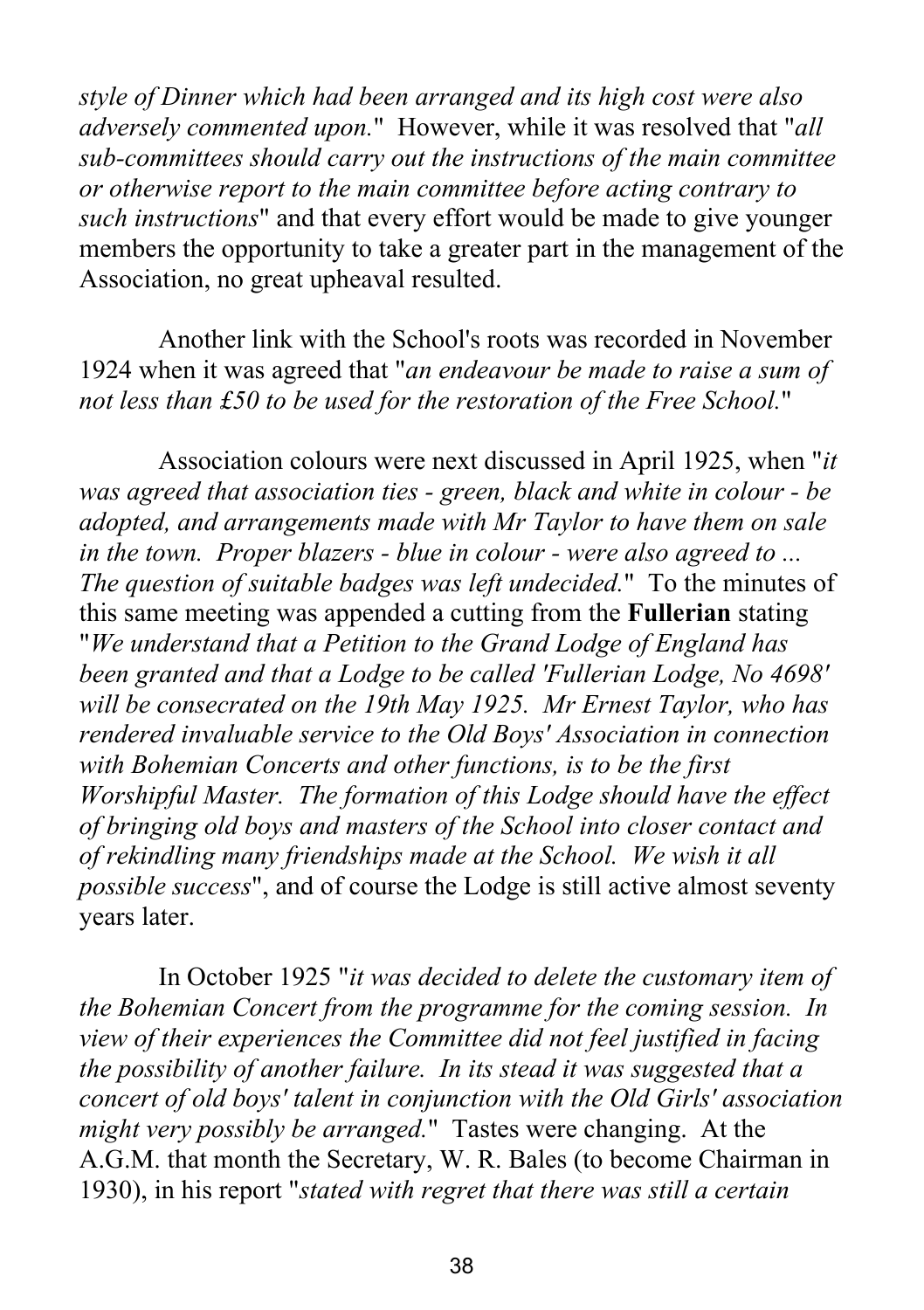*style of Dinner which had been arranged and its high cost were also adversely commented upon.*" However, while it was resolved that "*all sub-committees should carry out the instructions of the main committee or otherwise report to the main committee before acting contrary to such instructions*" and that every effort would be made to give younger members the opportunity to take a greater part in the management of the Association, no great upheaval resulted.

Another link with the School's roots was recorded in November 1924 when it was agreed that "*an endeavour be made to raise a sum of not less than £50 to be used for the restoration of the Free School.*"

Association colours were next discussed in April 1925, when "*it was agreed that association ties - green, black and white in colour - be adopted, and arrangements made with Mr Taylor to have them on sale in the town. Proper blazers - blue in colour - were also agreed to ... The question of suitable badges was left undecided.*" To the minutes of this same meeting was appended a cutting from the **Fullerian** stating "*We understand that a Petition to the Grand Lodge of England has been granted and that a Lodge to be called 'Fullerian Lodge, No 4698' will be consecrated on the 19th May 1925. Mr Ernest Taylor, who has rendered invaluable service to the Old Boys' Association in connection with Bohemian Concerts and other functions, is to be the first Worshipful Master. The formation of this Lodge should have the effect of bringing old boys and masters of the School into closer contact and of rekindling many friendships made at the School. We wish it all possible success*", and of course the Lodge is still active almost seventy years later.

In October 1925 "*it was decided to delete the customary item of the Bohemian Concert from the programme for the coming session. In view of their experiences the Committee did not feel justified in facing the possibility of another failure. In its stead it was suggested that a concert of old boys' talent in conjunction with the Old Girls' association might very possibly be arranged.*" Tastes were changing. At the A.G.M. that month the Secretary, W. R. Bales (to become Chairman in 1930), in his report "*stated with regret that there was still a certain*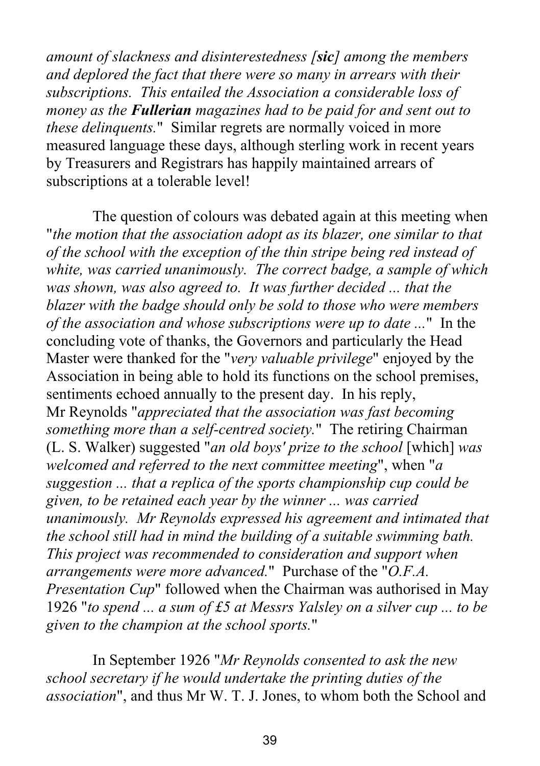*amount of slackness and disinterestedness [**sic**] among the members and deplored the fact that there were so many in arrears with their subscriptions. This entailed the Association a considerable loss of money as the **Fullerian** magazines had to be paid for and sent out to these delinquents.*" Similar regrets are normally voiced in more measured language these days, although sterling work in recent years by Treasurers and Registrars has happily maintained arrears of subscriptions at a tolerable level!

The question of colours was debated again at this meeting when "*the motion that the association adopt as its blazer, one similar to that of the school with the exception of the thin stripe being red instead of white, was carried unanimously. The correct badge, a sample of which was shown, was also agreed to. It was further decided ... that the blazer with the badge should only be sold to those who were members of the association and whose subscriptions were up to date ...*" In the concluding vote of thanks, the Governors and particularly the Head Master were thanked for the "*very valuable privilege*" enjoyed by the Association in being able to hold its functions on the school premises, sentiments echoed annually to the present day. In his reply, Mr Reynolds "*appreciated that the association was fast becoming something more than a self-centred society.*" The retiring Chairman (L. S. Walker) suggested "*an old boys' prize to the school* [which] *was welcomed and referred to the next committee meeting*", when "*a suggestion ... that a replica of the sports championship cup could be given, to be retained each year by the winner ... was carried unanimously. Mr Reynolds expressed his agreement and intimated that the school still had in mind the building of a suitable swimming bath. This project was recommended to consideration and support when arrangements were more advanced.*" Purchase of the "*O.F.A. Presentation Cup*" followed when the Chairman was authorised in May 1926 "*to spend ... a sum of £5 at Messrs Yalsley on a silver cup ... to be given to the champion at the school sports.*"

In September 1926 "*Mr Reynolds consented to ask the new school secretary if he would undertake the printing duties of the association*", and thus Mr W. T. J. Jones, to whom both the School and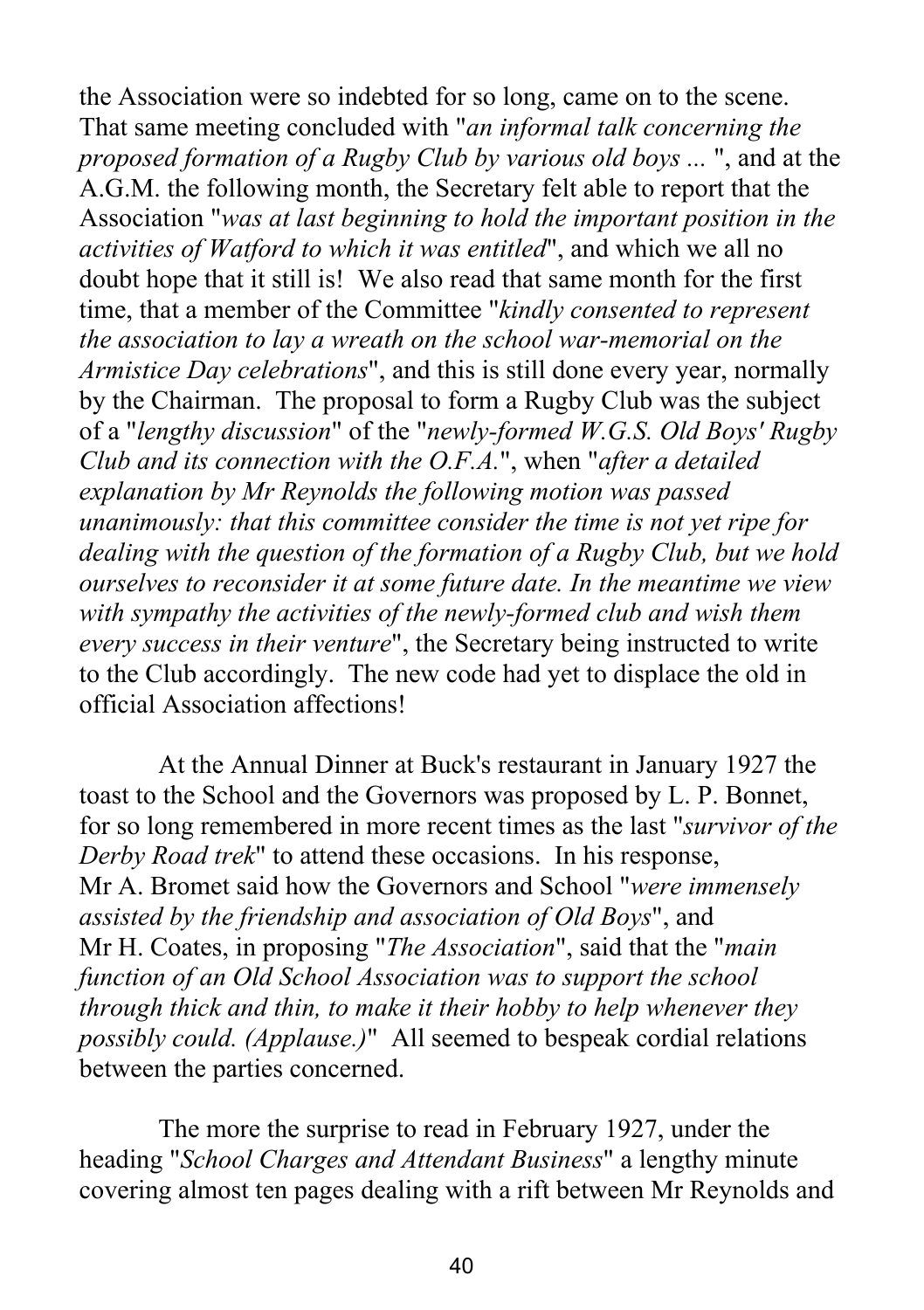the Association were so indebted for so long, came on to the scene. That same meeting concluded with "*an informal talk concerning the proposed formation of a Rugby Club by various old boys ...* ", and at the A.G.M. the following month, the Secretary felt able to report that the Association "*was at last beginning to hold the important position in the activities of Watford to which it was entitled*", and which we all no doubt hope that it still is! We also read that same month for the first time, that a member of the Committee "*kindly consented to represent the association to lay a wreath on the school war-memorial on the Armistice Day celebrations*", and this is still done every year, normally by the Chairman. The proposal to form a Rugby Club was the subject of a "*lengthy discussion*" of the "*newly-formed W.G.S. Old Boys' Rugby Club and its connection with the O.F.A.*", when "*after a detailed explanation by Mr Reynolds the following motion was passed unanimously: that this committee consider the time is not yet ripe for dealing with the question of the formation of a Rugby Club, but we hold ourselves to reconsider it at some future date. In the meantime we view with sympathy the activities of the newly-formed club and wish them every success in their venture*", the Secretary being instructed to write to the Club accordingly. The new code had yet to displace the old in official Association affections!

At the Annual Dinner at Buck's restaurant in January 1927 the toast to the School and the Governors was proposed by L. P. Bonnet, for so long remembered in more recent times as the last "*survivor of the Derby Road trek*" to attend these occasions. In his response, Mr A. Bromet said how the Governors and School "*were immensely assisted by the friendship and association of Old Boys*", and Mr H. Coates, in proposing "*The Association*", said that the "*main function of an Old School Association was to support the school through thick and thin, to make it their hobby to help whenever they possibly could. (Applause.)*" All seemed to bespeak cordial relations between the parties concerned.

The more the surprise to read in February 1927, under the heading "*School Charges and Attendant Business*" a lengthy minute covering almost ten pages dealing with a rift between Mr Reynolds and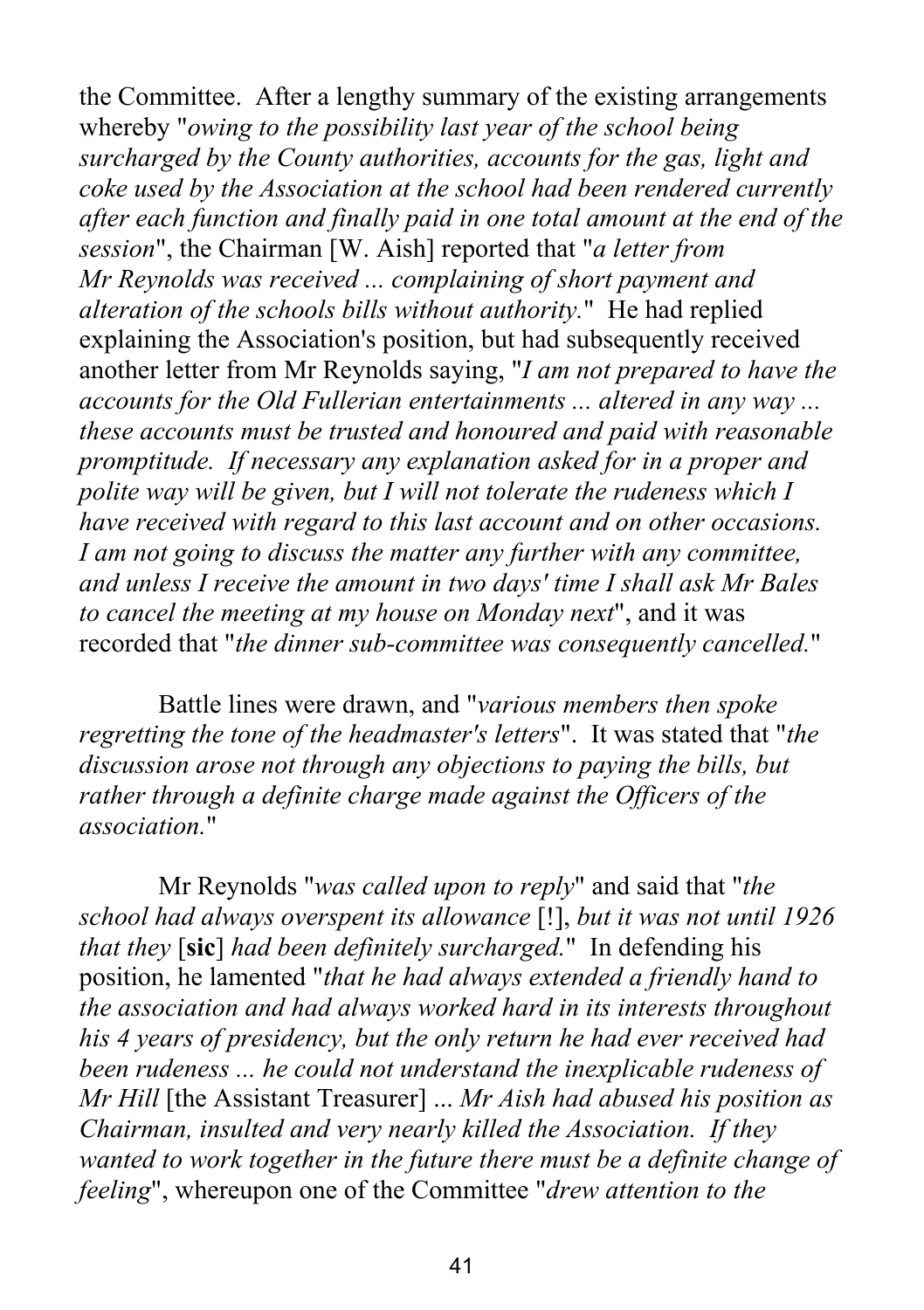the Committee. After a lengthy summary of the existing arrangements whereby "*owing to the possibility last year of the school being surcharged by the County authorities, accounts for the gas, light and coke used by the Association at the school had been rendered currently after each function and finally paid in one total amount at the end of the session*", the Chairman [W. Aish] reported that "*a letter from Mr Reynolds was received ... complaining of short payment and alteration of the schools bills without authority.*" He had replied explaining the Association's position, but had subsequently received another letter from Mr Reynolds saying, "*I am not prepared to have the accounts for the Old Fullerian entertainments ... altered in any way ... these accounts must be trusted and honoured and paid with reasonable promptitude. If necessary any explanation asked for in a proper and polite way will be given, but I will not tolerate the rudeness which I have received with regard to this last account and on other occasions. I am not going to discuss the matter any further with any committee, and unless I receive the amount in two days' time I shall ask Mr Bales to cancel the meeting at my house on Monday next*", and it was recorded that "*the dinner sub-committee was consequently cancelled.*"

Battle lines were drawn, and "*various members then spoke regretting the tone of the headmaster's letters*". It was stated that "*the discussion arose not through any objections to paying the bills, but rather through a definite charge made against the Officers of the association.*"

Mr Reynolds "*was called upon to reply*" and said that "*the school had always overspent its allowance* [!], *but it was not until 1926 that they* [**sic**] *had been definitely surcharged.*" In defending his position, he lamented "*that he had always extended a friendly hand to the association and had always worked hard in its interests throughout his 4 years of presidency, but the only return he had ever received had been rudeness ... he could not understand the inexplicable rudeness of Mr Hill* [the Assistant Treasurer] ... *Mr Aish had abused his position as Chairman, insulted and very nearly killed the Association. If they wanted to work together in the future there must be a definite change of feeling*", whereupon one of the Committee "*drew attention to the*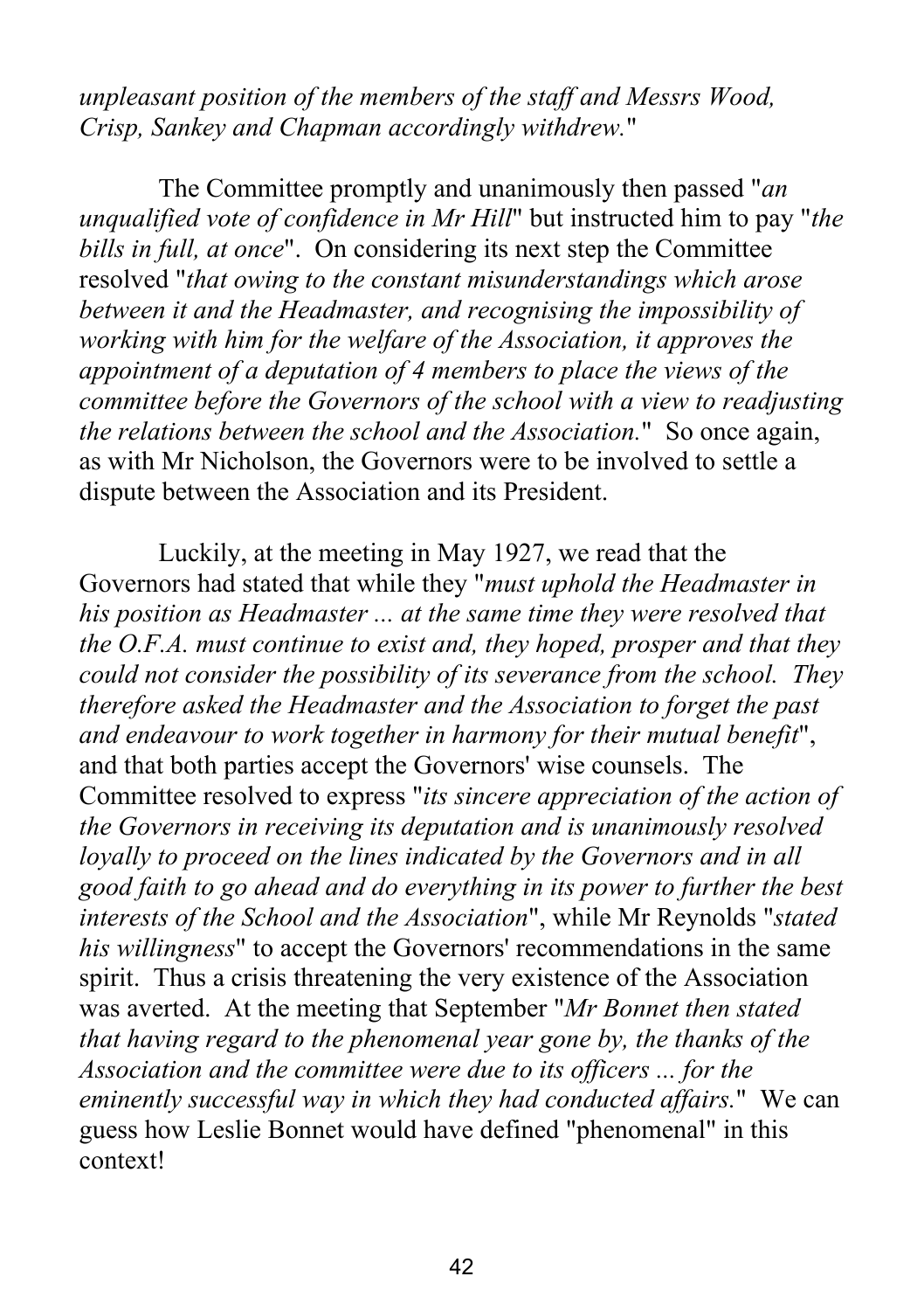*unpleasant position of the members of the staff and Messrs Wood, Crisp, Sankey and Chapman accordingly withdrew.*"

The Committee promptly and unanimously then passed "*an unqualified vote of confidence in Mr Hill*" but instructed him to pay "*the bills in full, at once*". On considering its next step the Committee resolved "*that owing to the constant misunderstandings which arose between it and the Headmaster, and recognising the impossibility of working with him for the welfare of the Association, it approves the appointment of a deputation of 4 members to place the views of the committee before the Governors of the school with a view to readjusting the relations between the school and the Association.*" So once again, as with Mr Nicholson, the Governors were to be involved to settle a dispute between the Association and its President.

Luckily, at the meeting in May 1927, we read that the Governors had stated that while they "*must uphold the Headmaster in his position as Headmaster ... at the same time they were resolved that the O.F.A. must continue to exist and, they hoped, prosper and that they could not consider the possibility of its severance from the school. They therefore asked the Headmaster and the Association to forget the past and endeavour to work together in harmony for their mutual benefit*", and that both parties accept the Governors' wise counsels. The Committee resolved to express "*its sincere appreciation of the action of the Governors in receiving its deputation and is unanimously resolved loyally to proceed on the lines indicated by the Governors and in all good faith to go ahead and do everything in its power to further the best interests of the School and the Association*", while Mr Reynolds "*stated his willingness*" to accept the Governors' recommendations in the same spirit. Thus a crisis threatening the very existence of the Association was averted. At the meeting that September "*Mr Bonnet then stated that having regard to the phenomenal year gone by, the thanks of the Association and the committee were due to its officers ... for the eminently successful way in which they had conducted affairs.*" We can guess how Leslie Bonnet would have defined "phenomenal" in this context!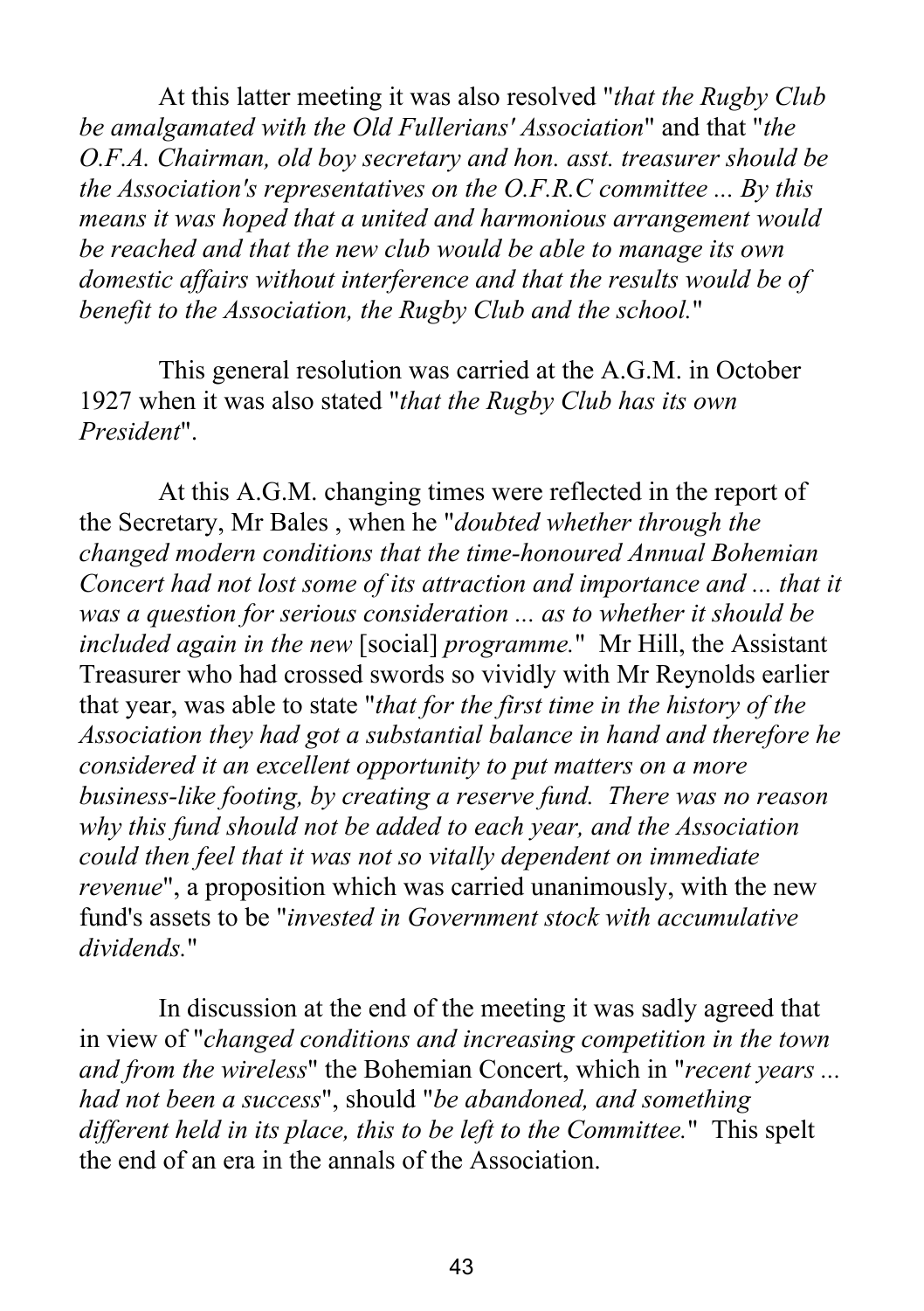At this latter meeting it was also resolved "*that the Rugby Club be amalgamated with the Old Fullerians' Association*" and that "*the O.F.A. Chairman, old boy secretary and hon. asst. treasurer should be the Association's representatives on the O.F.R.C committee ... By this means it was hoped that a united and harmonious arrangement would be reached and that the new club would be able to manage its own domestic affairs without interference and that the results would be of benefit to the Association, the Rugby Club and the school.*"

This general resolution was carried at the A.G.M. in October 1927 when it was also stated "*that the Rugby Club has its own President*".

At this A.G.M. changing times were reflected in the report of the Secretary, Mr Bales , when he "*doubted whether through the changed modern conditions that the time-honoured Annual Bohemian Concert had not lost some of its attraction and importance and ... that it was a question for serious consideration ... as to whether it should be included again in the new* [social] *programme.*" Mr Hill, the Assistant Treasurer who had crossed swords so vividly with Mr Reynolds earlier that year, was able to state "*that for the first time in the history of the Association they had got a substantial balance in hand and therefore he considered it an excellent opportunity to put matters on a more business-like footing, by creating a reserve fund. There was no reason why this fund should not be added to each year, and the Association could then feel that it was not so vitally dependent on immediate revenue*", a proposition which was carried unanimously, with the new fund's assets to be "*invested in Government stock with accumulative dividends.*"

In discussion at the end of the meeting it was sadly agreed that in view of "*changed conditions and increasing competition in the town and from the wireless*" the Bohemian Concert, which in "*recent years ... had not been a success*", should "*be abandoned, and something different held in its place, this to be left to the Committee.*" This spelt the end of an era in the annals of the Association.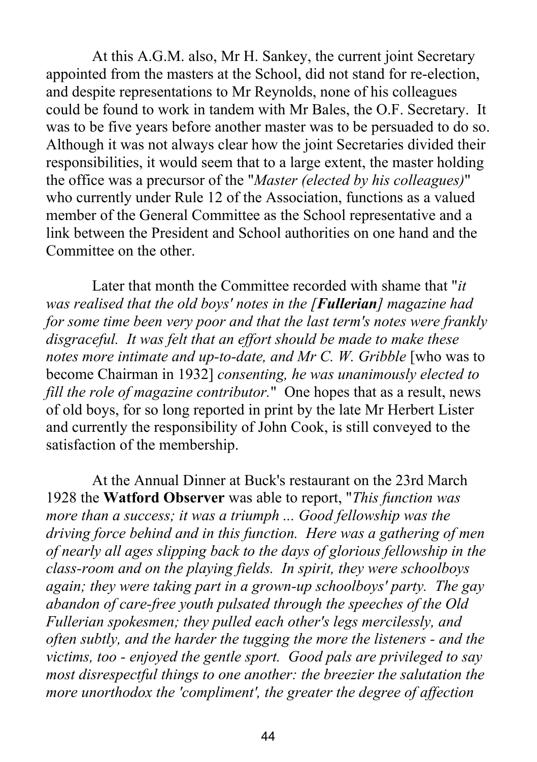At this A.G.M. also, Mr H. Sankey, the current joint Secretary appointed from the masters at the School, did not stand for re-election, and despite representations to Mr Reynolds, none of his colleagues could be found to work in tandem with Mr Bales, the O.F. Secretary. It was to be five years before another master was to be persuaded to do so. Although it was not always clear how the joint Secretaries divided their responsibilities, it would seem that to a large extent, the master holding the office was a precursor of the "*Master (elected by his colleagues)*" who currently under Rule 12 of the Association, functions as a valued member of the General Committee as the School representative and a link between the President and School authorities on one hand and the Committee on the other.

Later that month the Committee recorded with shame that "*it was realised that the old boys' notes in the [**Fullerian**] magazine had for some time been very poor and that the last term's notes were frankly disgraceful. It was felt that an effort should be made to make these notes more intimate and up-to-date, and Mr C. W. Gribble* [who was to become Chairman in 1932] *consenting, he was unanimously elected to fill the role of magazine contributor.*" One hopes that as a result, news of old boys, for so long reported in print by the late Mr Herbert Lister and currently the responsibility of John Cook, is still conveyed to the satisfaction of the membership.

At the Annual Dinner at Buck's restaurant on the 23rd March 1928 the **Watford Observer** was able to report, "*This function was more than a success; it was a triumph ... Good fellowship was the driving force behind and in this function. Here was a gathering of men of nearly all ages slipping back to the days of glorious fellowship in the class-room and on the playing fields. In spirit, they were schoolboys again; they were taking part in a grown-up schoolboys' party. The gay abandon of care-free youth pulsated through the speeches of the Old Fullerian spokesmen; they pulled each other's legs mercilessly, and often subtly, and the harder the tugging the more the listeners - and the victims, too - enjoyed the gentle sport. Good pals are privileged to say most disrespectful things to one another: the breezier the salutation the more unorthodox the 'compliment', the greater the degree of affection*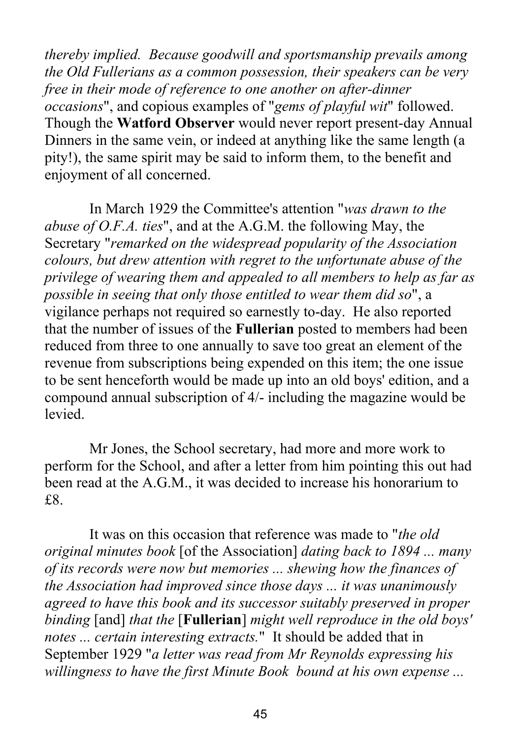*thereby implied. Because goodwill and sportsmanship prevails among the Old Fullerians as a common possession, their speakers can be very free in their mode of reference to one another on after-dinner occasions*", and copious examples of "*gems of playful wit*" followed. Though the **Watford Observer** would never report present-day Annual Dinners in the same vein, or indeed at anything like the same length (a pity!), the same spirit may be said to inform them, to the benefit and enjoyment of all concerned.

In March 1929 the Committee's attention "*was drawn to the abuse of O.F.A. ties*", and at the A.G.M. the following May, the Secretary "*remarked on the widespread popularity of the Association colours, but drew attention with regret to the unfortunate abuse of the privilege of wearing them and appealed to all members to help as far as possible in seeing that only those entitled to wear them did so*", a vigilance perhaps not required so earnestly to-day. He also reported that the number of issues of the **Fullerian** posted to members had been reduced from three to one annually to save too great an element of the revenue from subscriptions being expended on this item; the one issue to be sent henceforth would be made up into an old boys' edition, and a compound annual subscription of 4/- including the magazine would be levied.

Mr Jones, the School secretary, had more and more work to perform for the School, and after a letter from him pointing this out had been read at the A.G.M., it was decided to increase his honorarium to £8.

It was on this occasion that reference was made to "*the old original minutes book* [of the Association] *dating back to 1894 ... many of its records were now but memories ... shewing how the finances of the Association had improved since those days ... it was unanimously agreed to have this book and its successor suitably preserved in proper binding* [and] *that the* [**Fullerian**] *might well reproduce in the old boys' notes ... certain interesting extracts.*" It should be added that in September 1929 "*a letter was read from Mr Reynolds expressing his willingness to have the first Minute Book bound at his own expense ...*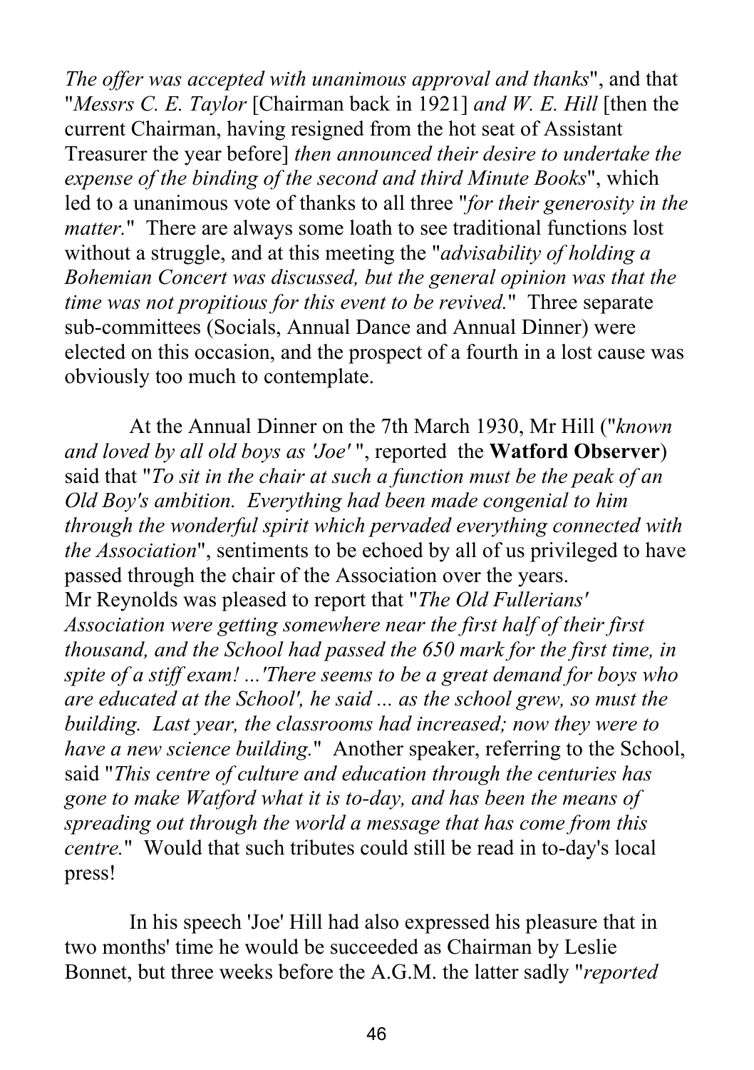*The offer was accepted with unanimous approval and thanks*", and that "*Messrs C. E. Taylor* [Chairman back in 1921] *and W. E. Hill* [then the current Chairman, having resigned from the hot seat of Assistant Treasurer the year before] *then announced their desire to undertake the expense of the binding of the second and third Minute Books*", which led to a unanimous vote of thanks to all three "*for their generosity in the matter.*" There are always some loath to see traditional functions lost without a struggle, and at this meeting the "*advisability of holding a Bohemian Concert was discussed, but the general opinion was that the time was not propitious for this event to be revived.*" Three separate sub-committees (Socials, Annual Dance and Annual Dinner) were elected on this occasion, and the prospect of a fourth in a lost cause was obviously too much to contemplate.

At the Annual Dinner on the 7th March 1930, Mr Hill ("*known and loved by all old boys as 'Joe'* ", reported the **Watford Observer**) said that "*To sit in the chair at such a function must be the peak of an Old Boy's ambition. Everything had been made congenial to him through the wonderful spirit which pervaded everything connected with the Association*", sentiments to be echoed by all of us privileged to have passed through the chair of the Association over the years.
Mr Reynolds was pleased to report that "*The Old Fullerians' Association were getting somewhere near the first half of their first thousand, and the School had passed the 650 mark for the first time, in spite of a stiff exam! ...'There seems to be a great demand for boys who are educated at the School', he said ... as the school grew, so must the building. Last year, the classrooms had increased; now they were to have a new science building.*" Another speaker, referring to the School, said "*This centre of culture and education through the centuries has gone to make Watford what it is to-day, and has been the means of spreading out through the world a message that has come from this centre.*" Would that such tributes could still be read in to-day's local press!

In his speech 'Joe' Hill had also expressed his pleasure that in two months' time he would be succeeded as Chairman by Leslie Bonnet, but three weeks before the A.G.M. the latter sadly "*reported*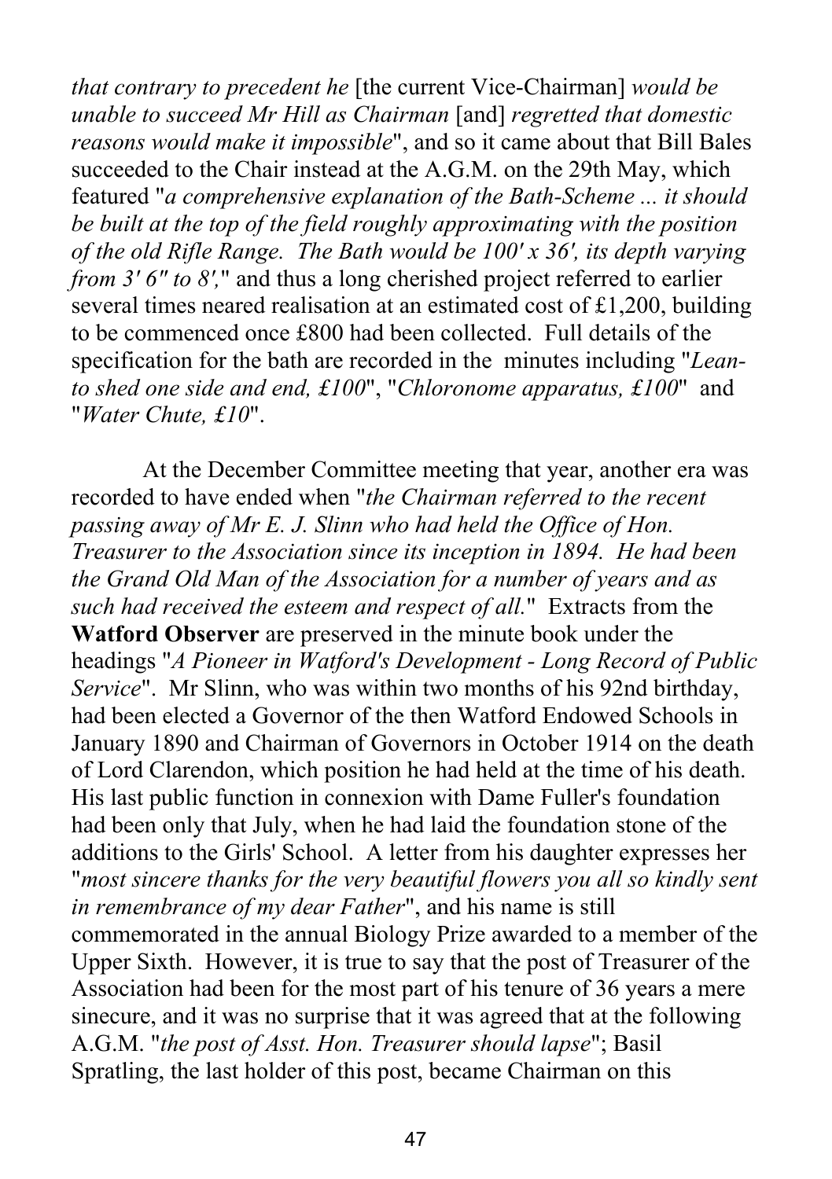*that contrary to precedent he* [the current Vice-Chairman] *would be unable to succeed Mr Hill as Chairman* [and] *regretted that domestic reasons would make it impossible*", and so it came about that Bill Bales succeeded to the Chair instead at the A.G.M. on the 29th May, which featured "*a comprehensive explanation of the Bath-Scheme ... it should be built at the top of the field roughly approximating with the position of the old Rifle Range. The Bath would be 100' x 36', its depth varying from 3' 6" to 8',*" and thus a long cherished project referred to earlier several times neared realisation at an estimated cost of £1,200, building to be commenced once £800 had been collected. Full details of the specification for the bath are recorded in the minutes including "*Lean-to shed one side and end, £100*", "*Chloronome apparatus, £100*" and "*Water Chute, £10*".

At the December Committee meeting that year, another era was recorded to have ended when "*the Chairman referred to the recent passing away of Mr E. J. Slinn who had held the Office of Hon. Treasurer to the Association since its inception in 1894. He had been the Grand Old Man of the Association for a number of years and as such had received the esteem and respect of all.*" Extracts from the **Watford Observer** are preserved in the minute book under the headings "*A Pioneer in Watford's Development - Long Record of Public Service*". Mr Slinn, who was within two months of his 92nd birthday, had been elected a Governor of the then Watford Endowed Schools in January 1890 and Chairman of Governors in October 1914 on the death of Lord Clarendon, which position he had held at the time of his death. His last public function in connexion with Dame Fuller's foundation had been only that July, when he had laid the foundation stone of the additions to the Girls' School. A letter from his daughter expresses her "*most sincere thanks for the very beautiful flowers you all so kindly sent in remembrance of my dear Father*", and his name is still commemorated in the annual Biology Prize awarded to a member of the Upper Sixth. However, it is true to say that the post of Treasurer of the Association had been for the most part of his tenure of 36 years a mere sinecure, and it was no surprise that it was agreed that at the following A.G.M. "*the post of Asst. Hon. Treasurer should lapse*"; Basil Spratling, the last holder of this post, became Chairman on this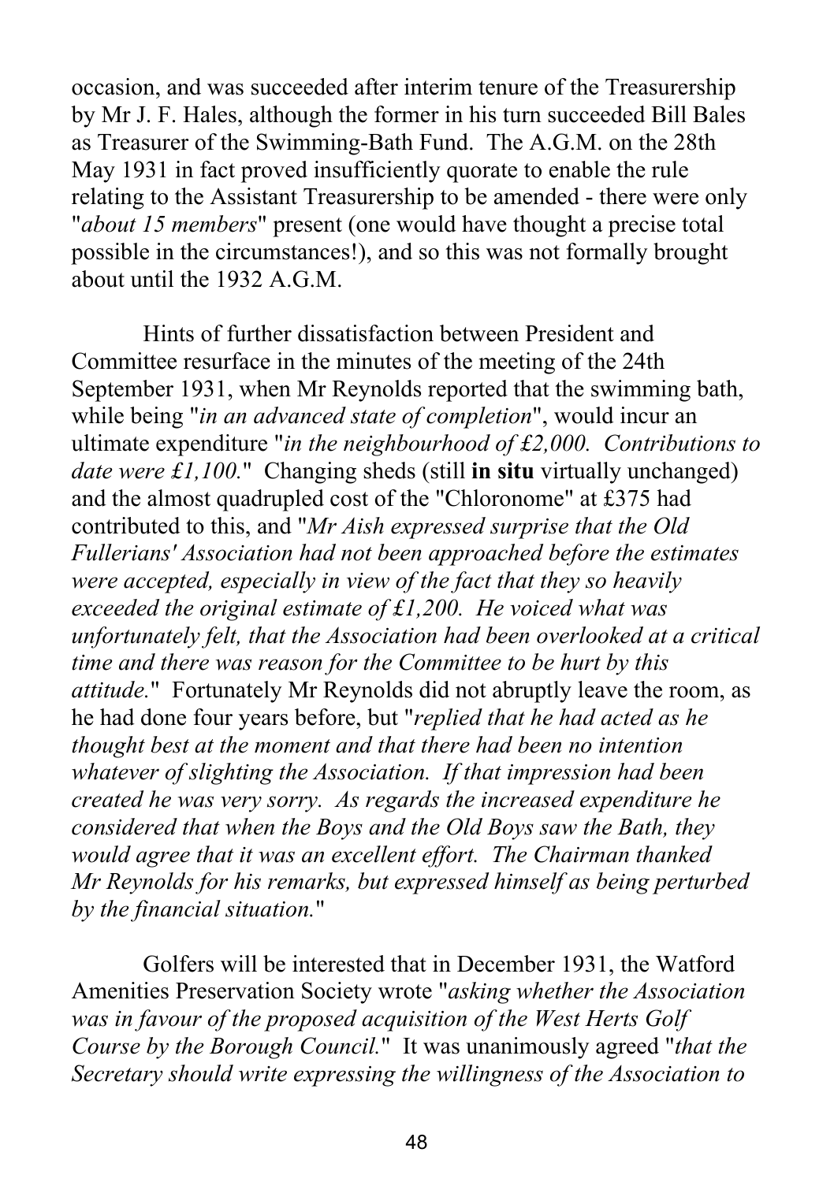occasion, and was succeeded after interim tenure of the Treasurership by Mr J. F. Hales, although the former in his turn succeeded Bill Bales as Treasurer of the Swimming-Bath Fund. The A.G.M. on the 28th May 1931 in fact proved insufficiently quorate to enable the rule relating to the Assistant Treasurership to be amended - there were only "*about 15 members*" present (one would have thought a precise total possible in the circumstances!), and so this was not formally brought about until the 1932 A.G.M.

Hints of further dissatisfaction between President and Committee resurface in the minutes of the meeting of the 24th September 1931, when Mr Reynolds reported that the swimming bath, while being "*in an advanced state of completion*", would incur an ultimate expenditure "*in the neighbourhood of £2,000. Contributions to date were £1,100.*" Changing sheds (still **in situ** virtually unchanged) and the almost quadrupled cost of the "Chloronome" at £375 had contributed to this, and "*Mr Aish expressed surprise that the Old Fullerians' Association had not been approached before the estimates were accepted, especially in view of the fact that they so heavily exceeded the original estimate of £1,200. He voiced what was unfortunately felt, that the Association had been overlooked at a critical time and there was reason for the Committee to be hurt by this attitude.*" Fortunately Mr Reynolds did not abruptly leave the room, as he had done four years before, but "*replied that he had acted as he thought best at the moment and that there had been no intention whatever of slighting the Association. If that impression had been created he was very sorry. As regards the increased expenditure he considered that when the Boys and the Old Boys saw the Bath, they would agree that it was an excellent effort. The Chairman thanked Mr Reynolds for his remarks, but expressed himself as being perturbed by the financial situation.*"

Golfers will be interested that in December 1931, the Watford Amenities Preservation Society wrote "*asking whether the Association was in favour of the proposed acquisition of the West Herts Golf Course by the Borough Council.*" It was unanimously agreed "*that the Secretary should write expressing the willingness of the Association to*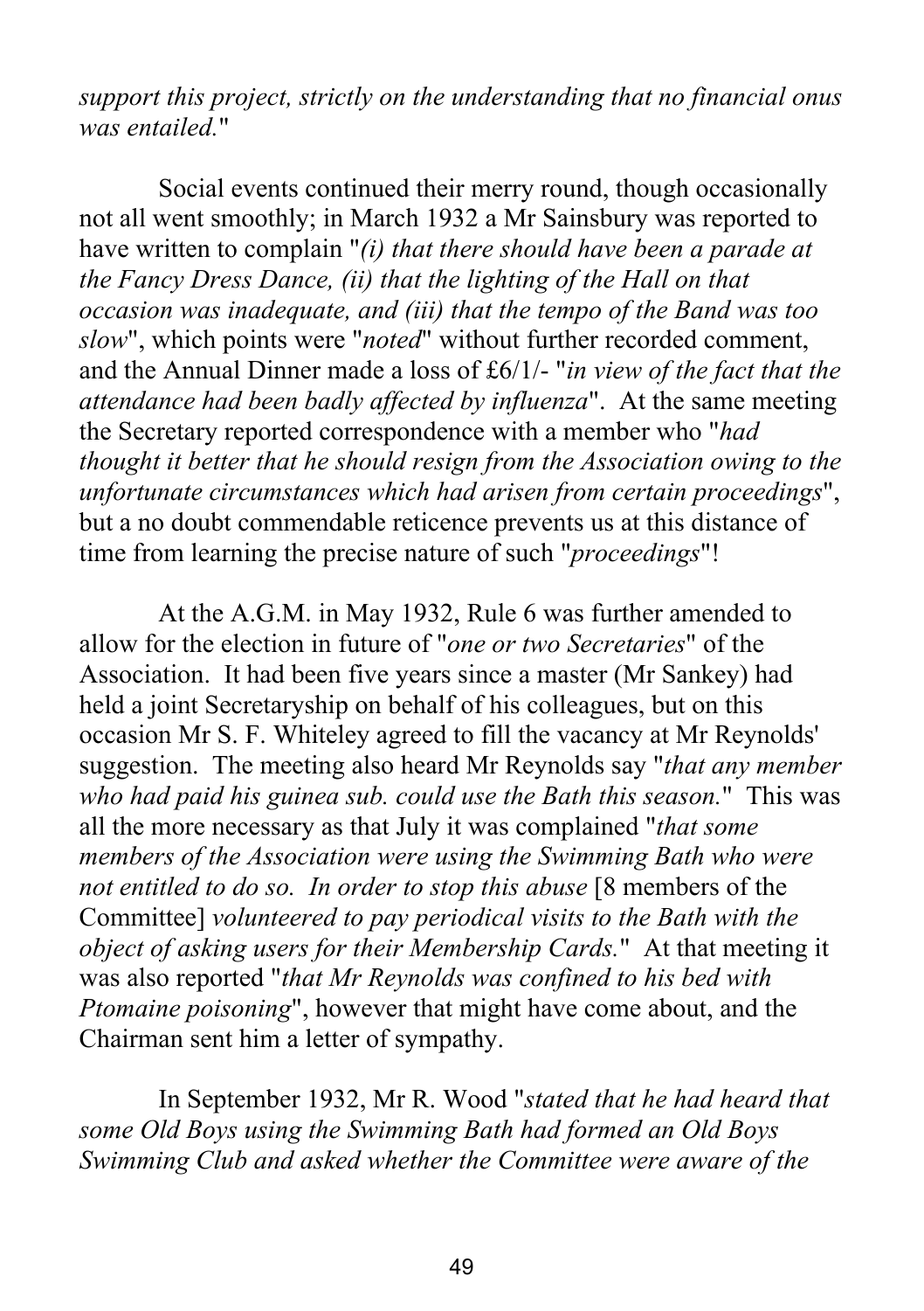*support this project, strictly on the understanding that no financial onus was entailed.*"

Social events continued their merry round, though occasionally not all went smoothly; in March 1932 a Mr Sainsbury was reported to have written to complain "*(i) that there should have been a parade at the Fancy Dress Dance, (ii) that the lighting of the Hall on that occasion was inadequate, and (iii) that the tempo of the Band was too slow*", which points were "*noted*" without further recorded comment, and the Annual Dinner made a loss of £6/1/- "*in view of the fact that the attendance had been badly affected by influenza*". At the same meeting the Secretary reported correspondence with a member who "*had thought it better that he should resign from the Association owing to the unfortunate circumstances which had arisen from certain proceedings*", but a no doubt commendable reticence prevents us at this distance of time from learning the precise nature of such "*proceedings*"!

At the A.G.M. in May 1932, Rule 6 was further amended to allow for the election in future of "*one or two Secretaries*" of the Association. It had been five years since a master (Mr Sankey) had held a joint Secretaryship on behalf of his colleagues, but on this occasion Mr S. F. Whiteley agreed to fill the vacancy at Mr Reynolds' suggestion. The meeting also heard Mr Reynolds say "*that any member who had paid his guinea sub. could use the Bath this season.*" This was all the more necessary as that July it was complained "*that some members of the Association were using the Swimming Bath who were not entitled to do so. In order to stop this abuse* [8 members of the Committee] *volunteered to pay periodical visits to the Bath with the object of asking users for their Membership Cards.*" At that meeting it was also reported "*that Mr Reynolds was confined to his bed with Ptomaine poisoning*", however that might have come about, and the Chairman sent him a letter of sympathy.

In September 1932, Mr R. Wood "*stated that he had heard that some Old Boys using the Swimming Bath had formed an Old Boys Swimming Club and asked whether the Committee were aware of the*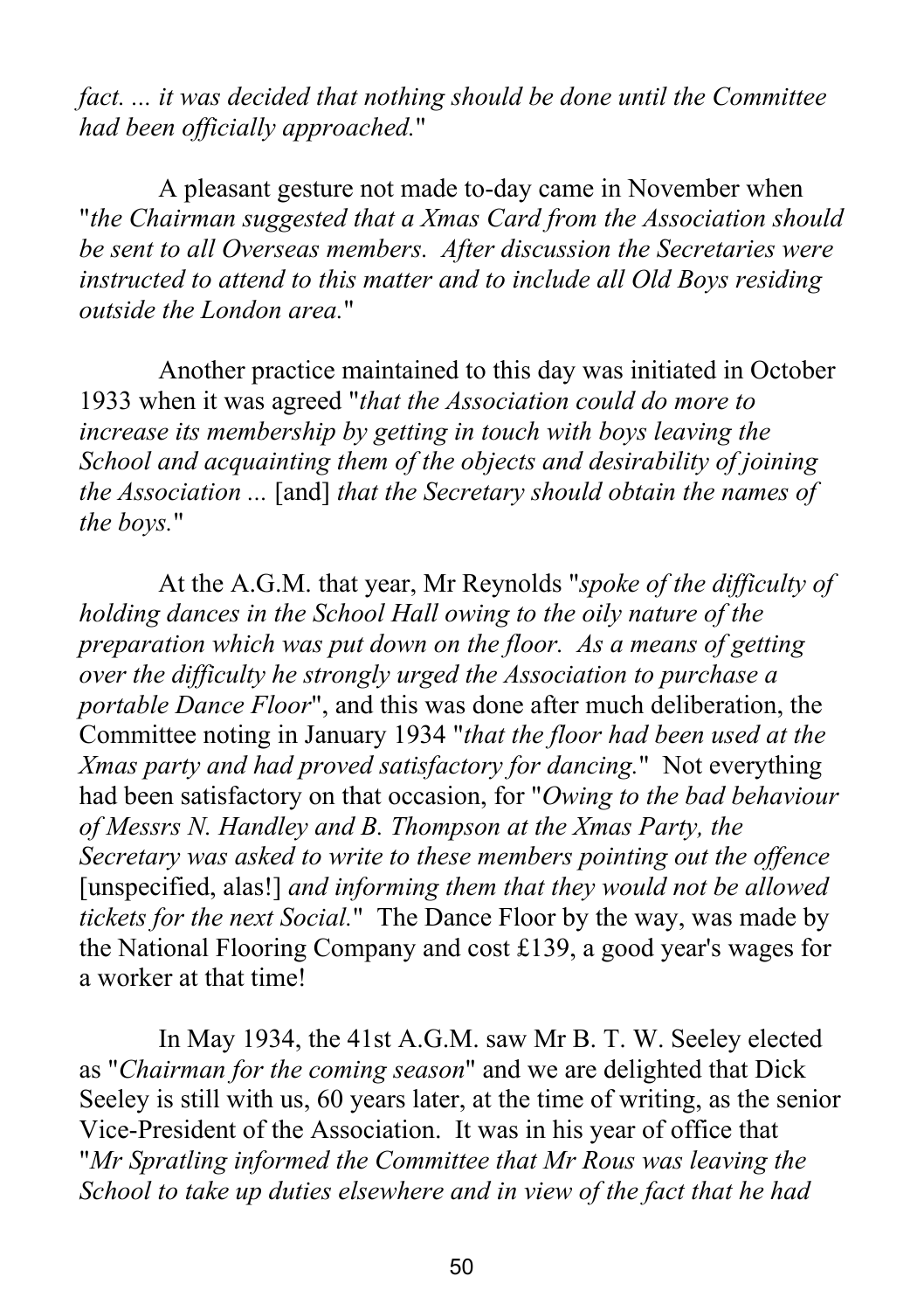*fact. ... it was decided that nothing should be done until the Committee had been officially approached.*"

A pleasant gesture not made to-day came in November when "*the Chairman suggested that a Xmas Card from the Association should be sent to all Overseas members. After discussion the Secretaries were instructed to attend to this matter and to include all Old Boys residing outside the London area.*"

Another practice maintained to this day was initiated in October 1933 when it was agreed "*that the Association could do more to increase its membership by getting in touch with boys leaving the School and acquainting them of the objects and desirability of joining the Association ...* [and] *that the Secretary should obtain the names of the boys.*"

At the A.G.M. that year, Mr Reynolds "*spoke of the difficulty of holding dances in the School Hall owing to the oily nature of the preparation which was put down on the floor. As a means of getting over the difficulty he strongly urged the Association to purchase a portable Dance Floor*", and this was done after much deliberation, the Committee noting in January 1934 "*that the floor had been used at the Xmas party and had proved satisfactory for dancing.*" Not everything had been satisfactory on that occasion, for "*Owing to the bad behaviour of Messrs N. Handley and B. Thompson at the Xmas Party, the Secretary was asked to write to these members pointing out the offence* [unspecified, alas!] *and informing them that they would not be allowed tickets for the next Social.*" The Dance Floor by the way, was made by the National Flooring Company and cost £139, a good year's wages for a worker at that time!

In May 1934, the 41st A.G.M. saw Mr B. T. W. Seeley elected as "*Chairman for the coming season*" and we are delighted that Dick Seeley is still with us, 60 years later, at the time of writing, as the senior Vice-President of the Association. It was in his year of office that "*Mr Spratling informed the Committee that Mr Rous was leaving the School to take up duties elsewhere and in view of the fact that he had*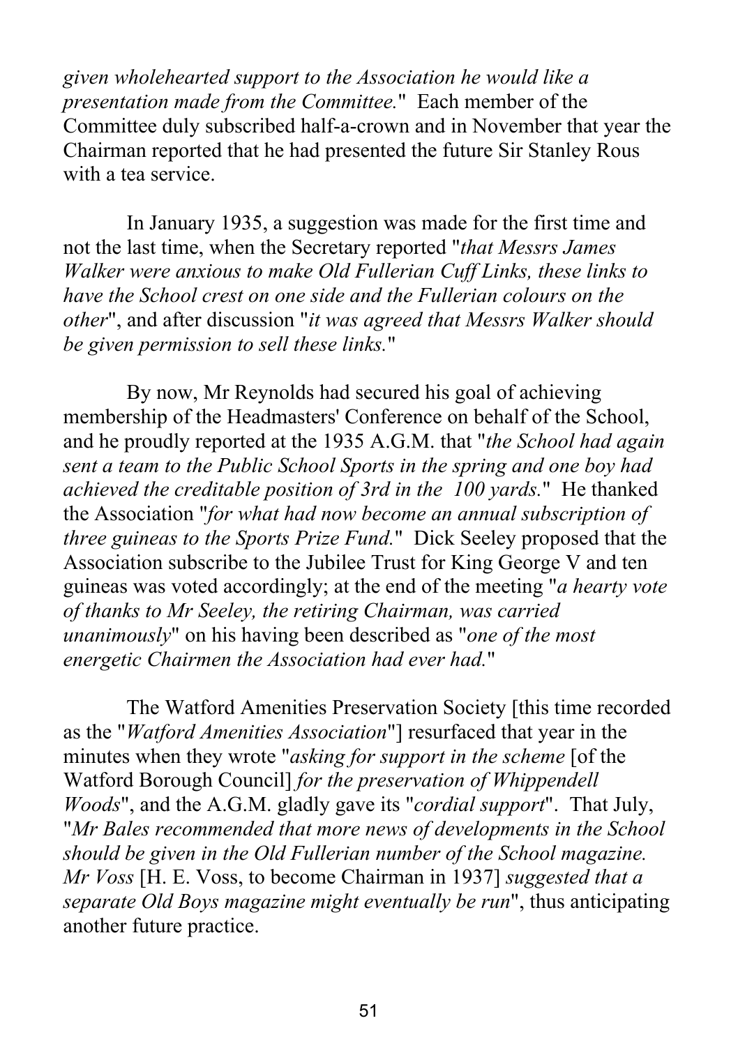*given wholehearted support to the Association he would like a presentation made from the Committee.*" Each member of the Committee duly subscribed half-a-crown and in November that year the Chairman reported that he had presented the future Sir Stanley Rous with a tea service.

In January 1935, a suggestion was made for the first time and not the last time, when the Secretary reported "*that Messrs James Walker were anxious to make Old Fullerian Cuff Links, these links to have the School crest on one side and the Fullerian colours on the other*", and after discussion "*it was agreed that Messrs Walker should be given permission to sell these links.*"

By now, Mr Reynolds had secured his goal of achieving membership of the Headmasters' Conference on behalf of the School, and he proudly reported at the 1935 A.G.M. that "*the School had again sent a team to the Public School Sports in the spring and one boy had achieved the creditable position of 3rd in the 100 yards.*" He thanked the Association "*for what had now become an annual subscription of three guineas to the Sports Prize Fund.*" Dick Seeley proposed that the Association subscribe to the Jubilee Trust for King George V and ten guineas was voted accordingly; at the end of the meeting "*a hearty vote of thanks to Mr Seeley, the retiring Chairman, was carried unanimously*" on his having been described as "*one of the most energetic Chairmen the Association had ever had.*"

The Watford Amenities Preservation Society [this time recorded as the "*Watford Amenities Association*"] resurfaced that year in the minutes when they wrote "*asking for support in the scheme* [of the Watford Borough Council] *for the preservation of Whippendell Woods*", and the A.G.M. gladly gave its "*cordial support*". That July, "*Mr Bales recommended that more news of developments in the School should be given in the Old Fullerian number of the School magazine. Mr Voss* [H. E. Voss, to become Chairman in 1937] *suggested that a separate Old Boys magazine might eventually be run*", thus anticipating another future practice.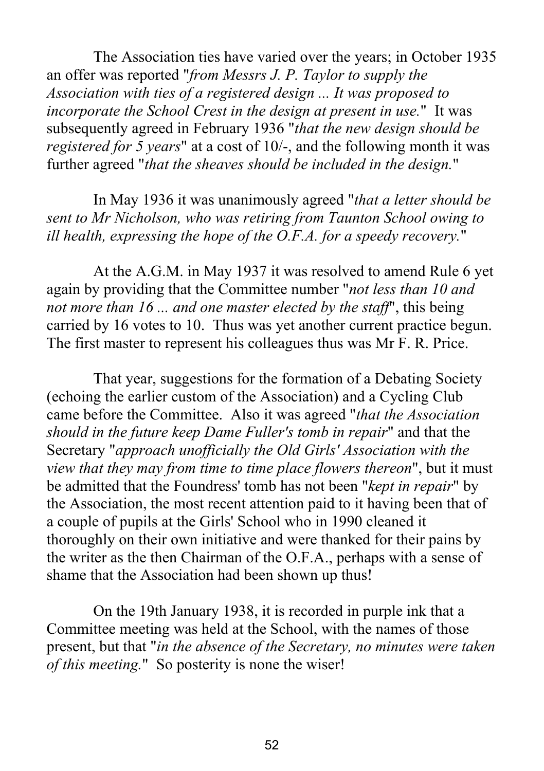The Association ties have varied over the years; in October 1935 an offer was reported "*from Messrs J. P. Taylor to supply the Association with ties of a registered design ... It was proposed to incorporate the School Crest in the design at present in use.*" It was subsequently agreed in February 1936 "*that the new design should be registered for 5 years*" at a cost of 10/-, and the following month it was further agreed "*that the sheaves should be included in the design.*"

In May 1936 it was unanimously agreed "*that a letter should be sent to Mr Nicholson, who was retiring from Taunton School owing to ill health, expressing the hope of the O.F.A. for a speedy recovery.*"

At the A.G.M. in May 1937 it was resolved to amend Rule 6 yet again by providing that the Committee number "*not less than 10 and not more than 16 ... and one master elected by the staff*", this being carried by 16 votes to 10. Thus was yet another current practice begun. The first master to represent his colleagues thus was Mr F. R. Price.

That year, suggestions for the formation of a Debating Society (echoing the earlier custom of the Association) and a Cycling Club came before the Committee. Also it was agreed "*that the Association should in the future keep Dame Fuller's tomb in repair*" and that the Secretary "*approach unofficially the Old Girls' Association with the view that they may from time to time place flowers thereon*", but it must be admitted that the Foundress' tomb has not been "*kept in repair*" by the Association, the most recent attention paid to it having been that of a couple of pupils at the Girls' School who in 1990 cleaned it thoroughly on their own initiative and were thanked for their pains by the writer as the then Chairman of the O.F.A., perhaps with a sense of shame that the Association had been shown up thus!

On the 19th January 1938, it is recorded in purple ink that a Committee meeting was held at the School, with the names of those present, but that "*in the absence of the Secretary, no minutes were taken of this meeting.*" So posterity is none the wiser!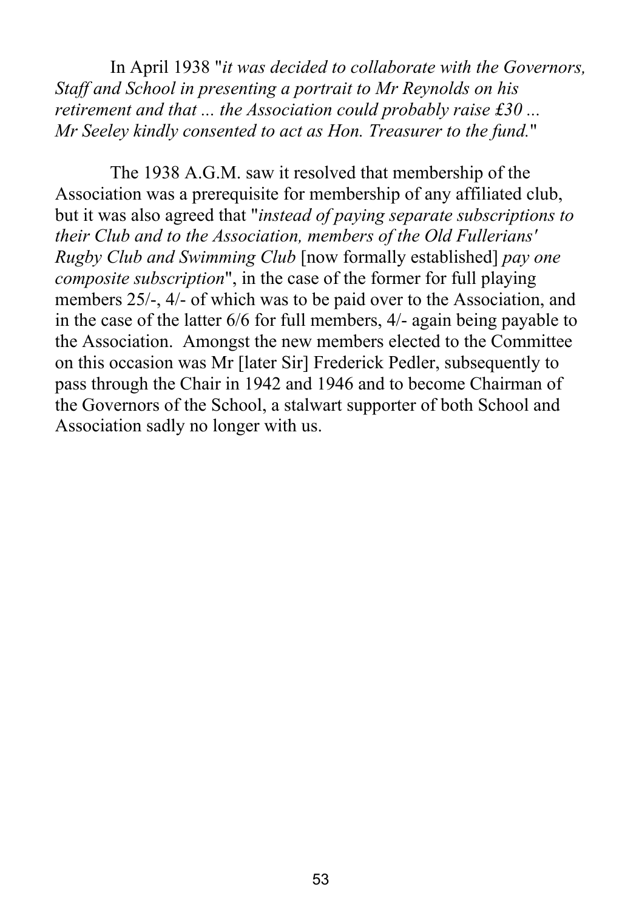In April 1938 "*it was decided to collaborate with the Governors, Staff and School in presenting a portrait to Mr Reynolds on his retirement and that ... the Association could probably raise £30 ... Mr Seeley kindly consented to act as Hon. Treasurer to the fund.*"

The 1938 A.G.M. saw it resolved that membership of the Association was a prerequisite for membership of any affiliated club, but it was also agreed that "*instead of paying separate subscriptions to their Club and to the Association, members of the Old Fullerians' Rugby Club and Swimming Club* [now formally established] *pay one composite subscription*", in the case of the former for full playing members 25/-, 4/- of which was to be paid over to the Association, and in the case of the latter 6/6 for full members, 4/- again being payable to the Association. Amongst the new members elected to the Committee on this occasion was Mr [later Sir] Frederick Pedler, subsequently to pass through the Chair in 1942 and 1946 and to become Chairman of the Governors of the School, a stalwart supporter of both School and Association sadly no longer with us.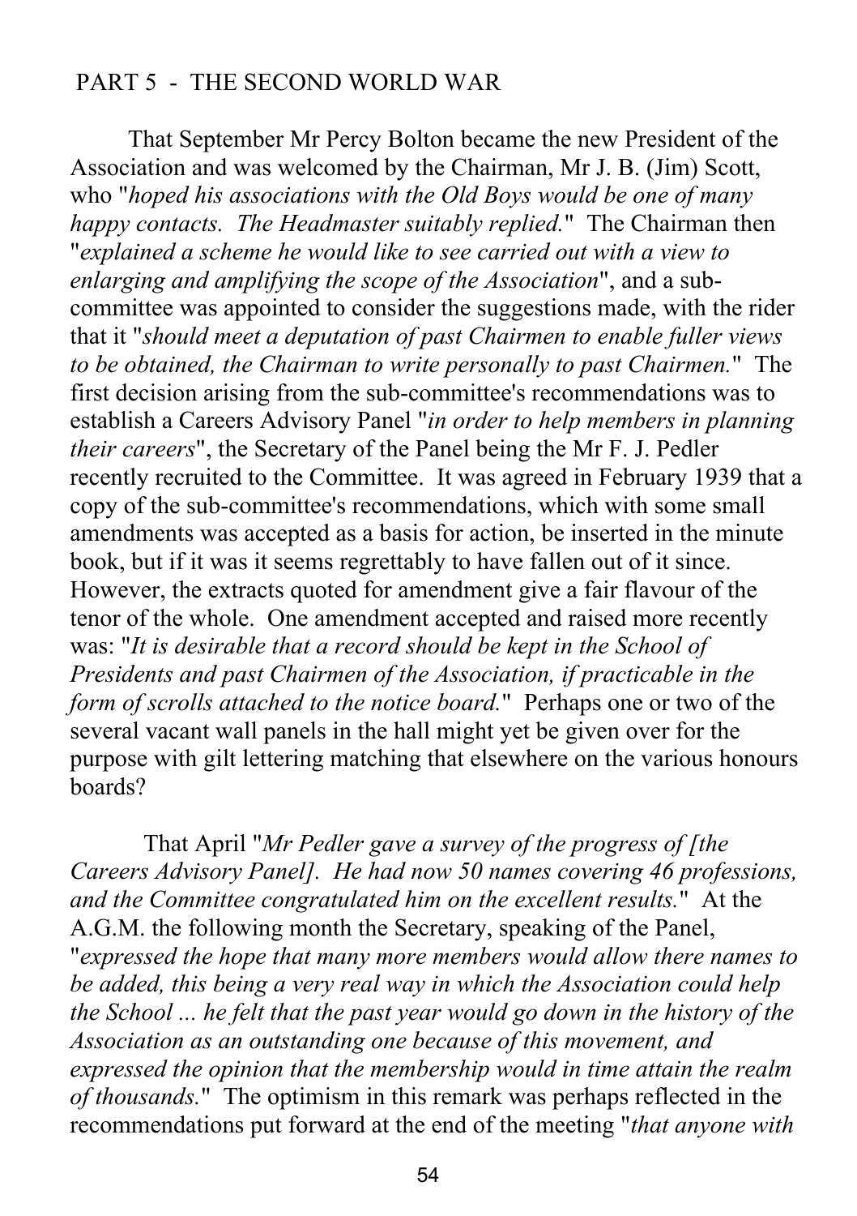PART 5 - THE SECOND WORLD WAR

That September Mr Percy Bolton became the new President of the Association and was welcomed by the Chairman, Mr J. B. (Jim) Scott, who "*hoped his associations with the Old Boys would be one of many happy contacts. The Headmaster suitably replied.*" The Chairman then "*explained a scheme he would like to see carried out with a view to enlarging and amplifying the scope of the Association*", and a sub-committee was appointed to consider the suggestions made, with the rider that it "*should meet a deputation of past Chairmen to enable fuller views to be obtained, the Chairman to write personally to past Chairmen.*" The first decision arising from the sub-committee's recommendations was to establish a Careers Advisory Panel "*in order to help members in planning their careers*", the Secretary of the Panel being the Mr F. J. Pedler recently recruited to the Committee. It was agreed in February 1939 that a copy of the sub-committee's recommendations, which with some small amendments was accepted as a basis for action, be inserted in the minute book, but if it was it seems regrettably to have fallen out of it since. However, the extracts quoted for amendment give a fair flavour of the tenor of the whole. One amendment accepted and raised more recently was: "*It is desirable that a record should be kept in the School of Presidents and past Chairmen of the Association, if practicable in the form of scrolls attached to the notice board.*" Perhaps one or two of the several vacant wall panels in the hall might yet be given over for the purpose with gilt lettering matching that elsewhere on the various honours boards?

That April "*Mr Pedler gave a survey of the progress of [the Careers Advisory Panel]. He had now 50 names covering 46 professions, and the Committee congratulated him on the excellent results.*" At the A.G.M. the following month the Secretary, speaking of the Panel, "*expressed the hope that many more members would allow there names to be added, this being a very real way in which the Association could help the School ... he felt that the past year would go down in the history of the Association as an outstanding one because of this movement, and expressed the opinion that the membership would in time attain the realm of thousands.*" The optimism in this remark was perhaps reflected in the recommendations put forward at the end of the meeting "*that anyone with*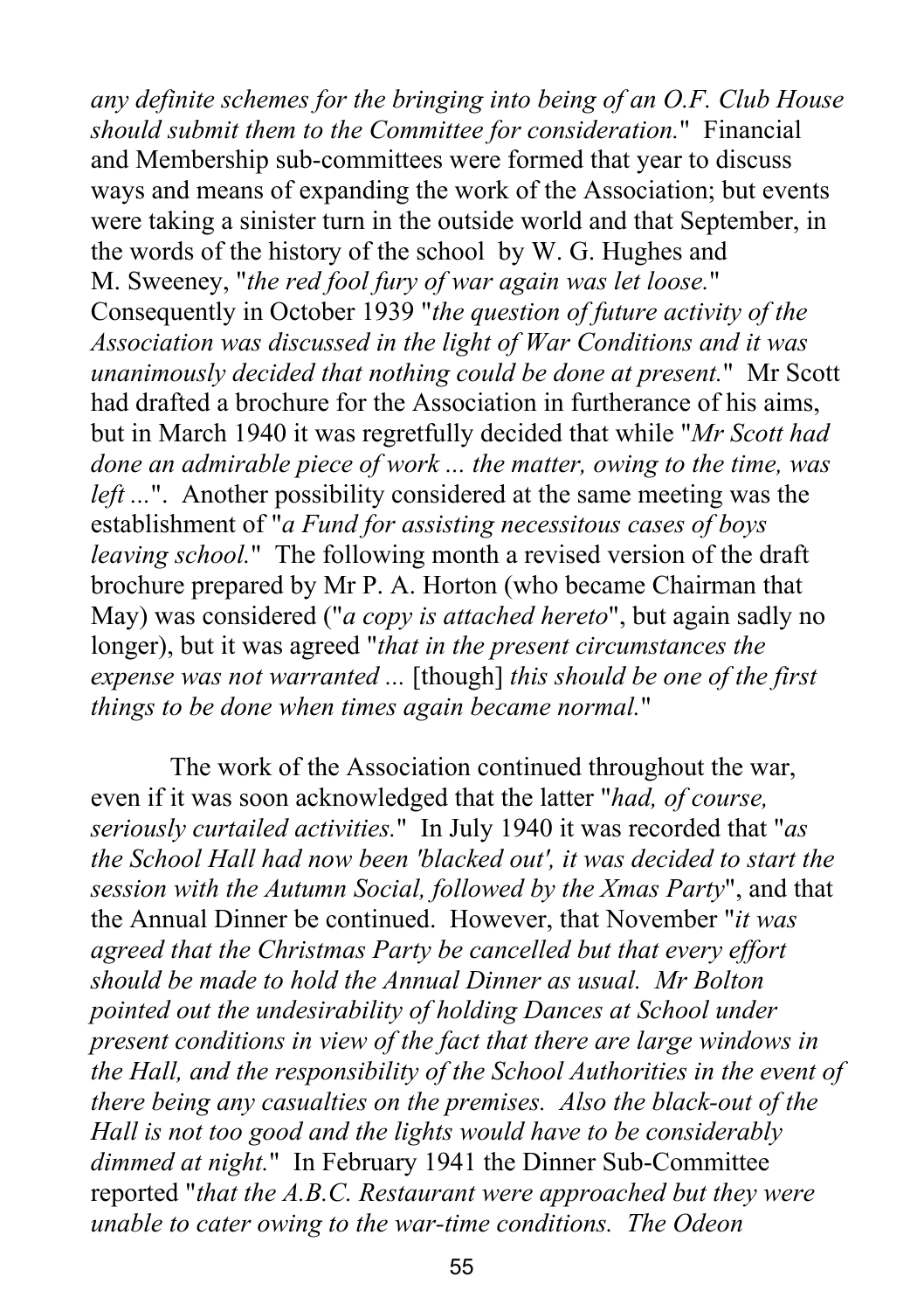*any definite schemes for the bringing into being of an O.F. Club House should submit them to the Committee for consideration.*" Financial and Membership sub-committees were formed that year to discuss ways and means of expanding the work of the Association; but events were taking a sinister turn in the outside world and that September, in the words of the history of the school by W. G. Hughes and M. Sweeney, "*the red fool fury of war again was let loose.*" Consequently in October 1939 "*the question of future activity of the Association was discussed in the light of War Conditions and it was unanimously decided that nothing could be done at present.*" Mr Scott had drafted a brochure for the Association in furtherance of his aims, but in March 1940 it was regretfully decided that while "*Mr Scott had done an admirable piece of work ... the matter, owing to the time, was left ...*". Another possibility considered at the same meeting was the establishment of "*a Fund for assisting necessitous cases of boys leaving school.*" The following month a revised version of the draft brochure prepared by Mr P. A. Horton (who became Chairman that May) was considered ("*a copy is attached hereto*", but again sadly no longer), but it was agreed "*that in the present circumstances the expense was not warranted ...* [though] *this should be one of the first things to be done when times again became normal.*"

The work of the Association continued throughout the war, even if it was soon acknowledged that the latter "*had, of course, seriously curtailed activities.*" In July 1940 it was recorded that "*as the School Hall had now been 'blacked out', it was decided to start the session with the Autumn Social, followed by the Xmas Party*", and that the Annual Dinner be continued. However, that November "*it was agreed that the Christmas Party be cancelled but that every effort should be made to hold the Annual Dinner as usual. Mr Bolton pointed out the undesirability of holding Dances at School under present conditions in view of the fact that there are large windows in the Hall, and the responsibility of the School Authorities in the event of there being any casualties on the premises. Also the black-out of the Hall is not too good and the lights would have to be considerably dimmed at night.*" In February 1941 the Dinner Sub-Committee reported "*that the A.B.C. Restaurant were approached but they were unable to cater owing to the war-time conditions. The Odeon*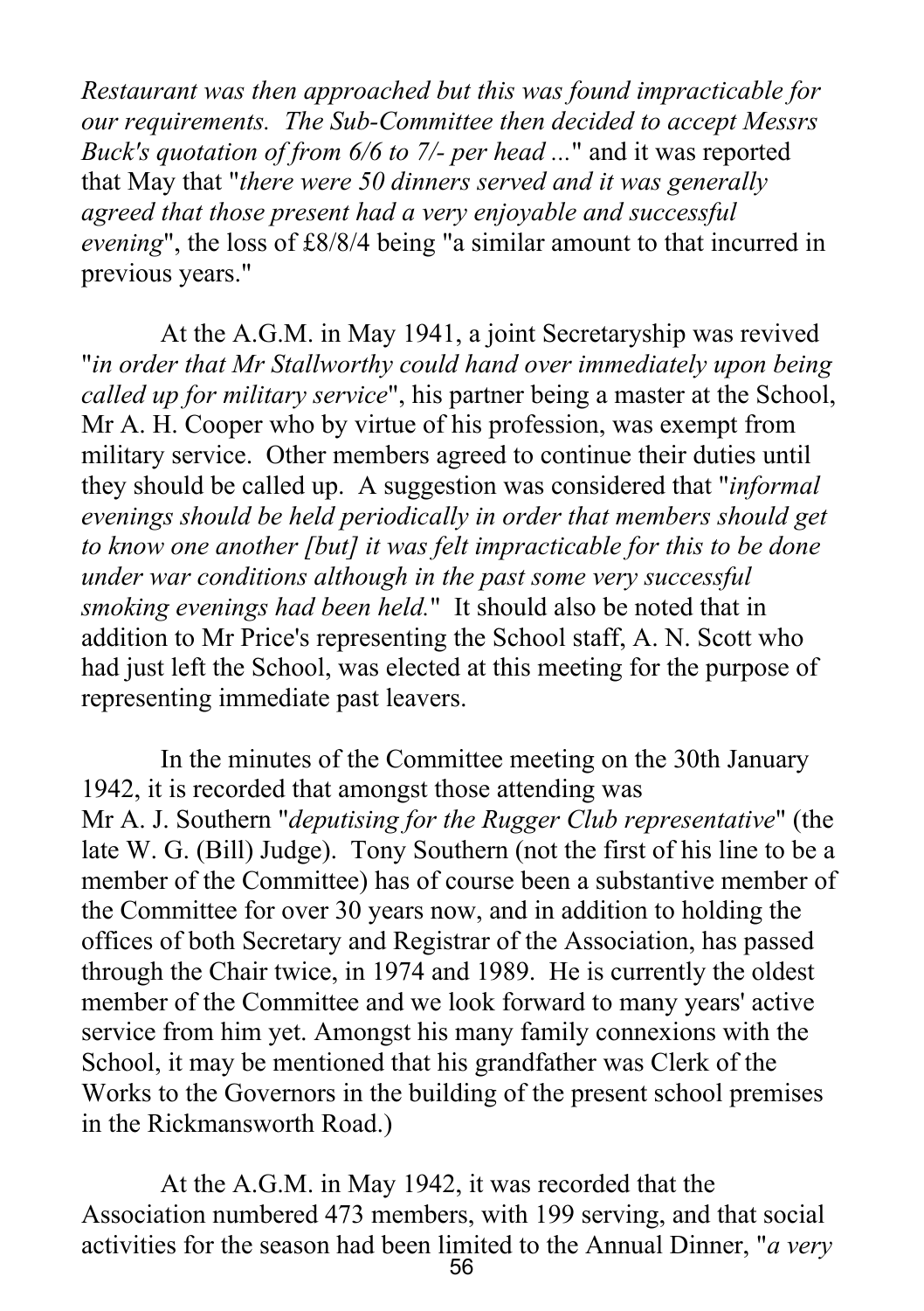*Restaurant was then approached but this was found impracticable for our requirements. The Sub-Committee then decided to accept Messrs Buck's quotation of from 6/6 to 7/- per head ...*" and it was reported that May that "*there were 50 dinners served and it was generally agreed that those present had a very enjoyable and successful evening*", the loss of £8/8/4 being "a similar amount to that incurred in previous years."

At the A.G.M. in May 1941, a joint Secretaryship was revived "*in order that Mr Stallworthy could hand over immediately upon being called up for military service*", his partner being a master at the School, Mr A. H. Cooper who by virtue of his profession, was exempt from military service. Other members agreed to continue their duties until they should be called up. A suggestion was considered that "*informal evenings should be held periodically in order that members should get to know one another [but] it was felt impracticable for this to be done under war conditions although in the past some very successful smoking evenings had been held.*" It should also be noted that in addition to Mr Price's representing the School staff, A. N. Scott who had just left the School, was elected at this meeting for the purpose of representing immediate past leavers.

In the minutes of the Committee meeting on the 30th January 1942, it is recorded that amongst those attending was Mr A. J. Southern "*deputising for the Rugger Club representative*" (the late W. G. (Bill) Judge). Tony Southern (not the first of his line to be a member of the Committee) has of course been a substantive member of the Committee for over 30 years now, and in addition to holding the offices of both Secretary and Registrar of the Association, has passed through the Chair twice, in 1974 and 1989. He is currently the oldest member of the Committee and we look forward to many years' active service from him yet. Amongst his many family connexions with the School, it may be mentioned that his grandfather was Clerk of the Works to the Governors in the building of the present school premises in the Rickmansworth Road.)

At the A.G.M. in May 1942, it was recorded that the Association numbered 473 members, with 199 serving, and that social activities for the season had been limited to the Annual Dinner, "*a very*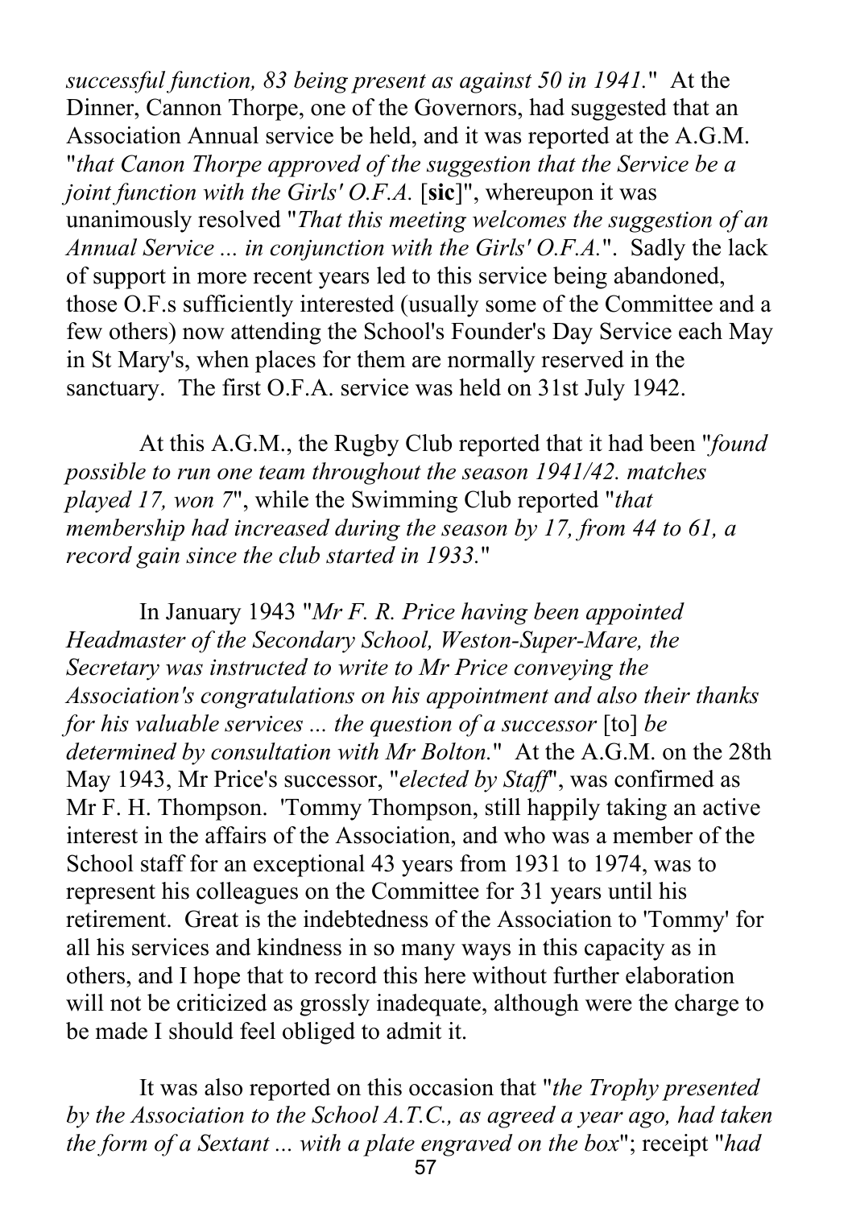*successful function, 83 being present as against 50 in 1941.*" At the Dinner, Cannon Thorpe, one of the Governors, had suggested that an Association Annual service be held, and it was reported at the A.G.M. "*that Canon Thorpe approved of the suggestion that the Service be a joint function with the Girls' O.F.A.* [**sic**]", whereupon it was unanimously resolved "*That this meeting welcomes the suggestion of an Annual Service ... in conjunction with the Girls' O.F.A.*". Sadly the lack of support in more recent years led to this service being abandoned, those O.F.s sufficiently interested (usually some of the Committee and a few others) now attending the School's Founder's Day Service each May in St Mary's, when places for them are normally reserved in the sanctuary. The first O.F.A. service was held on 31st July 1942.

At this A.G.M., the Rugby Club reported that it had been "*found possible to run one team throughout the season 1941/42. matches played 17, won 7*", while the Swimming Club reported "*that membership had increased during the season by 17, from 44 to 61, a record gain since the club started in 1933.*"

In January 1943 "*Mr F. R. Price having been appointed Headmaster of the Secondary School, Weston-Super-Mare, the Secretary was instructed to write to Mr Price conveying the Association's congratulations on his appointment and also their thanks for his valuable services ... the question of a successor* [to] *be determined by consultation with Mr Bolton.*" At the A.G.M. on the 28th May 1943, Mr Price's successor, "*elected by Staff*", was confirmed as Mr F. H. Thompson. 'Tommy Thompson, still happily taking an active interest in the affairs of the Association, and who was a member of the School staff for an exceptional 43 years from 1931 to 1974, was to represent his colleagues on the Committee for 31 years until his retirement. Great is the indebtedness of the Association to 'Tommy' for all his services and kindness in so many ways in this capacity as in others, and I hope that to record this here without further elaboration will not be criticized as grossly inadequate, although were the charge to be made I should feel obliged to admit it.

It was also reported on this occasion that "*the Trophy presented by the Association to the School A.T.C., as agreed a year ago, had taken the form of a Sextant ... with a plate engraved on the box*"; receipt "*had*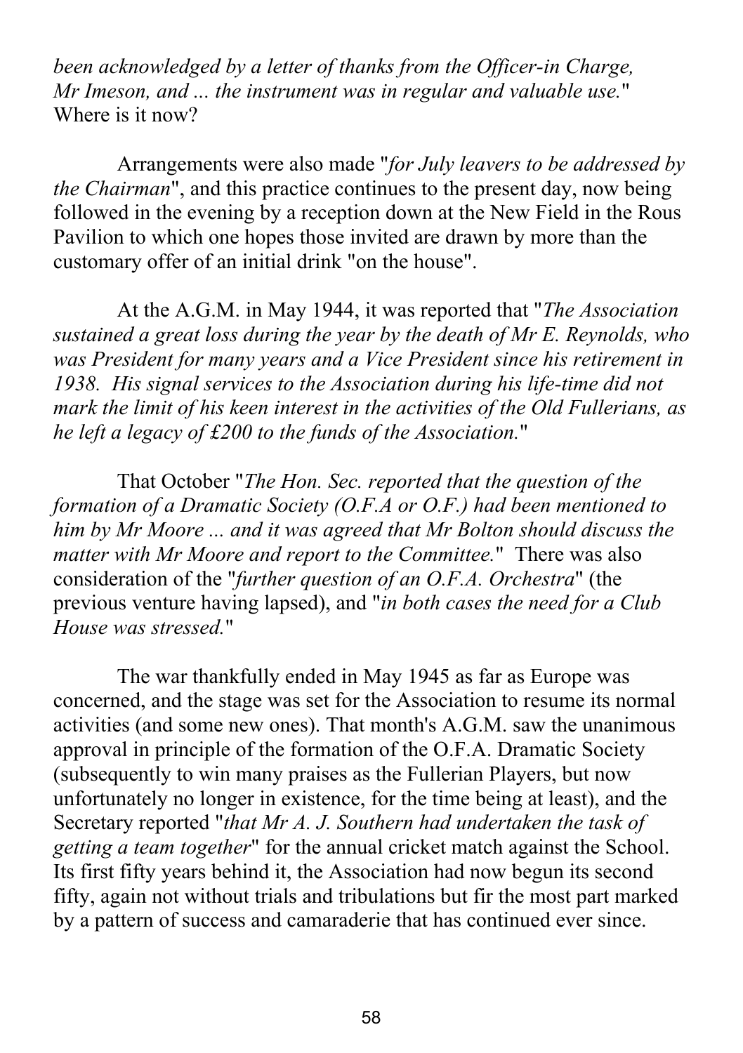*been acknowledged by a letter of thanks from the Officer-in Charge, Mr Imeson, and ... the instrument was in regular and valuable use.*" Where is it now?

Arrangements were also made "*for July leavers to be addressed by the Chairman*", and this practice continues to the present day, now being followed in the evening by a reception down at the New Field in the Rous Pavilion to which one hopes those invited are drawn by more than the customary offer of an initial drink "on the house".

At the A.G.M. in May 1944, it was reported that "*The Association sustained a great loss during the year by the death of Mr E. Reynolds, who was President for many years and a Vice President since his retirement in 1938. His signal services to the Association during his life-time did not mark the limit of his keen interest in the activities of the Old Fullerians, as he left a legacy of £200 to the funds of the Association.*"

That October "*The Hon. Sec. reported that the question of the formation of a Dramatic Society (O.F.A or O.F.) had been mentioned to him by Mr Moore ... and it was agreed that Mr Bolton should discuss the matter with Mr Moore and report to the Committee.*" There was also consideration of the "*further question of an O.F.A. Orchestra*" (the previous venture having lapsed), and "*in both cases the need for a Club House was stressed.*"

The war thankfully ended in May 1945 as far as Europe was concerned, and the stage was set for the Association to resume its normal activities (and some new ones). That month's A.G.M. saw the unanimous approval in principle of the formation of the O.F.A. Dramatic Society (subsequently to win many praises as the Fullerian Players, but now unfortunately no longer in existence, for the time being at least), and the Secretary reported "*that Mr A. J. Southern had undertaken the task of getting a team together*" for the annual cricket match against the School. Its first fifty years behind it, the Association had now begun its second fifty, again not without trials and tribulations but fir the most part marked by a pattern of success and camaraderie that has continued ever since.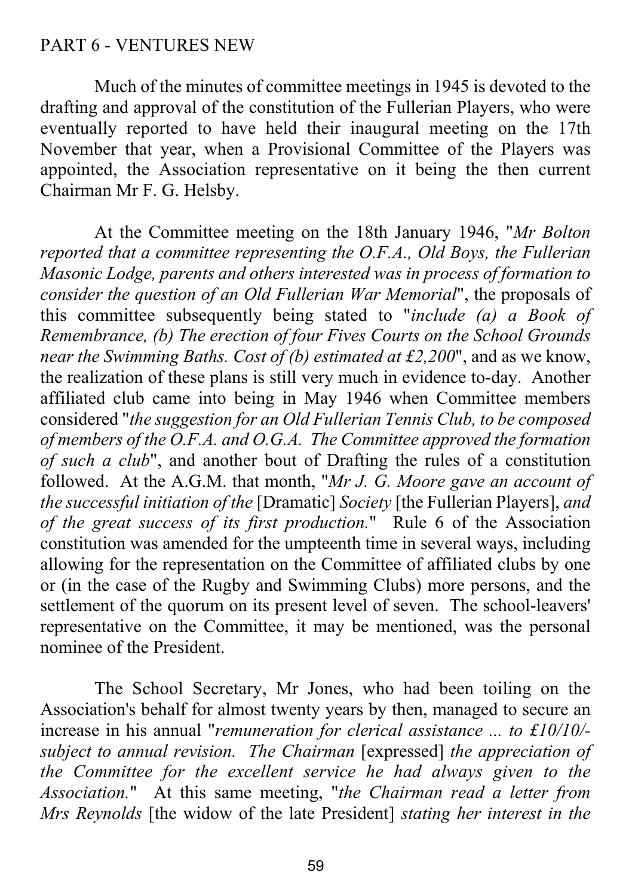## PART 6 - VENTURES NEW

Much of the minutes of committee meetings in 1945 is devoted to the drafting and approval of the constitution of the Fullerian Players, who were eventually reported to have held their inaugural meeting on the 17th November that year, when a Provisional Committee of the Players was appointed, the Association representative on it being the then current Chairman Mr F. G. Helsby.

At the Committee meeting on the 18th January 1946, "*Mr Bolton reported that a committee representing the O.F.A., Old Boys, the Fullerian Masonic Lodge, parents and others interested was in process of formation to consider the question of an Old Fullerian War Memorial*", the proposals of this committee subsequently being stated to "*include (a) a Book of Remembrance, (b) The erection of four Fives Courts on the School Grounds near the Swimming Baths. Cost of (b) estimated at £2,200*", and as we know, the realization of these plans is still very much in evidence to-day. Another affiliated club came into being in May 1946 when Committee members considered "*the suggestion for an Old Fullerian Tennis Club, to be composed of members of the O.F.A. and O.G.A. The Committee approved the formation of such a club*", and another bout of Drafting the rules of a constitution followed. At the A.G.M. that month, "*Mr J. G. Moore gave an account of the successful initiation of the* [Dramatic] *Society* [the Fullerian Players], *and of the great success of its first production.*" Rule 6 of the Association constitution was amended for the umpteenth time in several ways, including allowing for the representation on the Committee of affiliated clubs by one or (in the case of the Rugby and Swimming Clubs) more persons, and the settlement of the quorum on its present level of seven. The school-leavers' representative on the Committee, it may be mentioned, was the personal nominee of the President.

The School Secretary, Mr Jones, who had been toiling on the Association's behalf for almost twenty years by then, managed to secure an increase in his annual "*remuneration for clerical assistance ... to £10/10/- subject to annual revision. The Chairman* [expressed] *the appreciation of the Committee for the excellent service he had always given to the Association.*" At this same meeting, "*the Chairman read a letter from Mrs Reynolds* [the widow of the late President] *stating her interest in the*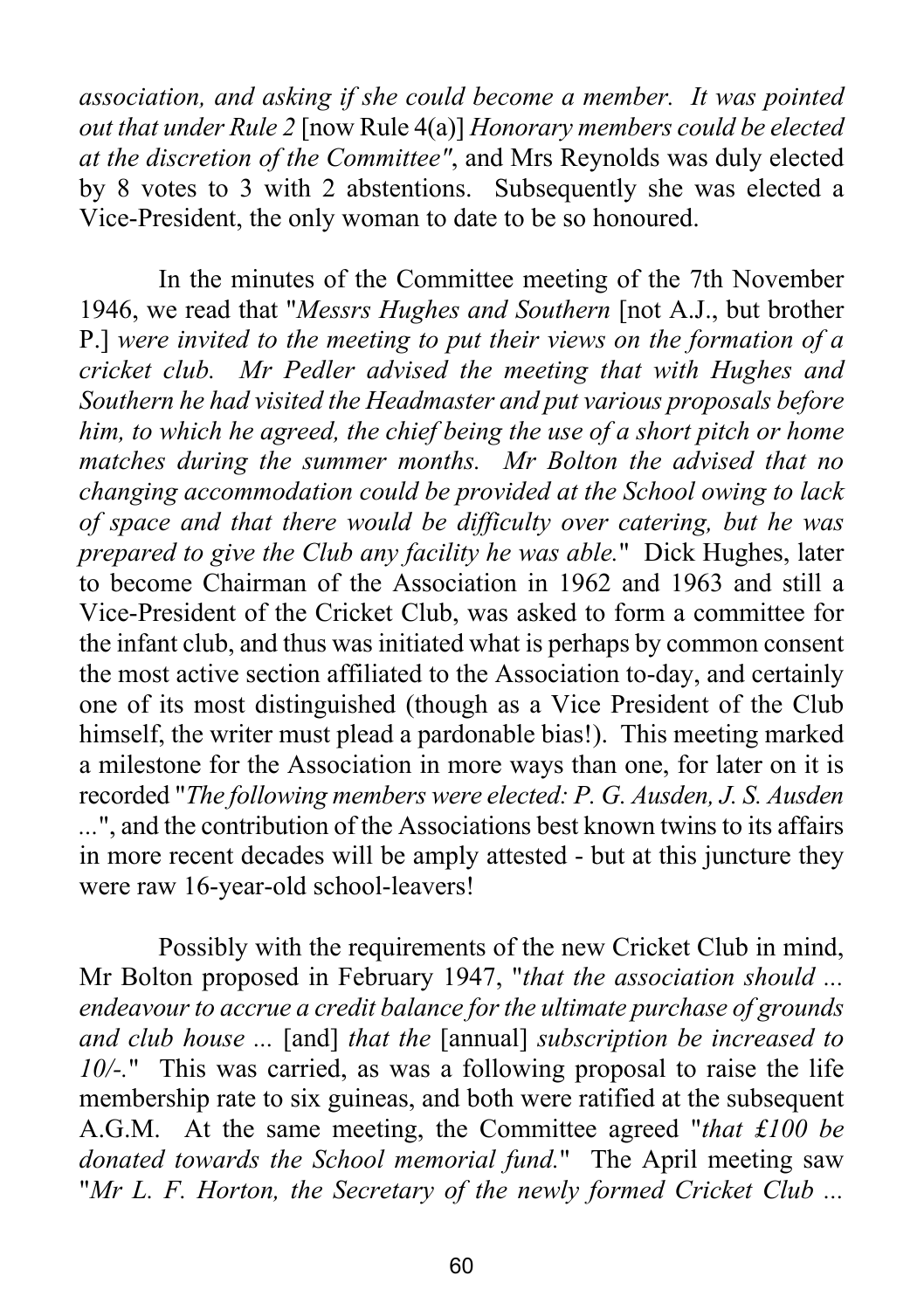*association, and asking if she could become a member. It was pointed out that under Rule 2* [now Rule 4(a)] *Honorary members could be elected at the discretion of the Committee"*, and Mrs Reynolds was duly elected by 8 votes to 3 with 2 abstentions. Subsequently she was elected a Vice-President, the only woman to date to be so honoured.

In the minutes of the Committee meeting of the 7th November 1946, we read that "*Messrs Hughes and Southern* [not A.J., but brother P.] *were invited to the meeting to put their views on the formation of a cricket club. Mr Pedler advised the meeting that with Hughes and Southern he had visited the Headmaster and put various proposals before him, to which he agreed, the chief being the use of a short pitch or home matches during the summer months. Mr Bolton the advised that no changing accommodation could be provided at the School owing to lack of space and that there would be difficulty over catering, but he was prepared to give the Club any facility he was able.*" Dick Hughes, later to become Chairman of the Association in 1962 and 1963 and still a Vice-President of the Cricket Club, was asked to form a committee for the infant club, and thus was initiated what is perhaps by common consent the most active section affiliated to the Association to-day, and certainly one of its most distinguished (though as a Vice President of the Club himself, the writer must plead a pardonable bias!). This meeting marked a milestone for the Association in more ways than one, for later on it is recorded "*The following members were elected: P. G. Ausden, J. S. Ausden ...*", and the contribution of the Associations best known twins to its affairs in more recent decades will be amply attested - but at this juncture they were raw 16-year-old school-leavers!

Possibly with the requirements of the new Cricket Club in mind, Mr Bolton proposed in February 1947, "*that the association should ... endeavour to accrue a credit balance for the ultimate purchase of grounds and club house ...* [and] *that the* [annual] *subscription be increased to 10/-.*" This was carried, as was a following proposal to raise the life membership rate to six guineas, and both were ratified at the subsequent A.G.M. At the same meeting, the Committee agreed "*that £100 be donated towards the School memorial fund.*" The April meeting saw "*Mr L. F. Horton, the Secretary of the newly formed Cricket Club ...*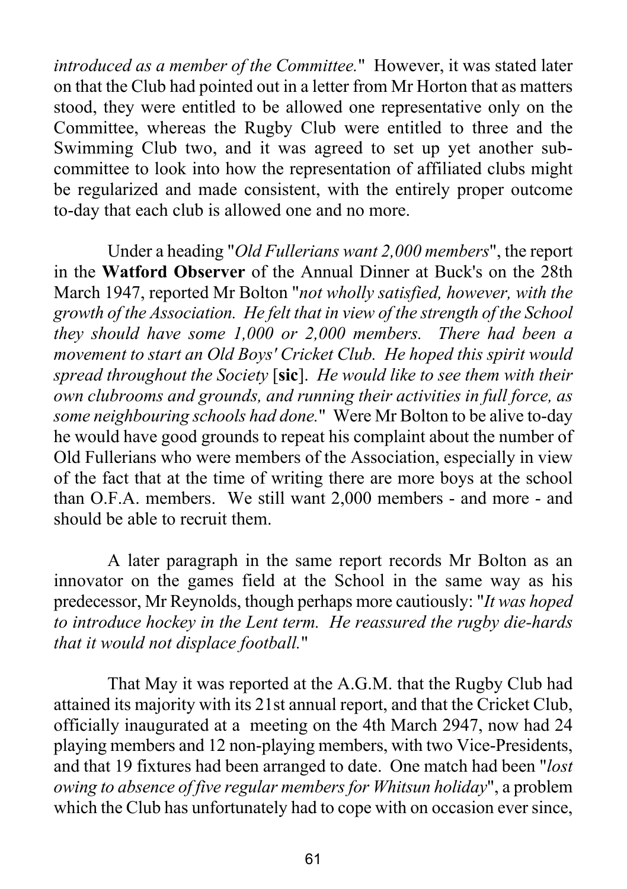*introduced as a member of the Committee.*" However, it was stated later on that the Club had pointed out in a letter from Mr Horton that as matters stood, they were entitled to be allowed one representative only on the Committee, whereas the Rugby Club were entitled to three and the Swimming Club two, and it was agreed to set up yet another sub-committee to look into how the representation of affiliated clubs might be regularized and made consistent, with the entirely proper outcome to-day that each club is allowed one and no more.

Under a heading "*Old Fullerians want 2,000 members*", the report in the **Watford Observer** of the Annual Dinner at Buck's on the 28th March 1947, reported Mr Bolton "*not wholly satisfied, however, with the growth of the Association. He felt that in view of the strength of the School they should have some 1,000 or 2,000 members. There had been a movement to start an Old Boys' Cricket Club. He hoped this spirit would spread throughout the Society* [**sic**]. *He would like to see them with their own clubrooms and grounds, and running their activities in full force, as some neighbouring schools had done.*" Were Mr Bolton to be alive to-day he would have good grounds to repeat his complaint about the number of Old Fullerians who were members of the Association, especially in view of the fact that at the time of writing there are more boys at the school than O.F.A. members. We still want 2,000 members - and more - and should be able to recruit them.

A later paragraph in the same report records Mr Bolton as an innovator on the games field at the School in the same way as his predecessor, Mr Reynolds, though perhaps more cautiously: "*It was hoped to introduce hockey in the Lent term. He reassured the rugby die-hards that it would not displace football.*"

That May it was reported at the A.G.M. that the Rugby Club had attained its majority with its 21st annual report, and that the Cricket Club, officially inaugurated at a meeting on the 4th March 2947, now had 24 playing members and 12 non-playing members, with two Vice-Presidents, and that 19 fixtures had been arranged to date. One match had been "*lost owing to absence of five regular members for Whitsun holiday*", a problem which the Club has unfortunately had to cope with on occasion ever since,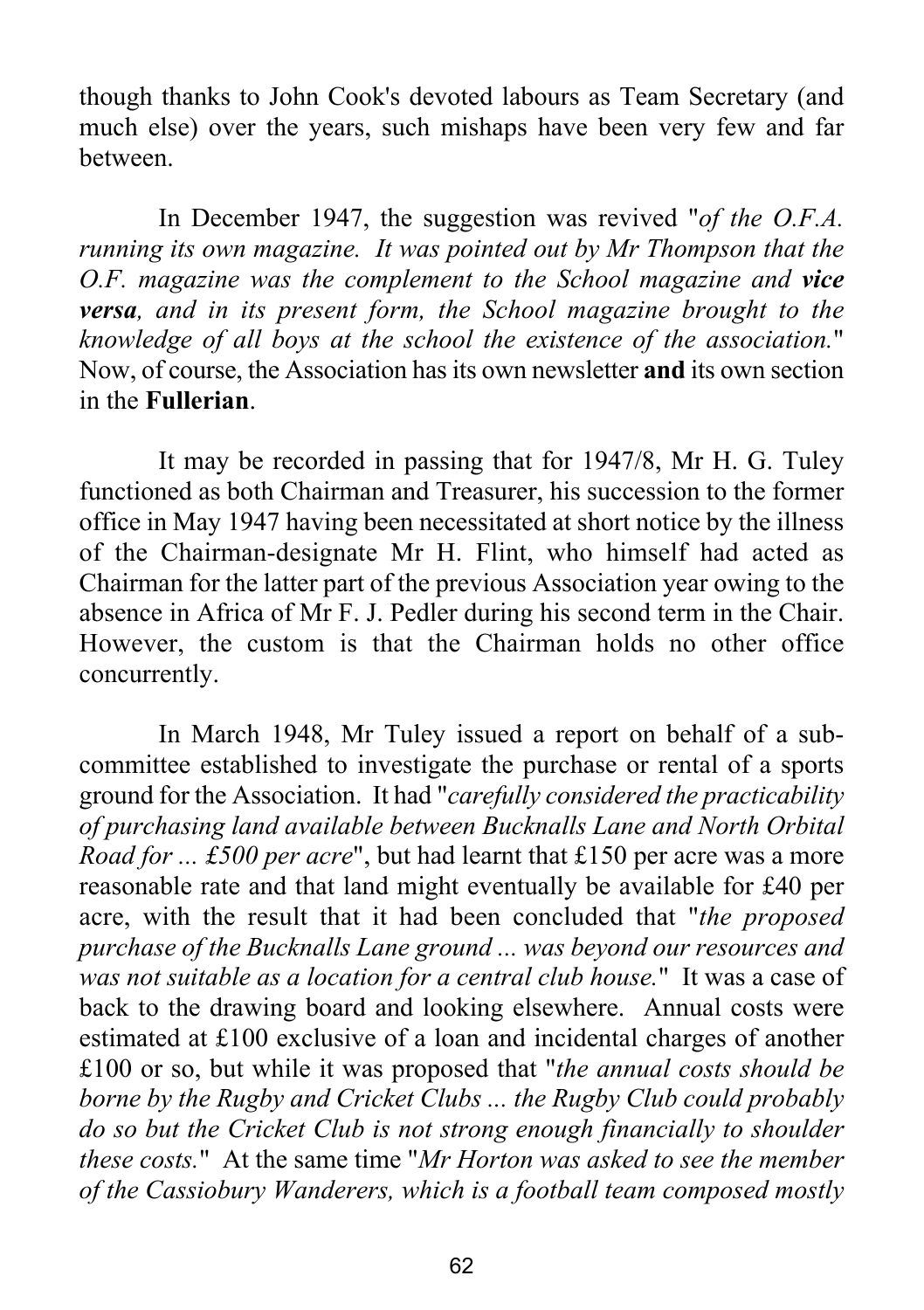though thanks to John Cook's devoted labours as Team Secretary (and much else) over the years, such mishaps have been very few and far between.

In December 1947, the suggestion was revived "*of the O.F.A. running its own magazine. It was pointed out by Mr Thompson that the O.F. magazine was the complement to the School magazine and **vice versa**, and in its present form, the School magazine brought to the knowledge of all boys at the school the existence of the association.*" Now, of course, the Association has its own newsletter **and** its own section in the **Fullerian**.

It may be recorded in passing that for 1947/8, Mr H. G. Tuley functioned as both Chairman and Treasurer, his succession to the former office in May 1947 having been necessitated at short notice by the illness of the Chairman-designate Mr H. Flint, who himself had acted as Chairman for the latter part of the previous Association year owing to the absence in Africa of Mr F. J. Pedler during his second term in the Chair. However, the custom is that the Chairman holds no other office concurrently.

In March 1948, Mr Tuley issued a report on behalf of a sub-committee established to investigate the purchase or rental of a sports ground for the Association. It had "*carefully considered the practicability of purchasing land available between Bucknalls Lane and North Orbital Road for ... £500 per acre*", but had learnt that £150 per acre was a more reasonable rate and that land might eventually be available for £40 per acre, with the result that it had been concluded that "*the proposed purchase of the Bucknalls Lane ground ... was beyond our resources and was not suitable as a location for a central club house.*" It was a case of back to the drawing board and looking elsewhere. Annual costs were estimated at £100 exclusive of a loan and incidental charges of another £100 or so, but while it was proposed that "*the annual costs should be borne by the Rugby and Cricket Clubs ... the Rugby Club could probably do so but the Cricket Club is not strong enough financially to shoulder these costs.*" At the same time "*Mr Horton was asked to see the member of the Cassiobury Wanderers, which is a football team composed mostly*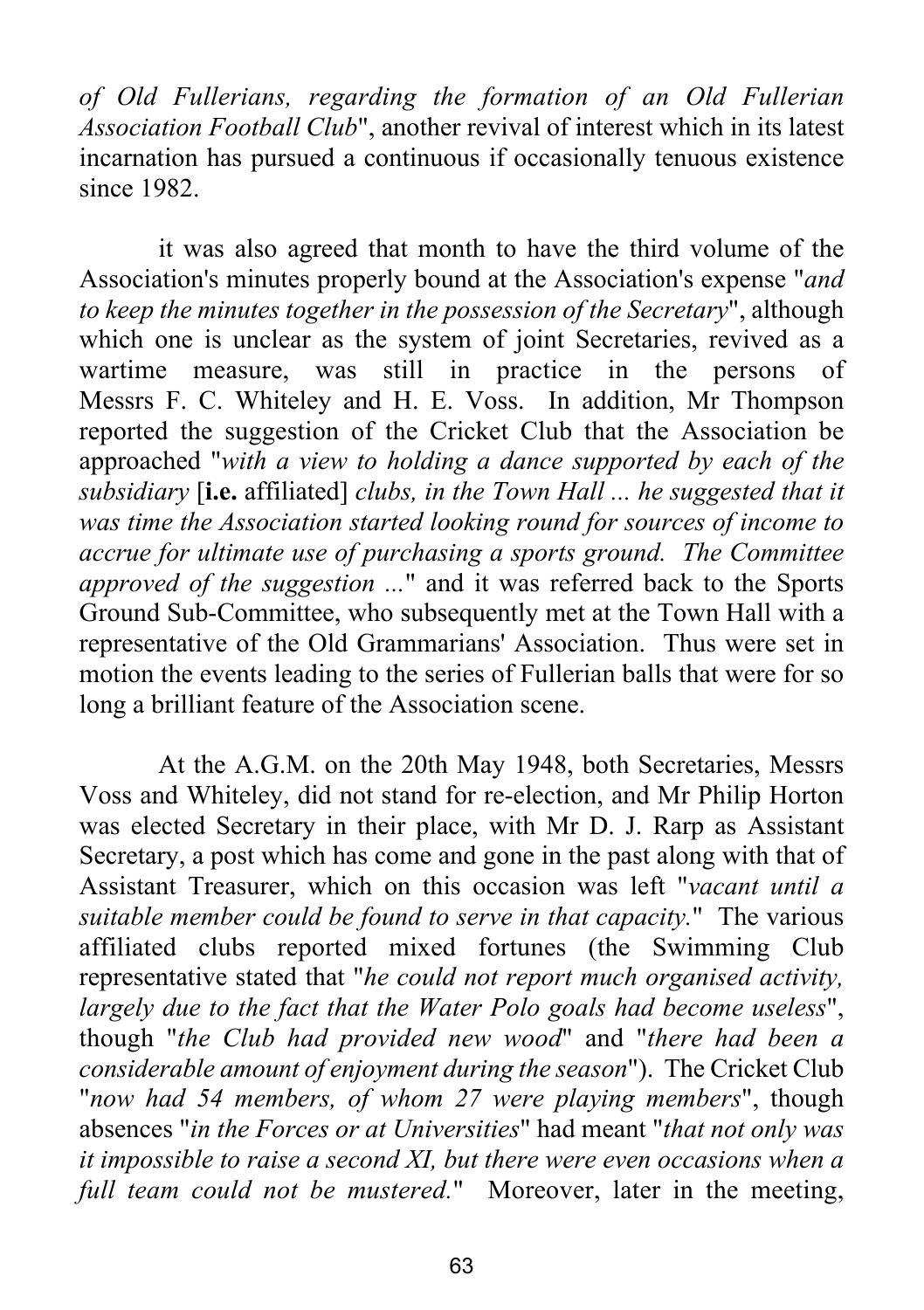*of Old Fullerians, regarding the formation of an Old Fullerian Association Football Club*", another revival of interest which in its latest incarnation has pursued a continuous if occasionally tenuous existence since 1982.

it was also agreed that month to have the third volume of the Association's minutes properly bound at the Association's expense "*and to keep the minutes together in the possession of the Secretary*", although which one is unclear as the system of joint Secretaries, revived as a wartime measure, was still in practice in the persons of Messrs F. C. Whiteley and H. E. Voss. In addition, Mr Thompson reported the suggestion of the Cricket Club that the Association be approached "*with a view to holding a dance supported by each of the subsidiary* [**i.e.** affiliated] *clubs, in the Town Hall ... he suggested that it was time the Association started looking round for sources of income to accrue for ultimate use of purchasing a sports ground. The Committee approved of the suggestion ...*" and it was referred back to the Sports Ground Sub-Committee, who subsequently met at the Town Hall with a representative of the Old Grammarians' Association. Thus were set in motion the events leading to the series of Fullerian balls that were for so long a brilliant feature of the Association scene.

At the A.G.M. on the 20th May 1948, both Secretaries, Messrs Voss and Whiteley, did not stand for re-election, and Mr Philip Horton was elected Secretary in their place, with Mr D. J. Rarp as Assistant Secretary, a post which has come and gone in the past along with that of Assistant Treasurer, which on this occasion was left "*vacant until a suitable member could be found to serve in that capacity.*" The various affiliated clubs reported mixed fortunes (the Swimming Club representative stated that "*he could not report much organised activity, largely due to the fact that the Water Polo goals had become useless*", though "*the Club had provided new wood*" and "*there had been a considerable amount of enjoyment during the season*"). The Cricket Club "*now had 54 members, of whom 27 were playing members*", though absences "*in the Forces or at Universities*" had meant "*that not only was it impossible to raise a second XI, but there were even occasions when a full team could not be mustered.*" Moreover, later in the meeting,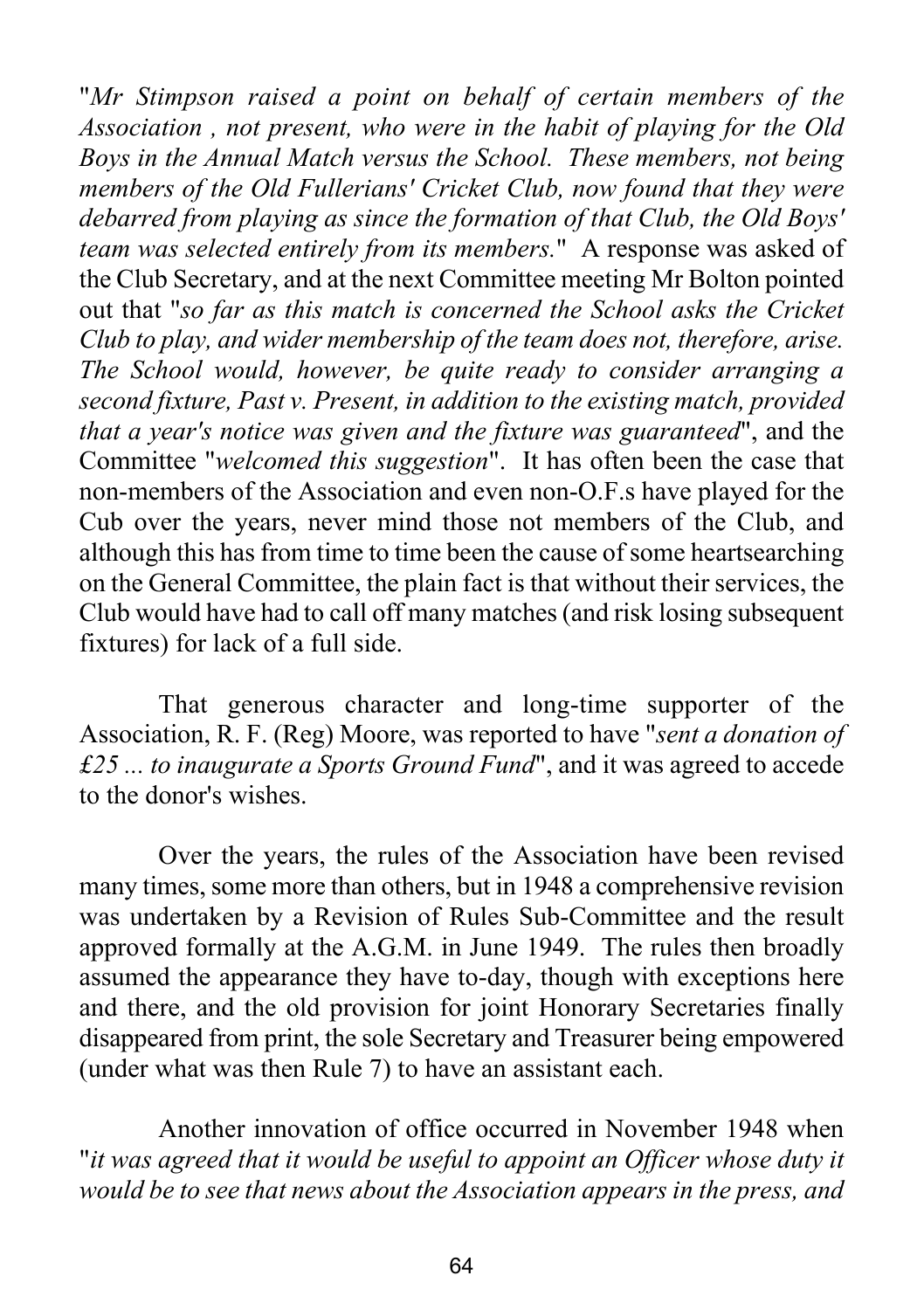"*Mr Stimpson raised a point on behalf of certain members of the Association , not present, who were in the habit of playing for the Old Boys in the Annual Match versus the School. These members, not being members of the Old Fullerians' Cricket Club, now found that they were debarred from playing as since the formation of that Club, the Old Boys' team was selected entirely from its members.*" A response was asked of the Club Secretary, and at the next Committee meeting Mr Bolton pointed out that "*so far as this match is concerned the School asks the Cricket Club to play, and wider membership of the team does not, therefore, arise. The School would, however, be quite ready to consider arranging a second fixture, Past v. Present, in addition to the existing match, provided that a year's notice was given and the fixture was guaranteed*", and the Committee "*welcomed this suggestion*". It has often been the case that non-members of the Association and even non-O.F.s have played for the Cub over the years, never mind those not members of the Club, and although this has from time to time been the cause of some heartsearching on the General Committee, the plain fact is that without their services, the Club would have had to call off many matches (and risk losing subsequent fixtures) for lack of a full side.

That generous character and long-time supporter of the Association, R. F. (Reg) Moore, was reported to have "*sent a donation of £25 ... to inaugurate a Sports Ground Fund*", and it was agreed to accede to the donor's wishes.

Over the years, the rules of the Association have been revised many times, some more than others, but in 1948 a comprehensive revision was undertaken by a Revision of Rules Sub-Committee and the result approved formally at the A.G.M. in June 1949. The rules then broadly assumed the appearance they have to-day, though with exceptions here and there, and the old provision for joint Honorary Secretaries finally disappeared from print, the sole Secretary and Treasurer being empowered (under what was then Rule 7) to have an assistant each.

Another innovation of office occurred in November 1948 when "*it was agreed that it would be useful to appoint an Officer whose duty it would be to see that news about the Association appears in the press, and*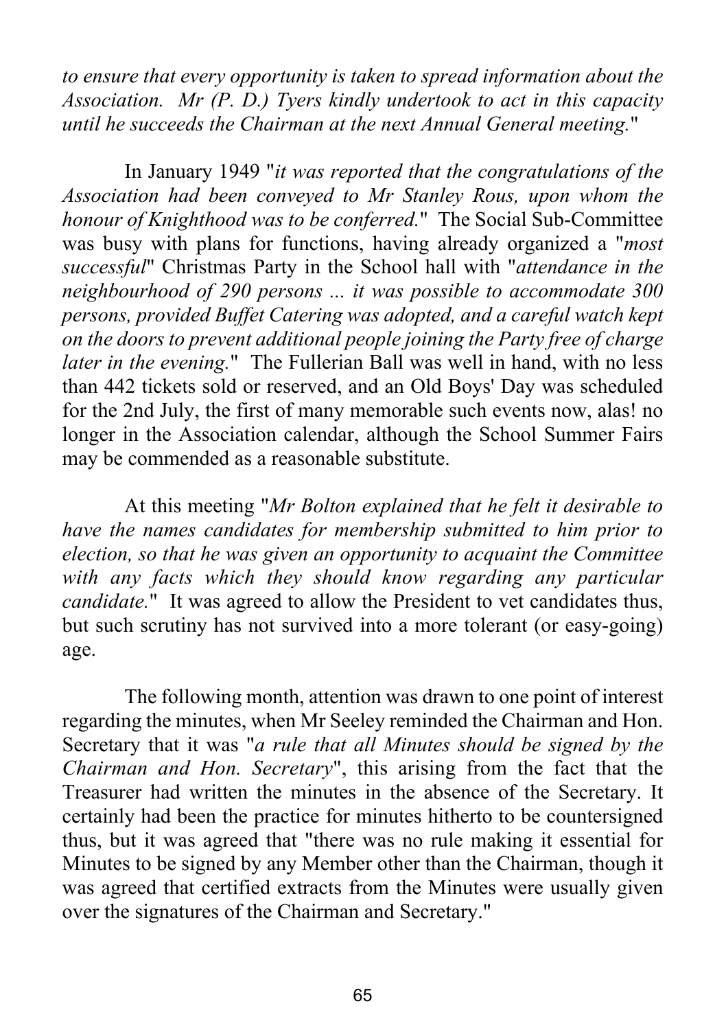*to ensure that every opportunity is taken to spread information about the Association. Mr (P. D.) Tyers kindly undertook to act in this capacity until he succeeds the Chairman at the next Annual General meeting.*"

In January 1949 "*it was reported that the congratulations of the Association had been conveyed to Mr Stanley Rous, upon whom the honour of Knighthood was to be conferred.*" The Social Sub-Committee was busy with plans for functions, having already organized a "*most successful*" Christmas Party in the School hall with "*attendance in the neighbourhood of 290 persons ... it was possible to accommodate 300 persons, provided Buffet Catering was adopted, and a careful watch kept on the doors to prevent additional people joining the Party free of charge later in the evening.*" The Fullerian Ball was well in hand, with no less than 442 tickets sold or reserved, and an Old Boys' Day was scheduled for the 2nd July, the first of many memorable such events now, alas! no longer in the Association calendar, although the School Summer Fairs may be commended as a reasonable substitute.

At this meeting "*Mr Bolton explained that he felt it desirable to have the names candidates for membership submitted to him prior to election, so that he was given an opportunity to acquaint the Committee with any facts which they should know regarding any particular candidate.*" It was agreed to allow the President to vet candidates thus, but such scrutiny has not survived into a more tolerant (or easy-going) age.

The following month, attention was drawn to one point of interest regarding the minutes, when Mr Seeley reminded the Chairman and Hon. Secretary that it was "*a rule that all Minutes should be signed by the Chairman and Hon. Secretary*", this arising from the fact that the Treasurer had written the minutes in the absence of the Secretary. It certainly had been the practice for minutes hitherto to be countersigned thus, but it was agreed that "there was no rule making it essential for Minutes to be signed by any Member other than the Chairman, though it was agreed that certified extracts from the Minutes were usually given over the signatures of the Chairman and Secretary."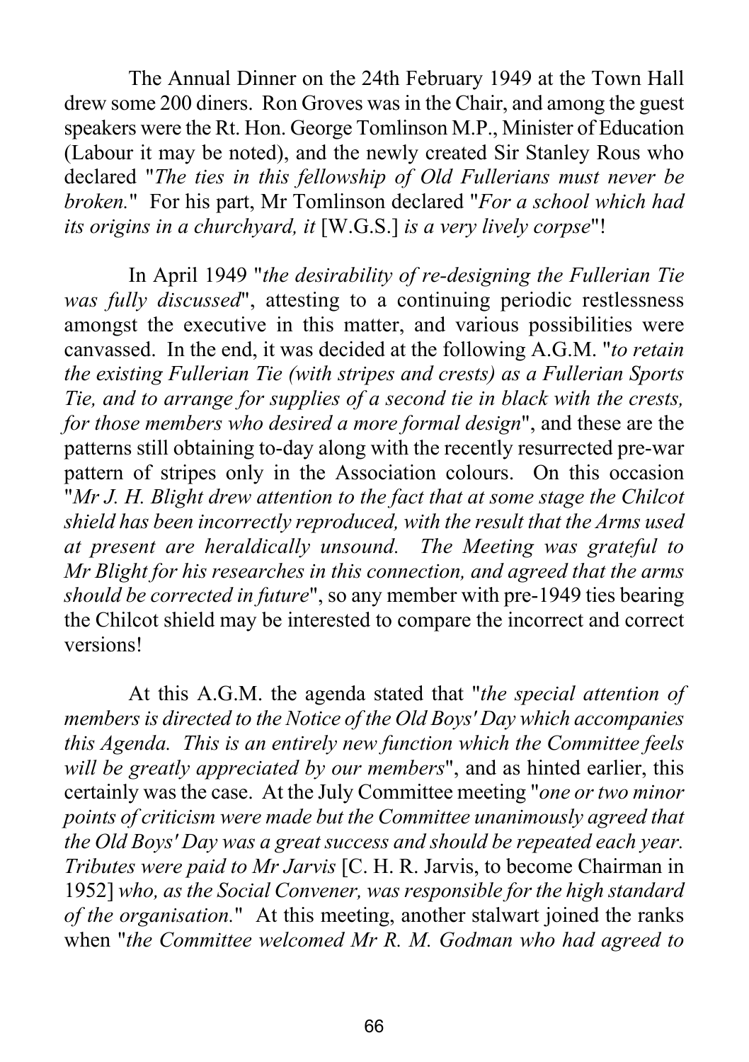The Annual Dinner on the 24th February 1949 at the Town Hall drew some 200 diners. Ron Groves was in the Chair, and among the guest speakers were the Rt. Hon. George Tomlinson M.P., Minister of Education (Labour it may be noted), and the newly created Sir Stanley Rous who declared "*The ties in this fellowship of Old Fullerians must never be broken.*" For his part, Mr Tomlinson declared "*For a school which had its origins in a churchyard, it* [W.G.S.] *is a very lively corpse*"!

In April 1949 "*the desirability of re-designing the Fullerian Tie was fully discussed*", attesting to a continuing periodic restlessness amongst the executive in this matter, and various possibilities were canvassed. In the end, it was decided at the following A.G.M. "*to retain the existing Fullerian Tie (with stripes and crests) as a Fullerian Sports Tie, and to arrange for supplies of a second tie in black with the crests, for those members who desired a more formal design*", and these are the patterns still obtaining to-day along with the recently resurrected pre-war pattern of stripes only in the Association colours. On this occasion "*Mr J. H. Blight drew attention to the fact that at some stage the Chilcot shield has been incorrectly reproduced, with the result that the Arms used at present are heraldically unsound. The Meeting was grateful to Mr Blight for his researches in this connection, and agreed that the arms should be corrected in future*", so any member with pre-1949 ties bearing the Chilcot shield may be interested to compare the incorrect and correct versions!

At this A.G.M. the agenda stated that "*the special attention of members is directed to the Notice of the Old Boys' Day which accompanies this Agenda. This is an entirely new function which the Committee feels will be greatly appreciated by our members*", and as hinted earlier, this certainly was the case. At the July Committee meeting "*one or two minor points of criticism were made but the Committee unanimously agreed that the Old Boys' Day was a great success and should be repeated each year. Tributes were paid to Mr Jarvis* [C. H. R. Jarvis, to become Chairman in 1952] *who, as the Social Convener, was responsible for the high standard of the organisation.*" At this meeting, another stalwart joined the ranks when "*the Committee welcomed Mr R. M. Godman who had agreed to*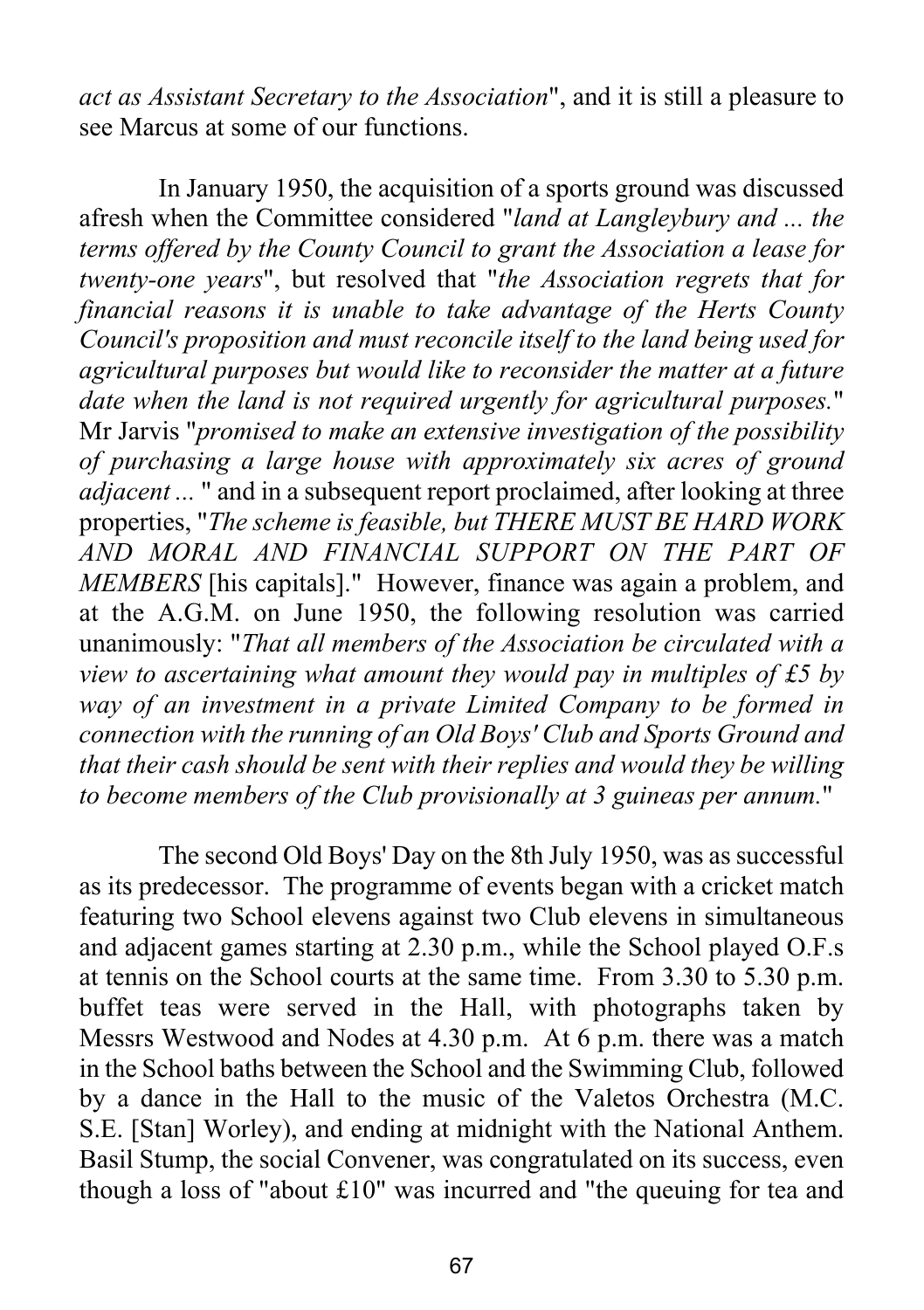*act as Assistant Secretary to the Association*", and it is still a pleasure to see Marcus at some of our functions.

In January 1950, the acquisition of a sports ground was discussed afresh when the Committee considered "*land at Langleybury and ... the terms offered by the County Council to grant the Association a lease for twenty-one years*", but resolved that "*the Association regrets that for financial reasons it is unable to take advantage of the Herts County Council's proposition and must reconcile itself to the land being used for agricultural purposes but would like to reconsider the matter at a future date when the land is not required urgently for agricultural purposes.*" Mr Jarvis "*promised to make an extensive investigation of the possibility of purchasing a large house with approximately six acres of ground adjacent ...* " and in a subsequent report proclaimed, after looking at three properties, "*The scheme is feasible, but THERE MUST BE HARD WORK AND MORAL AND FINANCIAL SUPPORT ON THE PART OF MEMBERS* [his capitals]." However, finance was again a problem, and at the A.G.M. on June 1950, the following resolution was carried unanimously: "*That all members of the Association be circulated with a view to ascertaining what amount they would pay in multiples of £5 by way of an investment in a private Limited Company to be formed in connection with the running of an Old Boys' Club and Sports Ground and that their cash should be sent with their replies and would they be willing to become members of the Club provisionally at 3 guineas per annum.*"

The second Old Boys' Day on the 8th July 1950, was as successful as its predecessor. The programme of events began with a cricket match featuring two School elevens against two Club elevens in simultaneous and adjacent games starting at 2.30 p.m., while the School played O.F.s at tennis on the School courts at the same time. From 3.30 to 5.30 p.m. buffet teas were served in the Hall, with photographs taken by Messrs Westwood and Nodes at 4.30 p.m. At 6 p.m. there was a match in the School baths between the School and the Swimming Club, followed by a dance in the Hall to the music of the Valetos Orchestra (M.C. S.E. [Stan] Worley), and ending at midnight with the National Anthem. Basil Stump, the social Convener, was congratulated on its success, even though a loss of "about £10" was incurred and "the queuing for tea and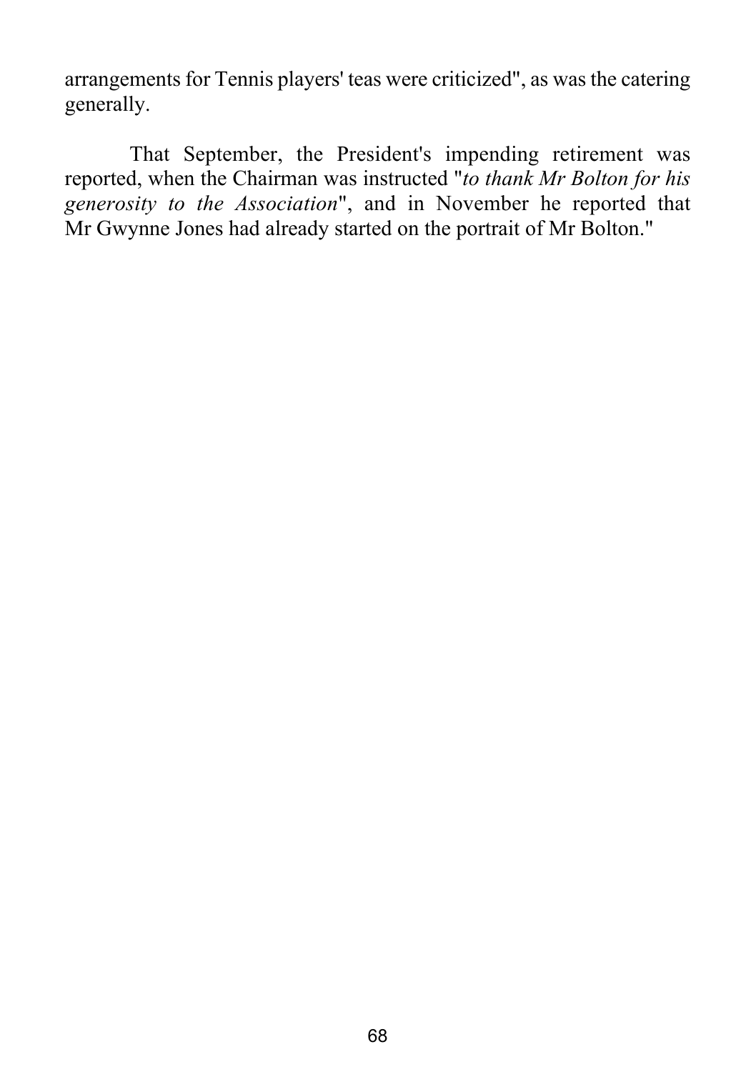arrangements for Tennis players' teas were criticized", as was the catering generally.

That September, the President's impending retirement was reported, when the Chairman was instructed "*to thank Mr Bolton for his generosity to the Association*", and in November he reported that Mr Gwynne Jones had already started on the portrait of Mr Bolton."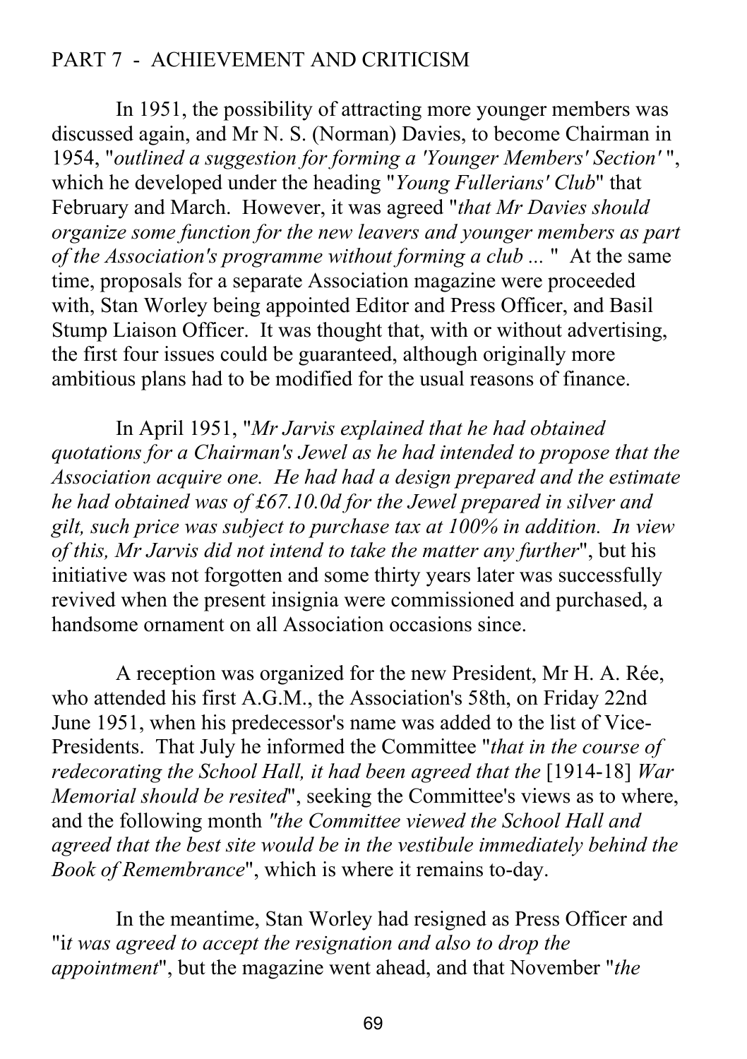## PART 7 - ACHIEVEMENT AND CRITICISM

In 1951, the possibility of attracting more younger members was discussed again, and Mr N. S. (Norman) Davies, to become Chairman in 1954, "*outlined a suggestion for forming a 'Younger Members' Section'* ", which he developed under the heading "*Young Fullerians' Club*" that February and March. However, it was agreed "*that Mr Davies should organize some function for the new leavers and younger members as part of the Association's programme without forming a club ...* " At the same time, proposals for a separate Association magazine were proceeded with, Stan Worley being appointed Editor and Press Officer, and Basil Stump Liaison Officer. It was thought that, with or without advertising, the first four issues could be guaranteed, although originally more ambitious plans had to be modified for the usual reasons of finance.

In April 1951, "*Mr Jarvis explained that he had obtained quotations for a Chairman's Jewel as he had intended to propose that the Association acquire one. He had had a design prepared and the estimate he had obtained was of £67.10.0d for the Jewel prepared in silver and gilt, such price was subject to purchase tax at 100% in addition. In view of this, Mr Jarvis did not intend to take the matter any further*", but his initiative was not forgotten and some thirty years later was successfully revived when the present insignia were commissioned and purchased, a handsome ornament on all Association occasions since.

A reception was organized for the new President, Mr H. A. Rée, who attended his first A.G.M., the Association's 58th, on Friday 22nd June 1951, when his predecessor's name was added to the list of Vice-Presidents. That July he informed the Committee "*that in the course of redecorating the School Hall, it had been agreed that the* [1914-18] *War Memorial should be resited*", seeking the Committee's views as to where, and the following month *"the Committee viewed the School Hall and agreed that the best site would be in the vestibule immediately behind the Book of Remembrance*", which is where it remains to-day.

In the meantime, Stan Worley had resigned as Press Officer and "i*t was agreed to accept the resignation and also to drop the appointment*", but the magazine went ahead, and that November "*the*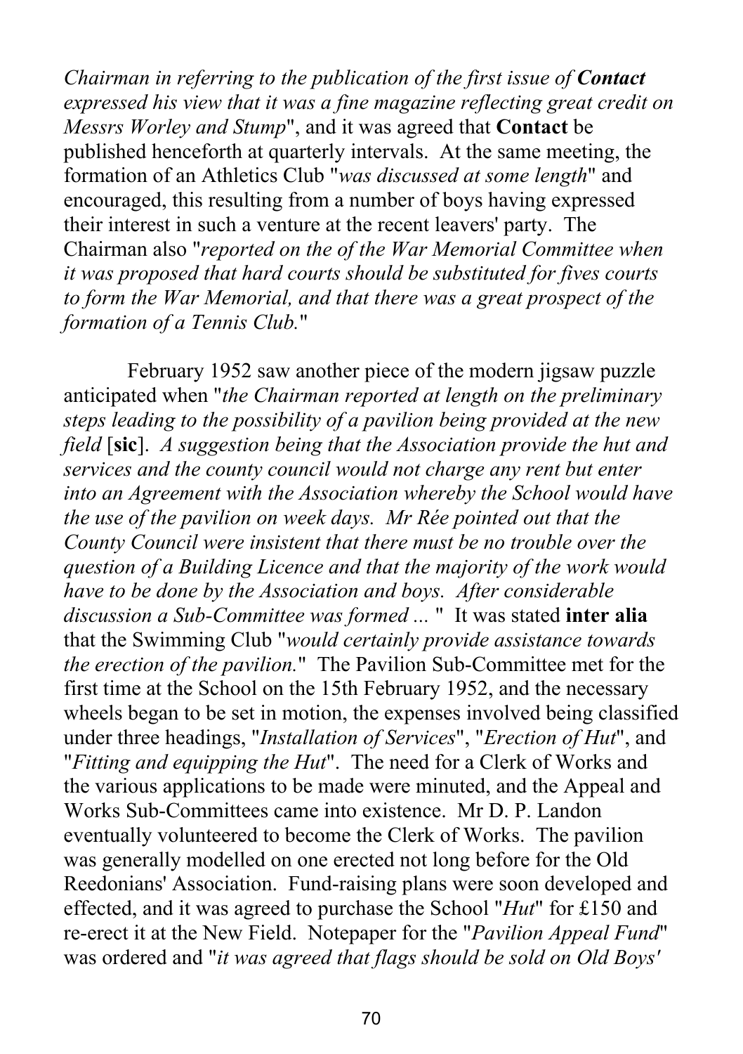*Chairman in referring to the publication of the first issue of **Contact** expressed his view that it was a fine magazine reflecting great credit on Messrs Worley and Stump*", and it was agreed that **Contact** be published henceforth at quarterly intervals. At the same meeting, the formation of an Athletics Club "*was discussed at some length*" and encouraged, this resulting from a number of boys having expressed their interest in such a venture at the recent leavers' party. The Chairman also "*reported on the of the War Memorial Committee when it was proposed that hard courts should be substituted for fives courts to form the War Memorial, and that there was a great prospect of the formation of a Tennis Club.*"

February 1952 saw another piece of the modern jigsaw puzzle anticipated when "*the Chairman reported at length on the preliminary steps leading to the possibility of a pavilion being provided at the new field* [**sic**]. *A suggestion being that the Association provide the hut and services and the county council would not charge any rent but enter into an Agreement with the Association whereby the School would have the use of the pavilion on week days. Mr Rée pointed out that the County Council were insistent that there must be no trouble over the question of a Building Licence and that the majority of the work would have to be done by the Association and boys. After considerable discussion a Sub-Committee was formed ...* " It was stated **inter alia** that the Swimming Club "*would certainly provide assistance towards the erection of the pavilion.*" The Pavilion Sub-Committee met for the first time at the School on the 15th February 1952, and the necessary wheels began to be set in motion, the expenses involved being classified under three headings, "*Installation of Services*", "*Erection of Hut*", and "*Fitting and equipping the Hut*". The need for a Clerk of Works and the various applications to be made were minuted, and the Appeal and Works Sub-Committees came into existence. Mr D. P. Landon eventually volunteered to become the Clerk of Works. The pavilion was generally modelled on one erected not long before for the Old Reedonians' Association. Fund-raising plans were soon developed and effected, and it was agreed to purchase the School "*Hut*" for £150 and re-erect it at the New Field. Notepaper for the "*Pavilion Appeal Fund*" was ordered and "*it was agreed that flags should be sold on Old Boys'*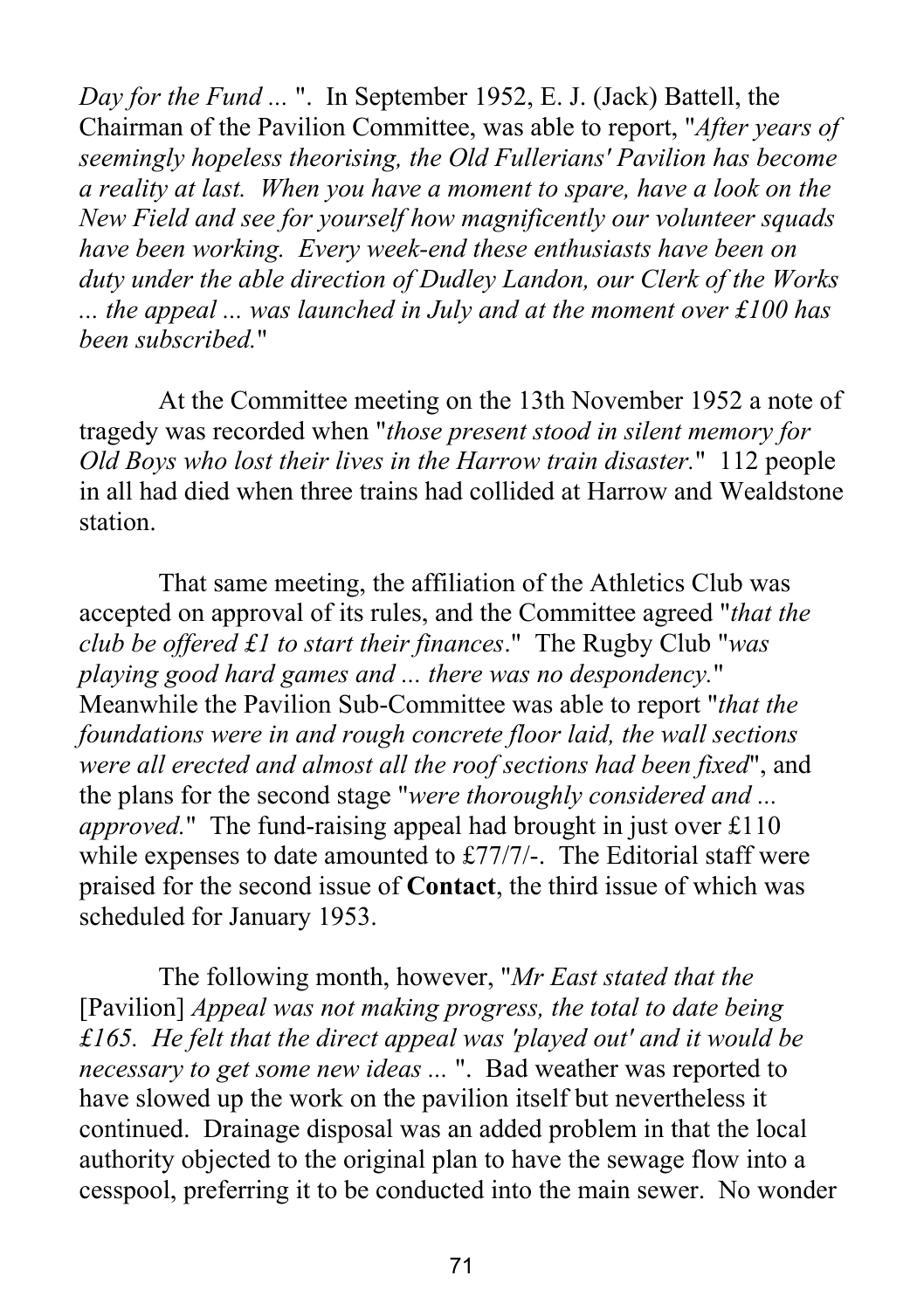*Day for the Fund ...* ". In September 1952, E. J. (Jack) Battell, the Chairman of the Pavilion Committee, was able to report, "*After years of seemingly hopeless theorising, the Old Fullerians' Pavilion has become a reality at last. When you have a moment to spare, have a look on the New Field and see for yourself how magnificently our volunteer squads have been working. Every week-end these enthusiasts have been on duty under the able direction of Dudley Landon, our Clerk of the Works ... the appeal ... was launched in July and at the moment over £100 has been subscribed.*"

At the Committee meeting on the 13th November 1952 a note of tragedy was recorded when "*those present stood in silent memory for Old Boys who lost their lives in the Harrow train disaster.*" 112 people in all had died when three trains had collided at Harrow and Wealdstone station.

That same meeting, the affiliation of the Athletics Club was accepted on approval of its rules, and the Committee agreed "*that the club be offered £1 to start their finances*." The Rugby Club "*was playing good hard games and ... there was no despondency.*" Meanwhile the Pavilion Sub-Committee was able to report "*that the foundations were in and rough concrete floor laid, the wall sections were all erected and almost all the roof sections had been fixed*", and the plans for the second stage "*were thoroughly considered and ... approved.*" The fund-raising appeal had brought in just over £110 while expenses to date amounted to £77/7/-. The Editorial staff were praised for the second issue of **Contact**, the third issue of which was scheduled for January 1953.

The following month, however, "*Mr East stated that the* [Pavilion] *Appeal was not making progress, the total to date being £165. He felt that the direct appeal was 'played out' and it would be necessary to get some new ideas ...* ". Bad weather was reported to have slowed up the work on the pavilion itself but nevertheless it continued. Drainage disposal was an added problem in that the local authority objected to the original plan to have the sewage flow into a cesspool, preferring it to be conducted into the main sewer. No wonder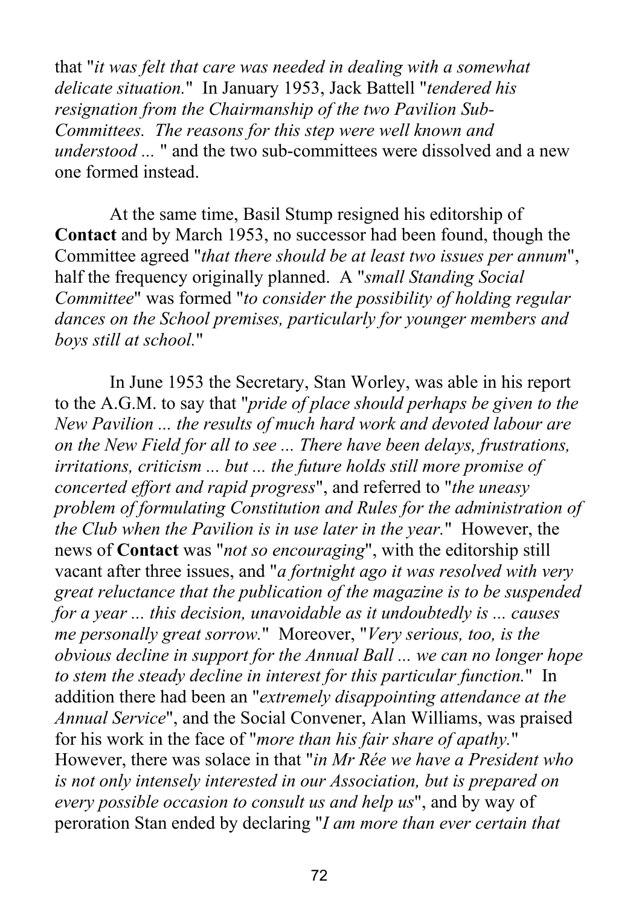that "*it was felt that care was needed in dealing with a somewhat delicate situation.*" In January 1953, Jack Battell "*tendered his resignation from the Chairmanship of the two Pavilion Sub-Committees. The reasons for this step were well known and understood ...* " and the two sub-committees were dissolved and a new one formed instead.

At the same time, Basil Stump resigned his editorship of **Contact** and by March 1953, no successor had been found, though the Committee agreed "*that there should be at least two issues per annum*", half the frequency originally planned. A "*small Standing Social Committee*" was formed "*to consider the possibility of holding regular dances on the School premises, particularly for younger members and boys still at school.*"

In June 1953 the Secretary, Stan Worley, was able in his report to the A.G.M. to say that "*pride of place should perhaps be given to the New Pavilion ... the results of much hard work and devoted labour are on the New Field for all to see ... There have been delays, frustrations, irritations, criticism ... but ... the future holds still more promise of concerted effort and rapid progress*", and referred to "*the uneasy problem of formulating Constitution and Rules for the administration of the Club when the Pavilion is in use later in the year.*" However, the news of **Contact** was "*not so encouraging*", with the editorship still vacant after three issues, and "*a fortnight ago it was resolved with very great reluctance that the publication of the magazine is to be suspended for a year ... this decision, unavoidable as it undoubtedly is ... causes me personally great sorrow.*" Moreover, "*Very serious, too, is the obvious decline in support for the Annual Ball ... we can no longer hope to stem the steady decline in interest for this particular function.*" In addition there had been an "*extremely disappointing attendance at the Annual Service*", and the Social Convener, Alan Williams, was praised for his work in the face of "*more than his fair share of apathy.*" However, there was solace in that "*in Mr Rée we have a President who is not only intensely interested in our Association, but is prepared on every possible occasion to consult us and help us*", and by way of peroration Stan ended by declaring "*I am more than ever certain that*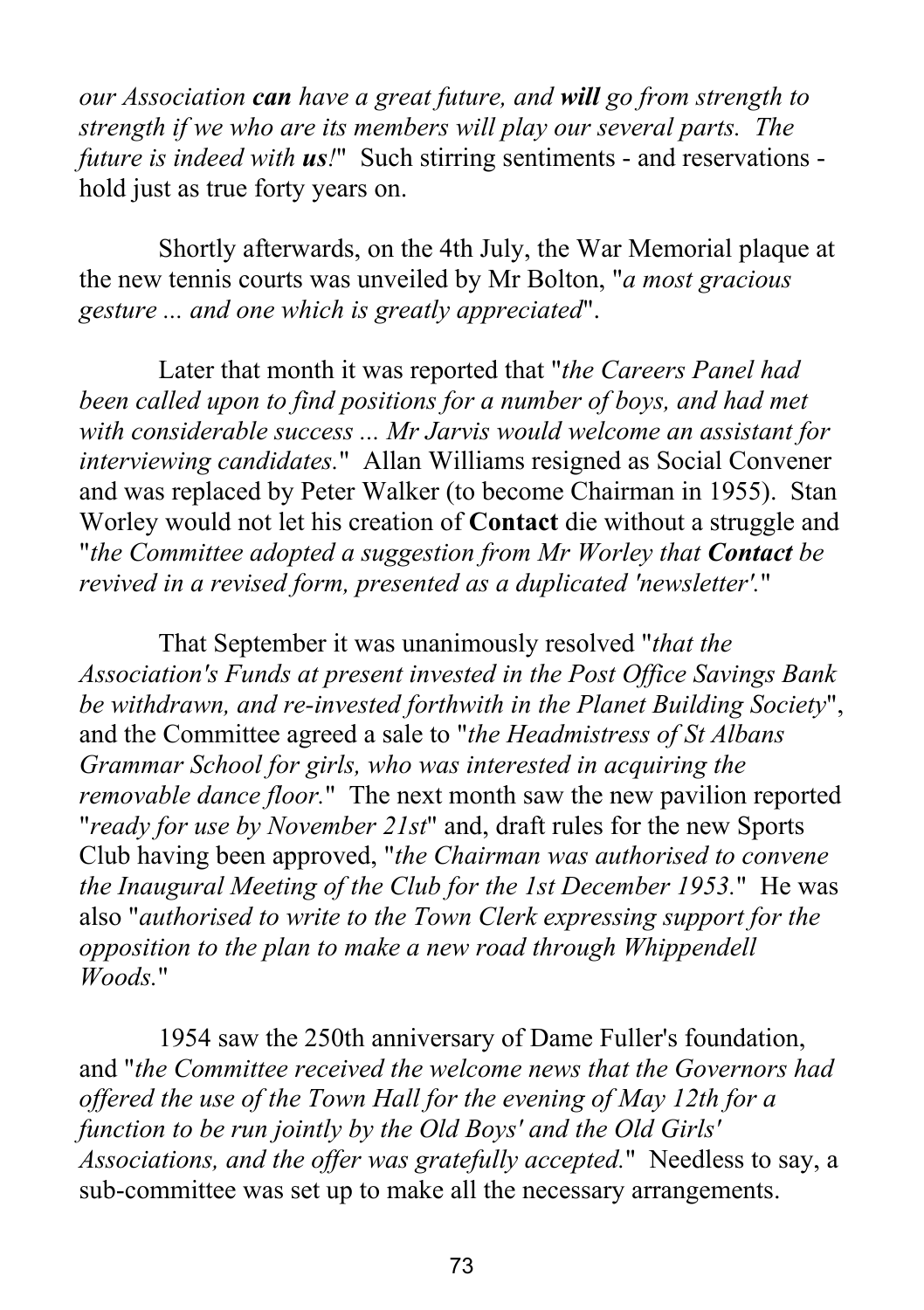*our Association* ***can*** *have a great future, and* ***will*** *go from strength to strength if we who are its members will play our several parts. The future is indeed with* ***us****!*" Such stirring sentiments - and reservations - hold just as true forty years on.

Shortly afterwards, on the 4th July, the War Memorial plaque at the new tennis courts was unveiled by Mr Bolton, "*a most gracious gesture ... and one which is greatly appreciated*".

Later that month it was reported that "*the Careers Panel had been called upon to find positions for a number of boys, and had met with considerable success ... Mr Jarvis would welcome an assistant for interviewing candidates.*" Allan Williams resigned as Social Convener and was replaced by Peter Walker (to become Chairman in 1955). Stan Worley would not let his creation of **Contact** die without a struggle and "*the Committee adopted a suggestion from Mr Worley that* ***Contact*** *be revived in a revised form, presented as a duplicated 'newsletter'.*"

That September it was unanimously resolved "*that the Association's Funds at present invested in the Post Office Savings Bank be withdrawn, and re-invested forthwith in the Planet Building Society*", and the Committee agreed a sale to "*the Headmistress of St Albans Grammar School for girls, who was interested in acquiring the removable dance floor.*" The next month saw the new pavilion reported "*ready for use by November 21st*" and, draft rules for the new Sports Club having been approved, "*the Chairman was authorised to convene the Inaugural Meeting of the Club for the 1st December 1953.*" He was also "*authorised to write to the Town Clerk expressing support for the opposition to the plan to make a new road through Whippendell Woods.*"

1954 saw the 250th anniversary of Dame Fuller's foundation, and "*the Committee received the welcome news that the Governors had offered the use of the Town Hall for the evening of May 12th for a function to be run jointly by the Old Boys' and the Old Girls' Associations, and the offer was gratefully accepted.*" Needless to say, a sub-committee was set up to make all the necessary arrangements.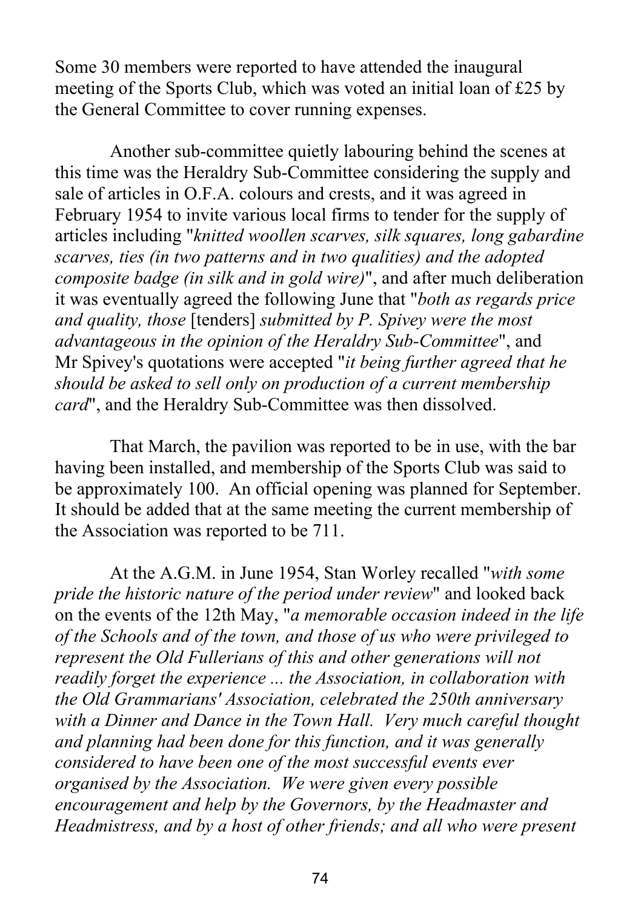Some 30 members were reported to have attended the inaugural meeting of the Sports Club, which was voted an initial loan of £25 by the General Committee to cover running expenses.

Another sub-committee quietly labouring behind the scenes at this time was the Heraldry Sub-Committee considering the supply and sale of articles in O.F.A. colours and crests, and it was agreed in February 1954 to invite various local firms to tender for the supply of articles including "*knitted woollen scarves, silk squares, long gabardine scarves, ties (in two patterns and in two qualities) and the adopted composite badge (in silk and in gold wire)*", and after much deliberation it was eventually agreed the following June that "*both as regards price and quality, those* [tenders] *submitted by P. Spivey were the most advantageous in the opinion of the Heraldry Sub-Committee*", and Mr Spivey's quotations were accepted "*it being further agreed that he should be asked to sell only on production of a current membership card*", and the Heraldry Sub-Committee was then dissolved.

That March, the pavilion was reported to be in use, with the bar having been installed, and membership of the Sports Club was said to be approximately 100. An official opening was planned for September. It should be added that at the same meeting the current membership of the Association was reported to be 711.

At the A.G.M. in June 1954, Stan Worley recalled "*with some pride the historic nature of the period under review*" and looked back on the events of the 12th May, "*a memorable occasion indeed in the life of the Schools and of the town, and those of us who were privileged to represent the Old Fullerians of this and other generations will not readily forget the experience ... the Association, in collaboration with the Old Grammarians' Association, celebrated the 250th anniversary with a Dinner and Dance in the Town Hall. Very much careful thought and planning had been done for this function, and it was generally considered to have been one of the most successful events ever organised by the Association. We were given every possible encouragement and help by the Governors, by the Headmaster and Headmistress, and by a host of other friends; and all who were present*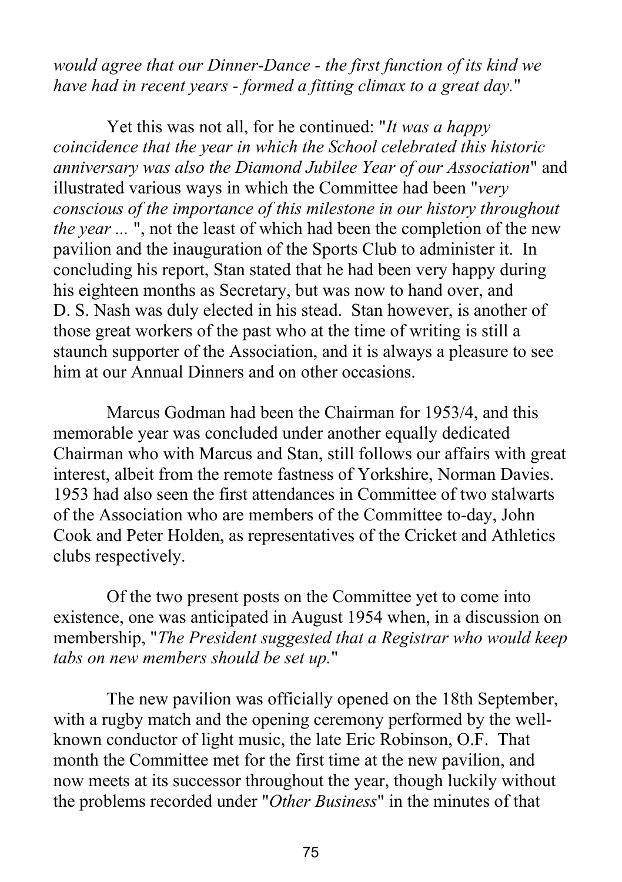*would agree that our Dinner-Dance - the first function of its kind we have had in recent years - formed a fitting climax to a great day.*"

Yet this was not all, for he continued: "*It was a happy coincidence that the year in which the School celebrated this historic anniversary was also the Diamond Jubilee Year of our Association*" and illustrated various ways in which the Committee had been "*very conscious of the importance of this milestone in our history throughout the year ...* ", not the least of which had been the completion of the new pavilion and the inauguration of the Sports Club to administer it. In concluding his report, Stan stated that he had been very happy during his eighteen months as Secretary, but was now to hand over, and D. S. Nash was duly elected in his stead. Stan however, is another of those great workers of the past who at the time of writing is still a staunch supporter of the Association, and it is always a pleasure to see him at our Annual Dinners and on other occasions.

Marcus Godman had been the Chairman for 1953/4, and this memorable year was concluded under another equally dedicated Chairman who with Marcus and Stan, still follows our affairs with great interest, albeit from the remote fastness of Yorkshire, Norman Davies. 1953 had also seen the first attendances in Committee of two stalwarts of the Association who are members of the Committee to-day, John Cook and Peter Holden, as representatives of the Cricket and Athletics clubs respectively.

Of the two present posts on the Committee yet to come into existence, one was anticipated in August 1954 when, in a discussion on membership, "*The President suggested that a Registrar who would keep tabs on new members should be set up.*"

The new pavilion was officially opened on the 18th September, with a rugby match and the opening ceremony performed by the well-known conductor of light music, the late Eric Robinson, O.F. That month the Committee met for the first time at the new pavilion, and now meets at its successor throughout the year, though luckily without the problems recorded under "*Other Business*" in the minutes of that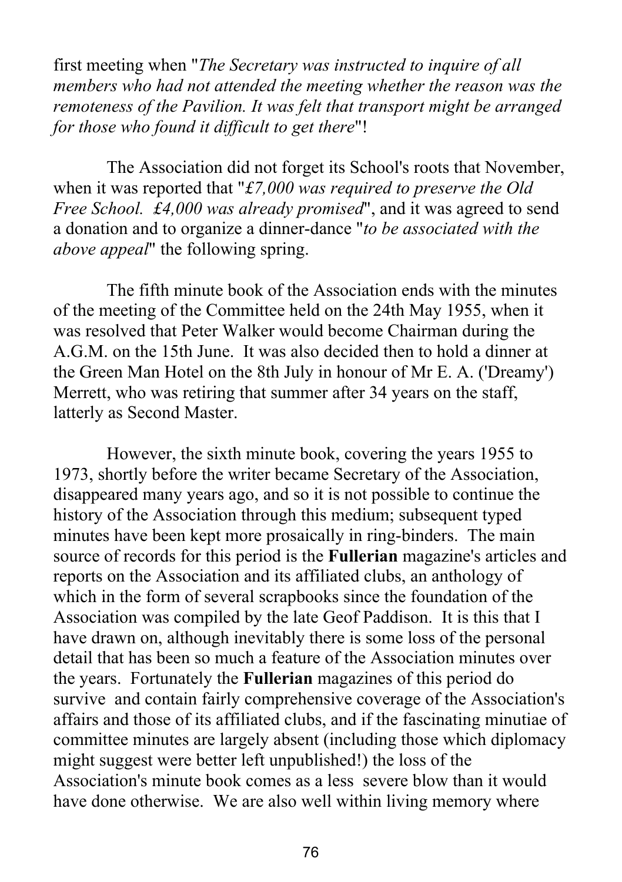first meeting when "*The Secretary was instructed to inquire of all members who had not attended the meeting whether the reason was the remoteness of the Pavilion. It was felt that transport might be arranged for those who found it difficult to get there*"!

The Association did not forget its School's roots that November, when it was reported that "*£7,000 was required to preserve the Old Free School. £4,000 was already promised*", and it was agreed to send a donation and to organize a dinner-dance "*to be associated with the above appeal*" the following spring.

The fifth minute book of the Association ends with the minutes of the meeting of the Committee held on the 24th May 1955, when it was resolved that Peter Walker would become Chairman during the A.G.M. on the 15th June. It was also decided then to hold a dinner at the Green Man Hotel on the 8th July in honour of Mr E. A. ('Dreamy') Merrett, who was retiring that summer after 34 years on the staff, latterly as Second Master.

However, the sixth minute book, covering the years 1955 to 1973, shortly before the writer became Secretary of the Association, disappeared many years ago, and so it is not possible to continue the history of the Association through this medium; subsequent typed minutes have been kept more prosaically in ring-binders. The main source of records for this period is the **Fullerian** magazine's articles and reports on the Association and its affiliated clubs, an anthology of which in the form of several scrapbooks since the foundation of the Association was compiled by the late Geof Paddison. It is this that I have drawn on, although inevitably there is some loss of the personal detail that has been so much a feature of the Association minutes over the years. Fortunately the **Fullerian** magazines of this period do survive and contain fairly comprehensive coverage of the Association's affairs and those of its affiliated clubs, and if the fascinating minutiae of committee minutes are largely absent (including those which diplomacy might suggest were better left unpublished!) the loss of the Association's minute book comes as a less severe blow than it would have done otherwise. We are also well within living memory where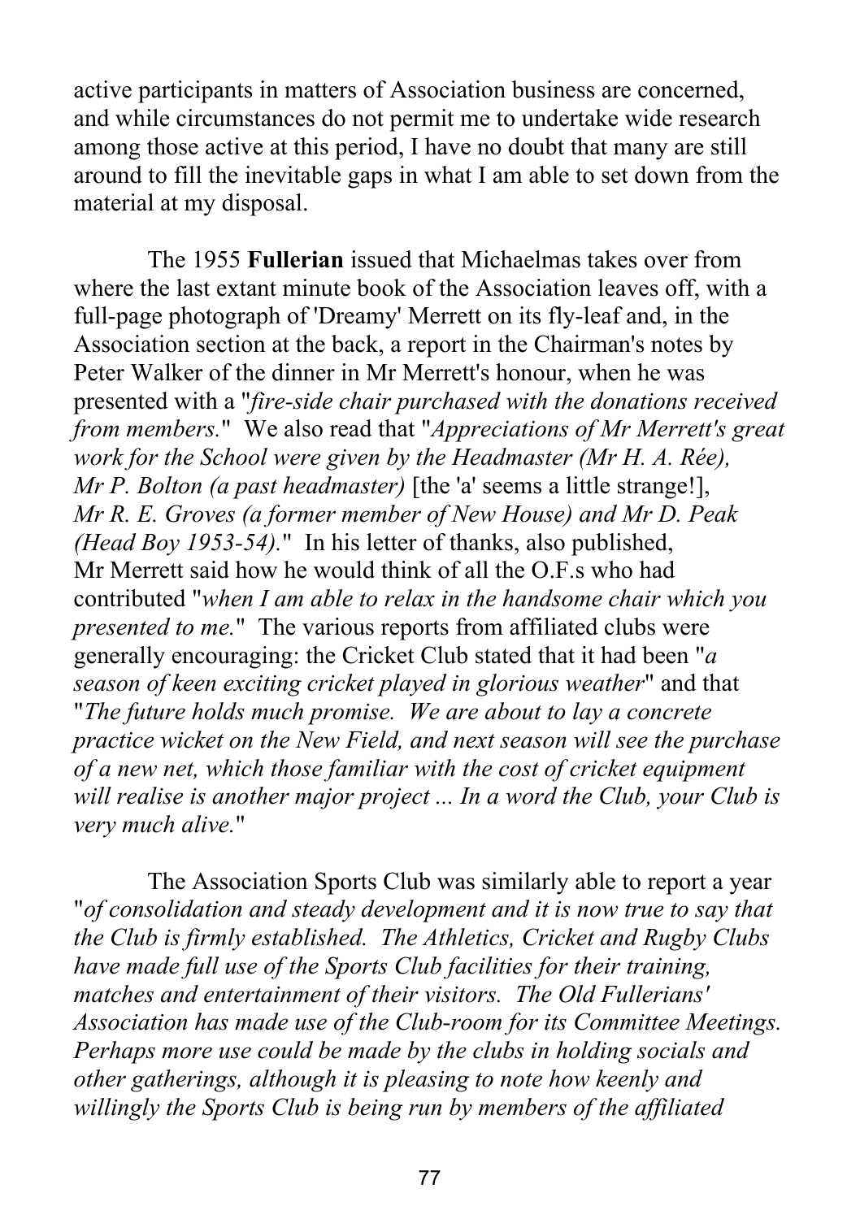active participants in matters of Association business are concerned, and while circumstances do not permit me to undertake wide research among those active at this period, I have no doubt that many are still around to fill the inevitable gaps in what I am able to set down from the material at my disposal.

The 1955 **Fullerian** issued that Michaelmas takes over from where the last extant minute book of the Association leaves off, with a full-page photograph of 'Dreamy' Merrett on its fly-leaf and, in the Association section at the back, a report in the Chairman's notes by Peter Walker of the dinner in Mr Merrett's honour, when he was presented with a "*fire-side chair purchased with the donations received from members.*" We also read that "*Appreciations of Mr Merrett's great work for the School were given by the Headmaster (Mr H. A. Rée), Mr P. Bolton (a past headmaster)* [the 'a' seems a little strange!], *Mr R. E. Groves (a former member of New House) and Mr D. Peak (Head Boy 1953-54).*" In his letter of thanks, also published, Mr Merrett said how he would think of all the O.F.s who had contributed "*when I am able to relax in the handsome chair which you presented to me.*" The various reports from affiliated clubs were generally encouraging: the Cricket Club stated that it had been "*a season of keen exciting cricket played in glorious weather*" and that "*The future holds much promise. We are about to lay a concrete practice wicket on the New Field, and next season will see the purchase of a new net, which those familiar with the cost of cricket equipment will realise is another major project ... In a word the Club, your Club is very much alive.*"

The Association Sports Club was similarly able to report a year "*of consolidation and steady development and it is now true to say that the Club is firmly established. The Athletics, Cricket and Rugby Clubs have made full use of the Sports Club facilities for their training, matches and entertainment of their visitors. The Old Fullerians' Association has made use of the Club-room for its Committee Meetings. Perhaps more use could be made by the clubs in holding socials and other gatherings, although it is pleasing to note how keenly and willingly the Sports Club is being run by members of the affiliated*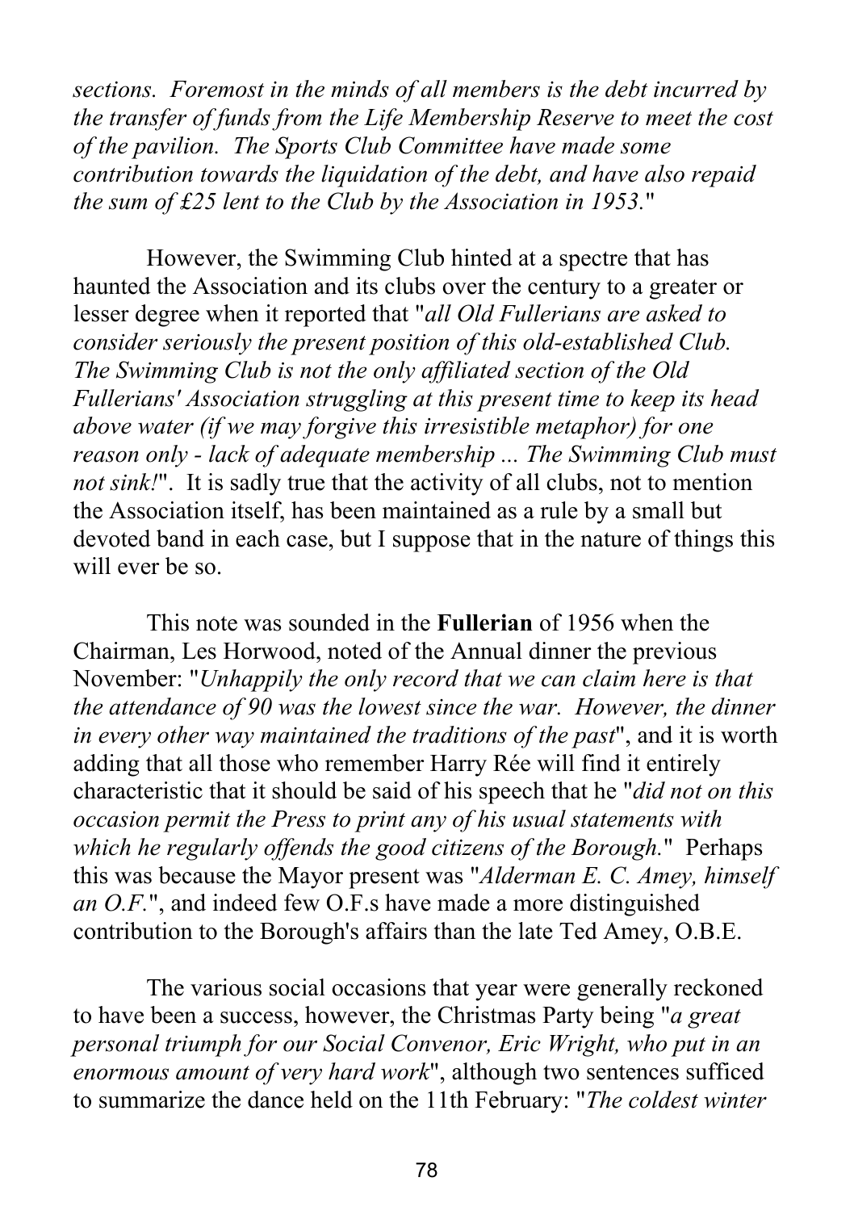*sections. Foremost in the minds of all members is the debt incurred by the transfer of funds from the Life Membership Reserve to meet the cost of the pavilion. The Sports Club Committee have made some contribution towards the liquidation of the debt, and have also repaid the sum of £25 lent to the Club by the Association in 1953.*"

However, the Swimming Club hinted at a spectre that has haunted the Association and its clubs over the century to a greater or lesser degree when it reported that "*all Old Fullerians are asked to consider seriously the present position of this old-established Club. The Swimming Club is not the only affiliated section of the Old Fullerians' Association struggling at this present time to keep its head above water (if we may forgive this irresistible metaphor) for one reason only - lack of adequate membership ... The Swimming Club must not sink!*". It is sadly true that the activity of all clubs, not to mention the Association itself, has been maintained as a rule by a small but devoted band in each case, but I suppose that in the nature of things this will ever be so.

This note was sounded in the **Fullerian** of 1956 when the Chairman, Les Horwood, noted of the Annual dinner the previous November: "*Unhappily the only record that we can claim here is that the attendance of 90 was the lowest since the war. However, the dinner in every other way maintained the traditions of the past*", and it is worth adding that all those who remember Harry Rée will find it entirely characteristic that it should be said of his speech that he "*did not on this occasion permit the Press to print any of his usual statements with which he regularly offends the good citizens of the Borough.*" Perhaps this was because the Mayor present was "*Alderman E. C. Amey, himself an O.F.*", and indeed few O.F.s have made a more distinguished contribution to the Borough's affairs than the late Ted Amey, O.B.E.

The various social occasions that year were generally reckoned to have been a success, however, the Christmas Party being "*a great personal triumph for our Social Convenor, Eric Wright, who put in an enormous amount of very hard work*", although two sentences sufficed to summarize the dance held on the 11th February: "*The coldest winter*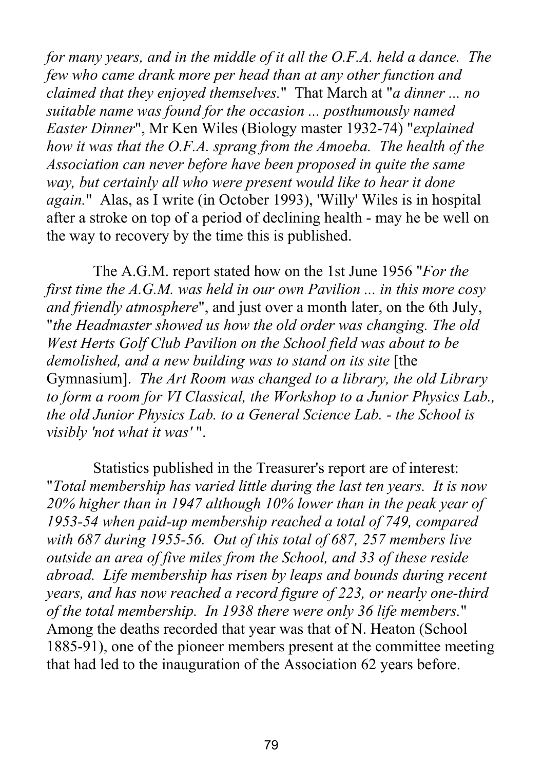*for many years, and in the middle of it all the O.F.A. held a dance. The few who came drank more per head than at any other function and claimed that they enjoyed themselves.*" That March at "*a dinner ... no suitable name was found for the occasion ... posthumously named Easter Dinner*", Mr Ken Wiles (Biology master 1932-74) "*explained how it was that the O.F.A. sprang from the Amoeba. The health of the Association can never before have been proposed in quite the same way, but certainly all who were present would like to hear it done again.*" Alas, as I write (in October 1993), 'Willy' Wiles is in hospital after a stroke on top of a period of declining health - may he be well on the way to recovery by the time this is published.

The A.G.M. report stated how on the 1st June 1956 "*For the first time the A.G.M. was held in our own Pavilion ... in this more cosy and friendly atmosphere*", and just over a month later, on the 6th July, "*the Headmaster showed us how the old order was changing. The old West Herts Golf Club Pavilion on the School field was about to be demolished, and a new building was to stand on its site* [the Gymnasium]. *The Art Room was changed to a library, the old Library to form a room for VI Classical, the Workshop to a Junior Physics Lab., the old Junior Physics Lab. to a General Science Lab. - the School is visibly 'not what it was'* ".

Statistics published in the Treasurer's report are of interest: "*Total membership has varied little during the last ten years. It is now 20% higher than in 1947 although 10% lower than in the peak year of 1953-54 when paid-up membership reached a total of 749, compared with 687 during 1955-56. Out of this total of 687, 257 members live outside an area of five miles from the School, and 33 of these reside abroad. Life membership has risen by leaps and bounds during recent years, and has now reached a record figure of 223, or nearly one-third of the total membership. In 1938 there were only 36 life members.*" Among the deaths recorded that year was that of N. Heaton (School 1885-91), one of the pioneer members present at the committee meeting that had led to the inauguration of the Association 62 years before.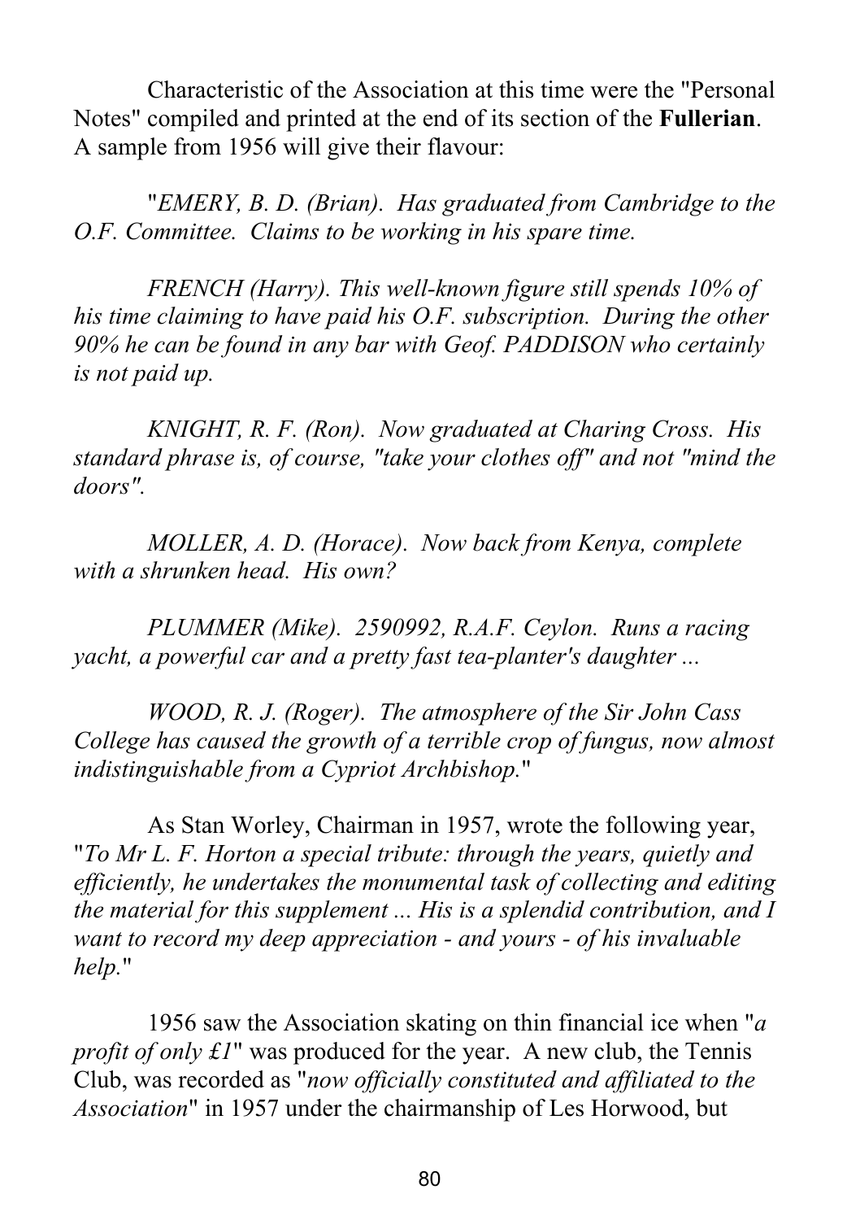Characteristic of the Association at this time were the "Personal Notes" compiled and printed at the end of its section of the **Fullerian**. A sample from 1956 will give their flavour:

"*EMERY, B. D. (Brian). Has graduated from Cambridge to the O.F. Committee. Claims to be working in his spare time.*

*FRENCH (Harry). This well-known figure still spends 10% of his time claiming to have paid his O.F. subscription. During the other 90% he can be found in any bar with Geof. PADDISON who certainly is not paid up.*

*KNIGHT, R. F. (Ron). Now graduated at Charing Cross. His standard phrase is, of course, "take your clothes off" and not "mind the doors".*

*MOLLER, A. D. (Horace). Now back from Kenya, complete with a shrunken head. His own?*

*PLUMMER (Mike). 2590992, R.A.F. Ceylon. Runs a racing yacht, a powerful car and a pretty fast tea-planter's daughter ...*

*WOOD, R. J. (Roger). The atmosphere of the Sir John Cass College has caused the growth of a terrible crop of fungus, now almost indistinguishable from a Cypriot Archbishop.*"

As Stan Worley, Chairman in 1957, wrote the following year, "*To Mr L. F. Horton a special tribute: through the years, quietly and efficiently, he undertakes the monumental task of collecting and editing the material for this supplement ... His is a splendid contribution, and I want to record my deep appreciation - and yours - of his invaluable help.*"

1956 saw the Association skating on thin financial ice when "*a profit of only £1*" was produced for the year. A new club, the Tennis Club, was recorded as "*now officially constituted and affiliated to the Association*" in 1957 under the chairmanship of Les Horwood, but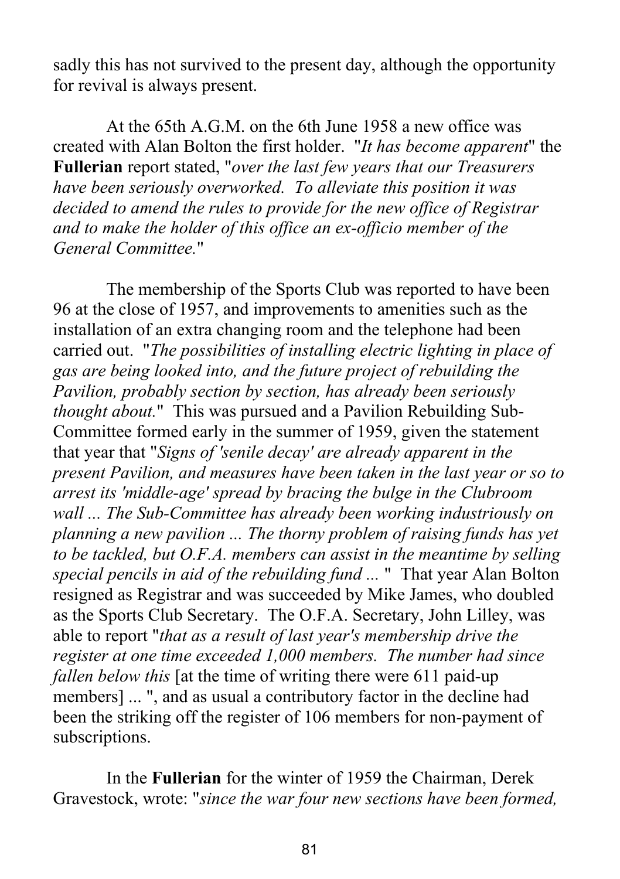sadly this has not survived to the present day, although the opportunity for revival is always present.

At the 65th A.G.M. on the 6th June 1958 a new office was created with Alan Bolton the first holder. "*It has become apparent*" the **Fullerian** report stated, "*over the last few years that our Treasurers have been seriously overworked. To alleviate this position it was decided to amend the rules to provide for the new office of Registrar and to make the holder of this office an ex-officio member of the General Committee.*"

The membership of the Sports Club was reported to have been 96 at the close of 1957, and improvements to amenities such as the installation of an extra changing room and the telephone had been carried out. "*The possibilities of installing electric lighting in place of gas are being looked into, and the future project of rebuilding the Pavilion, probably section by section, has already been seriously thought about.*" This was pursued and a Pavilion Rebuilding Sub-Committee formed early in the summer of 1959, given the statement that year that "*Signs of 'senile decay' are already apparent in the present Pavilion, and measures have been taken in the last year or so to arrest its 'middle-age' spread by bracing the bulge in the Clubroom wall ... The Sub-Committee has already been working industriously on planning a new pavilion ... The thorny problem of raising funds has yet to be tackled, but O.F.A. members can assist in the meantime by selling special pencils in aid of the rebuilding fund ...* " That year Alan Bolton resigned as Registrar and was succeeded by Mike James, who doubled as the Sports Club Secretary. The O.F.A. Secretary, John Lilley, was able to report "*that as a result of last year's membership drive the register at one time exceeded 1,000 members. The number had since fallen below this* [at the time of writing there were 611 paid-up members] ... ", and as usual a contributory factor in the decline had been the striking off the register of 106 members for non-payment of subscriptions.

In the **Fullerian** for the winter of 1959 the Chairman, Derek Gravestock, wrote: "*since the war four new sections have been formed,*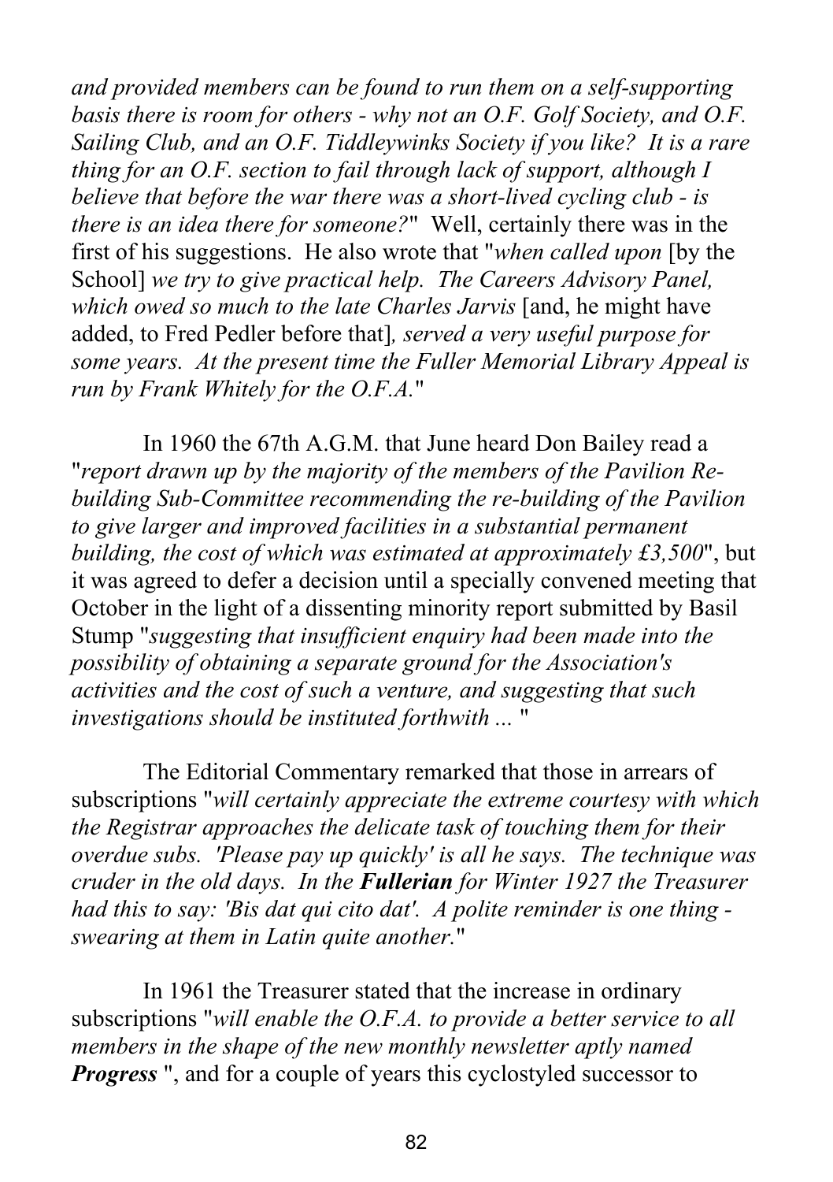*and provided members can be found to run them on a self-supporting basis there is room for others - why not an O.F. Golf Society, and O.F. Sailing Club, and an O.F. Tiddleywinks Society if you like? It is a rare thing for an O.F. section to fail through lack of support, although I believe that before the war there was a short-lived cycling club - is there is an idea there for someone?*" Well, certainly there was in the first of his suggestions. He also wrote that "*when called upon* [by the School] *we try to give practical help. The Careers Advisory Panel, which owed so much to the late Charles Jarvis* [and, he might have added, to Fred Pedler before that]*, served a very useful purpose for some years. At the present time the Fuller Memorial Library Appeal is run by Frank Whitely for the O.F.A.*"

In 1960 the 67th A.G.M. that June heard Don Bailey read a "*report drawn up by the majority of the members of the Pavilion Re-building Sub-Committee recommending the re-building of the Pavilion to give larger and improved facilities in a substantial permanent building, the cost of which was estimated at approximately £3,500*", but it was agreed to defer a decision until a specially convened meeting that October in the light of a dissenting minority report submitted by Basil Stump "*suggesting that insufficient enquiry had been made into the possibility of obtaining a separate ground for the Association's activities and the cost of such a venture, and suggesting that such investigations should be instituted forthwith ...* "

The Editorial Commentary remarked that those in arrears of subscriptions "*will certainly appreciate the extreme courtesy with which the Registrar approaches the delicate task of touching them for their overdue subs. 'Please pay up quickly' is all he says. The technique was cruder in the old days. In the **Fullerian** for Winter 1927 the Treasurer had this to say: 'Bis dat qui cito dat'. A polite reminder is one thing - swearing at them in Latin quite another.*"

In 1961 the Treasurer stated that the increase in ordinary subscriptions "*will enable the O.F.A. to provide a better service to all members in the shape of the new monthly newsletter aptly named **Progress*** ", and for a couple of years this cyclostyled successor to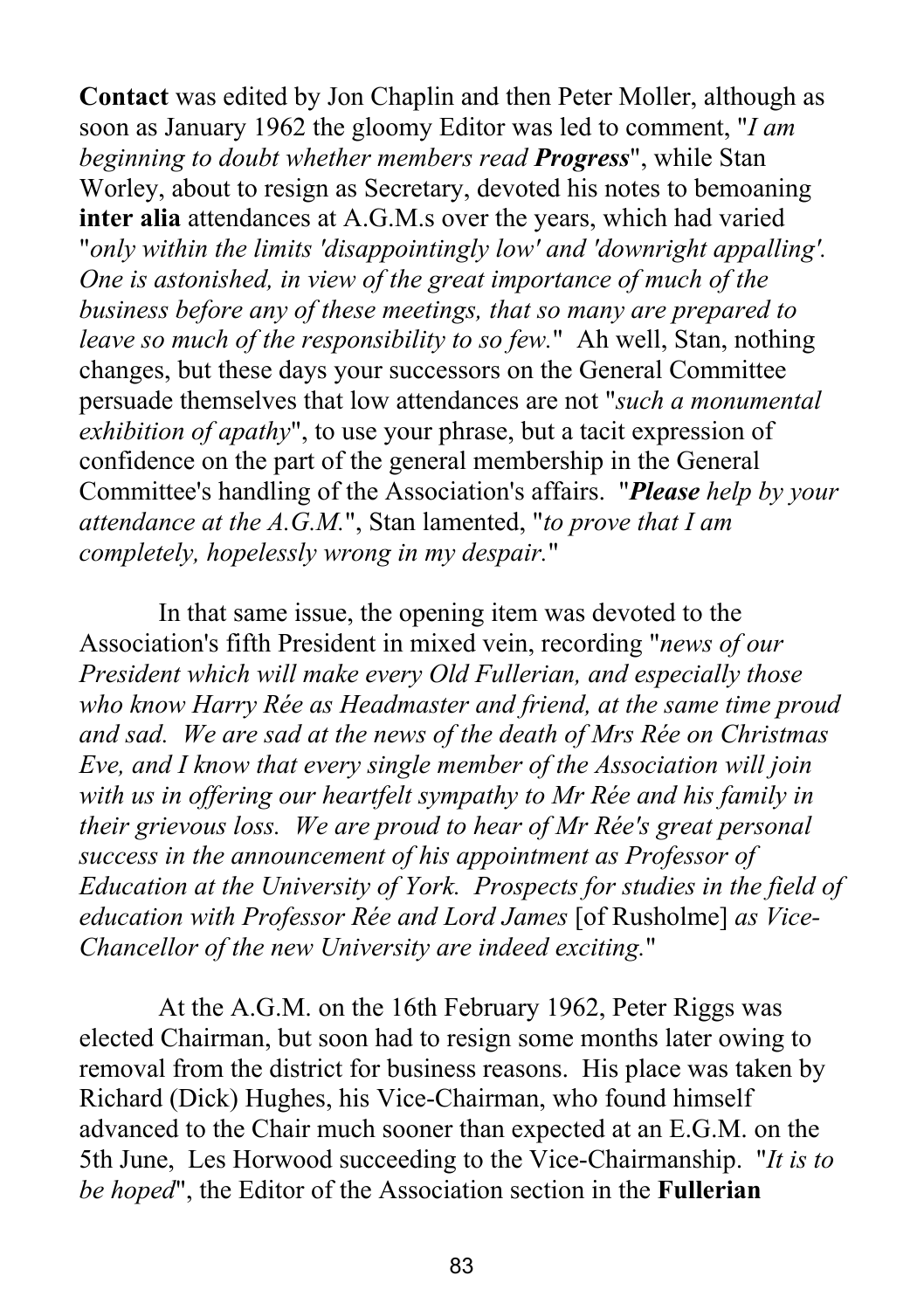**Contact** was edited by Jon Chaplin and then Peter Moller, although as soon as January 1962 the gloomy Editor was led to comment, "*I am beginning to doubt whether members read* ***Progress***", while Stan Worley, about to resign as Secretary, devoted his notes to bemoaning **inter alia** attendances at A.G.M.s over the years, which had varied "*only within the limits 'disappointingly low' and 'downright appalling'. One is astonished, in view of the great importance of much of the business before any of these meetings, that so many are prepared to leave so much of the responsibility to so few.*" Ah well, Stan, nothing changes, but these days your successors on the General Committee persuade themselves that low attendances are not "*such a monumental exhibition of apathy*", to use your phrase, but a tacit expression of confidence on the part of the general membership in the General Committee's handling of the Association's affairs. "***Please*** *help by your attendance at the A.G.M.*", Stan lamented, "*to prove that I am completely, hopelessly wrong in my despair.*"

In that same issue, the opening item was devoted to the Association's fifth President in mixed vein, recording "*news of our President which will make every Old Fullerian, and especially those who know Harry Rée as Headmaster and friend, at the same time proud and sad. We are sad at the news of the death of Mrs Rée on Christmas Eve, and I know that every single member of the Association will join with us in offering our heartfelt sympathy to Mr Rée and his family in their grievous loss. We are proud to hear of Mr Rée's great personal success in the announcement of his appointment as Professor of Education at the University of York. Prospects for studies in the field of education with Professor Rée and Lord James* [of Rusholme] *as Vice-Chancellor of the new University are indeed exciting.*"

At the A.G.M. on the 16th February 1962, Peter Riggs was elected Chairman, but soon had to resign some months later owing to removal from the district for business reasons. His place was taken by Richard (Dick) Hughes, his Vice-Chairman, who found himself advanced to the Chair much sooner than expected at an E.G.M. on the 5th June, Les Horwood succeeding to the Vice-Chairmanship. "*It is to be hoped*", the Editor of the Association section in the **Fullerian**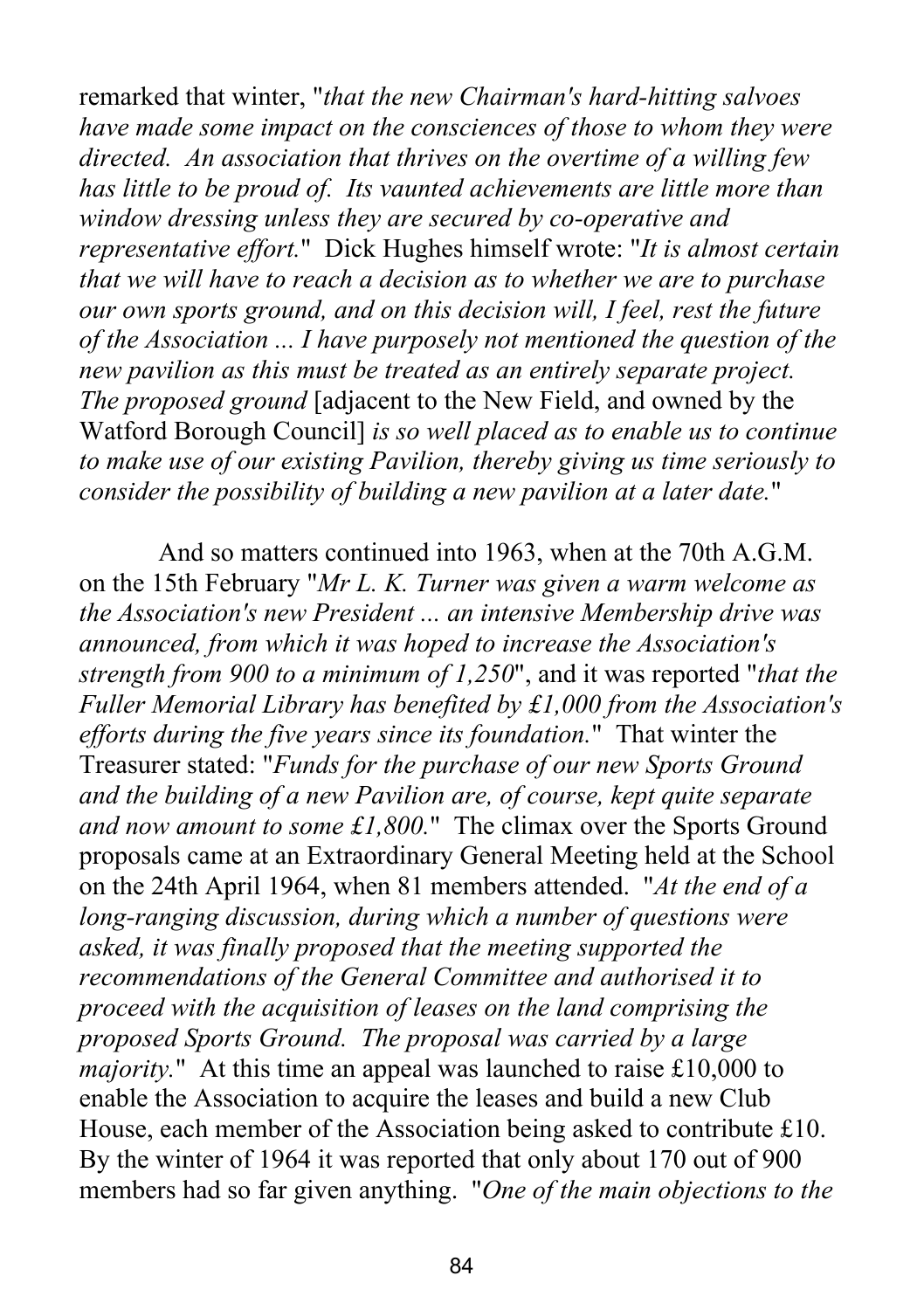remarked that winter, "*that the new Chairman's hard-hitting salvoes have made some impact on the consciences of those to whom they were directed. An association that thrives on the overtime of a willing few has little to be proud of. Its vaunted achievements are little more than window dressing unless they are secured by co-operative and representative effort.*" Dick Hughes himself wrote: "*It is almost certain that we will have to reach a decision as to whether we are to purchase our own sports ground, and on this decision will, I feel, rest the future of the Association ... I have purposely not mentioned the question of the new pavilion as this must be treated as an entirely separate project. The proposed ground* [adjacent to the New Field, and owned by the Watford Borough Council] *is so well placed as to enable us to continue to make use of our existing Pavilion, thereby giving us time seriously to consider the possibility of building a new pavilion at a later date.*"

And so matters continued into 1963, when at the 70th A.G.M. on the 15th February "*Mr L. K. Turner was given a warm welcome as the Association's new President ... an intensive Membership drive was announced, from which it was hoped to increase the Association's strength from 900 to a minimum of 1,250*", and it was reported "*that the Fuller Memorial Library has benefited by £1,000 from the Association's efforts during the five years since its foundation.*" That winter the Treasurer stated: "*Funds for the purchase of our new Sports Ground and the building of a new Pavilion are, of course, kept quite separate and now amount to some £1,800.*" The climax over the Sports Ground proposals came at an Extraordinary General Meeting held at the School on the 24th April 1964, when 81 members attended. "*At the end of a long-ranging discussion, during which a number of questions were asked, it was finally proposed that the meeting supported the recommendations of the General Committee and authorised it to proceed with the acquisition of leases on the land comprising the proposed Sports Ground. The proposal was carried by a large majority.*" At this time an appeal was launched to raise £10,000 to enable the Association to acquire the leases and build a new Club House, each member of the Association being asked to contribute £10. By the winter of 1964 it was reported that only about 170 out of 900 members had so far given anything. "*One of the main objections to the*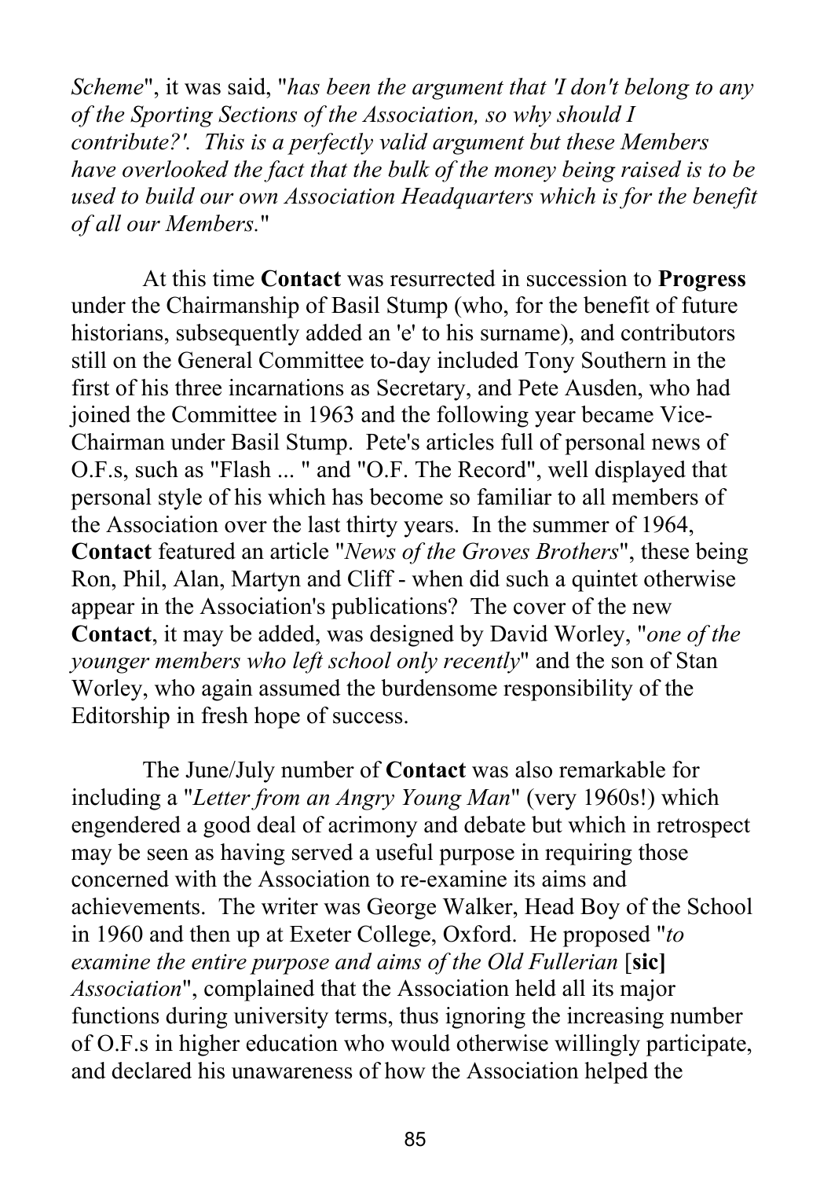*Scheme*", it was said, "*has been the argument that 'I don't belong to any of the Sporting Sections of the Association, so why should I contribute?'. This is a perfectly valid argument but these Members have overlooked the fact that the bulk of the money being raised is to be used to build our own Association Headquarters which is for the benefit of all our Members.*"

At this time **Contact** was resurrected in succession to **Progress** under the Chairmanship of Basil Stump (who, for the benefit of future historians, subsequently added an 'e' to his surname), and contributors still on the General Committee to-day included Tony Southern in the first of his three incarnations as Secretary, and Pete Ausden, who had joined the Committee in 1963 and the following year became Vice-Chairman under Basil Stump. Pete's articles full of personal news of O.F.s, such as "Flash ... " and "O.F. The Record", well displayed that personal style of his which has become so familiar to all members of the Association over the last thirty years. In the summer of 1964, **Contact** featured an article "*News of the Groves Brothers*", these being Ron, Phil, Alan, Martyn and Cliff - when did such a quintet otherwise appear in the Association's publications? The cover of the new **Contact**, it may be added, was designed by David Worley, "*one of the younger members who left school only recently*" and the son of Stan Worley, who again assumed the burdensome responsibility of the Editorship in fresh hope of success.

The June/July number of **Contact** was also remarkable for including a "*Letter from an Angry Young Man*" (very 1960s!) which engendered a good deal of acrimony and debate but which in retrospect may be seen as having served a useful purpose in requiring those concerned with the Association to re-examine its aims and achievements. The writer was George Walker, Head Boy of the School in 1960 and then up at Exeter College, Oxford. He proposed "*to examine the entire purpose and aims of the Old Fullerian* [**sic]** *Association*", complained that the Association held all its major functions during university terms, thus ignoring the increasing number of O.F.s in higher education who would otherwise willingly participate, and declared his unawareness of how the Association helped the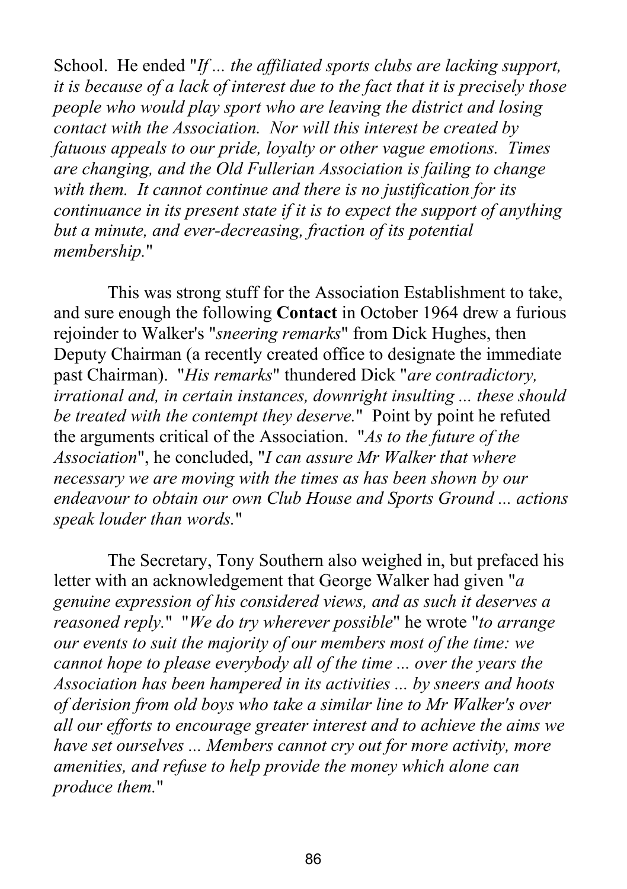School. He ended "*If ... the affiliated sports clubs are lacking support, it is because of a lack of interest due to the fact that it is precisely those people who would play sport who are leaving the district and losing contact with the Association. Nor will this interest be created by fatuous appeals to our pride, loyalty or other vague emotions. Times are changing, and the Old Fullerian Association is failing to change with them. It cannot continue and there is no justification for its continuance in its present state if it is to expect the support of anything but a minute, and ever-decreasing, fraction of its potential membership.*"

This was strong stuff for the Association Establishment to take, and sure enough the following **Contact** in October 1964 drew a furious rejoinder to Walker's "*sneering remarks*" from Dick Hughes, then Deputy Chairman (a recently created office to designate the immediate past Chairman). "*His remarks*" thundered Dick "*are contradictory, irrational and, in certain instances, downright insulting ... these should be treated with the contempt they deserve.*" Point by point he refuted the arguments critical of the Association. "*As to the future of the Association*", he concluded, "*I can assure Mr Walker that where necessary we are moving with the times as has been shown by our endeavour to obtain our own Club House and Sports Ground ... actions speak louder than words.*"

The Secretary, Tony Southern also weighed in, but prefaced his letter with an acknowledgement that George Walker had given "*a genuine expression of his considered views, and as such it deserves a reasoned reply.*" "*We do try wherever possible*" he wrote "*to arrange our events to suit the majority of our members most of the time: we cannot hope to please everybody all of the time ... over the years the Association has been hampered in its activities ... by sneers and hoots of derision from old boys who take a similar line to Mr Walker's over all our efforts to encourage greater interest and to achieve the aims we have set ourselves ... Members cannot cry out for more activity, more amenities, and refuse to help provide the money which alone can produce them.*"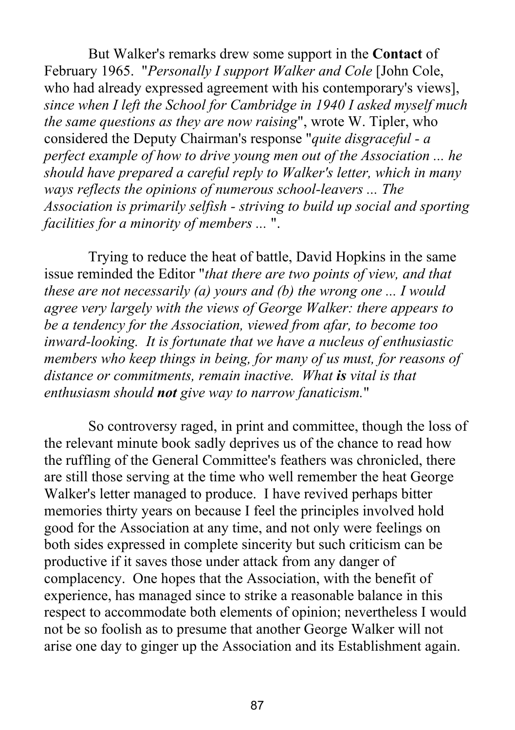But Walker's remarks drew some support in the **Contact** of February 1965. "*Personally I support Walker and Cole* [John Cole, who had already expressed agreement with his contemporary's views], *since when I left the School for Cambridge in 1940 I asked myself much the same questions as they are now raising*", wrote W. Tipler, who considered the Deputy Chairman's response "*quite disgraceful - a perfect example of how to drive young men out of the Association ... he should have prepared a careful reply to Walker's letter, which in many ways reflects the opinions of numerous school-leavers ... The Association is primarily selfish - striving to build up social and sporting facilities for a minority of members ...* ".

Trying to reduce the heat of battle, David Hopkins in the same issue reminded the Editor "*that there are two points of view, and that these are not necessarily (a) yours and (b) the wrong one ... I would agree very largely with the views of George Walker: there appears to be a tendency for the Association, viewed from afar, to become too inward-looking. It is fortunate that we have a nucleus of enthusiastic members who keep things in being, for many of us must, for reasons of distance or commitments, remain inactive. What* ***is*** *vital is that enthusiasm should* ***not*** *give way to narrow fanaticism.*"

So controversy raged, in print and committee, though the loss of the relevant minute book sadly deprives us of the chance to read how the ruffling of the General Committee's feathers was chronicled, there are still those serving at the time who well remember the heat George Walker's letter managed to produce. I have revived perhaps bitter memories thirty years on because I feel the principles involved hold good for the Association at any time, and not only were feelings on both sides expressed in complete sincerity but such criticism can be productive if it saves those under attack from any danger of complacency. One hopes that the Association, with the benefit of experience, has managed since to strike a reasonable balance in this respect to accommodate both elements of opinion; nevertheless I would not be so foolish as to presume that another George Walker will not arise one day to ginger up the Association and its Establishment again.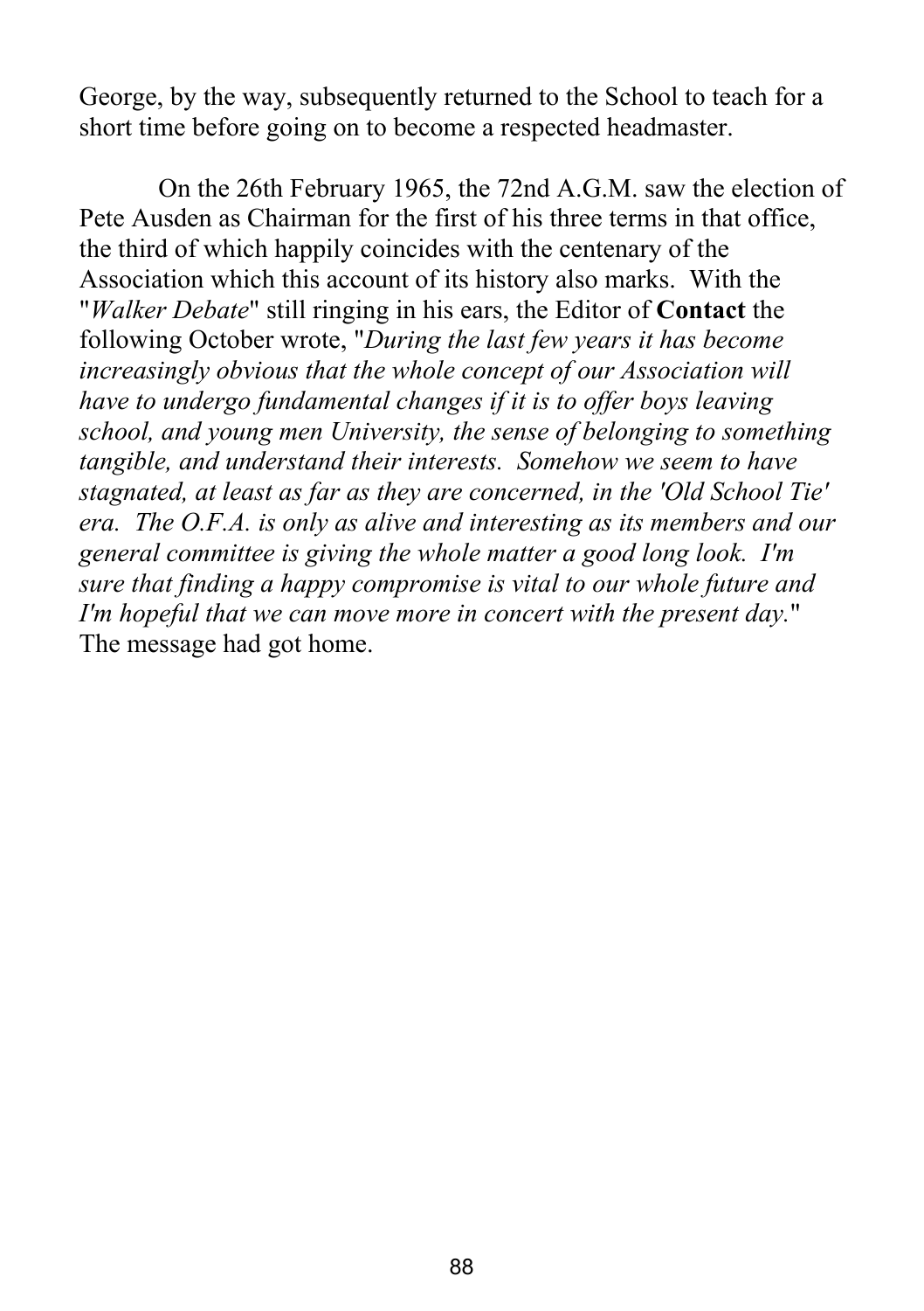George, by the way, subsequently returned to the School to teach for a short time before going on to become a respected headmaster.

On the 26th February 1965, the 72nd A.G.M. saw the election of Pete Ausden as Chairman for the first of his three terms in that office, the third of which happily coincides with the centenary of the Association which this account of its history also marks. With the "*Walker Debate*" still ringing in his ears, the Editor of **Contact** the following October wrote, "*During the last few years it has become increasingly obvious that the whole concept of our Association will have to undergo fundamental changes if it is to offer boys leaving school, and young men University, the sense of belonging to something tangible, and understand their interests. Somehow we seem to have stagnated, at least as far as they are concerned, in the 'Old School Tie' era. The O.F.A. is only as alive and interesting as its members and our general committee is giving the whole matter a good long look. I'm sure that finding a happy compromise is vital to our whole future and I'm hopeful that we can move more in concert with the present day.*" The message had got home.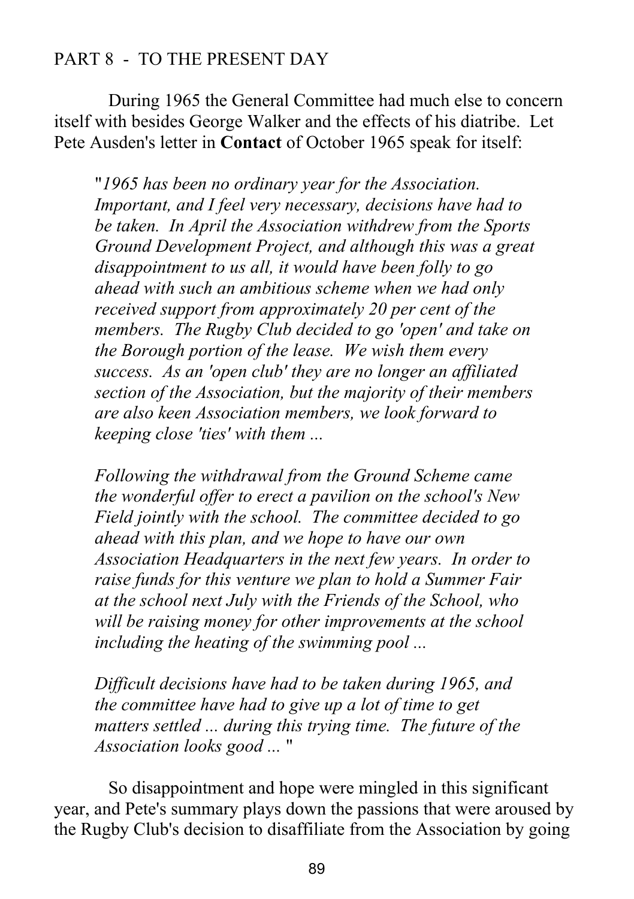## PART 8 - TO THE PRESENT DAY

During 1965 the General Committee had much else to concern itself with besides George Walker and the effects of his diatribe. Let Pete Ausden's letter in **Contact** of October 1965 speak for itself:

> "*1965 has been no ordinary year for the Association. Important, and I feel very necessary, decisions have had to be taken. In April the Association withdrew from the Sports Ground Development Project, and although this was a great disappointment to us all, it would have been folly to go ahead with such an ambitious scheme when we had only received support from approximately 20 per cent of the members. The Rugby Club decided to go 'open' and take on the Borough portion of the lease. We wish them every success. As an 'open club' they are no longer an affiliated section of the Association, but the majority of their members are also keen Association members, we look forward to keeping close 'ties' with them ...*
>
> *Following the withdrawal from the Ground Scheme came the wonderful offer to erect a pavilion on the school's New Field jointly with the school. The committee decided to go ahead with this plan, and we hope to have our own Association Headquarters in the next few years. In order to raise funds for this venture we plan to hold a Summer Fair at the school next July with the Friends of the School, who will be raising money for other improvements at the school including the heating of the swimming pool ...*
>
> *Difficult decisions have had to be taken during 1965, and the committee have had to give up a lot of time to get matters settled ... during this trying time. The future of the Association looks good ...* "

So disappointment and hope were mingled in this significant year, and Pete's summary plays down the passions that were aroused by the Rugby Club's decision to disaffiliate from the Association by going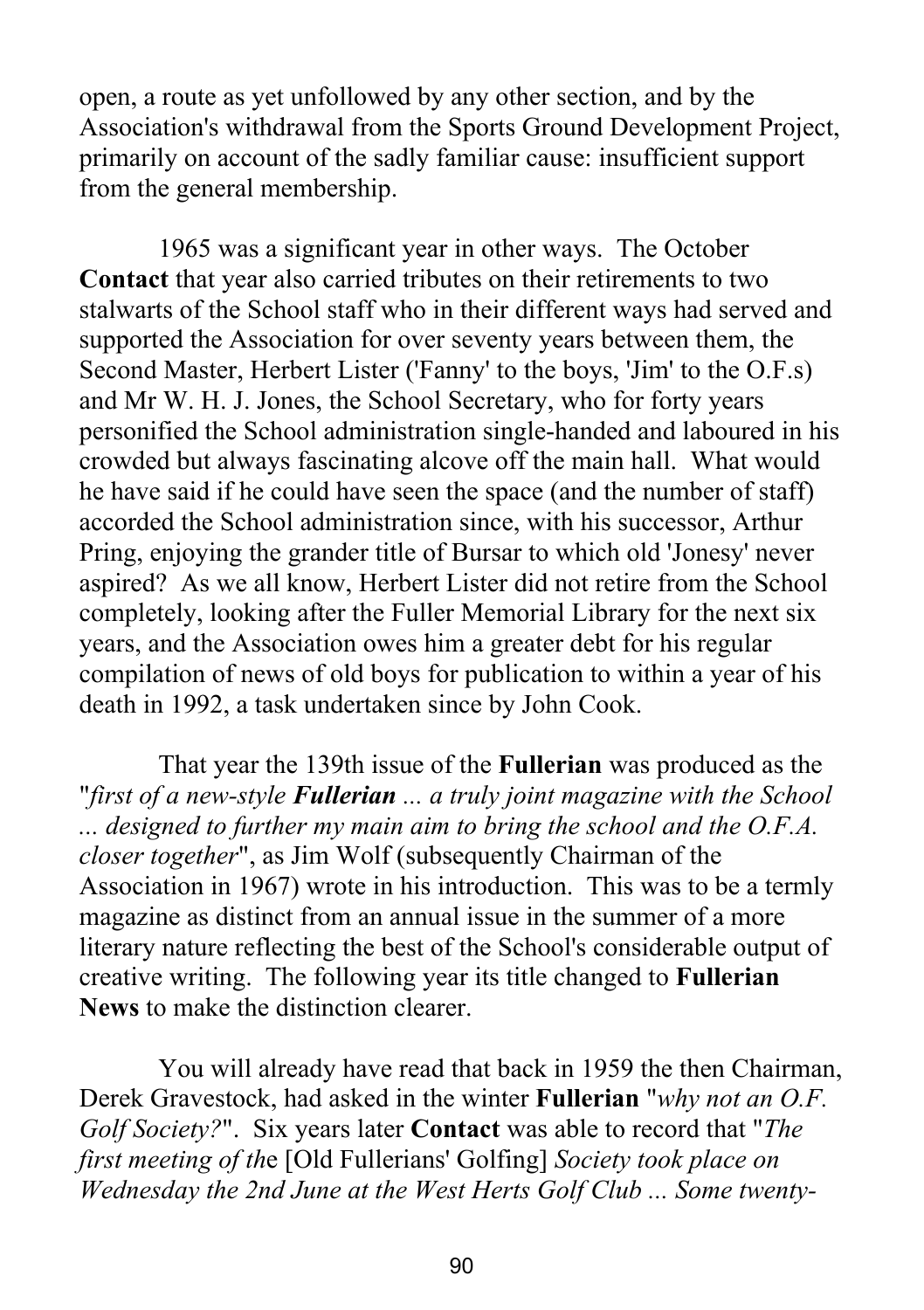open, a route as yet unfollowed by any other section, and by the Association's withdrawal from the Sports Ground Development Project, primarily on account of the sadly familiar cause: insufficient support from the general membership.

1965 was a significant year in other ways. The October **Contact** that year also carried tributes on their retirements to two stalwarts of the School staff who in their different ways had served and supported the Association for over seventy years between them, the Second Master, Herbert Lister ('Fanny' to the boys, 'Jim' to the O.F.s) and Mr W. H. J. Jones, the School Secretary, who for forty years personified the School administration single-handed and laboured in his crowded but always fascinating alcove off the main hall. What would he have said if he could have seen the space (and the number of staff) accorded the School administration since, with his successor, Arthur Pring, enjoying the grander title of Bursar to which old 'Jonesy' never aspired? As we all know, Herbert Lister did not retire from the School completely, looking after the Fuller Memorial Library for the next six years, and the Association owes him a greater debt for his regular compilation of news of old boys for publication to within a year of his death in 1992, a task undertaken since by John Cook.

That year the 139th issue of the **Fullerian** was produced as the "*first of a new-style **Fullerian** ... a truly joint magazine with the School ... designed to further my main aim to bring the school and the O.F.A. closer together*", as Jim Wolf (subsequently Chairman of the Association in 1967) wrote in his introduction. This was to be a termly magazine as distinct from an annual issue in the summer of a more literary nature reflecting the best of the School's considerable output of creative writing. The following year its title changed to **Fullerian News** to make the distinction clearer.

You will already have read that back in 1959 the then Chairman, Derek Gravestock, had asked in the winter **Fullerian** "*why not an O.F. Golf Society?*". Six years later **Contact** was able to record that "*The first meeting of th*e [Old Fullerians' Golfing] *Society took place on Wednesday the 2nd June at the West Herts Golf Club ... Some twenty-*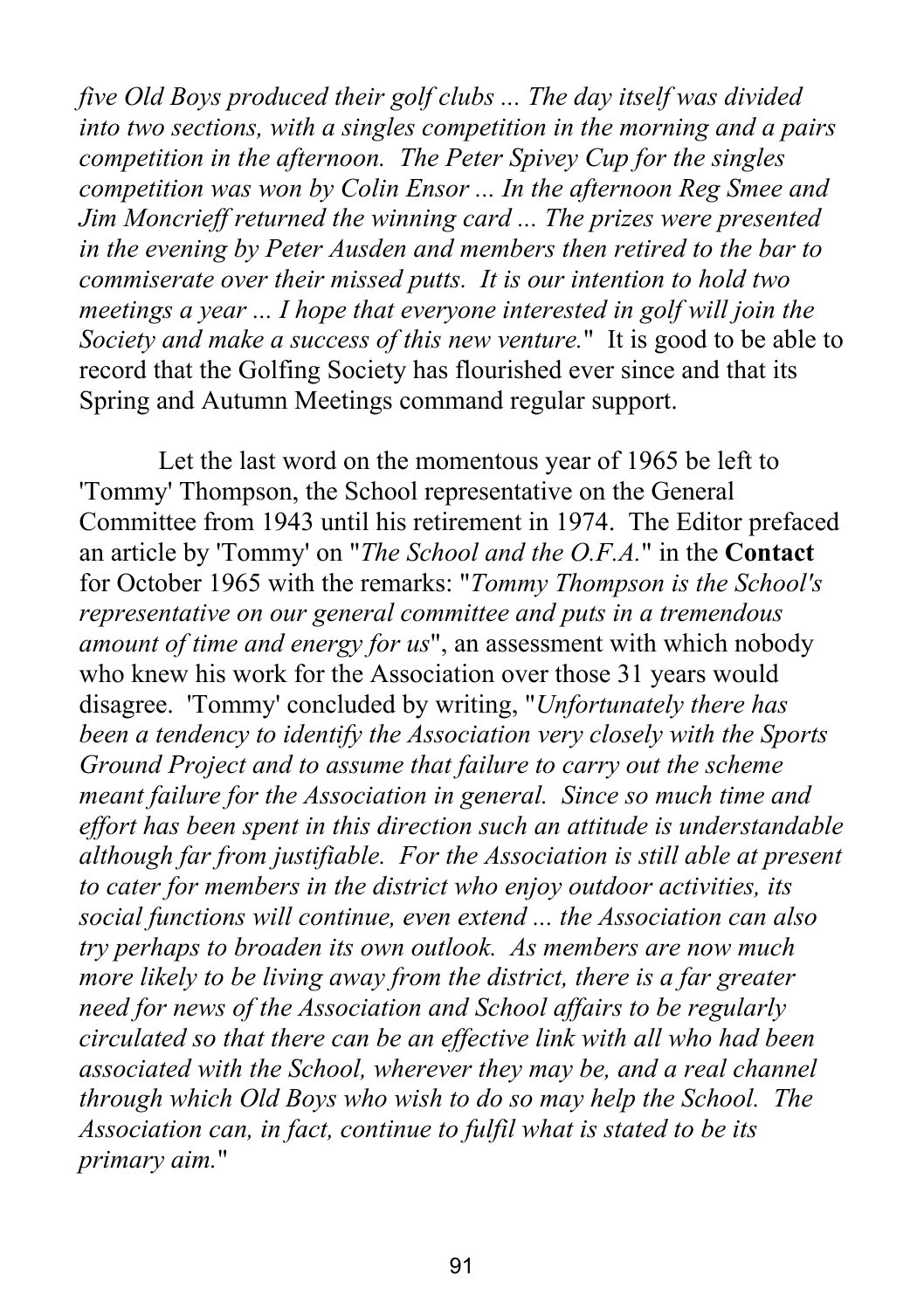*five Old Boys produced their golf clubs ... The day itself was divided into two sections, with a singles competition in the morning and a pairs competition in the afternoon. The Peter Spivey Cup for the singles competition was won by Colin Ensor ... In the afternoon Reg Smee and Jim Moncrieff returned the winning card ... The prizes were presented in the evening by Peter Ausden and members then retired to the bar to commiserate over their missed putts. It is our intention to hold two meetings a year ... I hope that everyone interested in golf will join the Society and make a success of this new venture.*" It is good to be able to record that the Golfing Society has flourished ever since and that its Spring and Autumn Meetings command regular support.

Let the last word on the momentous year of 1965 be left to 'Tommy' Thompson, the School representative on the General Committee from 1943 until his retirement in 1974. The Editor prefaced an article by 'Tommy' on "*The School and the O.F.A.*" in the **Contact** for October 1965 with the remarks: "*Tommy Thompson is the School's representative on our general committee and puts in a tremendous amount of time and energy for us*", an assessment with which nobody who knew his work for the Association over those 31 years would disagree. 'Tommy' concluded by writing, "*Unfortunately there has been a tendency to identify the Association very closely with the Sports Ground Project and to assume that failure to carry out the scheme meant failure for the Association in general. Since so much time and effort has been spent in this direction such an attitude is understandable although far from justifiable. For the Association is still able at present to cater for members in the district who enjoy outdoor activities, its social functions will continue, even extend ... the Association can also try perhaps to broaden its own outlook. As members are now much more likely to be living away from the district, there is a far greater need for news of the Association and School affairs to be regularly circulated so that there can be an effective link with all who had been associated with the School, wherever they may be, and a real channel through which Old Boys who wish to do so may help the School. The Association can, in fact, continue to fulfil what is stated to be its primary aim.*"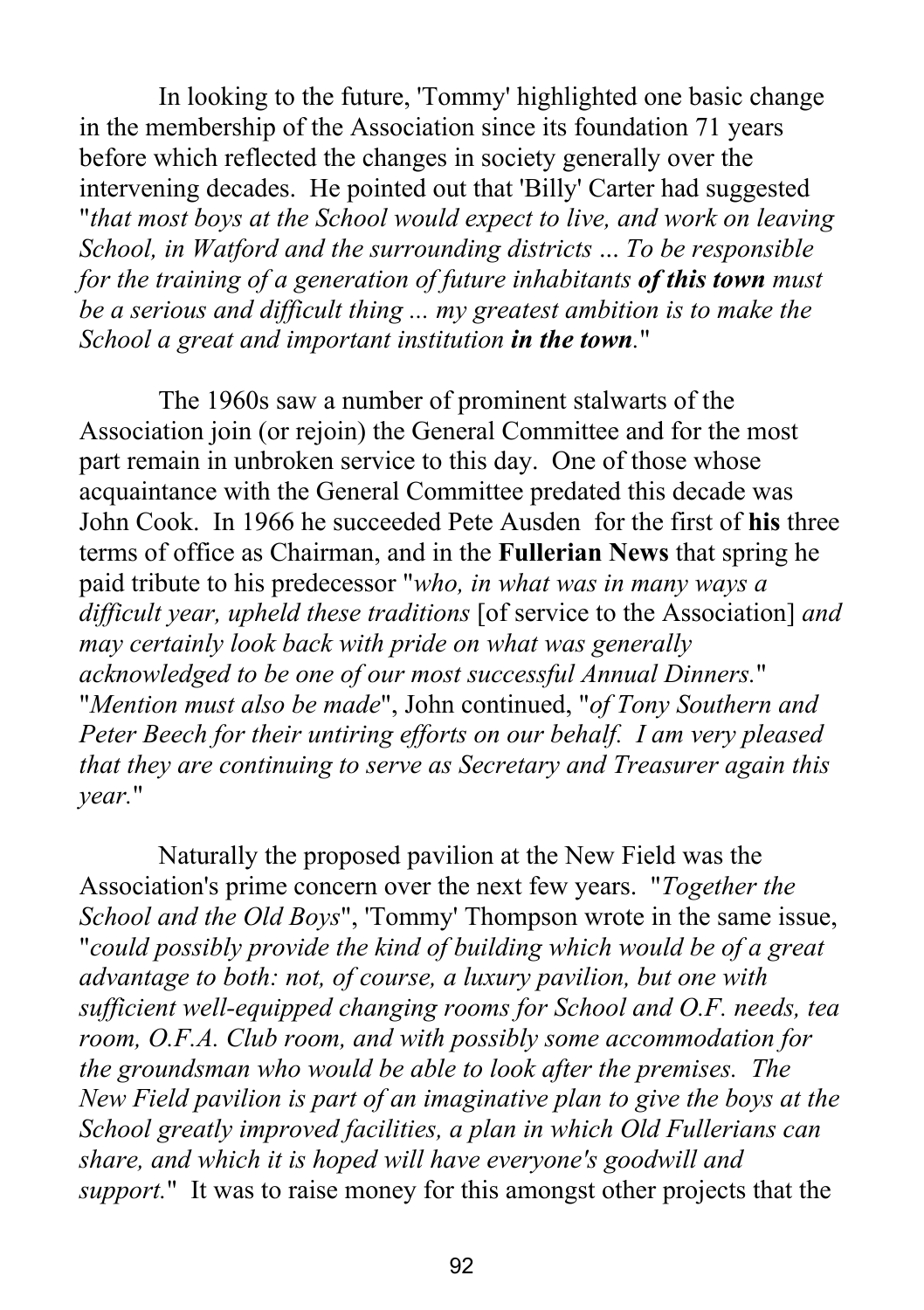In looking to the future, 'Tommy' highlighted one basic change in the membership of the Association since its foundation 71 years before which reflected the changes in society generally over the intervening decades. He pointed out that 'Billy' Carter had suggested "*that most boys at the School would expect to live, and work on leaving School, in Watford and the surrounding districts ... To be responsible for the training of a generation of future inhabitants* ***of this town*** *must be a serious and difficult thing ... my greatest ambition is to make the School a great and important institution* ***in the town***."

The 1960s saw a number of prominent stalwarts of the Association join (or rejoin) the General Committee and for the most part remain in unbroken service to this day. One of those whose acquaintance with the General Committee predated this decade was John Cook. In 1966 he succeeded Pete Ausden for the first of **his** three terms of office as Chairman, and in the **Fullerian News** that spring he paid tribute to his predecessor "*who, in what was in many ways a difficult year, upheld these traditions* [of service to the Association] *and may certainly look back with pride on what was generally acknowledged to be one of our most successful Annual Dinners.*" "*Mention must also be made*", John continued, "*of Tony Southern and Peter Beech for their untiring efforts on our behalf. I am very pleased that they are continuing to serve as Secretary and Treasurer again this year.*"

Naturally the proposed pavilion at the New Field was the Association's prime concern over the next few years. "*Together the School and the Old Boys*", 'Tommy' Thompson wrote in the same issue, "*could possibly provide the kind of building which would be of a great advantage to both: not, of course, a luxury pavilion, but one with sufficient well-equipped changing rooms for School and O.F. needs, tea room, O.F.A. Club room, and with possibly some accommodation for the groundsman who would be able to look after the premises. The New Field pavilion is part of an imaginative plan to give the boys at the School greatly improved facilities, a plan in which Old Fullerians can share, and which it is hoped will have everyone's goodwill and support.*" It was to raise money for this amongst other projects that the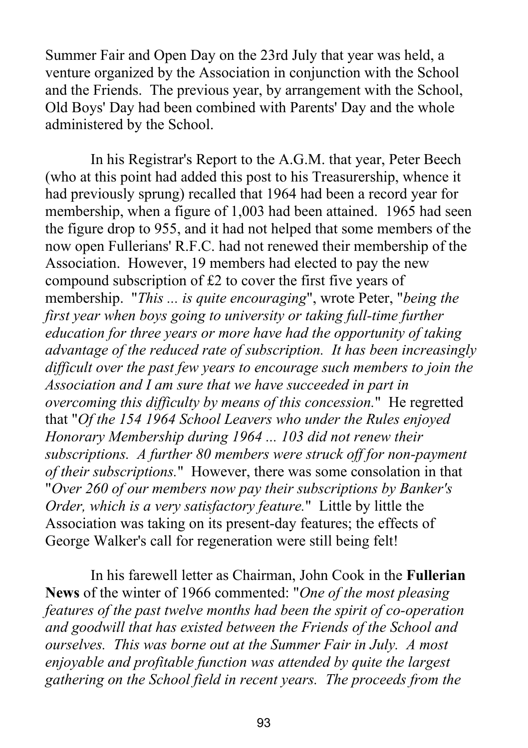Summer Fair and Open Day on the 23rd July that year was held, a venture organized by the Association in conjunction with the School and the Friends. The previous year, by arrangement with the School, Old Boys' Day had been combined with Parents' Day and the whole administered by the School.

In his Registrar's Report to the A.G.M. that year, Peter Beech (who at this point had added this post to his Treasurership, whence it had previously sprung) recalled that 1964 had been a record year for membership, when a figure of 1,003 had been attained. 1965 had seen the figure drop to 955, and it had not helped that some members of the now open Fullerians' R.F.C. had not renewed their membership of the Association. However, 19 members had elected to pay the new compound subscription of £2 to cover the first five years of membership. "*This ... is quite encouraging*", wrote Peter, "*being the first year when boys going to university or taking full-time further education for three years or more have had the opportunity of taking advantage of the reduced rate of subscription. It has been increasingly difficult over the past few years to encourage such members to join the Association and I am sure that we have succeeded in part in overcoming this difficulty by means of this concession.*" He regretted that "*Of the 154 1964 School Leavers who under the Rules enjoyed Honorary Membership during 1964 ... 103 did not renew their subscriptions. A further 80 members were struck off for non-payment of their subscriptions.*" However, there was some consolation in that "*Over 260 of our members now pay their subscriptions by Banker's Order, which is a very satisfactory feature.*" Little by little the Association was taking on its present-day features; the effects of George Walker's call for regeneration were still being felt!

In his farewell letter as Chairman, John Cook in the **Fullerian News** of the winter of 1966 commented: "*One of the most pleasing features of the past twelve months had been the spirit of co-operation and goodwill that has existed between the Friends of the School and ourselves. This was borne out at the Summer Fair in July. A most enjoyable and profitable function was attended by quite the largest gathering on the School field in recent years. The proceeds from the*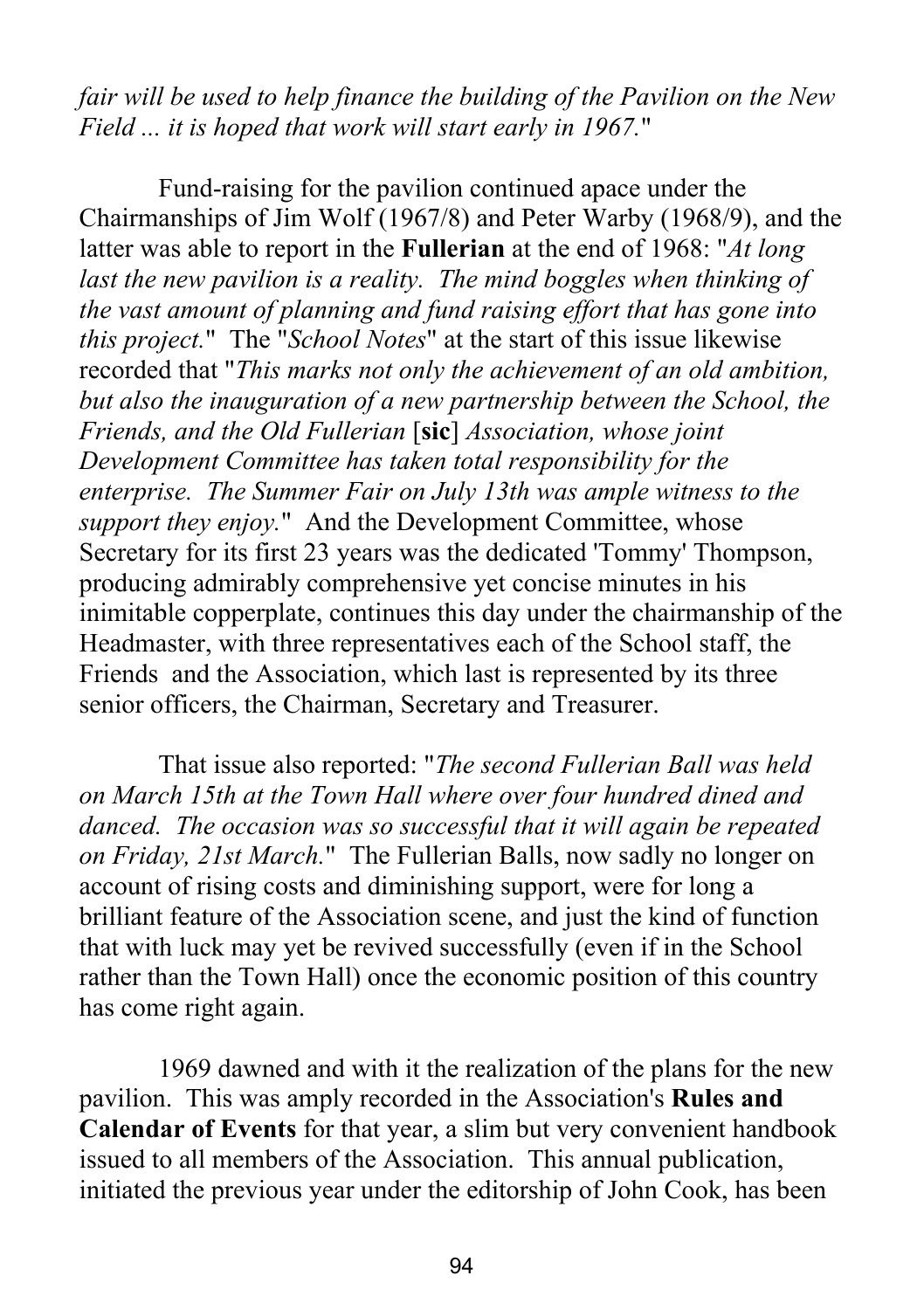*fair will be used to help finance the building of the Pavilion on the New Field ... it is hoped that work will start early in 1967.*"

Fund-raising for the pavilion continued apace under the Chairmanships of Jim Wolf (1967/8) and Peter Warby (1968/9), and the latter was able to report in the **Fullerian** at the end of 1968: "*At long last the new pavilion is a reality. The mind boggles when thinking of the vast amount of planning and fund raising effort that has gone into this project.*" The "*School Notes*" at the start of this issue likewise recorded that "*This marks not only the achievement of an old ambition, but also the inauguration of a new partnership between the School, the Friends, and the Old Fullerian* [**sic**] *Association, whose joint Development Committee has taken total responsibility for the enterprise. The Summer Fair on July 13th was ample witness to the support they enjoy.*" And the Development Committee, whose Secretary for its first 23 years was the dedicated 'Tommy' Thompson, producing admirably comprehensive yet concise minutes in his inimitable copperplate, continues this day under the chairmanship of the Headmaster, with three representatives each of the School staff, the Friends and the Association, which last is represented by its three senior officers, the Chairman, Secretary and Treasurer.

That issue also reported: "*The second Fullerian Ball was held on March 15th at the Town Hall where over four hundred dined and danced. The occasion was so successful that it will again be repeated on Friday, 21st March.*" The Fullerian Balls, now sadly no longer on account of rising costs and diminishing support, were for long a brilliant feature of the Association scene, and just the kind of function that with luck may yet be revived successfully (even if in the School rather than the Town Hall) once the economic position of this country has come right again.

1969 dawned and with it the realization of the plans for the new pavilion. This was amply recorded in the Association's **Rules and Calendar of Events** for that year, a slim but very convenient handbook issued to all members of the Association. This annual publication, initiated the previous year under the editorship of John Cook, has been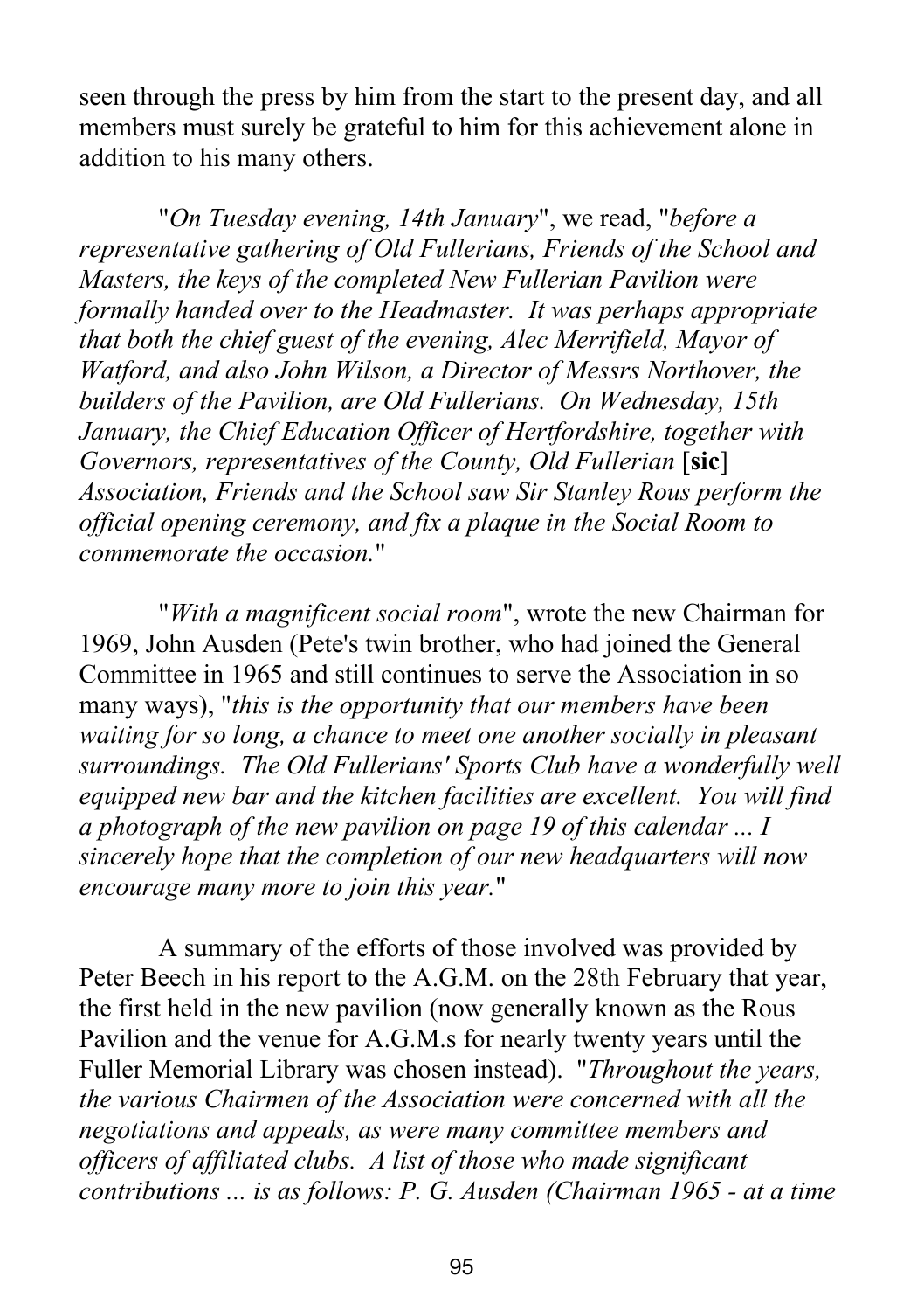seen through the press by him from the start to the present day, and all members must surely be grateful to him for this achievement alone in addition to his many others.

"*On Tuesday evening, 14th January*", we read, "*before a representative gathering of Old Fullerians, Friends of the School and Masters, the keys of the completed New Fullerian Pavilion were formally handed over to the Headmaster. It was perhaps appropriate that both the chief guest of the evening, Alec Merrifield, Mayor of Watford, and also John Wilson, a Director of Messrs Northover, the builders of the Pavilion, are Old Fullerians. On Wednesday, 15th January, the Chief Education Officer of Hertfordshire, together with Governors, representatives of the County, Old Fullerian* [**sic**] *Association, Friends and the School saw Sir Stanley Rous perform the official opening ceremony, and fix a plaque in the Social Room to commemorate the occasion.*"

"*With a magnificent social room*", wrote the new Chairman for 1969, John Ausden (Pete's twin brother, who had joined the General Committee in 1965 and still continues to serve the Association in so many ways), "*this is the opportunity that our members have been waiting for so long, a chance to meet one another socially in pleasant surroundings. The Old Fullerians' Sports Club have a wonderfully well equipped new bar and the kitchen facilities are excellent. You will find a photograph of the new pavilion on page 19 of this calendar ... I sincerely hope that the completion of our new headquarters will now encourage many more to join this year.*"

A summary of the efforts of those involved was provided by Peter Beech in his report to the A.G.M. on the 28th February that year, the first held in the new pavilion (now generally known as the Rous Pavilion and the venue for A.G.M.s for nearly twenty years until the Fuller Memorial Library was chosen instead). "*Throughout the years, the various Chairmen of the Association were concerned with all the negotiations and appeals, as were many committee members and officers of affiliated clubs. A list of those who made significant contributions ... is as follows: P. G. Ausden (Chairman 1965 - at a time*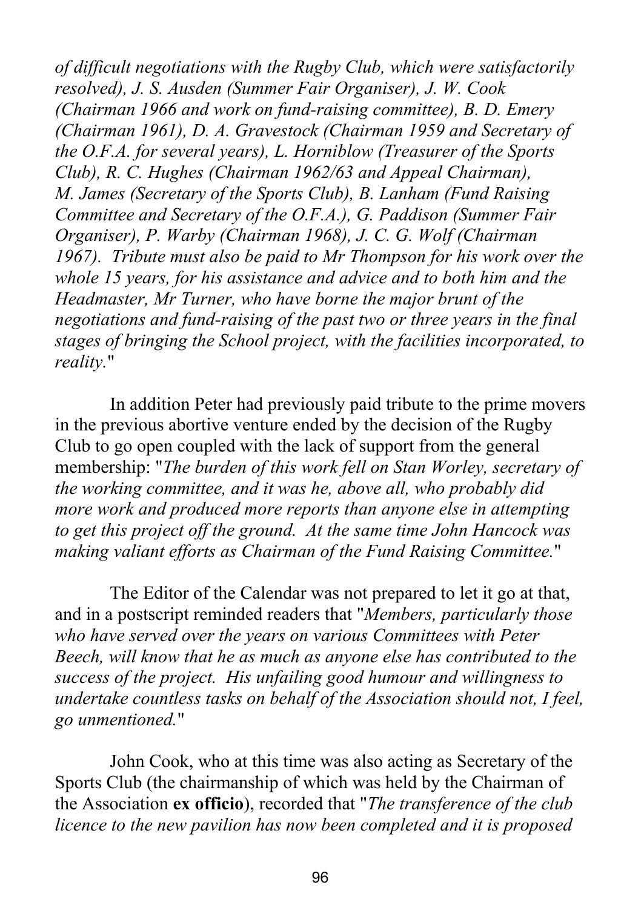*of difficult negotiations with the Rugby Club, which were satisfactorily resolved), J. S. Ausden (Summer Fair Organiser), J. W. Cook (Chairman 1966 and work on fund-raising committee), B. D. Emery (Chairman 1961), D. A. Gravestock (Chairman 1959 and Secretary of the O.F.A. for several years), L. Horniblow (Treasurer of the Sports Club), R. C. Hughes (Chairman 1962/63 and Appeal Chairman), M. James (Secretary of the Sports Club), B. Lanham (Fund Raising Committee and Secretary of the O.F.A.), G. Paddison (Summer Fair Organiser), P. Warby (Chairman 1968), J. C. G. Wolf (Chairman 1967). Tribute must also be paid to Mr Thompson for his work over the whole 15 years, for his assistance and advice and to both him and the Headmaster, Mr Turner, who have borne the major brunt of the negotiations and fund-raising of the past two or three years in the final stages of bringing the School project, with the facilities incorporated, to reality.*"

In addition Peter had previously paid tribute to the prime movers in the previous abortive venture ended by the decision of the Rugby Club to go open coupled with the lack of support from the general membership: "*The burden of this work fell on Stan Worley, secretary of the working committee, and it was he, above all, who probably did more work and produced more reports than anyone else in attempting to get this project off the ground. At the same time John Hancock was making valiant efforts as Chairman of the Fund Raising Committee.*"

The Editor of the Calendar was not prepared to let it go at that, and in a postscript reminded readers that "*Members, particularly those who have served over the years on various Committees with Peter Beech, will know that he as much as anyone else has contributed to the success of the project. His unfailing good humour and willingness to undertake countless tasks on behalf of the Association should not, I feel, go unmentioned.*"

John Cook, who at this time was also acting as Secretary of the Sports Club (the chairmanship of which was held by the Chairman of the Association **ex officio**), recorded that "*The transference of the club licence to the new pavilion has now been completed and it is proposed*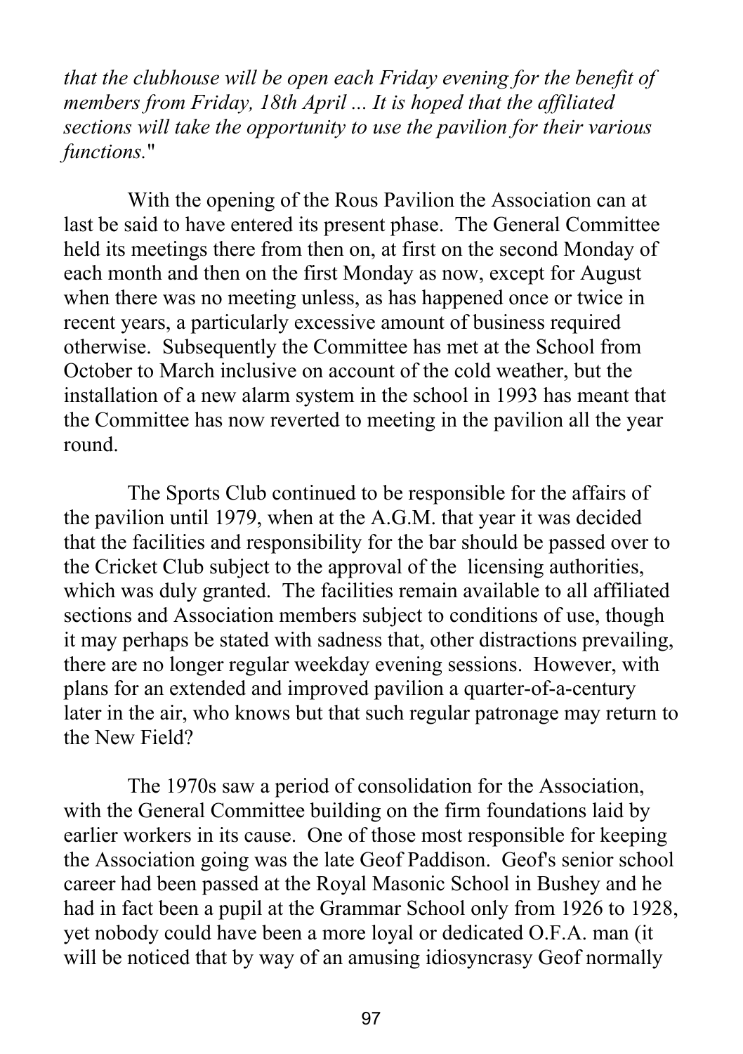*that the clubhouse will be open each Friday evening for the benefit of members from Friday, 18th April ... It is hoped that the affiliated sections will take the opportunity to use the pavilion for their various functions.*"

With the opening of the Rous Pavilion the Association can at last be said to have entered its present phase. The General Committee held its meetings there from then on, at first on the second Monday of each month and then on the first Monday as now, except for August when there was no meeting unless, as has happened once or twice in recent years, a particularly excessive amount of business required otherwise. Subsequently the Committee has met at the School from October to March inclusive on account of the cold weather, but the installation of a new alarm system in the school in 1993 has meant that the Committee has now reverted to meeting in the pavilion all the year round.

The Sports Club continued to be responsible for the affairs of the pavilion until 1979, when at the A.G.M. that year it was decided that the facilities and responsibility for the bar should be passed over to the Cricket Club subject to the approval of the licensing authorities, which was duly granted. The facilities remain available to all affiliated sections and Association members subject to conditions of use, though it may perhaps be stated with sadness that, other distractions prevailing, there are no longer regular weekday evening sessions. However, with plans for an extended and improved pavilion a quarter-of-a-century later in the air, who knows but that such regular patronage may return to the New Field?

The 1970s saw a period of consolidation for the Association, with the General Committee building on the firm foundations laid by earlier workers in its cause. One of those most responsible for keeping the Association going was the late Geof Paddison. Geof's senior school career had been passed at the Royal Masonic School in Bushey and he had in fact been a pupil at the Grammar School only from 1926 to 1928, yet nobody could have been a more loyal or dedicated O.F.A. man (it will be noticed that by way of an amusing idiosyncrasy Geof normally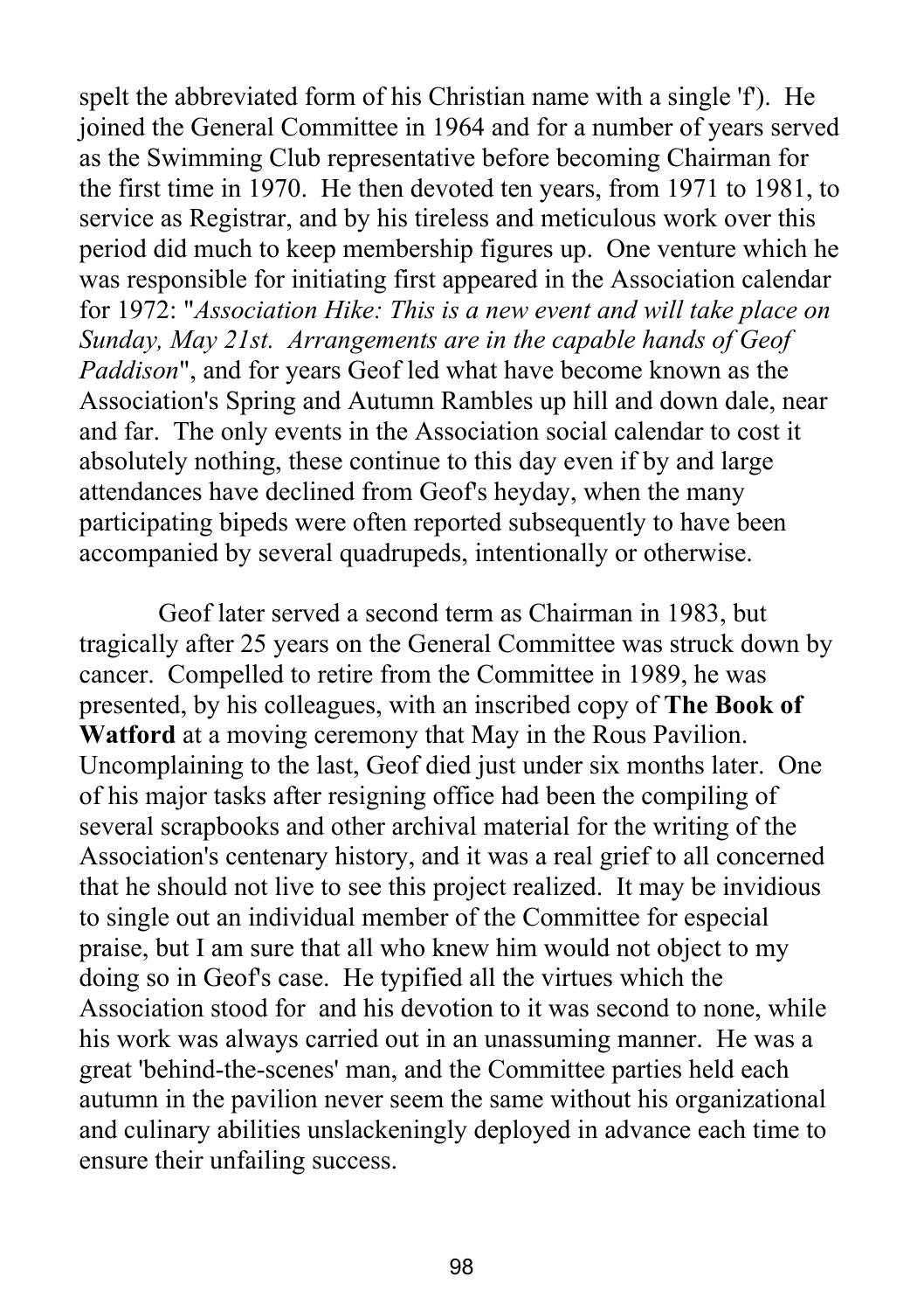spelt the abbreviated form of his Christian name with a single 'f'). He joined the General Committee in 1964 and for a number of years served as the Swimming Club representative before becoming Chairman for the first time in 1970. He then devoted ten years, from 1971 to 1981, to service as Registrar, and by his tireless and meticulous work over this period did much to keep membership figures up. One venture which he was responsible for initiating first appeared in the Association calendar for 1972: "*Association Hike: This is a new event and will take place on Sunday, May 21st. Arrangements are in the capable hands of Geof Paddison*", and for years Geof led what have become known as the Association's Spring and Autumn Rambles up hill and down dale, near and far. The only events in the Association social calendar to cost it absolutely nothing, these continue to this day even if by and large attendances have declined from Geof's heyday, when the many participating bipeds were often reported subsequently to have been accompanied by several quadrupeds, intentionally or otherwise.

Geof later served a second term as Chairman in 1983, but tragically after 25 years on the General Committee was struck down by cancer. Compelled to retire from the Committee in 1989, he was presented, by his colleagues, with an inscribed copy of **The Book of Watford** at a moving ceremony that May in the Rous Pavilion. Uncomplaining to the last, Geof died just under six months later. One of his major tasks after resigning office had been the compiling of several scrapbooks and other archival material for the writing of the Association's centenary history, and it was a real grief to all concerned that he should not live to see this project realized. It may be invidious to single out an individual member of the Committee for especial praise, but I am sure that all who knew him would not object to my doing so in Geof's case. He typified all the virtues which the Association stood for and his devotion to it was second to none, while his work was always carried out in an unassuming manner. He was a great 'behind-the-scenes' man, and the Committee parties held each autumn in the pavilion never seem the same without his organizational and culinary abilities unslackeningly deployed in advance each time to ensure their unfailing success.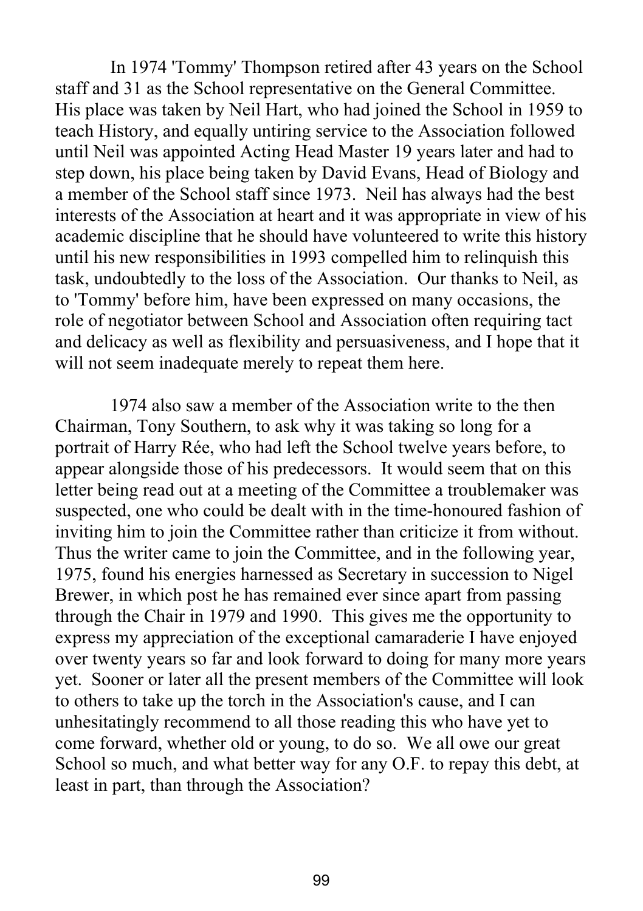In 1974 'Tommy' Thompson retired after 43 years on the School staff and 31 as the School representative on the General Committee. His place was taken by Neil Hart, who had joined the School in 1959 to teach History, and equally untiring service to the Association followed until Neil was appointed Acting Head Master 19 years later and had to step down, his place being taken by David Evans, Head of Biology and a member of the School staff since 1973. Neil has always had the best interests of the Association at heart and it was appropriate in view of his academic discipline that he should have volunteered to write this history until his new responsibilities in 1993 compelled him to relinquish this task, undoubtedly to the loss of the Association. Our thanks to Neil, as to 'Tommy' before him, have been expressed on many occasions, the role of negotiator between School and Association often requiring tact and delicacy as well as flexibility and persuasiveness, and I hope that it will not seem inadequate merely to repeat them here.

1974 also saw a member of the Association write to the then Chairman, Tony Southern, to ask why it was taking so long for a portrait of Harry Rée, who had left the School twelve years before, to appear alongside those of his predecessors. It would seem that on this letter being read out at a meeting of the Committee a troublemaker was suspected, one who could be dealt with in the time-honoured fashion of inviting him to join the Committee rather than criticize it from without. Thus the writer came to join the Committee, and in the following year, 1975, found his energies harnessed as Secretary in succession to Nigel Brewer, in which post he has remained ever since apart from passing through the Chair in 1979 and 1990. This gives me the opportunity to express my appreciation of the exceptional camaraderie I have enjoyed over twenty years so far and look forward to doing for many more years yet. Sooner or later all the present members of the Committee will look to others to take up the torch in the Association's cause, and I can unhesitatingly recommend to all those reading this who have yet to come forward, whether old or young, to do so. We all owe our great School so much, and what better way for any O.F. to repay this debt, at least in part, than through the Association?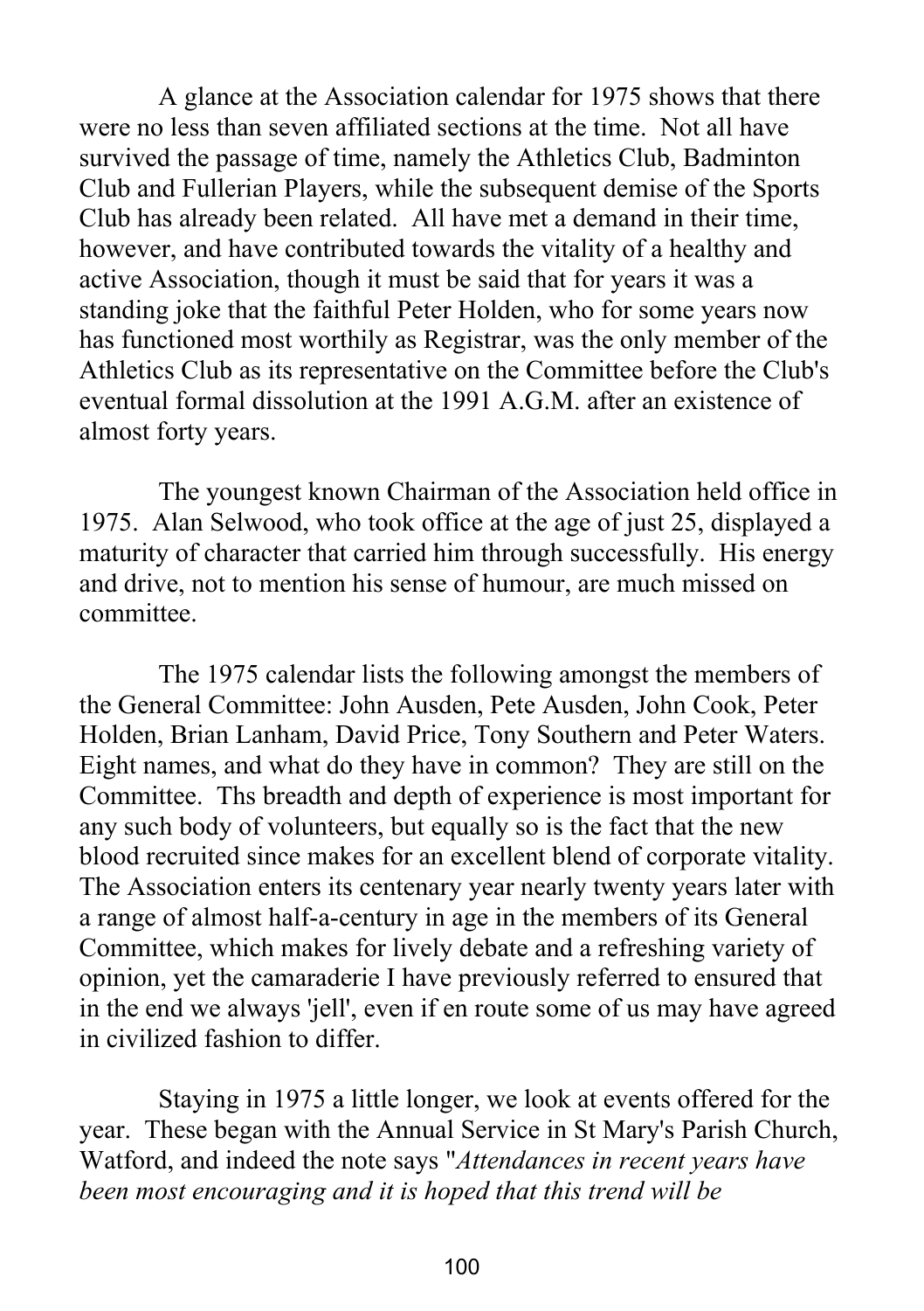A glance at the Association calendar for 1975 shows that there were no less than seven affiliated sections at the time. Not all have survived the passage of time, namely the Athletics Club, Badminton Club and Fullerian Players, while the subsequent demise of the Sports Club has already been related. All have met a demand in their time, however, and have contributed towards the vitality of a healthy and active Association, though it must be said that for years it was a standing joke that the faithful Peter Holden, who for some years now has functioned most worthily as Registrar, was the only member of the Athletics Club as its representative on the Committee before the Club's eventual formal dissolution at the 1991 A.G.M. after an existence of almost forty years.

The youngest known Chairman of the Association held office in 1975. Alan Selwood, who took office at the age of just 25, displayed a maturity of character that carried him through successfully. His energy and drive, not to mention his sense of humour, are much missed on committee.

The 1975 calendar lists the following amongst the members of the General Committee: John Ausden, Pete Ausden, John Cook, Peter Holden, Brian Lanham, David Price, Tony Southern and Peter Waters. Eight names, and what do they have in common? They are still on the Committee. Ths breadth and depth of experience is most important for any such body of volunteers, but equally so is the fact that the new blood recruited since makes for an excellent blend of corporate vitality. The Association enters its centenary year nearly twenty years later with a range of almost half-a-century in age in the members of its General Committee, which makes for lively debate and a refreshing variety of opinion, yet the camaraderie I have previously referred to ensured that in the end we always 'jell', even if en route some of us may have agreed in civilized fashion to differ.

Staying in 1975 a little longer, we look at events offered for the year. These began with the Annual Service in St Mary's Parish Church, Watford, and indeed the note says "*Attendances in recent years have been most encouraging and it is hoped that this trend will be*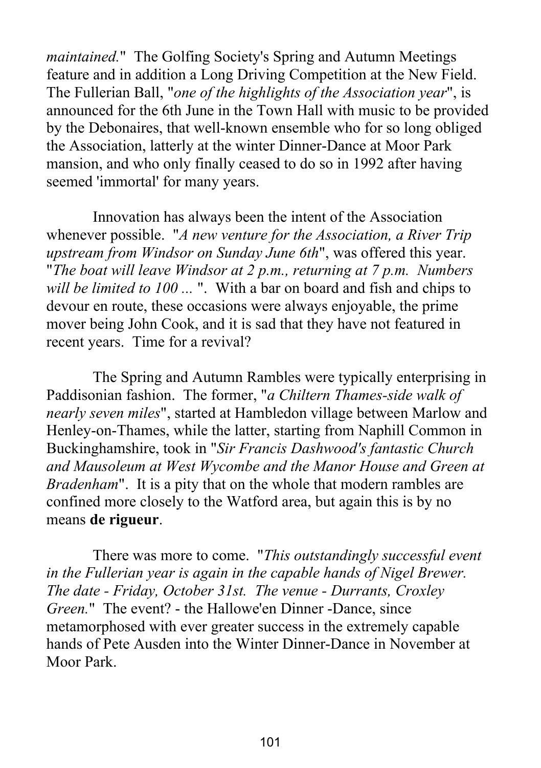*maintained.*" The Golfing Society's Spring and Autumn Meetings feature and in addition a Long Driving Competition at the New Field. The Fullerian Ball, "*one of the highlights of the Association year*", is announced for the 6th June in the Town Hall with music to be provided by the Debonaires, that well-known ensemble who for so long obliged the Association, latterly at the winter Dinner-Dance at Moor Park mansion, and who only finally ceased to do so in 1992 after having seemed 'immortal' for many years.

Innovation has always been the intent of the Association whenever possible. "*A new venture for the Association, a River Trip upstream from Windsor on Sunday June 6th*", was offered this year. "*The boat will leave Windsor at 2 p.m., returning at 7 p.m. Numbers will be limited to 100 ...* ". With a bar on board and fish and chips to devour en route, these occasions were always enjoyable, the prime mover being John Cook, and it is sad that they have not featured in recent years. Time for a revival?

The Spring and Autumn Rambles were typically enterprising in Paddisonian fashion. The former, "*a Chiltern Thames-side walk of nearly seven miles*", started at Hambledon village between Marlow and Henley-on-Thames, while the latter, starting from Naphill Common in Buckinghamshire, took in "*Sir Francis Dashwood's fantastic Church and Mausoleum at West Wycombe and the Manor House and Green at Bradenham*". It is a pity that on the whole that modern rambles are confined more closely to the Watford area, but again this is by no means **de rigueur**.

There was more to come. "*This outstandingly successful event in the Fullerian year is again in the capable hands of Nigel Brewer. The date - Friday, October 31st. The venue - Durrants, Croxley Green.*" The event? - the Hallowe'en Dinner -Dance, since metamorphosed with ever greater success in the extremely capable hands of Pete Ausden into the Winter Dinner-Dance in November at Moor Park.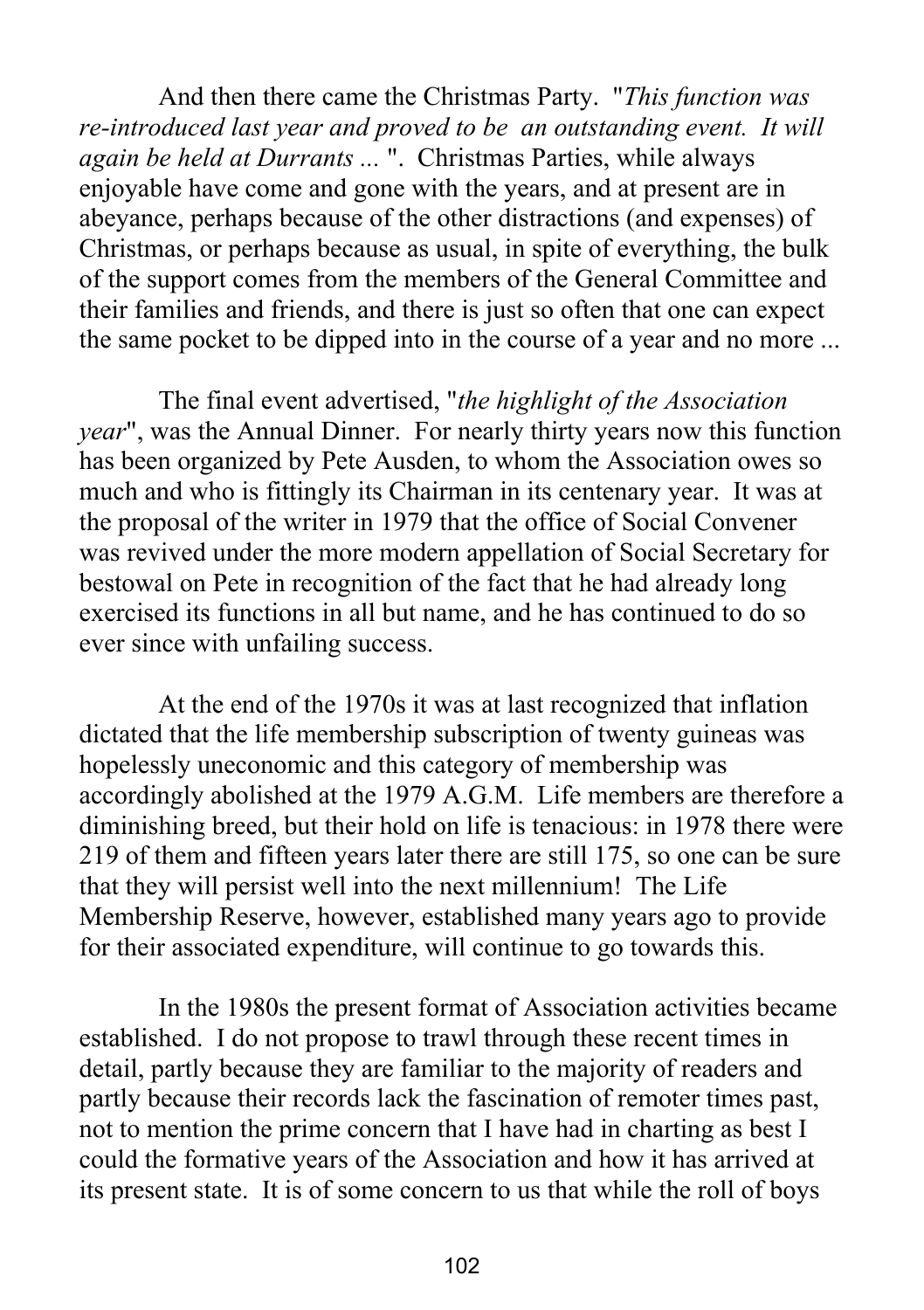And then there came the Christmas Party. "*This function was re-introduced last year and proved to be an outstanding event. It will again be held at Durrants ...* ". Christmas Parties, while always enjoyable have come and gone with the years, and at present are in abeyance, perhaps because of the other distractions (and expenses) of Christmas, or perhaps because as usual, in spite of everything, the bulk of the support comes from the members of the General Committee and their families and friends, and there is just so often that one can expect the same pocket to be dipped into in the course of a year and no more ...

The final event advertised, "*the highlight of the Association year*", was the Annual Dinner. For nearly thirty years now this function has been organized by Pete Ausden, to whom the Association owes so much and who is fittingly its Chairman in its centenary year. It was at the proposal of the writer in 1979 that the office of Social Convener was revived under the more modern appellation of Social Secretary for bestowal on Pete in recognition of the fact that he had already long exercised its functions in all but name, and he has continued to do so ever since with unfailing success.

At the end of the 1970s it was at last recognized that inflation dictated that the life membership subscription of twenty guineas was hopelessly uneconomic and this category of membership was accordingly abolished at the 1979 A.G.M. Life members are therefore a diminishing breed, but their hold on life is tenacious: in 1978 there were 219 of them and fifteen years later there are still 175, so one can be sure that they will persist well into the next millennium! The Life Membership Reserve, however, established many years ago to provide for their associated expenditure, will continue to go towards this.

In the 1980s the present format of Association activities became established. I do not propose to trawl through these recent times in detail, partly because they are familiar to the majority of readers and partly because their records lack the fascination of remoter times past, not to mention the prime concern that I have had in charting as best I could the formative years of the Association and how it has arrived at its present state. It is of some concern to us that while the roll of boys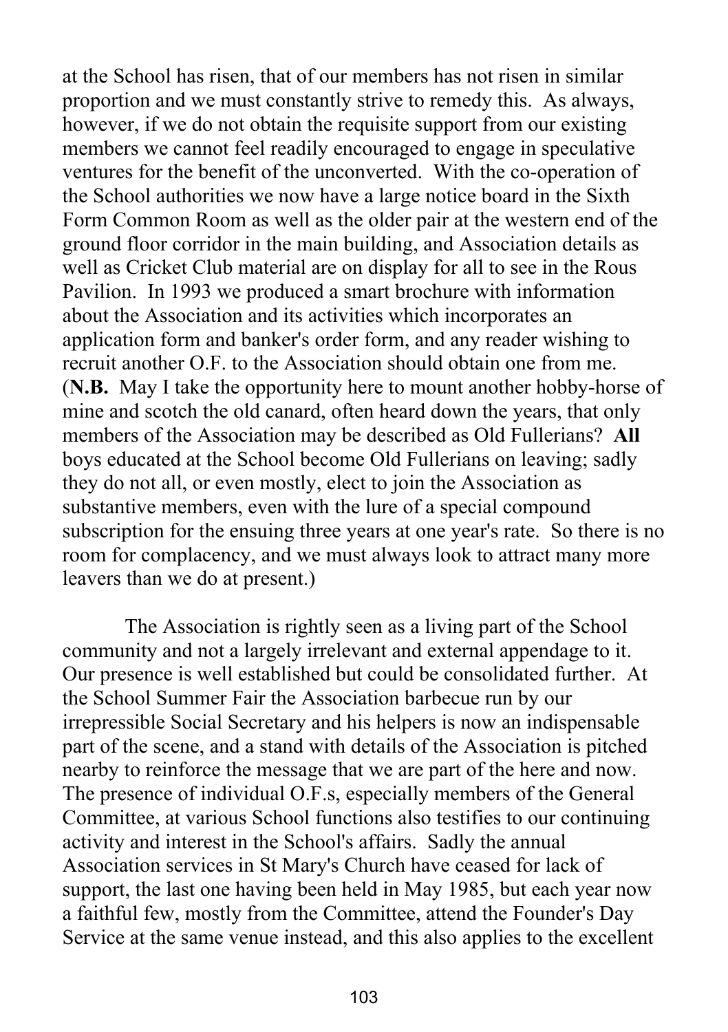at the School has risen, that of our members has not risen in similar proportion and we must constantly strive to remedy this. As always, however, if we do not obtain the requisite support from our existing members we cannot feel readily encouraged to engage in speculative ventures for the benefit of the unconverted. With the co-operation of the School authorities we now have a large notice board in the Sixth Form Common Room as well as the older pair at the western end of the ground floor corridor in the main building, and Association details as well as Cricket Club material are on display for all to see in the Rous Pavilion. In 1993 we produced a smart brochure with information about the Association and its activities which incorporates an application form and banker's order form, and any reader wishing to recruit another O.F. to the Association should obtain one from me. (**N.B.** May I take the opportunity here to mount another hobby-horse of mine and scotch the old canard, often heard down the years, that only members of the Association may be described as Old Fullerians? **All** boys educated at the School become Old Fullerians on leaving; sadly they do not all, or even mostly, elect to join the Association as substantive members, even with the lure of a special compound subscription for the ensuing three years at one year's rate. So there is no room for complacency, and we must always look to attract many more leavers than we do at present.)

The Association is rightly seen as a living part of the School community and not a largely irrelevant and external appendage to it. Our presence is well established but could be consolidated further. At the School Summer Fair the Association barbecue run by our irrepressible Social Secretary and his helpers is now an indispensable part of the scene, and a stand with details of the Association is pitched nearby to reinforce the message that we are part of the here and now. The presence of individual O.F.s, especially members of the General Committee, at various School functions also testifies to our continuing activity and interest in the School's affairs. Sadly the annual Association services in St Mary's Church have ceased for lack of support, the last one having been held in May 1985, but each year now a faithful few, mostly from the Committee, attend the Founder's Day Service at the same venue instead, and this also applies to the excellent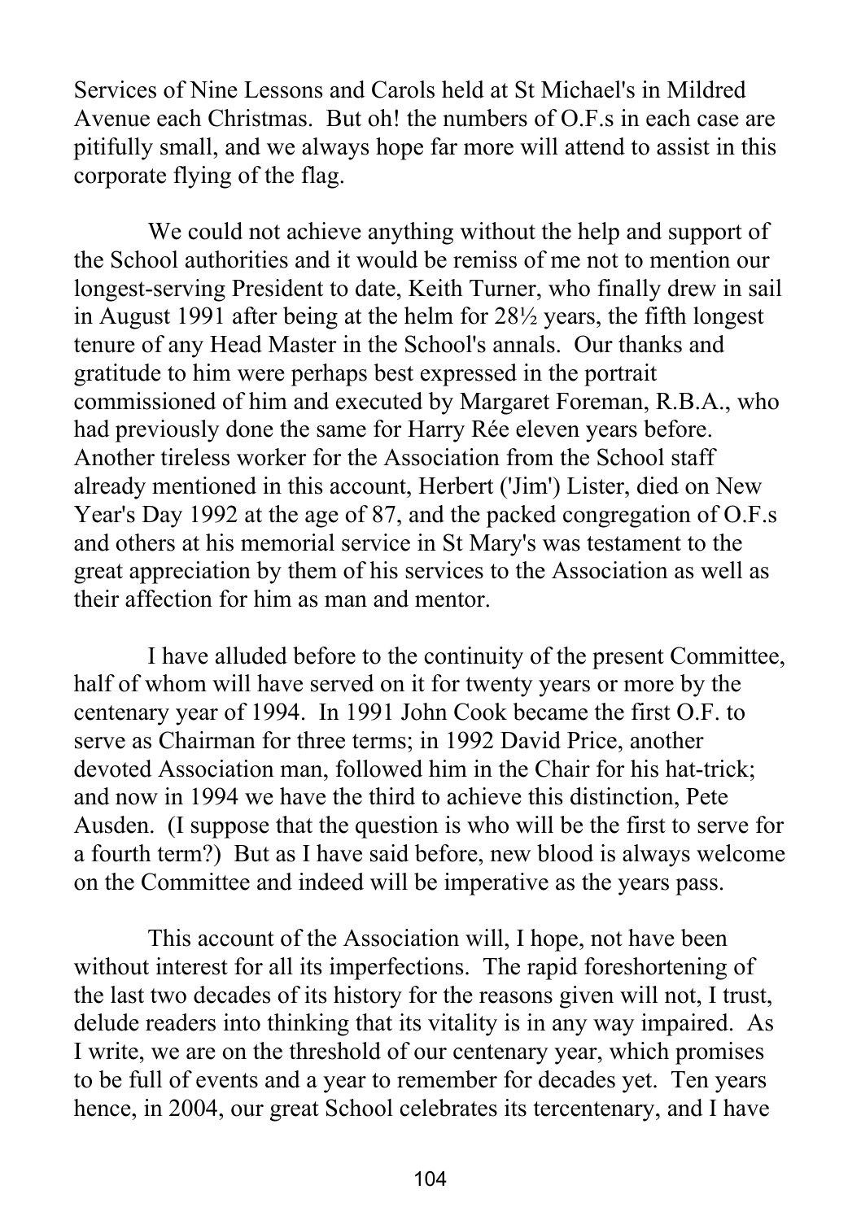Services of Nine Lessons and Carols held at St Michael's in Mildred Avenue each Christmas. But oh! the numbers of O.F.s in each case are pitifully small, and we always hope far more will attend to assist in this corporate flying of the flag.

We could not achieve anything without the help and support of the School authorities and it would be remiss of me not to mention our longest-serving President to date, Keith Turner, who finally drew in sail in August 1991 after being at the helm for 28½ years, the fifth longest tenure of any Head Master in the School's annals. Our thanks and gratitude to him were perhaps best expressed in the portrait commissioned of him and executed by Margaret Foreman, R.B.A., who had previously done the same for Harry Rée eleven years before. Another tireless worker for the Association from the School staff already mentioned in this account, Herbert ('Jim') Lister, died on New Year's Day 1992 at the age of 87, and the packed congregation of O.F.s and others at his memorial service in St Mary's was testament to the great appreciation by them of his services to the Association as well as their affection for him as man and mentor.

I have alluded before to the continuity of the present Committee, half of whom will have served on it for twenty years or more by the centenary year of 1994. In 1991 John Cook became the first O.F. to serve as Chairman for three terms; in 1992 David Price, another devoted Association man, followed him in the Chair for his hat-trick; and now in 1994 we have the third to achieve this distinction, Pete Ausden. (I suppose that the question is who will be the first to serve for a fourth term?) But as I have said before, new blood is always welcome on the Committee and indeed will be imperative as the years pass.

This account of the Association will, I hope, not have been without interest for all its imperfections. The rapid foreshortening of the last two decades of its history for the reasons given will not, I trust, delude readers into thinking that its vitality is in any way impaired. As I write, we are on the threshold of our centenary year, which promises to be full of events and a year to remember for decades yet. Ten years hence, in 2004, our great School celebrates its tercentenary, and I have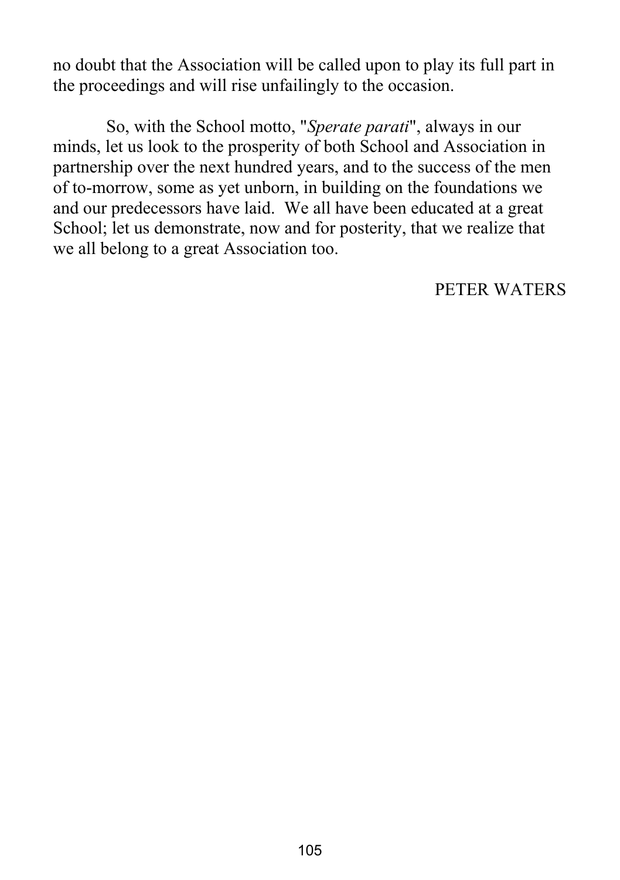no doubt that the Association will be called upon to play its full part in the proceedings and will rise unfailingly to the occasion.

So, with the School motto, "*Sperate parati*", always in our minds, let us look to the prosperity of both School and Association in partnership over the next hundred years, and to the success of the men of to-morrow, some as yet unborn, in building on the foundations we and our predecessors have laid. We all have been educated at a great School; let us demonstrate, now and for posterity, that we realize that we all belong to a great Association too.

PETER WATERS